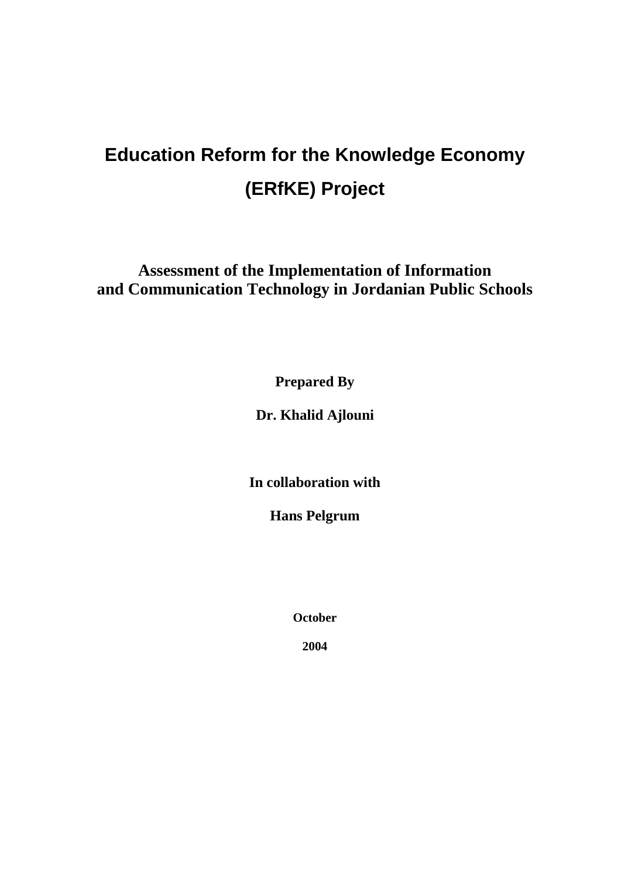# Education Reform for the Knowledge Economy (ERfKE) Project

## Assessment of the Implementation of Information and Communication Technology in Jordanian Public Schools

**Prepared By**

**Dr. Khalid Ajlouni**

**In collaboration with**

**Hans Pelgrum**

**October**

**2004**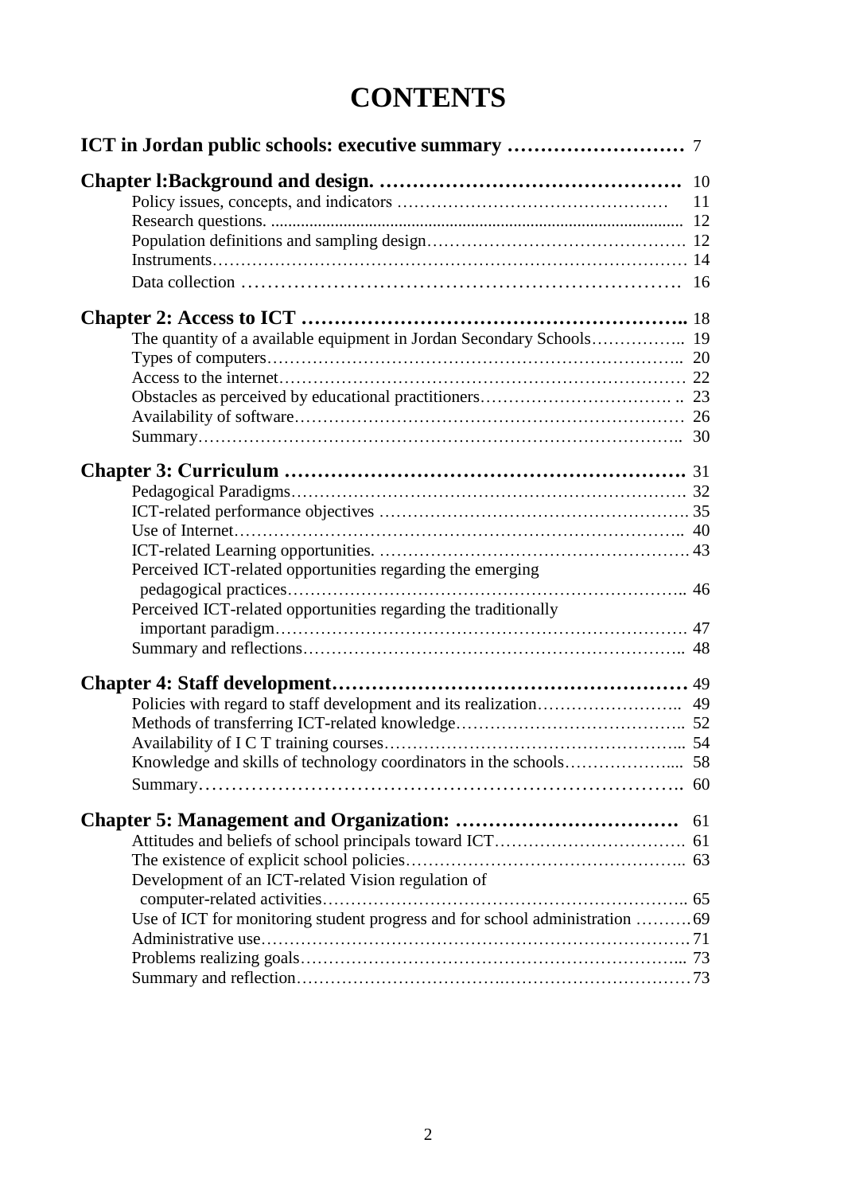# CONTENTS

**ICT in Jordan public schools: executive summary ……………………… 7**

**Chapter l:Background and design. ………………………………………. 10**

- Policy issues, concepts, and indicators ………………………………………… 11
- Research questions. ........................................................................................ 12
- Population definitions and sampling design………………………………………. 12
- Instruments………………………………………………………………………… 14
- Data collection ………………………………………………………… 16

**Chapter 2: Access to ICT ……………………………………………….. 18**

- The quantity of a available equipment in Jordan Secondary Schools…………….. 19
- Types of computers……………………………………………………………….. 20
- Access to the internet…………………………………………………………… 22
- Obstacles as perceived by educational practitioners……………………………. .. 23
- Availability of software…………………………………………………………… 26
- Summary………………………………………………………………………….. 30

**Chapter 3: Curriculum …………………………………………………. 31**

- Pedagogical Paradigms……………………………………………………………. 32
- ICT-related performance objectives ………………………………………………. 35
- Use of Internet……………………………………………………………………….. 40
- ICT-related Learning opportunities. ………………………………………………. 43
- Perceived ICT-related opportunities regarding the emerging pedagogical practices…………………………………………………………….. 46
- Perceived ICT-related opportunities regarding the traditionally important paradigm………………………………………………………………. 47
- Summary and reflections………………………………………………………….. 48

**Chapter 4: Staff development…………………………………………… 49**

- Policies with regard to staff development and its realization…………………….. 49
- Methods of transferring ICT-related knowledge………………………………….. 52
- Availability of I C T training courses…………………………………………….... 54
- Knowledge and skills of technology coordinators in the schools……………….... 58
- Summary………………………………………………………………….. 60

**Chapter 5: Management and Organization: ……………………………. 61**

- Attitudes and beliefs of school principals toward ICT……………………………. 61
- The existence of explicit school policies………………………………………….. 63
- Development of an ICT-related Vision regulation of computer-related activities……………………………………………………….. 65
- Use of ICT for monitoring student progress and for school administration ……….69
- Administrative use………………………………………………………………….71
- Problems realizing goals…………………………………………………………... 73
- Summary and reflection…………………………….……………………………73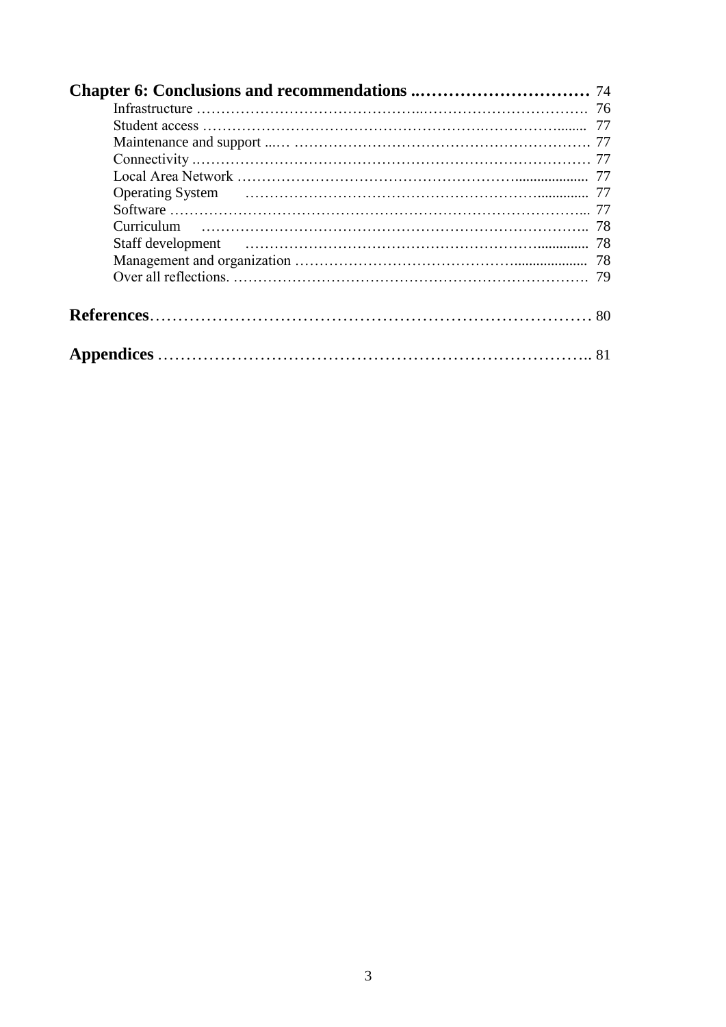**Chapter 6: Conclusions and recommendations** ..................................... 74

- Infrastructure ..................................................................................... 76
- Student access .................................................................................... 77
- Maintenance and support ..................................................................... 77
- Connectivity ........................................................................................ 77
- Local Area Network .............................................................................. 77
- Operating System ................................................................................ 77
- Software ............................................................................................. 77
- Curriculum .......................................................................................... 78
- Staff development ............................................................................... 78
- Management and organization ............................................................. 78
- Over all reflections. ............................................................................. 79

**References** ........................................................................................... 80

**Appendices** ........................................................................................... 81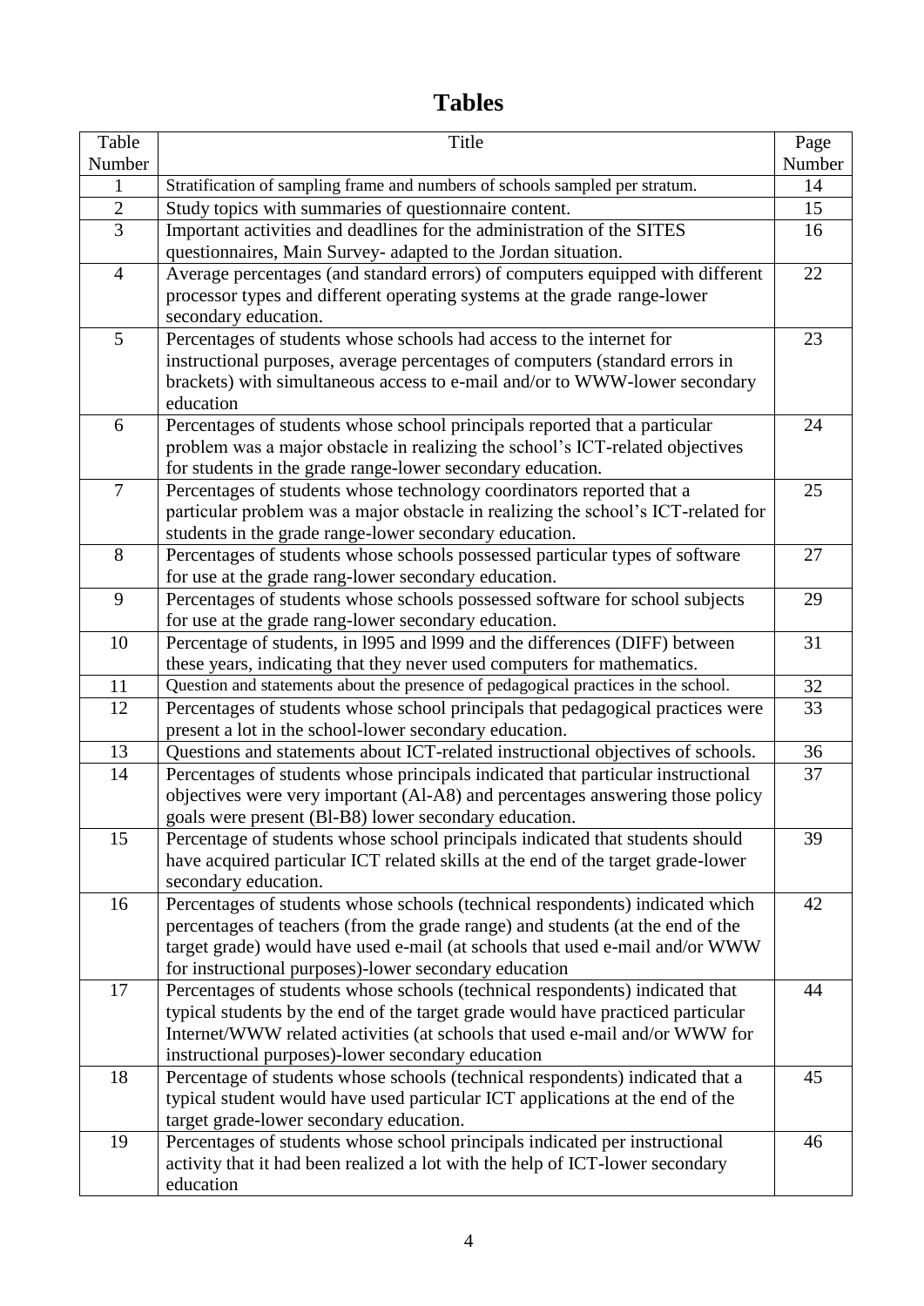# Tables

| Table Number | Title | Page Number |
|---|---|---|
| 1 | Stratification of sampling frame and numbers of schools sampled per stratum. | 14 |
| 2 | Study topics with summaries of questionnaire content. | 15 |
| 3 | Important activities and deadlines for the administration of the SITES questionnaires, Main Survey- adapted to the Jordan situation. | 16 |
| 4 | Average percentages (and standard errors) of computers equipped with different processor types and different operating systems at the grade range-lower secondary education. | 22 |
| 5 | Percentages of students whose schools had access to the internet for instructional purposes, average percentages of computers (standard errors in brackets) with simultaneous access to e-mail and/or to WWW-lower secondary education | 23 |
| 6 | Percentages of students whose school principals reported that a particular problem was a major obstacle in realizing the school's ICT-related objectives for students in the grade range-lower secondary education. | 24 |
| 7 | Percentages of students whose technology coordinators reported that a particular problem was a major obstacle in realizing the school's ICT-related for students in the grade range-lower secondary education. | 25 |
| 8 | Percentages of students whose schools possessed particular types of software for use at the grade rang-lower secondary education. | 27 |
| 9 | Percentages of students whose schools possessed software for school subjects for use at the grade rang-lower secondary education. | 29 |
| 10 | Percentage of students, in l995 and l999 and the differences (DIFF) between these years, indicating that they never used computers for mathematics. | 31 |
| 11 | Question and statements about the presence of pedagogical practices in the school. | 32 |
| 12 | Percentages of students whose school principals that pedagogical practices were present a lot in the school-lower secondary education. | 33 |
| 13 | Questions and statements about ICT-related instructional objectives of schools. | 36 |
| 14 | Percentages of students whose principals indicated that particular instructional objectives were very important (Al-A8) and percentages answering those policy goals were present (Bl-B8) lower secondary education. | 37 |
| 15 | Percentage of students whose school principals indicated that students should have acquired particular ICT related skills at the end of the target grade-lower secondary education. | 39 |
| 16 | Percentages of students whose schools (technical respondents) indicated which percentages of teachers (from the grade range) and students (at the end of the target grade) would have used e-mail (at schools that used e-mail and/or WWW for instructional purposes)-lower secondary education | 42 |
| 17 | Percentages of students whose schools (technical respondents) indicated that typical students by the end of the target grade would have practiced particular Internet/WWW related activities (at schools that used e-mail and/or WWW for instructional purposes)-lower secondary education | 44 |
| 18 | Percentage of students whose schools (technical respondents) indicated that a typical student would have used particular ICT applications at the end of the target grade-lower secondary education. | 45 |
| 19 | Percentages of students whose school principals indicated per instructional activity that it had been realized a lot with the help of ICT-lower secondary education | 46 |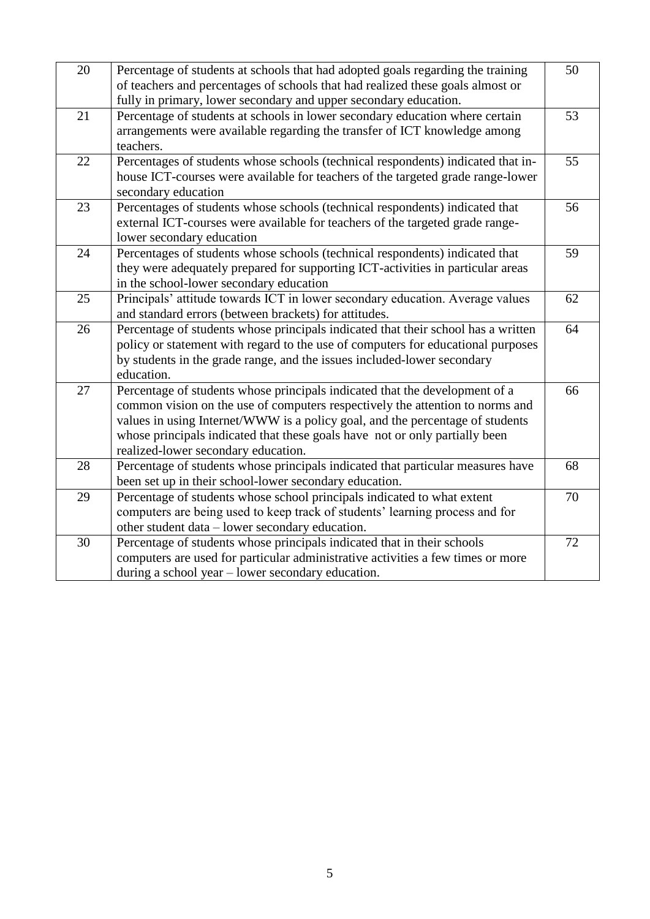| | | |
|---|---|---|
| 20 | Percentage of students at schools that had adopted goals regarding the training of teachers and percentages of schools that had realized these goals almost or fully in primary, lower secondary and upper secondary education. | 50 |
| 21 | Percentage of students at schools in lower secondary education where certain arrangements were available regarding the transfer of ICT knowledge among teachers. | 53 |
| 22 | Percentages of students whose schools (technical respondents) indicated that in-house ICT-courses were available for teachers of the targeted grade range-lower secondary education | 55 |
| 23 | Percentages of students whose schools (technical respondents) indicated that external ICT-courses were available for teachers of the targeted grade range-lower secondary education | 56 |
| 24 | Percentages of students whose schools (technical respondents) indicated that they were adequately prepared for supporting ICT-activities in particular areas in the school-lower secondary education | 59 |
| 25 | Principals' attitude towards ICT in lower secondary education. Average values and standard errors (between brackets) for attitudes. | 62 |
| 26 | Percentage of students whose principals indicated that their school has a written policy or statement with regard to the use of computers for educational purposes by students in the grade range, and the issues included-lower secondary education. | 64 |
| 27 | Percentage of students whose principals indicated that the development of a common vision on the use of computers respectively the attention to norms and values in using Internet/WWW is a policy goal, and the percentage of students whose principals indicated that these goals have not or only partially been realized-lower secondary education. | 66 |
| 28 | Percentage of students whose principals indicated that particular measures have been set up in their school-lower secondary education. | 68 |
| 29 | Percentage of students whose school principals indicated to what extent computers are being used to keep track of students' learning process and for other student data – lower secondary education. | 70 |
| 30 | Percentage of students whose principals indicated that in their schools computers are used for particular administrative activities a few times or more during a school year – lower secondary education. | 72 |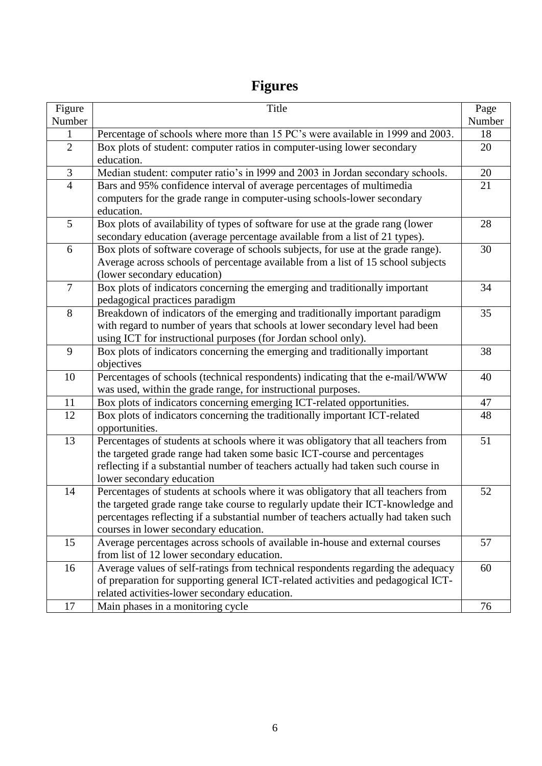# Figures

| Figure Number | Title | Page Number |
|---|---|---|
| 1 | Percentage of schools where more than 15 PC's were available in 1999 and 2003. | 18 |
| 2 | Box plots of student: computer ratios in computer-using lower secondary education. | 20 |
| 3 | Median student: computer ratio's in l999 and 2003 in Jordan secondary schools. | 20 |
| 4 | Bars and 95% confidence interval of average percentages of multimedia computers for the grade range in computer-using schools-lower secondary education. | 21 |
| 5 | Box plots of availability of types of software for use at the grade rang (lower secondary education (average percentage available from a list of 21 types). | 28 |
| 6 | Box plots of software coverage of schools subjects, for use at the grade range). Average across schools of percentage available from a list of 15 school subjects (lower secondary education) | 30 |
| 7 | Box plots of indicators concerning the emerging and traditionally important pedagogical practices paradigm | 34 |
| 8 | Breakdown of indicators of the emerging and traditionally important paradigm with regard to number of years that schools at lower secondary level had been using ICT for instructional purposes (for Jordan school only). | 35 |
| 9 | Box plots of indicators concerning the emerging and traditionally important objectives | 38 |
| 10 | Percentages of schools (technical respondents) indicating that the e-mail/WWW was used, within the grade range, for instructional purposes. | 40 |
| 11 | Box plots of indicators concerning emerging ICT-related opportunities. | 47 |
| 12 | Box plots of indicators concerning the traditionally important ICT-related opportunities. | 48 |
| 13 | Percentages of students at schools where it was obligatory that all teachers from the targeted grade range had taken some basic ICT-course and percentages reflecting if a substantial number of teachers actually had taken such course in lower secondary education | 51 |
| 14 | Percentages of students at schools where it was obligatory that all teachers from the targeted grade range take course to regularly update their ICT-knowledge and percentages reflecting if a substantial number of teachers actually had taken such courses in lower secondary education. | 52 |
| 15 | Average percentages across schools of available in-house and external courses from list of 12 lower secondary education. | 57 |
| 16 | Average values of self-ratings from technical respondents regarding the adequacy of preparation for supporting general ICT-related activities and pedagogical ICT-related activities-lower secondary education. | 60 |
| 17 | Main phases in a monitoring cycle | 76 |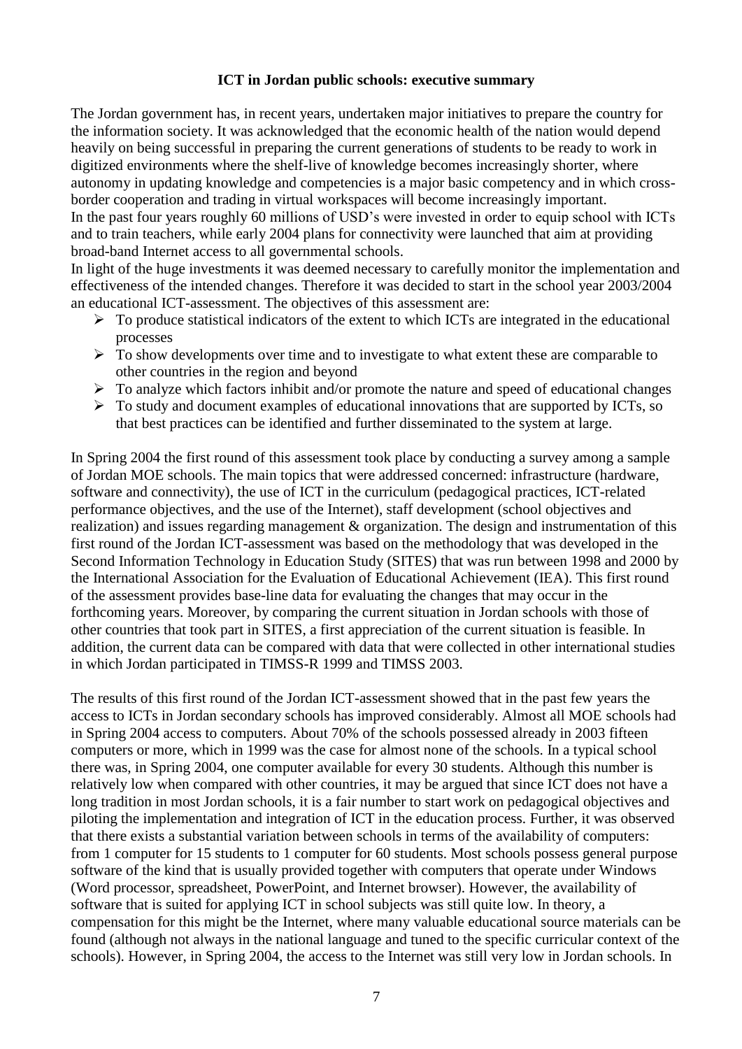**ICT in Jordan public schools: executive summary**

The Jordan government has, in recent years, undertaken major initiatives to prepare the country for the information society. It was acknowledged that the economic health of the nation would depend heavily on being successful in preparing the current generations of students to be ready to work in digitized environments where the shelf-live of knowledge becomes increasingly shorter, where autonomy in updating knowledge and competencies is a major basic competency and in which cross-border cooperation and trading in virtual workspaces will become increasingly important.
In the past four years roughly 60 millions of USD's were invested in order to equip school with ICTs and to train teachers, while early 2004 plans for connectivity were launched that aim at providing broad-band Internet access to all governmental schools.
In light of the huge investments it was deemed necessary to carefully monitor the implementation and effectiveness of the intended changes. Therefore it was decided to start in the school year 2003/2004 an educational ICT-assessment. The objectives of this assessment are:

- To produce statistical indicators of the extent to which ICTs are integrated in the educational processes
- To show developments over time and to investigate to what extent these are comparable to other countries in the region and beyond
- To analyze which factors inhibit and/or promote the nature and speed of educational changes
- To study and document examples of educational innovations that are supported by ICTs, so that best practices can be identified and further disseminated to the system at large.

In Spring 2004 the first round of this assessment took place by conducting a survey among a sample of Jordan MOE schools. The main topics that were addressed concerned: infrastructure (hardware, software and connectivity), the use of ICT in the curriculum (pedagogical practices, ICT-related performance objectives, and the use of the Internet), staff development (school objectives and realization) and issues regarding management & organization. The design and instrumentation of this first round of the Jordan ICT-assessment was based on the methodology that was developed in the Second Information Technology in Education Study (SITES) that was run between 1998 and 2000 by the International Association for the Evaluation of Educational Achievement (IEA). This first round of the assessment provides base-line data for evaluating the changes that may occur in the forthcoming years. Moreover, by comparing the current situation in Jordan schools with those of other countries that took part in SITES, a first appreciation of the current situation is feasible. In addition, the current data can be compared with data that were collected in other international studies in which Jordan participated in TIMSS-R 1999 and TIMSS 2003.

The results of this first round of the Jordan ICT-assessment showed that in the past few years the access to ICTs in Jordan secondary schools has improved considerably. Almost all MOE schools had in Spring 2004 access to computers. About 70% of the schools possessed already in 2003 fifteen computers or more, which in 1999 was the case for almost none of the schools. In a typical school there was, in Spring 2004, one computer available for every 30 students. Although this number is relatively low when compared with other countries, it may be argued that since ICT does not have a long tradition in most Jordan schools, it is a fair number to start work on pedagogical objectives and piloting the implementation and integration of ICT in the education process. Further, it was observed that there exists a substantial variation between schools in terms of the availability of computers: from 1 computer for 15 students to 1 computer for 60 students. Most schools possess general purpose software of the kind that is usually provided together with computers that operate under Windows (Word processor, spreadsheet, PowerPoint, and Internet browser). However, the availability of software that is suited for applying ICT in school subjects was still quite low. In theory, a compensation for this might be the Internet, where many valuable educational source materials can be found (although not always in the national language and tuned to the specific curricular context of the schools). However, in Spring 2004, the access to the Internet was still very low in Jordan schools. In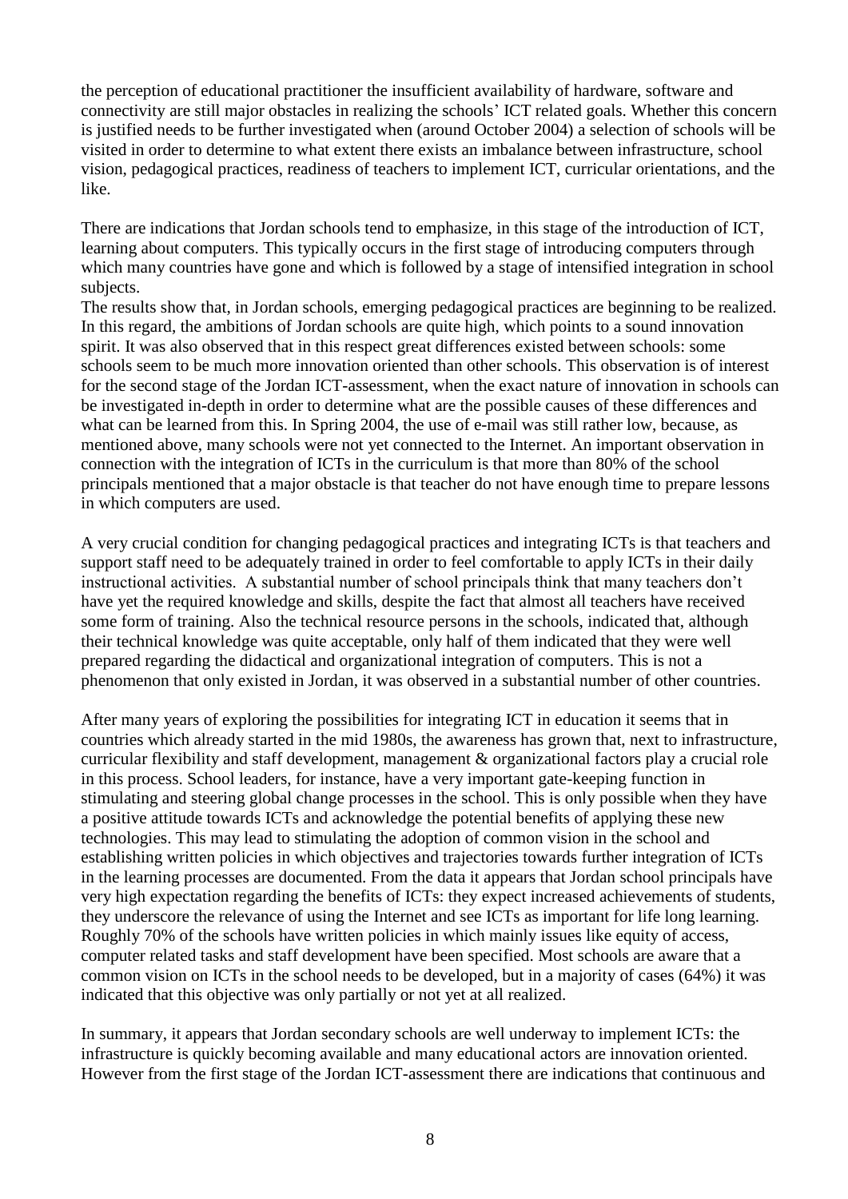the perception of educational practitioner the insufficient availability of hardware, software and connectivity are still major obstacles in realizing the schools' ICT related goals. Whether this concern is justified needs to be further investigated when (around October 2004) a selection of schools will be visited in order to determine to what extent there exists an imbalance between infrastructure, school vision, pedagogical practices, readiness of teachers to implement ICT, curricular orientations, and the like.

There are indications that Jordan schools tend to emphasize, in this stage of the introduction of ICT, learning about computers. This typically occurs in the first stage of introducing computers through which many countries have gone and which is followed by a stage of intensified integration in school subjects.

The results show that, in Jordan schools, emerging pedagogical practices are beginning to be realized. In this regard, the ambitions of Jordan schools are quite high, which points to a sound innovation spirit. It was also observed that in this respect great differences existed between schools: some schools seem to be much more innovation oriented than other schools. This observation is of interest for the second stage of the Jordan ICT-assessment, when the exact nature of innovation in schools can be investigated in-depth in order to determine what are the possible causes of these differences and what can be learned from this. In Spring 2004, the use of e-mail was still rather low, because, as mentioned above, many schools were not yet connected to the Internet. An important observation in connection with the integration of ICTs in the curriculum is that more than 80% of the school principals mentioned that a major obstacle is that teacher do not have enough time to prepare lessons in which computers are used.

A very crucial condition for changing pedagogical practices and integrating ICTs is that teachers and support staff need to be adequately trained in order to feel comfortable to apply ICTs in their daily instructional activities. A substantial number of school principals think that many teachers don't have yet the required knowledge and skills, despite the fact that almost all teachers have received some form of training. Also the technical resource persons in the schools, indicated that, although their technical knowledge was quite acceptable, only half of them indicated that they were well prepared regarding the didactical and organizational integration of computers. This is not a phenomenon that only existed in Jordan, it was observed in a substantial number of other countries.

After many years of exploring the possibilities for integrating ICT in education it seems that in countries which already started in the mid 1980s, the awareness has grown that, next to infrastructure, curricular flexibility and staff development, management & organizational factors play a crucial role in this process. School leaders, for instance, have a very important gate-keeping function in stimulating and steering global change processes in the school. This is only possible when they have a positive attitude towards ICTs and acknowledge the potential benefits of applying these new technologies. This may lead to stimulating the adoption of common vision in the school and establishing written policies in which objectives and trajectories towards further integration of ICTs in the learning processes are documented. From the data it appears that Jordan school principals have very high expectation regarding the benefits of ICTs: they expect increased achievements of students, they underscore the relevance of using the Internet and see ICTs as important for life long learning. Roughly 70% of the schools have written policies in which mainly issues like equity of access, computer related tasks and staff development have been specified. Most schools are aware that a common vision on ICTs in the school needs to be developed, but in a majority of cases (64%) it was indicated that this objective was only partially or not yet at all realized.

In summary, it appears that Jordan secondary schools are well underway to implement ICTs: the infrastructure is quickly becoming available and many educational actors are innovation oriented. However from the first stage of the Jordan ICT-assessment there are indications that continuous and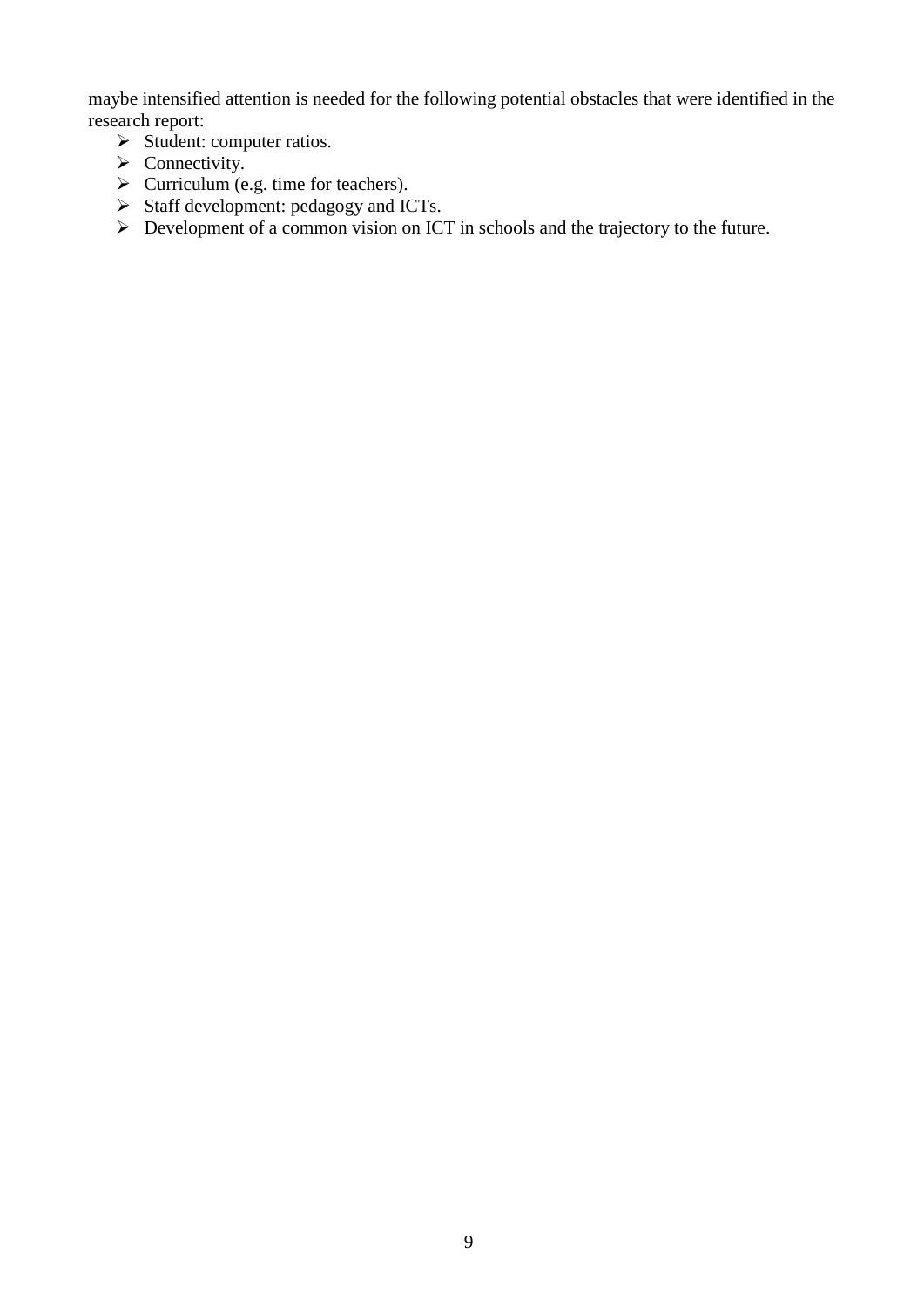maybe intensified attention is needed for the following potential obstacles that were identified in the research report:

- Student: computer ratios.
- Connectivity.
- Curriculum (e.g. time for teachers).
- Staff development: pedagogy and ICTs.
- Development of a common vision on ICT in schools and the trajectory to the future.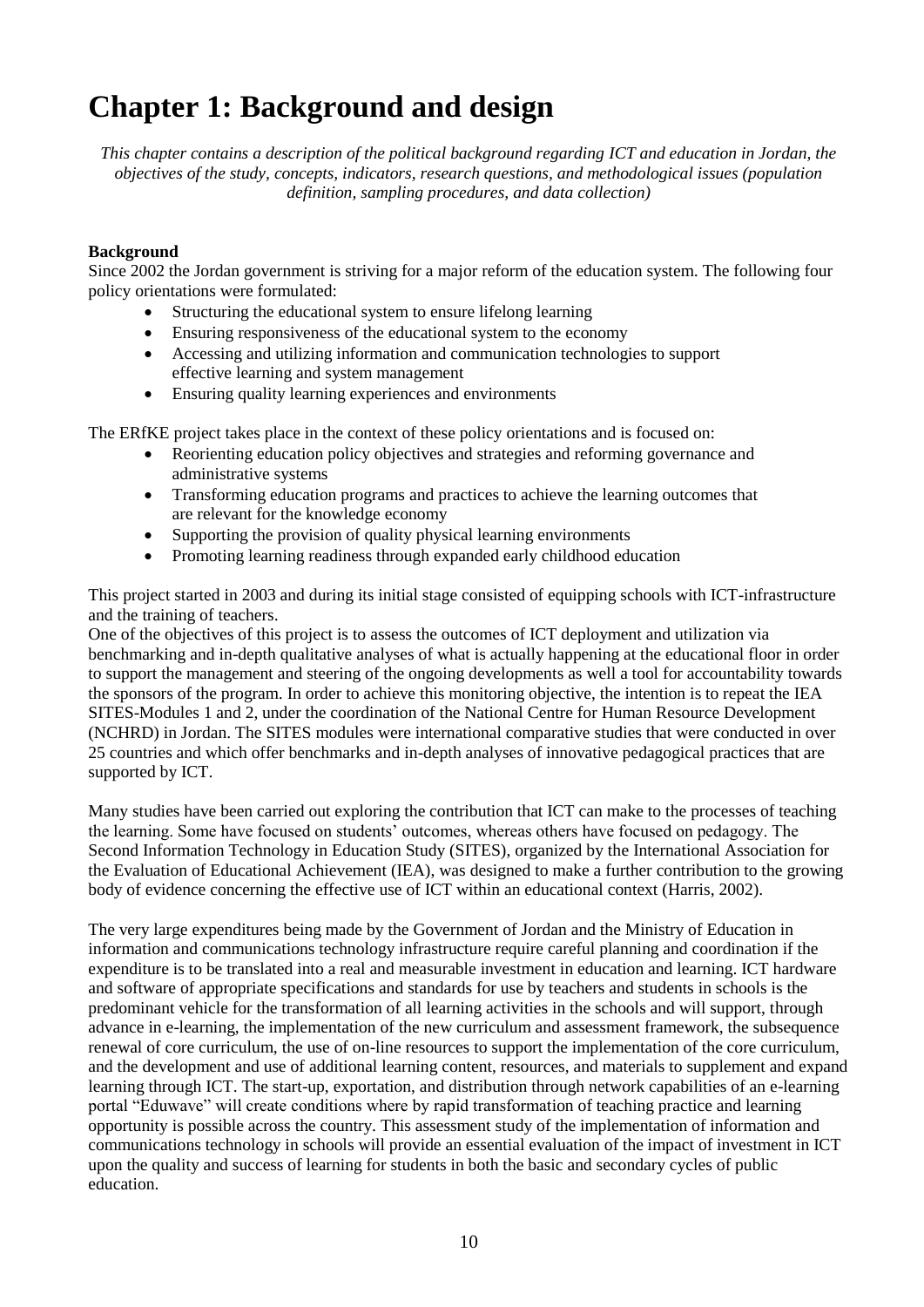# Chapter 1: Background and design

*This chapter contains a description of the political background regarding ICT and education in Jordan, the objectives of the study, concepts, indicators, research questions, and methodological issues (population definition, sampling procedures, and data collection)*

**Background**

Since 2002 the Jordan government is striving for a major reform of the education system. The following four policy orientations were formulated:

- Structuring the educational system to ensure lifelong learning
- Ensuring responsiveness of the educational system to the economy
- Accessing and utilizing information and communication technologies to support effective learning and system management
- Ensuring quality learning experiences and environments

The ERfKE project takes place in the context of these policy orientations and is focused on:

- Reorienting education policy objectives and strategies and reforming governance and administrative systems
- Transforming education programs and practices to achieve the learning outcomes that are relevant for the knowledge economy
- Supporting the provision of quality physical learning environments
- Promoting learning readiness through expanded early childhood education

This project started in 2003 and during its initial stage consisted of equipping schools with ICT-infrastructure and the training of teachers.

One of the objectives of this project is to assess the outcomes of ICT deployment and utilization via benchmarking and in-depth qualitative analyses of what is actually happening at the educational floor in order to support the management and steering of the ongoing developments as well a tool for accountability towards the sponsors of the program. In order to achieve this monitoring objective, the intention is to repeat the IEA SITES-Modules 1 and 2, under the coordination of the National Centre for Human Resource Development (NCHRD) in Jordan. The SITES modules were international comparative studies that were conducted in over 25 countries and which offer benchmarks and in-depth analyses of innovative pedagogical practices that are supported by ICT.

Many studies have been carried out exploring the contribution that ICT can make to the processes of teaching the learning. Some have focused on students' outcomes, whereas others have focused on pedagogy. The Second Information Technology in Education Study (SITES), organized by the International Association for the Evaluation of Educational Achievement (IEA), was designed to make a further contribution to the growing body of evidence concerning the effective use of ICT within an educational context (Harris, 2002).

The very large expenditures being made by the Government of Jordan and the Ministry of Education in information and communications technology infrastructure require careful planning and coordination if the expenditure is to be translated into a real and measurable investment in education and learning. ICT hardware and software of appropriate specifications and standards for use by teachers and students in schools is the predominant vehicle for the transformation of all learning activities in the schools and will support, through advance in e-learning, the implementation of the new curriculum and assessment framework, the subsequence renewal of core curriculum, the use of on-line resources to support the implementation of the core curriculum, and the development and use of additional learning content, resources, and materials to supplement and expand learning through ICT. The start-up, exportation, and distribution through network capabilities of an e-learning portal "Eduwave" will create conditions where by rapid transformation of teaching practice and learning opportunity is possible across the country. This assessment study of the implementation of information and communications technology in schools will provide an essential evaluation of the impact of investment in ICT upon the quality and success of learning for students in both the basic and secondary cycles of public education.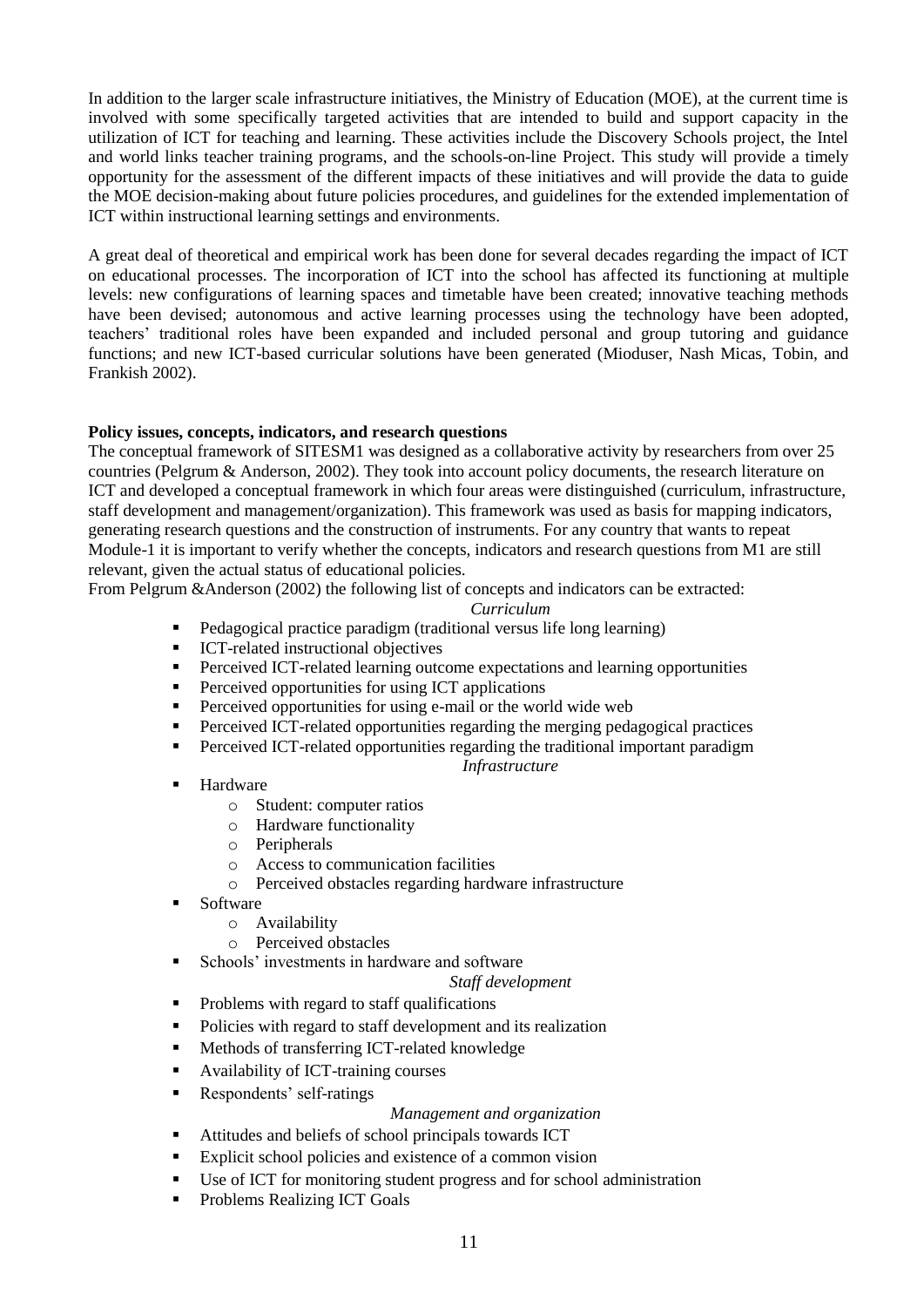In addition to the larger scale infrastructure initiatives, the Ministry of Education (MOE), at the current time is involved with some specifically targeted activities that are intended to build and support capacity in the utilization of ICT for teaching and learning. These activities include the Discovery Schools project, the Intel and world links teacher training programs, and the schools-on-line Project. This study will provide a timely opportunity for the assessment of the different impacts of these initiatives and will provide the data to guide the MOE decision-making about future policies procedures, and guidelines for the extended implementation of ICT within instructional learning settings and environments.

A great deal of theoretical and empirical work has been done for several decades regarding the impact of ICT on educational processes. The incorporation of ICT into the school has affected its functioning at multiple levels: new configurations of learning spaces and timetable have been created; innovative teaching methods have been devised; autonomous and active learning processes using the technology have been adopted, teachers' traditional roles have been expanded and included personal and group tutoring and guidance functions; and new ICT-based curricular solutions have been generated (Mioduser, Nash Micas, Tobin, and Frankish 2002).

**Policy issues, concepts, indicators, and research questions**

The conceptual framework of SITESM1 was designed as a collaborative activity by researchers from over 25 countries (Pelgrum & Anderson, 2002). They took into account policy documents, the research literature on ICT and developed a conceptual framework in which four areas were distinguished (curriculum, infrastructure, staff development and management/organization). This framework was used as basis for mapping indicators, generating research questions and the construction of instruments. For any country that wants to repeat Module-1 it is important to verify whether the concepts, indicators and research questions from M1 are still relevant, given the actual status of educational policies.

From Pelgrum &Anderson (2002) the following list of concepts and indicators can be extracted:

*Curriculum*

- Pedagogical practice paradigm (traditional versus life long learning)
- ICT-related instructional objectives
- Perceived ICT-related learning outcome expectations and learning opportunities
- Perceived opportunities for using ICT applications
- Perceived opportunities for using e-mail or the world wide web
- Perceived ICT-related opportunities regarding the merging pedagogical practices
- Perceived ICT-related opportunities regarding the traditional important paradigm

*Infrastructure*

- Hardware
  - Student: computer ratios
  - Hardware functionality
  - Peripherals
  - Access to communication facilities
  - Perceived obstacles regarding hardware infrastructure
- Software
  - Availability
  - Perceived obstacles
- Schools' investments in hardware and software

*Staff development*

- Problems with regard to staff qualifications
- Policies with regard to staff development and its realization
- Methods of transferring ICT-related knowledge
- Availability of ICT-training courses
- Respondents' self-ratings

*Management and organization*

- Attitudes and beliefs of school principals towards ICT
- Explicit school policies and existence of a common vision
- Use of ICT for monitoring student progress and for school administration
- Problems Realizing ICT Goals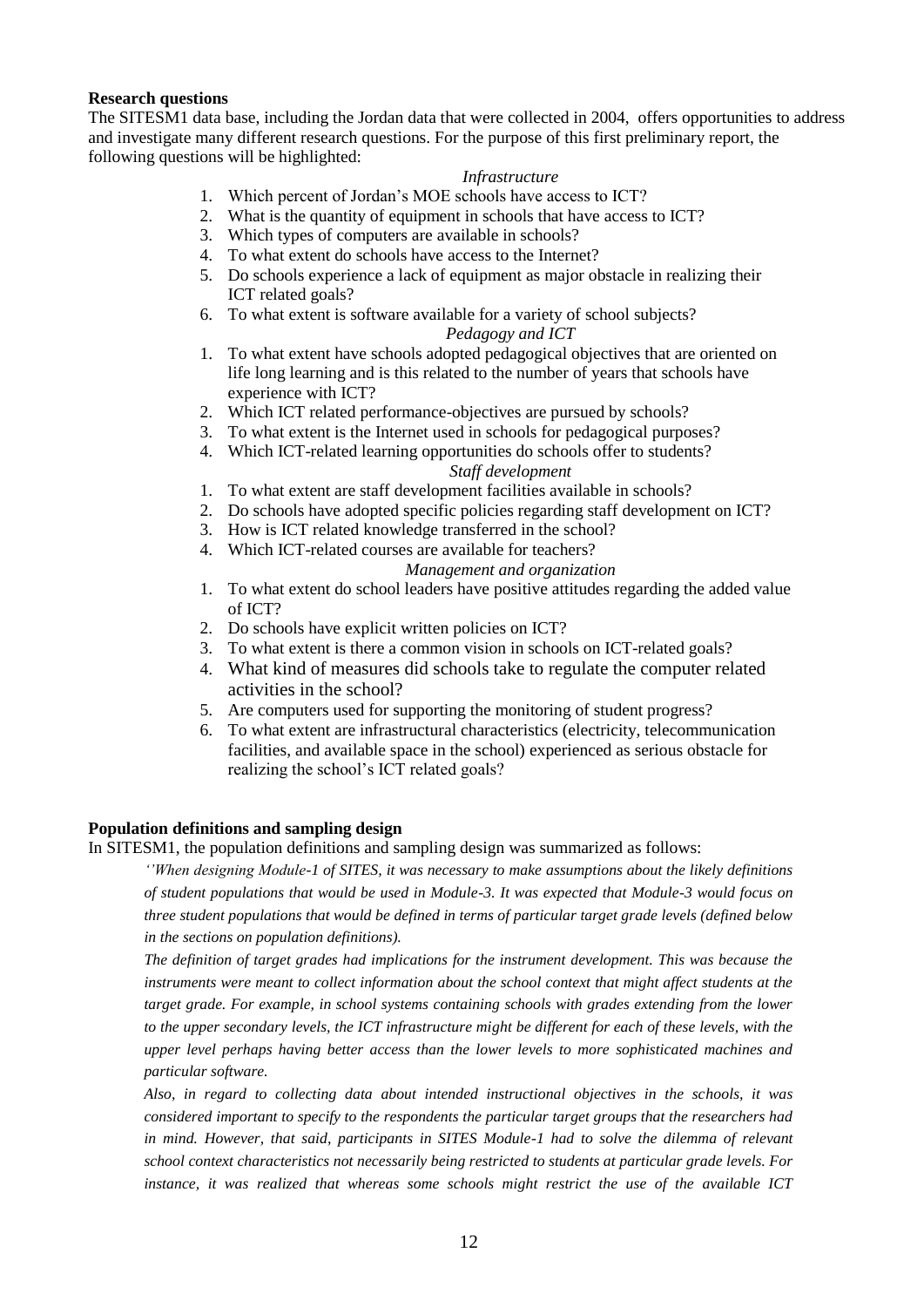**Research questions**

The SITESM1 data base, including the Jordan data that were collected in 2004, offers opportunities to address and investigate many different research questions. For the purpose of this first preliminary report, the following questions will be highlighted:

*Infrastructure*

1. Which percent of Jordan's MOE schools have access to ICT?
2. What is the quantity of equipment in schools that have access to ICT?
3. Which types of computers are available in schools?
4. To what extent do schools have access to the Internet?
5. Do schools experience a lack of equipment as major obstacle in realizing their ICT related goals?
6. To what extent is software available for a variety of school subjects?

*Pedagogy and ICT*

1. To what extent have schools adopted pedagogical objectives that are oriented on life long learning and is this related to the number of years that schools have experience with ICT?
2. Which ICT related performance-objectives are pursued by schools?
3. To what extent is the Internet used in schools for pedagogical purposes?
4. Which ICT-related learning opportunities do schools offer to students?

*Staff development*

1. To what extent are staff development facilities available in schools?
2. Do schools have adopted specific policies regarding staff development on ICT?
3. How is ICT related knowledge transferred in the school?
4. Which ICT-related courses are available for teachers?

*Management and organization*

1. To what extent do school leaders have positive attitudes regarding the added value of ICT?
2. Do schools have explicit written policies on ICT?
3. To what extent is there a common vision in schools on ICT-related goals?
4. What kind of measures did schools take to regulate the computer related activities in the school?
5. Are computers used for supporting the monitoring of student progress?
6. To what extent are infrastructural characteristics (electricity, telecommunication facilities, and available space in the school) experienced as serious obstacle for realizing the school's ICT related goals?

**Population definitions and sampling design**

In SITESM1, the population definitions and sampling design was summarized as follows:

*''When designing Module-1 of SITES, it was necessary to make assumptions about the likely definitions of student populations that would be used in Module-3. It was expected that Module-3 would focus on three student populations that would be defined in terms of particular target grade levels (defined below in the sections on population definitions).*

*The definition of target grades had implications for the instrument development. This was because the instruments were meant to collect information about the school context that might affect students at the target grade. For example, in school systems containing schools with grades extending from the lower to the upper secondary levels, the ICT infrastructure might be different for each of these levels, with the upper level perhaps having better access than the lower levels to more sophisticated machines and particular software.*

*Also, in regard to collecting data about intended instructional objectives in the schools, it was considered important to specify to the respondents the particular target groups that the researchers had in mind. However, that said, participants in SITES Module-1 had to solve the dilemma of relevant school context characteristics not necessarily being restricted to students at particular grade levels. For instance, it was realized that whereas some schools might restrict the use of the available ICT*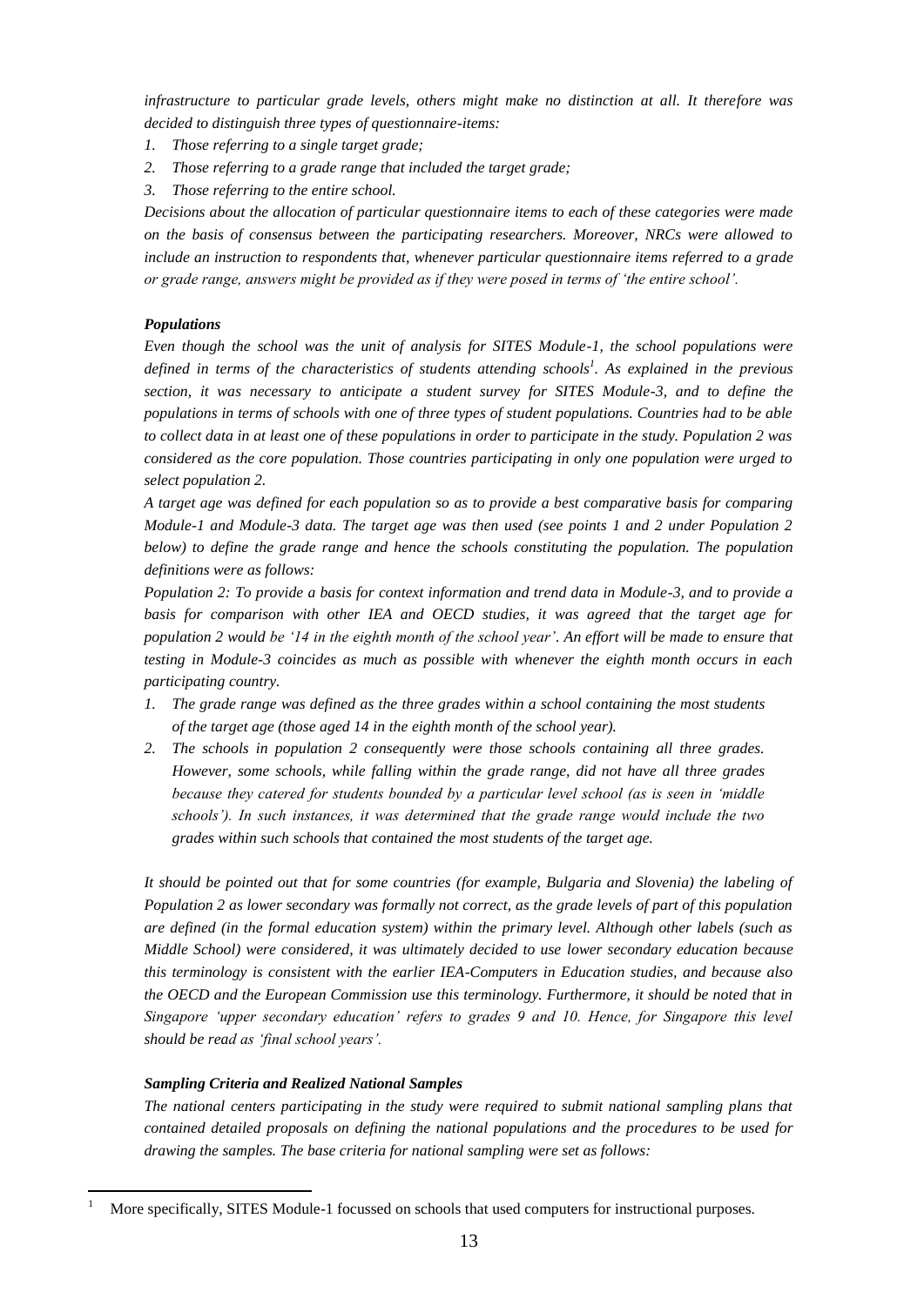*infrastructure to particular grade levels, others might make no distinction at all. It therefore was decided to distinguish three types of questionnaire-items:*

1. *Those referring to a single target grade;*
2. *Those referring to a grade range that included the target grade;*
3. *Those referring to the entire school.*

*Decisions about the allocation of particular questionnaire items to each of these categories were made on the basis of consensus between the participating researchers. Moreover, NRCs were allowed to include an instruction to respondents that, whenever particular questionnaire items referred to a grade or grade range, answers might be provided as if they were posed in terms of 'the entire school'.*

### *Populations*

*Even though the school was the unit of analysis for SITES Module-1, the school populations were defined in terms of the characteristics of students attending schools*[1]*. As explained in the previous section, it was necessary to anticipate a student survey for SITES Module-3, and to define the populations in terms of schools with one of three types of student populations. Countries had to be able to collect data in at least one of these populations in order to participate in the study. Population 2 was considered as the core population. Those countries participating in only one population were urged to select population 2.*

*A target age was defined for each population so as to provide a best comparative basis for comparing Module-1 and Module-3 data. The target age was then used (see points 1 and 2 under Population 2 below) to define the grade range and hence the schools constituting the population. The population definitions were as follows:*

*Population 2: To provide a basis for context information and trend data in Module-3, and to provide a basis for comparison with other IEA and OECD studies, it was agreed that the target age for population 2 would be '14 in the eighth month of the school year'. An effort will be made to ensure that testing in Module-3 coincides as much as possible with whenever the eighth month occurs in each participating country.*

1. *The grade range was defined as the three grades within a school containing the most students of the target age (those aged 14 in the eighth month of the school year).*
2. *The schools in population 2 consequently were those schools containing all three grades. However, some schools, while falling within the grade range, did not have all three grades because they catered for students bounded by a particular level school (as is seen in 'middle schools'). In such instances, it was determined that the grade range would include the two grades within such schools that contained the most students of the target age.*

*It should be pointed out that for some countries (for example, Bulgaria and Slovenia) the labeling of Population 2 as lower secondary was formally not correct, as the grade levels of part of this population are defined (in the formal education system) within the primary level. Although other labels (such as Middle School) were considered, it was ultimately decided to use lower secondary education because this terminology is consistent with the earlier IEA-Computers in Education studies, and because also the OECD and the European Commission use this terminology. Furthermore, it should be noted that in Singapore 'upper secondary education' refers to grades 9 and 10. Hence, for Singapore this level should be read as 'final school years'.*

### *Sampling Criteria and Realized National Samples*

*The national centers participating in the study were required to submit national sampling plans that contained detailed proposals on defining the national populations and the procedures to be used for drawing the samples. The base criteria for national sampling were set as follows:*

---

[1] More specifically, SITES Module-1 focussed on schools that used computers for instructional purposes.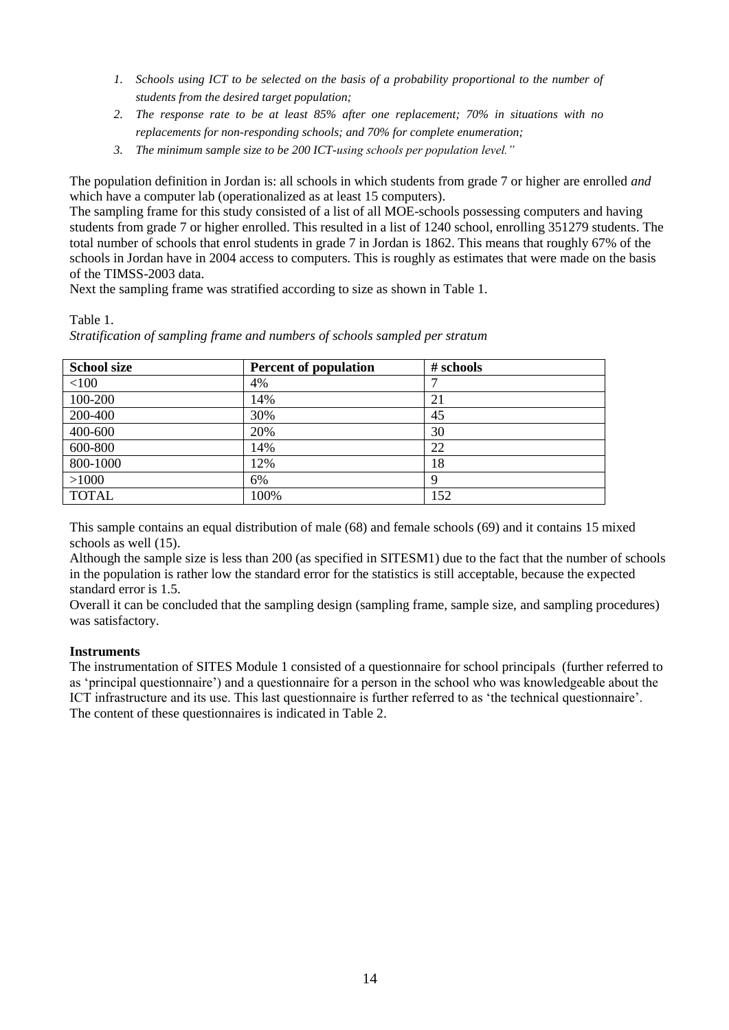1. *Schools using ICT to be selected on the basis of a probability proportional to the number of students from the desired target population;*
2. *The response rate to be at least 85% after one replacement; 70% in situations with no replacements for non-responding schools; and 70% for complete enumeration;*
3. *The minimum sample size to be 200 ICT-using schools per population level."*

The population definition in Jordan is: all schools in which students from grade 7 or higher are enrolled *and* which have a computer lab (operationalized as at least 15 computers).

The sampling frame for this study consisted of a list of all MOE-schools possessing computers and having students from grade 7 or higher enrolled. This resulted in a list of 1240 school, enrolling 351279 students. The total number of schools that enrol students in grade 7 in Jordan is 1862. This means that roughly 67% of the schools in Jordan have in 2004 access to computers. This is roughly as estimates that were made on the basis of the TIMSS-2003 data.

Next the sampling frame was stratified according to size as shown in Table 1.

Table 1.
*Stratification of sampling frame and numbers of schools sampled per stratum*

| School size | Percent of population | # schools |
|---|---|---|
| <100 | 4% | 7 |
| 100-200 | 14% | 21 |
| 200-400 | 30% | 45 |
| 400-600 | 20% | 30 |
| 600-800 | 14% | 22 |
| 800-1000 | 12% | 18 |
| >1000 | 6% | 9 |
| TOTAL | 100% | 152 |

This sample contains an equal distribution of male (68) and female schools (69) and it contains 15 mixed schools as well (15).

Although the sample size is less than 200 (as specified in SITESM1) due to the fact that the number of schools in the population is rather low the standard error for the statistics is still acceptable, because the expected standard error is 1.5.

Overall it can be concluded that the sampling design (sampling frame, sample size, and sampling procedures) was satisfactory.

**Instruments**

The instrumentation of SITES Module 1 consisted of a questionnaire for school principals (further referred to as 'principal questionnaire') and a questionnaire for a person in the school who was knowledgeable about the ICT infrastructure and its use. This last questionnaire is further referred to as 'the technical questionnaire'. The content of these questionnaires is indicated in Table 2.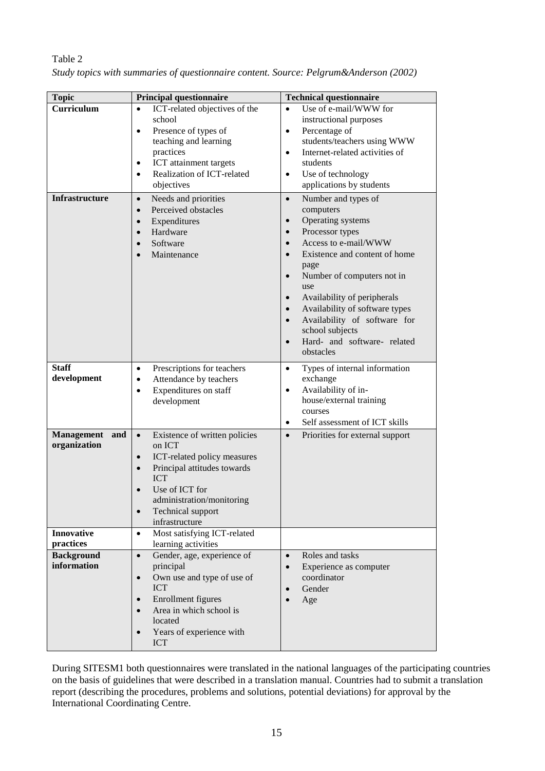Table 2
*Study topics with summaries of questionnaire content. Source: Pelgrum&Anderson (2002)*

| Topic | Principal questionnaire | Technical questionnaire |
|---|---|---|
| **Curriculum** | • ICT-related objectives of the school<br>• Presence of types of teaching and learning practices<br>• ICT attainment targets<br>• Realization of ICT-related objectives | • Use of e-mail/WWW for instructional purposes<br>• Percentage of students/teachers using WWW<br>• Internet-related activities of students<br>• Use of technology applications by students |
| **Infrastructure** | • Needs and priorities<br>• Perceived obstacles<br>• Expenditures<br>• Hardware<br>• Software<br>• Maintenance | • Number and types of computers<br>• Operating systems<br>• Processor types<br>• Access to e-mail/WWW<br>• Existence and content of home page<br>• Number of computers not in use<br>• Availability of peripherals<br>• Availability of software types<br>• Availability of software for school subjects<br>• Hard- and software- related obstacles |
| **Staff development** | • Prescriptions for teachers<br>• Attendance by teachers<br>• Expenditures on staff development | • Types of internal information exchange<br>• Availability of in-house/external training courses<br>• Self assessment of ICT skills |
| **Management and organization** | • Existence of written policies on ICT<br>• ICT-related policy measures<br>• Principal attitudes towards ICT<br>• Use of ICT for administration/monitoring<br>• Technical support infrastructure | • Priorities for external support |
| **Innovative practices** | • Most satisfying ICT-related learning activities | |
| **Background information** | • Gender, age, experience of principal<br>• Own use and type of use of ICT<br>• Enrollment figures<br>• Area in which school is located<br>• Years of experience with ICT | • Roles and tasks<br>• Experience as computer coordinator<br>• Gender<br>• Age |

During SITESM1 both questionnaires were translated in the national languages of the participating countries on the basis of guidelines that were described in a translation manual. Countries had to submit a translation report (describing the procedures, problems and solutions, potential deviations) for approval by the International Coordinating Centre.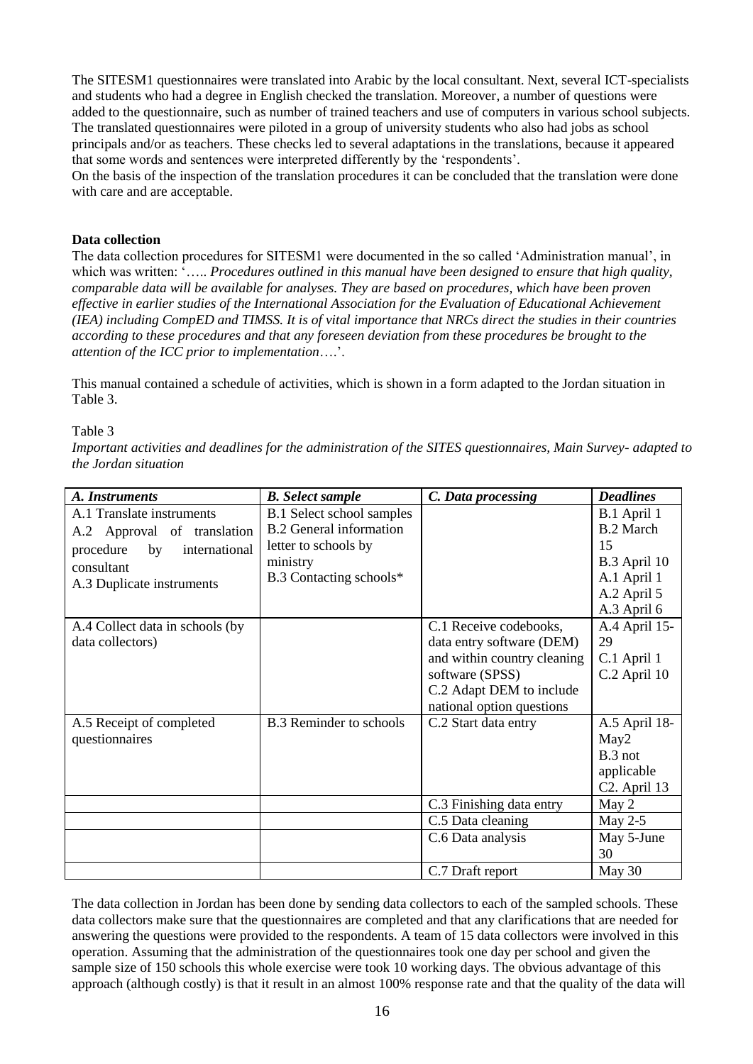The SITESM1 questionnaires were translated into Arabic by the local consultant. Next, several ICT-specialists and students who had a degree in English checked the translation. Moreover, a number of questions were added to the questionnaire, such as number of trained teachers and use of computers in various school subjects. The translated questionnaires were piloted in a group of university students who also had jobs as school principals and/or as teachers. These checks led to several adaptations in the translations, because it appeared that some words and sentences were interpreted differently by the 'respondents'.
On the basis of the inspection of the translation procedures it can be concluded that the translation were done with care and are acceptable.

**Data collection**

The data collection procedures for SITESM1 were documented in the so called 'Administration manual', in which was written: '….. *Procedures outlined in this manual have been designed to ensure that high quality, comparable data will be available for analyses. They are based on procedures, which have been proven effective in earlier studies of the International Association for the Evaluation of Educational Achievement (IEA) including CompED and TIMSS. It is of vital importance that NRCs direct the studies in their countries according to these procedures and that any foreseen deviation from these procedures be brought to the attention of the ICC prior to implementation*….'.

This manual contained a schedule of activities, which is shown in a form adapted to the Jordan situation in Table 3.

Table 3

*Important activities and deadlines for the administration of the SITES questionnaires, Main Survey- adapted to the Jordan situation*

| ***A. Instruments*** | ***B. Select sample*** | ***C. Data processing*** | ***Deadlines*** |
|---|---|---|---|
| A.1 Translate instruments<br>A.2 Approval of translation procedure by international consultant<br>A.3 Duplicate instruments | B.1 Select school samples<br>B.2 General information letter to schools by ministry<br>B.3 Contacting schools* | | B.1 April 1<br>B.2 March 15<br>B.3 April 10<br>A.1 April 1<br>A.2 April 5<br>A.3 April 6 |
| A.4 Collect data in schools (by data collectors) | | C.1 Receive codebooks, data entry software (DEM) and within country cleaning software (SPSS)<br>C.2 Adapt DEM to include national option questions | A.4 April 15-29<br>C.1 April 1<br>C.2 April 10 |
| A.5 Receipt of completed questionnaires | B.3 Reminder to schools | C.2 Start data entry | A.5 April 18-May2<br>B.3 not applicable<br>C2. April 13 |
| | | C.3 Finishing data entry | May 2 |
| | | C.5 Data cleaning | May 2-5 |
| | | C.6 Data analysis | May 5-June 30 |
| | | C.7 Draft report | May 30 |

The data collection in Jordan has been done by sending data collectors to each of the sampled schools. These data collectors make sure that the questionnaires are completed and that any clarifications that are needed for answering the questions were provided to the respondents. A team of 15 data collectors were involved in this operation. Assuming that the administration of the questionnaires took one day per school and given the sample size of 150 schools this whole exercise were took 10 working days. The obvious advantage of this approach (although costly) is that it result in an almost 100% response rate and that the quality of the data will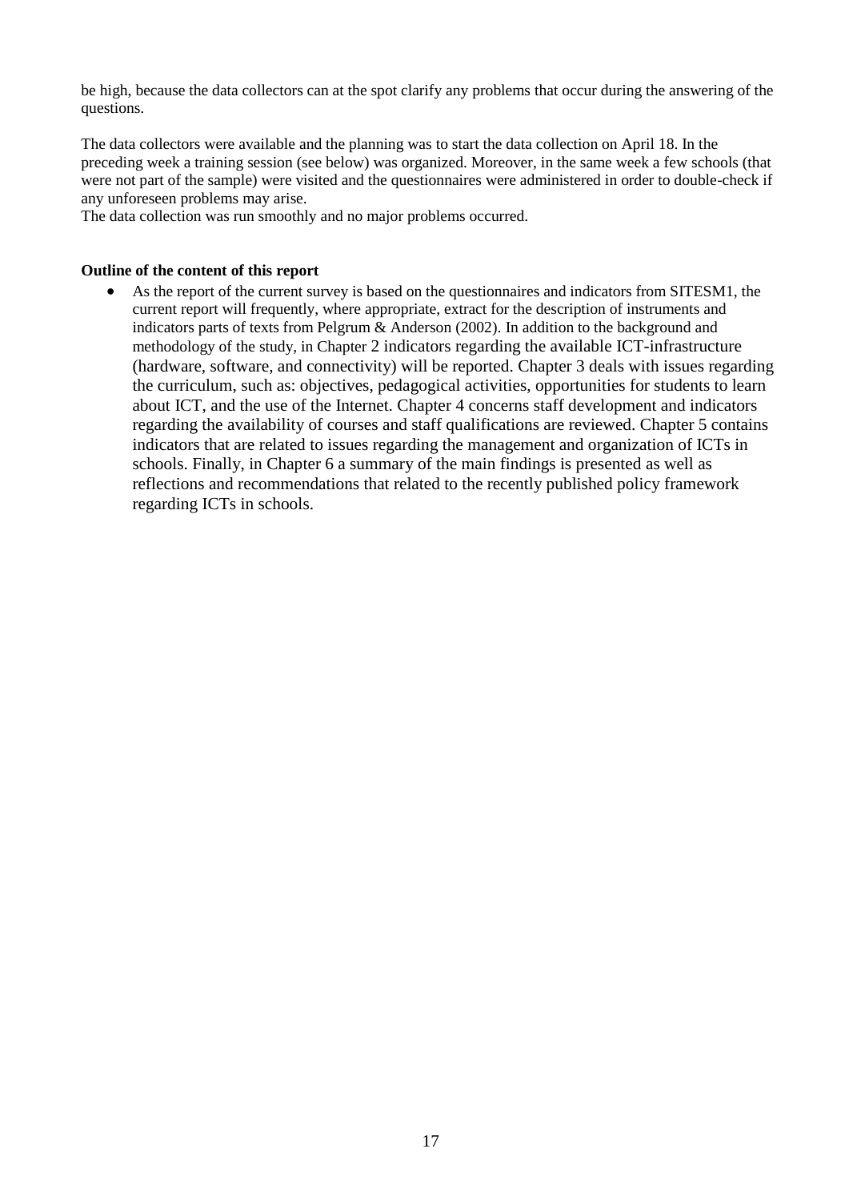be high, because the data collectors can at the spot clarify any problems that occur during the answering of the questions.

The data collectors were available and the planning was to start the data collection on April 18. In the preceding week a training session (see below) was organized. Moreover, in the same week a few schools (that were not part of the sample) were visited and the questionnaires were administered in order to double-check if any unforeseen problems may arise.
The data collection was run smoothly and no major problems occurred.

**Outline of the content of this report**

- As the report of the current survey is based on the questionnaires and indicators from SITESM1, the current report will frequently, where appropriate, extract for the description of instruments and indicators parts of texts from Pelgrum & Anderson (2002). In addition to the background and methodology of the study, in Chapter 2 indicators regarding the available ICT-infrastructure (hardware, software, and connectivity) will be reported. Chapter 3 deals with issues regarding the curriculum, such as: objectives, pedagogical activities, opportunities for students to learn about ICT, and the use of the Internet. Chapter 4 concerns staff development and indicators regarding the availability of courses and staff qualifications are reviewed. Chapter 5 contains indicators that are related to issues regarding the management and organization of ICTs in schools. Finally, in Chapter 6 a summary of the main findings is presented as well as reflections and recommendations that related to the recently published policy framework regarding ICTs in schools.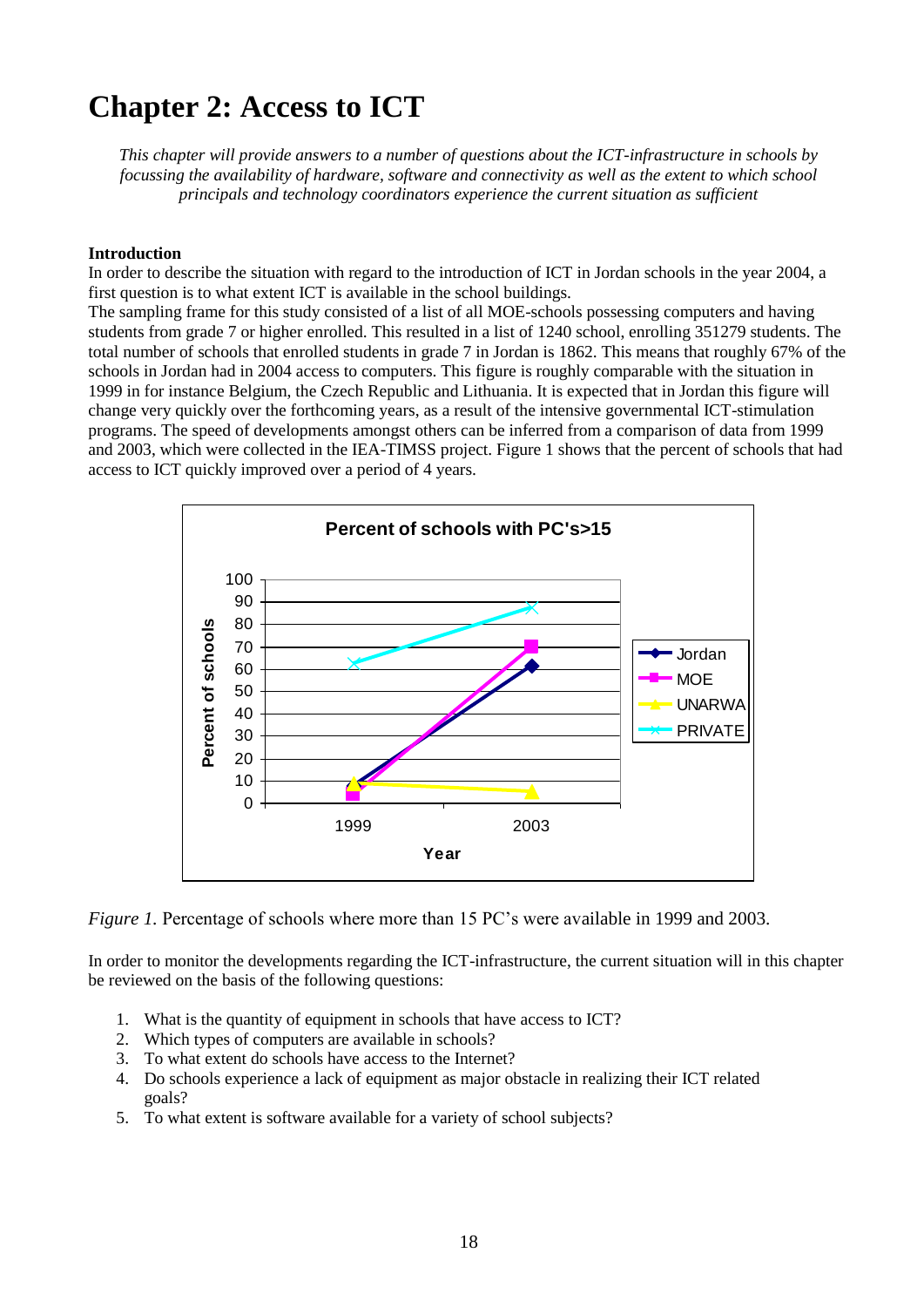# Chapter 2: Access to ICT

*This chapter will provide answers to a number of questions about the ICT-infrastructure in schools by focussing the availability of hardware, software and connectivity as well as the extent to which school principals and technology coordinators experience the current situation as sufficient*

**Introduction**

In order to describe the situation with regard to the introduction of ICT in Jordan schools in the year 2004, a first question is to what extent ICT is available in the school buildings.

The sampling frame for this study consisted of a list of all MOE-schools possessing computers and having students from grade 7 or higher enrolled. This resulted in a list of 1240 school, enrolling 351279 students. The total number of schools that enrolled students in grade 7 in Jordan is 1862. This means that roughly 67% of the schools in Jordan had in 2004 access to computers. This figure is roughly comparable with the situation in 1999 in for instance Belgium, the Czech Republic and Lithuania. It is expected that in Jordan this figure will change very quickly over the forthcoming years, as a result of the intensive governmental ICT-stimulation programs. The speed of developments amongst others can be inferred from a comparison of data from 1999 and 2003, which were collected in the IEA-TIMSS project. Figure 1 shows that the percent of schools that had access to ICT quickly improved over a period of 4 years.

*Figure 1.* Percentage of schools where more than 15 PC's were available in 1999 and 2003.

In order to monitor the developments regarding the ICT-infrastructure, the current situation will in this chapter be reviewed on the basis of the following questions:

1. What is the quantity of equipment in schools that have access to ICT?
2. Which types of computers are available in schools?
3. To what extent do schools have access to the Internet?
4. Do schools experience a lack of equipment as major obstacle in realizing their ICT related goals?
5. To what extent is software available for a variety of school subjects?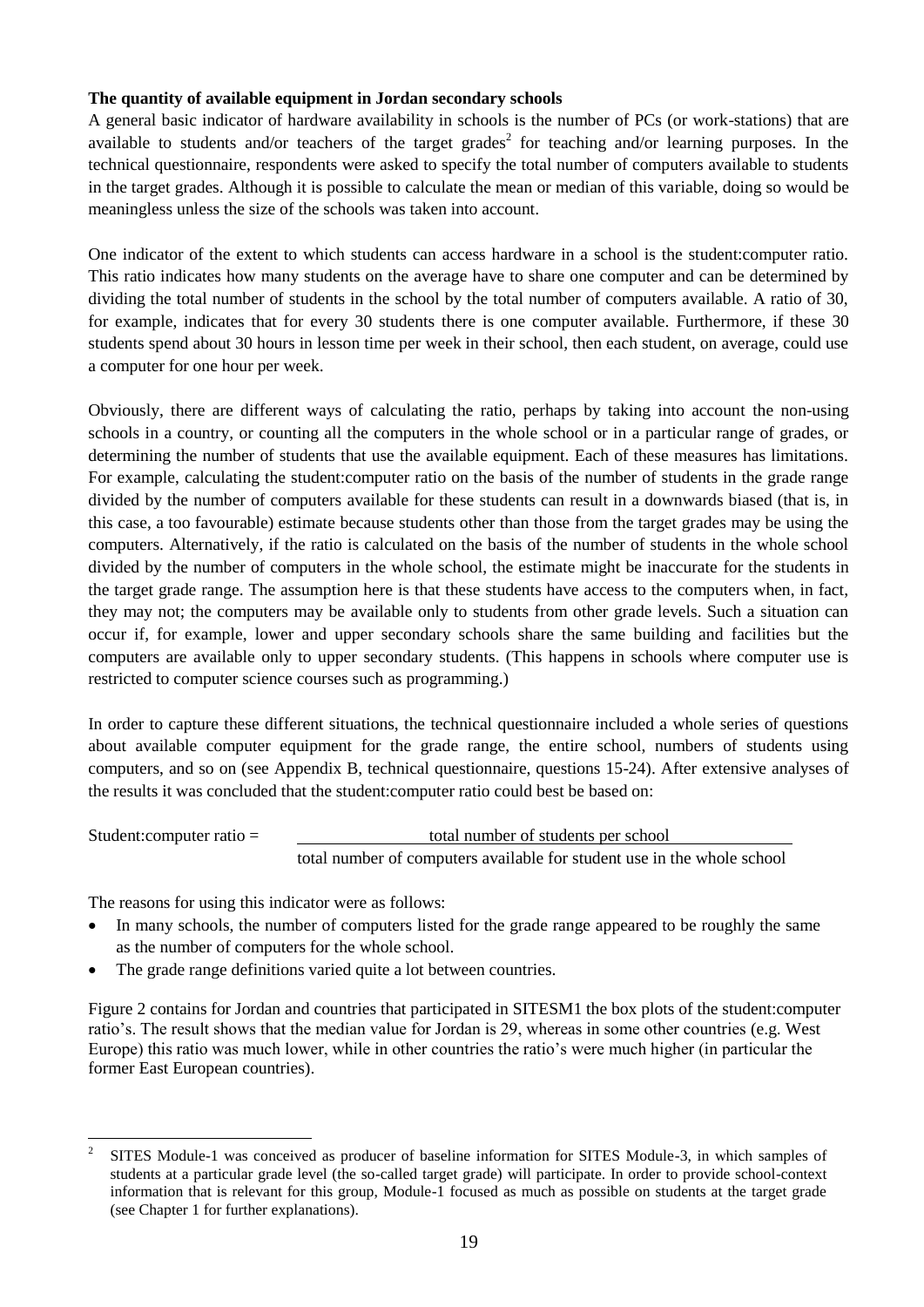**The quantity of available equipment in Jordan secondary schools**

A general basic indicator of hardware availability in schools is the number of PCs (or work-stations) that are available to students and/or teachers of the target grades[2] for teaching and/or learning purposes. In the technical questionnaire, respondents were asked to specify the total number of computers available to students in the target grades. Although it is possible to calculate the mean or median of this variable, doing so would be meaningless unless the size of the schools was taken into account.

One indicator of the extent to which students can access hardware in a school is the student:computer ratio. This ratio indicates how many students on the average have to share one computer and can be determined by dividing the total number of students in the school by the total number of computers available. A ratio of 30, for example, indicates that for every 30 students there is one computer available. Furthermore, if these 30 students spend about 30 hours in lesson time per week in their school, then each student, on average, could use a computer for one hour per week.

Obviously, there are different ways of calculating the ratio, perhaps by taking into account the non-using schools in a country, or counting all the computers in the whole school or in a particular range of grades, or determining the number of students that use the available equipment. Each of these measures has limitations. For example, calculating the student:computer ratio on the basis of the number of students in the grade range divided by the number of computers available for these students can result in a downwards biased (that is, in this case, a too favourable) estimate because students other than those from the target grades may be using the computers. Alternatively, if the ratio is calculated on the basis of the number of students in the whole school divided by the number of computers in the whole school, the estimate might be inaccurate for the students in the target grade range. The assumption here is that these students have access to the computers when, in fact, they may not; the computers may be available only to students from other grade levels. Such a situation can occur if, for example, lower and upper secondary schools share the same building and facilities but the computers are available only to upper secondary students. (This happens in schools where computer use is restricted to computer science courses such as programming.)

In order to capture these different situations, the technical questionnaire included a whole series of questions about available computer equipment for the grade range, the entire school, numbers of students using computers, and so on (see Appendix B, technical questionnaire, questions 15-24). After extensive analyses of the results it was concluded that the student:computer ratio could best be based on:

$$\text{Student:computer ratio} = \frac{\text{total number of students per school}}{\text{total number of computers available for student use in the whole school}}$$

The reasons for using this indicator were as follows:

- In many schools, the number of computers listed for the grade range appeared to be roughly the same as the number of computers for the whole school.
- The grade range definitions varied quite a lot between countries.

Figure 2 contains for Jordan and countries that participated in SITESM1 the box plots of the student:computer ratio's. The result shows that the median value for Jordan is 29, whereas in some other countries (e.g. West Europe) this ratio was much lower, while in other countries the ratio's were much higher (in particular the former East European countries).

---

[2] SITES Module-1 was conceived as producer of baseline information for SITES Module-3, in which samples of students at a particular grade level (the so-called target grade) will participate. In order to provide school-context information that is relevant for this group, Module-1 focused as much as possible on students at the target grade (see Chapter 1 for further explanations).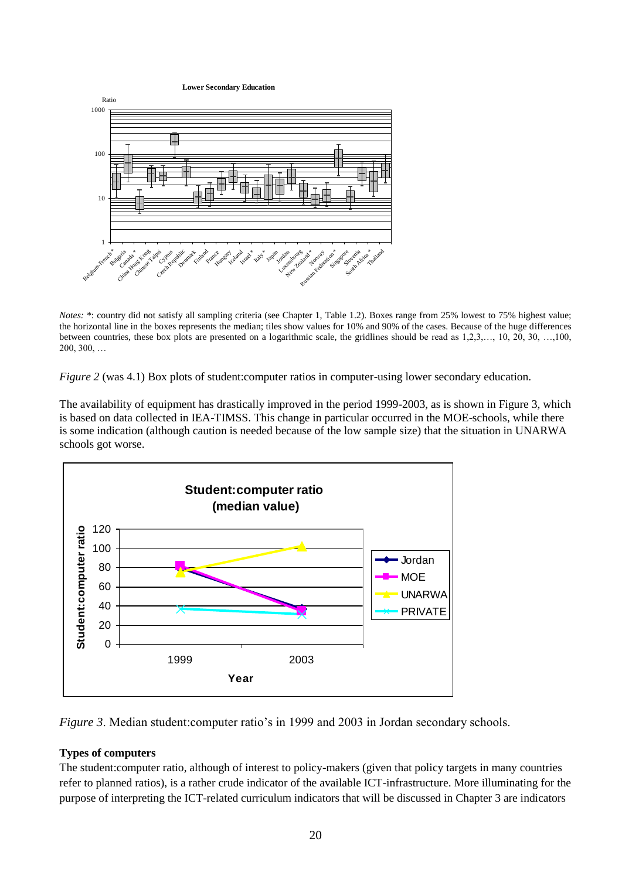*Notes:* \*: country did not satisfy all sampling criteria (see Chapter 1, Table 1.2). Boxes range from 25% lowest to 75% highest value; the horizontal line in the boxes represents the median; tiles show values for 10% and 90% of the cases. Because of the huge differences between countries, these box plots are presented on a logarithmic scale, the gridlines should be read as 1,2,3,…, 10, 20, 30, …,100, 200, 300, …

*Figure 2* (was 4.1) Box plots of student:computer ratios in computer-using lower secondary education.

The availability of equipment has drastically improved in the period 1999-2003, as is shown in Figure 3, which is based on data collected in IEA-TIMSS. This change in particular occurred in the MOE-schools, while there is some indication (although caution is needed because of the low sample size) that the situation in UNARWA schools got worse.

*Figure 3*. Median student:computer ratio's in 1999 and 2003 in Jordan secondary schools.

### Types of computers

The student:computer ratio, although of interest to policy-makers (given that policy targets in many countries refer to planned ratios), is a rather crude indicator of the available ICT-infrastructure. More illuminating for the purpose of interpreting the ICT-related curriculum indicators that will be discussed in Chapter 3 are indicators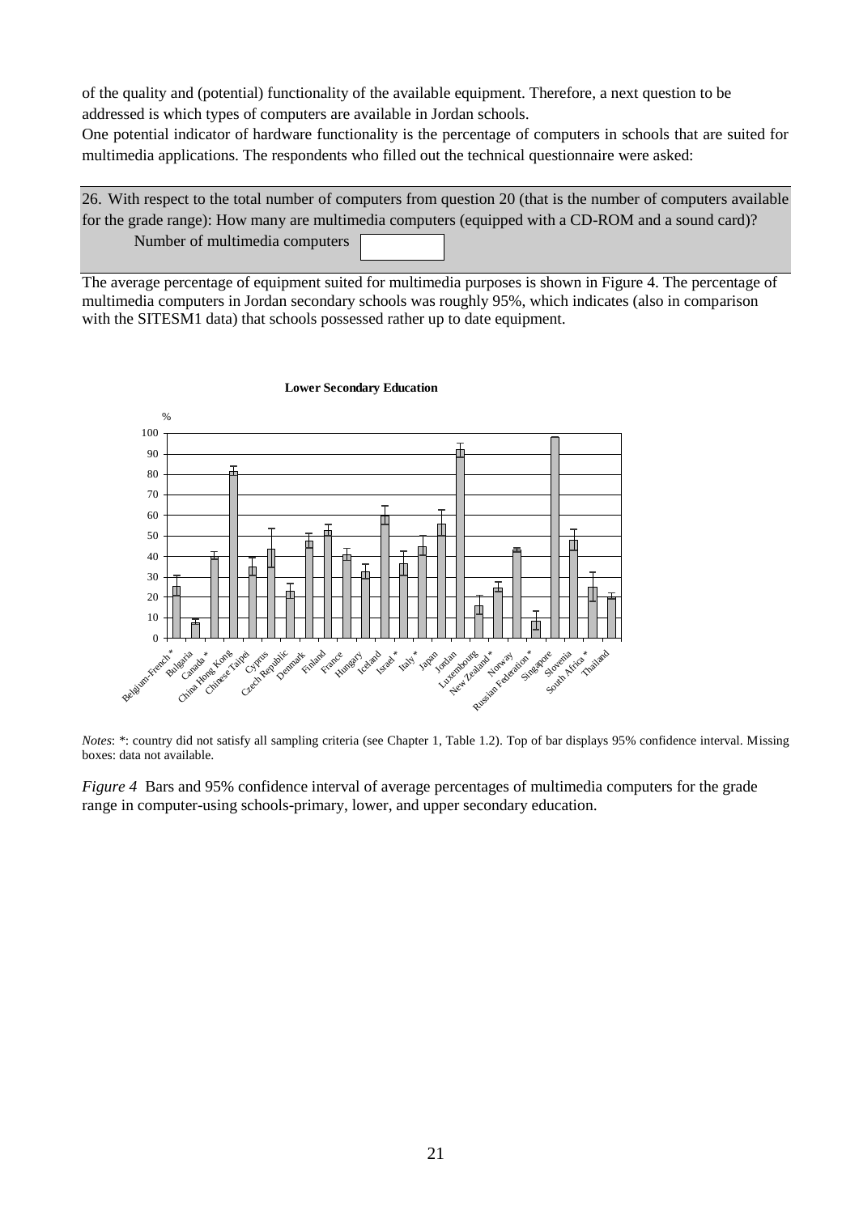of the quality and (potential) functionality of the available equipment. Therefore, a next question to be addressed is which types of computers are available in Jordan schools.

One potential indicator of hardware functionality is the percentage of computers in schools that are suited for multimedia applications. The respondents who filled out the technical questionnaire were asked:

> 26. With respect to the total number of computers from question 20 (that is the number of computers available for the grade range): How many are multimedia computers (equipped with a CD-ROM and a sound card)?
>
> Number of multimedia computers [ ]

The average percentage of equipment suited for multimedia purposes is shown in Figure 4. The percentage of multimedia computers in Jordan secondary schools was roughly 95%, which indicates (also in comparison with the SITESM1 data) that schools possessed rather up to date equipment.

**Lower Secondary Education**

*Notes*: *: country did not satisfy all sampling criteria (see Chapter 1, Table 1.2). Top of bar displays 95% confidence interval. Missing boxes: data not available.

*Figure 4* Bars and 95% confidence interval of average percentages of multimedia computers for the grade range in computer-using schools-primary, lower, and upper secondary education.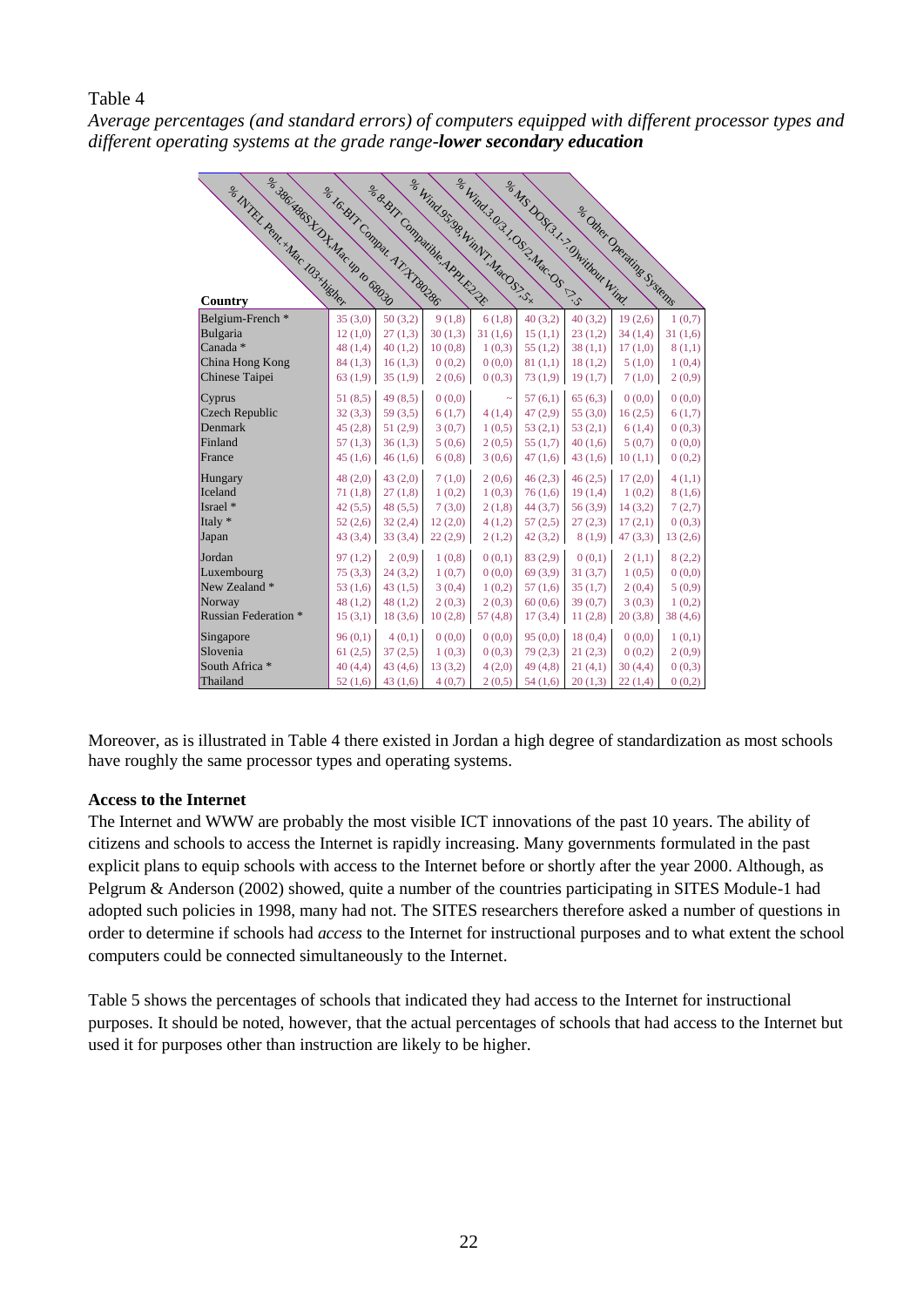Table 4

*Average percentages (and standard errors) of computers equipped with different processor types and different operating systems at the grade range-**lower secondary education***

| Country | % INTEL Pent.+Mac 103+higher | % 386/486SX/DX,Mac up to 68030 | % 16-BIT Compat. AT/XT80286 | % 8-BIT Compatible,APPLE2/2E | % Wind.95/98,WinNT,MacOS7.5+ | % Wind.3.0/3.1,OS/2,Mac-OS <7.5 | % MS DOS(3.1-7.0)without Wind. | % Other Operating Systems |
|---|---|---|---|---|---|---|---|---|
| Belgium-French * | 35 (3,0) | 50 (3,2) | 9 (1,8) | 6 (1,8) | 40 (3,2) | 40 (3,2) | 19 (2,6) | 1 (0,7) |
| Bulgaria | 12 (1,0) | 27 (1,3) | 30 (1,3) | 31 (1,6) | 15 (1,1) | 23 (1,2) | 34 (1,4) | 31 (1,6) |
| Canada * | 48 (1,4) | 40 (1,2) | 10 (0,8) | 1 (0,3) | 55 (1,2) | 38 (1,1) | 17 (1,0) | 8 (1,1) |
| China Hong Kong | 84 (1,3) | 16 (1,3) | 0 (0,2) | 0 (0,0) | 81 (1,1) | 18 (1,2) | 5 (1,0) | 1 (0,4) |
| Chinese Taipei | 63 (1,9) | 35 (1,9) | 2 (0,6) | 0 (0,3) | 73 (1,9) | 19 (1,7) | 7 (1,0) | 2 (0,9) |
| Cyprus | 51 (8,5) | 49 (8,5) | 0 (0,0) | ~ | 57 (6,1) | 65 (6,3) | 0 (0,0) | 0 (0,0) |
| Czech Republic | 32 (3,3) | 59 (3,5) | 6 (1,7) | 4 (1,4) | 47 (2,9) | 55 (3,0) | 16 (2,5) | 6 (1,7) |
| Denmark | 45 (2,8) | 51 (2,9) | 3 (0,7) | 1 (0,5) | 53 (2,1) | 53 (2,1) | 6 (1,4) | 0 (0,3) |
| Finland | 57 (1,3) | 36 (1,3) | 5 (0,6) | 2 (0,5) | 55 (1,7) | 40 (1,6) | 5 (0,7) | 0 (0,0) |
| France | 45 (1,6) | 46 (1,6) | 6 (0,8) | 3 (0,6) | 47 (1,6) | 43 (1,6) | 10 (1,1) | 0 (0,2) |
| Hungary | 48 (2,0) | 43 (2,0) | 7 (1,0) | 2 (0,6) | 46 (2,3) | 46 (2,5) | 17 (2,0) | 4 (1,1) |
| Iceland | 71 (1,8) | 27 (1,8) | 1 (0,2) | 1 (0,3) | 76 (1,6) | 19 (1,4) | 1 (0,2) | 8 (1,6) |
| Israel * | 42 (5,5) | 48 (5,5) | 7 (3,0) | 2 (1,8) | 44 (3,7) | 56 (3,9) | 14 (3,2) | 7 (2,7) |
| Italy * | 52 (2,6) | 32 (2,4) | 12 (2,0) | 4 (1,2) | 57 (2,5) | 27 (2,3) | 17 (2,1) | 0 (0,3) |
| Japan | 43 (3,4) | 33 (3,4) | 22 (2,9) | 2 (1,2) | 42 (3,2) | 8 (1,9) | 47 (3,3) | 13 (2,6) |
| Jordan | 97 (1,2) | 2 (0,9) | 1 (0,8) | 0 (0,1) | 83 (2,9) | 0 (0,1) | 2 (1,1) | 8 (2,2) |
| Luxembourg | 75 (3,3) | 24 (3,2) | 1 (0,7) | 0 (0,0) | 69 (3,9) | 31 (3,7) | 1 (0,5) | 0 (0,0) |
| New Zealand * | 53 (1,6) | 43 (1,5) | 3 (0,4) | 1 (0,2) | 57 (1,6) | 35 (1,7) | 2 (0,4) | 5 (0,9) |
| Norway | 48 (1,2) | 48 (1,2) | 2 (0,3) | 2 (0,3) | 60 (0,6) | 39 (0,7) | 3 (0,3) | 1 (0,2) |
| Russian Federation * | 15 (3,1) | 18 (3,6) | 10 (2,8) | 57 (4,8) | 17 (3,4) | 11 (2,8) | 20 (3,8) | 38 (4,6) |
| Singapore | 96 (0,1) | 4 (0,1) | 0 (0,0) | 0 (0,0) | 95 (0,0) | 18 (0,4) | 0 (0,0) | 1 (0,1) |
| Slovenia | 61 (2,5) | 37 (2,5) | 1 (0,3) | 0 (0,3) | 79 (2,3) | 21 (2,3) | 0 (0,2) | 2 (0,9) |
| South Africa * | 40 (4,4) | 43 (4,6) | 13 (3,2) | 4 (2,0) | 49 (4,8) | 21 (4,1) | 30 (4,4) | 0 (0,3) |
| Thailand | 52 (1,6) | 43 (1,6) | 4 (0,7) | 2 (0,5) | 54 (1,6) | 20 (1,3) | 22 (1,4) | 0 (0,2) |

Moreover, as is illustrated in Table 4 there existed in Jordan a high degree of standardization as most schools have roughly the same processor types and operating systems.

**Access to the Internet**

The Internet and WWW are probably the most visible ICT innovations of the past 10 years. The ability of citizens and schools to access the Internet is rapidly increasing. Many governments formulated in the past explicit plans to equip schools with access to the Internet before or shortly after the year 2000. Although, as Pelgrum & Anderson (2002) showed, quite a number of the countries participating in SITES Module-1 had adopted such policies in 1998, many had not. The SITES researchers therefore asked a number of questions in order to determine if schools had *access* to the Internet for instructional purposes and to what extent the school computers could be connected simultaneously to the Internet.

Table 5 shows the percentages of schools that indicated they had access to the Internet for instructional purposes. It should be noted, however, that the actual percentages of schools that had access to the Internet but used it for purposes other than instruction are likely to be higher.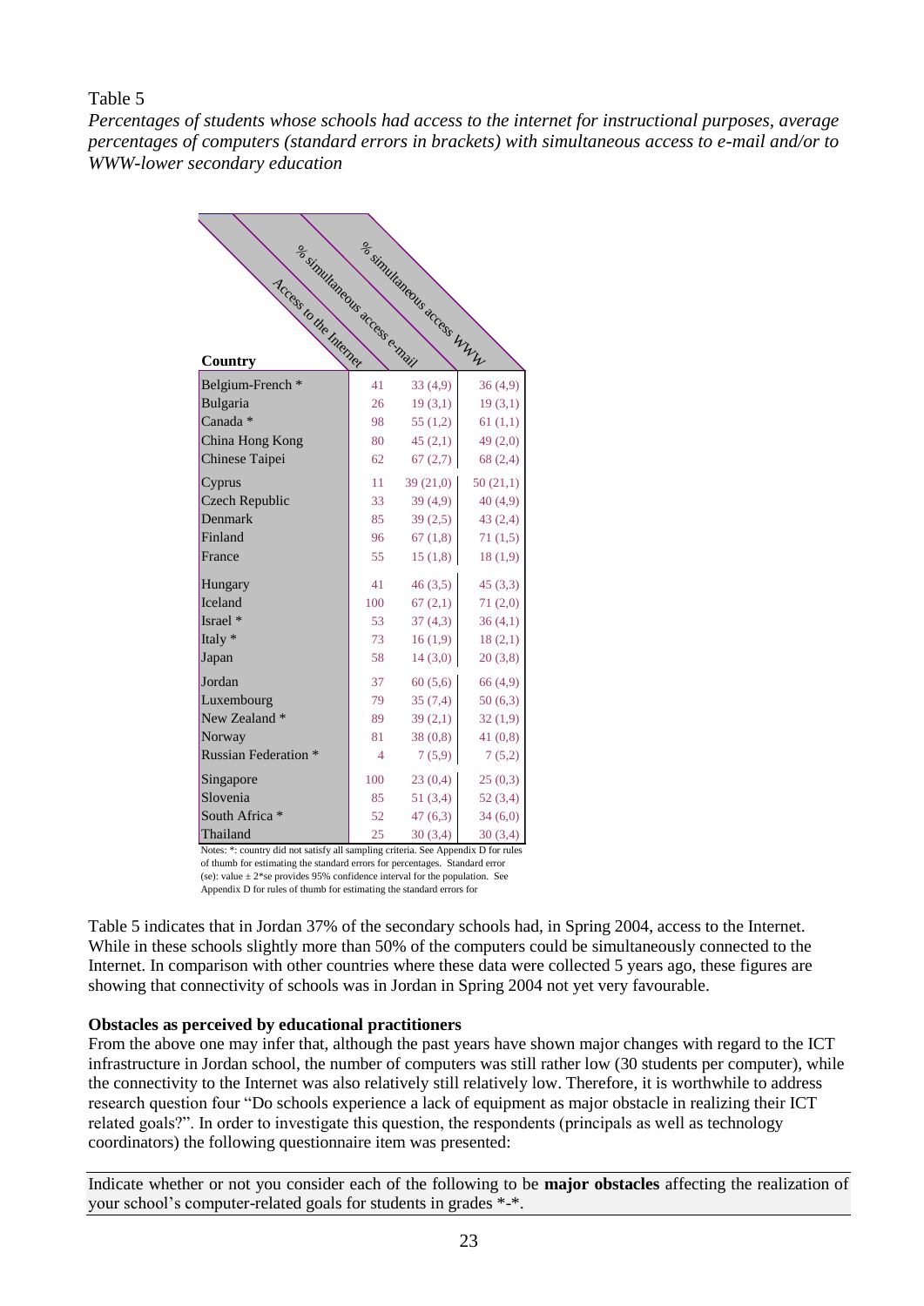Table 5

*Percentages of students whose schools had access to the internet for instructional purposes, average percentages of computers (standard errors in brackets) with simultaneous access to e-mail and/or to WWW-lower secondary education*

| Country | Access to the Internet | % simultaneous access e-mail | % simultaneous access WWW |
|---|---|---|---|
| Belgium-French * | 41 | 33 (4,9) | 36 (4,9) |
| Bulgaria | 26 | 19 (3,1) | 19 (3,1) |
| Canada * | 98 | 55 (1,2) | 61 (1,1) |
| China Hong Kong | 80 | 45 (2,1) | 49 (2,0) |
| Chinese Taipei | 62 | 67 (2,7) | 68 (2,4) |
| Cyprus | 11 | 39 (21,0) | 50 (21,1) |
| Czech Republic | 33 | 39 (4,9) | 40 (4,9) |
| Denmark | 85 | 39 (2,5) | 43 (2,4) |
| Finland | 96 | 67 (1,8) | 71 (1,5) |
| France | 55 | 15 (1,8) | 18 (1,9) |
| Hungary | 41 | 46 (3,5) | 45 (3,3) |
| Iceland | 100 | 67 (2,1) | 71 (2,0) |
| Israel * | 53 | 37 (4,3) | 36 (4,1) |
| Italy * | 73 | 16 (1,9) | 18 (2,1) |
| Japan | 58 | 14 (3,0) | 20 (3,8) |
| Jordan | 37 | 60 (5,6) | 66 (4,9) |
| Luxembourg | 79 | 35 (7,4) | 50 (6,3) |
| New Zealand * | 89 | 39 (2,1) | 32 (1,9) |
| Norway | 81 | 38 (0,8) | 41 (0,8) |
| Russian Federation * | 4 | 7 (5,9) | 7 (5,2) |
| Singapore | 100 | 23 (0,4) | 25 (0,3) |
| Slovenia | 85 | 51 (3,4) | 52 (3,4) |
| South Africa * | 52 | 47 (6,3) | 34 (6,0) |
| Thailand | 25 | 30 (3,4) | 30 (3,4) |

Notes: *: country did not satisfy all sampling criteria. See Appendix D for rules of thumb for estimating the standard errors for percentages. Standard error (se): value ± 2*se provides 95% confidence interval for the population. See Appendix D for rules of thumb for estimating the standard errors for

Table 5 indicates that in Jordan 37% of the secondary schools had, in Spring 2004, access to the Internet. While in these schools slightly more than 50% of the computers could be simultaneously connected to the Internet. In comparison with other countries where these data were collected 5 years ago, these figures are showing that connectivity of schools was in Jordan in Spring 2004 not yet very favourable.

**Obstacles as perceived by educational practitioners**

From the above one may infer that, although the past years have shown major changes with regard to the ICT infrastructure in Jordan school, the number of computers was still rather low (30 students per computer), while the connectivity to the Internet was also relatively still relatively low. Therefore, it is worthwhile to address research question four "Do schools experience a lack of equipment as major obstacle in realizing their ICT related goals?". In order to investigate this question, the respondents (principals as well as technology coordinators) the following questionnaire item was presented:

Indicate whether or not you consider each of the following to be **major obstacles** affecting the realization of your school's computer-related goals for students in grades *-*.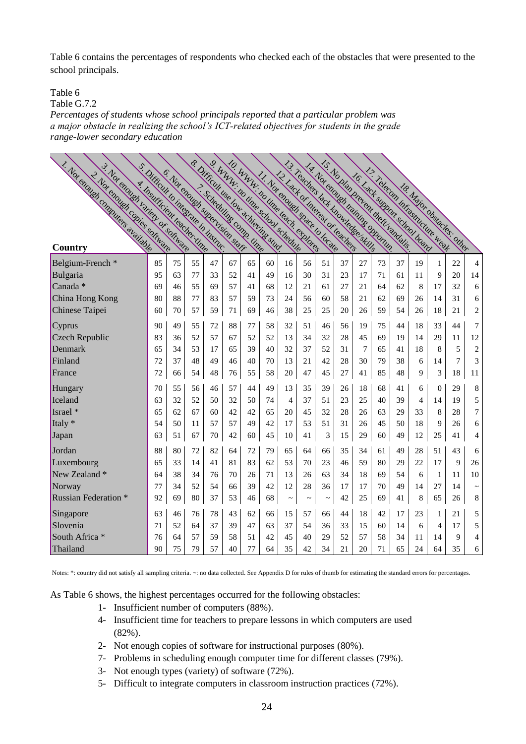Table 6 contains the percentages of respondents who checked each of the obstacles that were presented to the school principals.

Table 6

Table G.7.2

*Percentages of students whose school principals reported that a particular problem was a major obstacle in realizing the school's ICT-related objectives for students in the grade range-lower secondary education*

| Country | 1. Not enough computers available | 2. Not enough copies software | 3. Not enough variety of software | 4. Insufficient teacher-time | 5. Difficult to integrate in instruc. | 6. Not enough supervision staff | 7. Scheduling comp. time | 8. Difficult use low achieving stud. | 9. WWW: no time school schedule | 10. WWW: no time teach. explores | 11. Not enough space to locate | 12. Lack of interest of teachers | 13. Teachers lack knowledge/skills | 14. Not enough training opportun. | 15. No plan prevent theft/vandalis. | 16. Lack support school board | 17. Telecom infrastructure weak | 18. Major obstacles: other |
|---|---|---|---|---|---|---|---|---|---|---|---|---|---|---|---|---|---|---|
| Belgium-French * | 85 | 75 | 55 | 47 | 67 | 65 | 60 | 16 | 56 | 51 | 37 | 27 | 73 | 37 | 19 | 1 | 22 | 4 |
| Bulgaria | 95 | 63 | 77 | 33 | 52 | 41 | 49 | 16 | 30 | 31 | 23 | 17 | 71 | 61 | 11 | 9 | 20 | 14 |
| Canada * | 69 | 46 | 55 | 69 | 57 | 41 | 68 | 12 | 21 | 61 | 27 | 21 | 64 | 62 | 8 | 17 | 32 | 6 |
| China Hong Kong | 80 | 88 | 77 | 83 | 57 | 59 | 73 | 24 | 56 | 60 | 58 | 21 | 62 | 69 | 26 | 14 | 31 | 6 |
| Chinese Taipei | 60 | 70 | 57 | 59 | 71 | 69 | 46 | 38 | 25 | 25 | 20 | 26 | 59 | 54 | 26 | 18 | 21 | 2 |
| Cyprus | 90 | 49 | 55 | 72 | 88 | 77 | 58 | 32 | 51 | 46 | 56 | 19 | 75 | 44 | 18 | 33 | 44 | 7 |
| Czech Republic | 83 | 36 | 52 | 57 | 67 | 52 | 52 | 13 | 34 | 32 | 28 | 45 | 69 | 19 | 14 | 29 | 11 | 12 |
| Denmark | 65 | 34 | 53 | 17 | 65 | 39 | 40 | 32 | 37 | 52 | 31 | 7 | 65 | 41 | 18 | 8 | 5 | 2 |
| Finland | 72 | 37 | 48 | 49 | 46 | 40 | 70 | 13 | 21 | 42 | 28 | 30 | 79 | 38 | 6 | 14 | 7 | 3 |
| France | 72 | 66 | 54 | 48 | 76 | 55 | 58 | 20 | 47 | 45 | 27 | 41 | 85 | 48 | 9 | 3 | 18 | 11 |
| Hungary | 70 | 55 | 56 | 46 | 57 | 44 | 49 | 13 | 35 | 39 | 26 | 18 | 68 | 41 | 6 | 0 | 29 | 8 |
| Iceland | 63 | 32 | 52 | 50 | 32 | 50 | 74 | 4 | 37 | 51 | 23 | 25 | 40 | 39 | 4 | 14 | 19 | 5 |
| Israel * | 65 | 62 | 67 | 60 | 42 | 42 | 65 | 20 | 45 | 32 | 28 | 26 | 63 | 29 | 33 | 8 | 28 | 7 |
| Italy * | 54 | 50 | 11 | 57 | 57 | 49 | 42 | 17 | 53 | 51 | 31 | 26 | 45 | 50 | 18 | 9 | 26 | 6 |
| Japan | 63 | 51 | 67 | 70 | 42 | 60 | 45 | 10 | 41 | 3 | 15 | 29 | 60 | 49 | 12 | 25 | 41 | 4 |
| Jordan | 88 | 80 | 72 | 82 | 64 | 72 | 79 | 65 | 64 | 66 | 35 | 34 | 61 | 49 | 28 | 51 | 43 | 6 |
| Luxembourg | 65 | 33 | 14 | 41 | 81 | 83 | 62 | 53 | 70 | 23 | 46 | 59 | 80 | 29 | 22 | 17 | 9 | 26 |
| New Zealand * | 64 | 38 | 34 | 76 | 70 | 26 | 71 | 13 | 26 | 63 | 34 | 18 | 69 | 54 | 6 | 1 | 11 | 10 |
| Norway | 77 | 34 | 52 | 54 | 66 | 39 | 42 | 12 | 28 | 36 | 17 | 17 | 70 | 49 | 14 | 27 | 14 | ~ |
| Russian Federation * | 92 | 69 | 80 | 37 | 53 | 46 | 68 | ~ | ~ | ~ | 42 | 25 | 69 | 41 | 8 | 65 | 26 | 8 |
| Singapore | 63 | 46 | 76 | 78 | 43 | 62 | 66 | 15 | 57 | 66 | 44 | 18 | 42 | 17 | 23 | 1 | 21 | 5 |
| Slovenia | 71 | 52 | 64 | 37 | 39 | 47 | 63 | 37 | 54 | 36 | 33 | 15 | 60 | 14 | 6 | 4 | 17 | 5 |
| South Africa * | 76 | 64 | 57 | 59 | 58 | 51 | 42 | 45 | 40 | 29 | 52 | 57 | 58 | 34 | 11 | 14 | 9 | 4 |
| Thailand | 90 | 75 | 79 | 57 | 40 | 77 | 64 | 35 | 42 | 34 | 21 | 20 | 71 | 65 | 24 | 64 | 35 | 6 |

Notes: *: country did not satisfy all sampling criteria. ~: no data collected. See Appendix D for rules of thumb for estimating the standard errors for percentages.

As Table 6 shows, the highest percentages occurred for the following obstacles:

1- Insufficient number of computers (88%).

4- Insufficient time for teachers to prepare lessons in which computers are used (82%).

2- Not enough copies of software for instructional purposes (80%).

7- Problems in scheduling enough computer time for different classes (79%).

3- Not enough types (variety) of software (72%).

5- Difficult to integrate computers in classroom instruction practices (72%).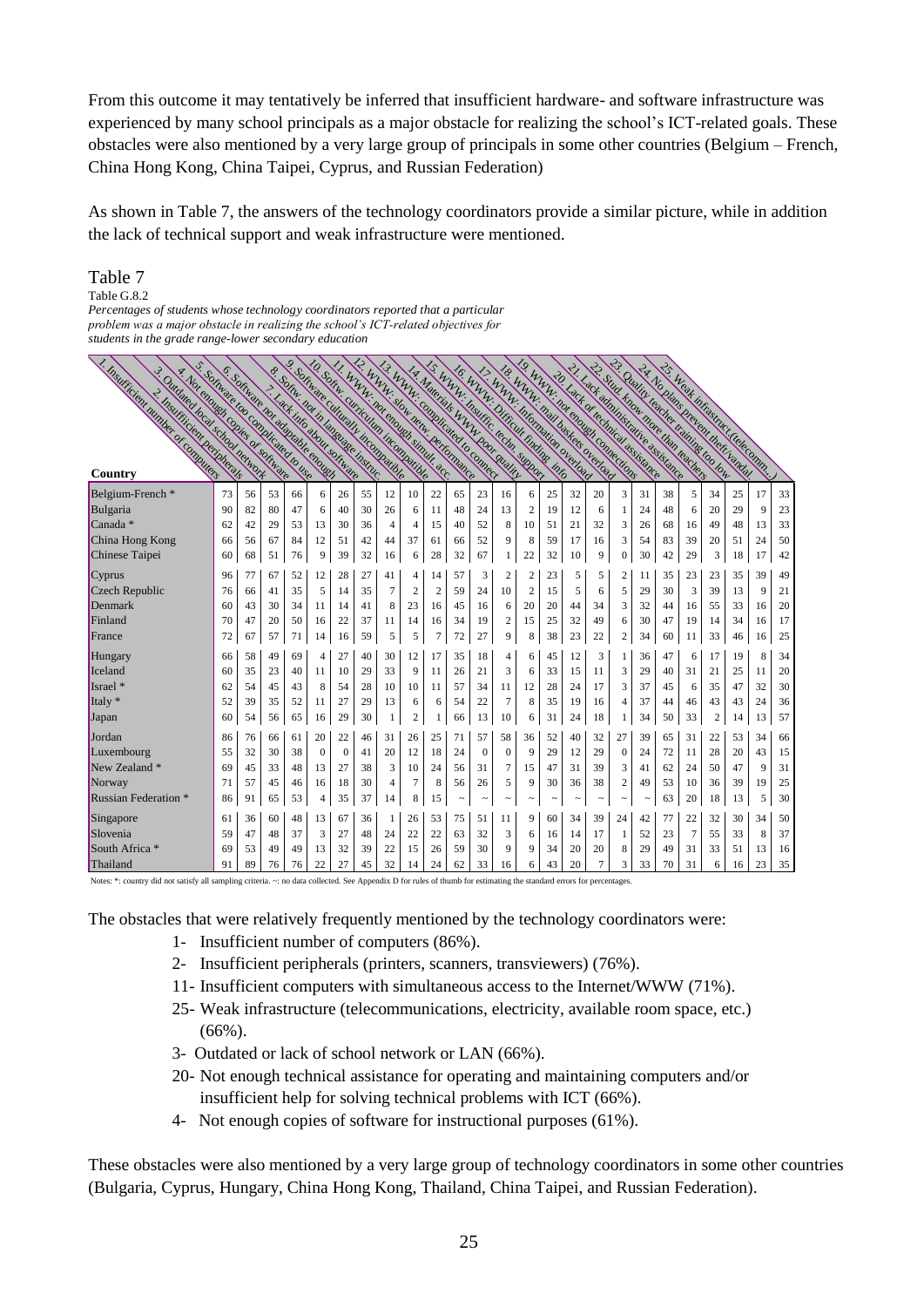From this outcome it may tentatively be inferred that insufficient hardware- and software infrastructure was experienced by many school principals as a major obstacle for realizing the school's ICT-related goals. These obstacles were also mentioned by a very large group of principals in some other countries (Belgium – French, China Hong Kong, China Taipei, Cyprus, and Russian Federation)

As shown in Table 7, the answers of the technology coordinators provide a similar picture, while in addition the lack of technical support and weak infrastructure were mentioned.

Table 7

Table G.8.2

*Percentages of students whose technology coordinators reported that a particular problem was a major obstacle in realizing the school's ICT-related objectives for students in the grade range-lower secondary education*

| Country | 1. Insufficient number of computers | 2. Insufficient peripherals | 3. Outdated local school network | 4. Not enough copies of software | 5. Software too complicated to use | 6. Software not adaptable enough | 7. Lack info about software | 8. Softw. not in language instruc. | 9. Software culturally incompatible | 10. Softw. curriculum incompatible | 11. WWW: not enough simult. acc. | 12. WWW: slow netw. performance | 13. WWW: complicated to connect | 14. Materials WWW poor quality | 15. WWW: Insuffic. techn. support | 16. WWW: Difficult finding info | 17. WWW: Information overload | 18. WWW: mail baskets overload | 19. WWW: not enough connections | 20. Lack of technical assistance | 21. Lack administrative assistance | 22. Stud. know more than teachers | 23. Quality teacher training too low | 24. No plans prevent theft/vandal. | 25. Weak infrastruct. (telecomm.) |
|---|---|---|---|---|---|---|---|---|---|---|---|---|---|---|---|---|---|---|---|---|---|---|---|---|---|
| Belgium-French * | 73 | 56 | 53 | 66 | 6 | 26 | 55 | 12 | 10 | 22 | 65 | 23 | 16 | 6 | 25 | 32 | 20 | 3 | 31 | 38 | 5 | 34 | 25 | 17 | 33 |
| Bulgaria | 90 | 82 | 80 | 47 | 6 | 40 | 30 | 26 | 6 | 11 | 48 | 24 | 13 | 2 | 19 | 12 | 6 | 1 | 24 | 48 | 6 | 20 | 29 | 9 | 23 |
| Canada * | 62 | 42 | 29 | 53 | 13 | 30 | 36 | 4 | 4 | 15 | 40 | 52 | 8 | 10 | 51 | 21 | 32 | 3 | 26 | 68 | 16 | 49 | 48 | 13 | 33 |
| China Hong Kong | 66 | 56 | 67 | 84 | 12 | 51 | 42 | 44 | 37 | 61 | 66 | 52 | 9 | 8 | 59 | 17 | 16 | 3 | 54 | 83 | 39 | 20 | 51 | 24 | 50 |
| Chinese Taipei | 60 | 68 | 51 | 76 | 9 | 39 | 32 | 16 | 6 | 28 | 32 | 67 | 1 | 22 | 32 | 10 | 9 | 0 | 30 | 42 | 29 | 3 | 18 | 17 | 42 |
| Cyprus | 96 | 77 | 67 | 52 | 12 | 28 | 27 | 41 | 4 | 14 | 57 | 3 | 2 | 2 | 23 | 5 | 5 | 2 | 11 | 35 | 23 | 23 | 35 | 39 | 49 |
| Czech Republic | 76 | 66 | 41 | 35 | 5 | 14 | 35 | 7 | 2 | 2 | 59 | 24 | 10 | 2 | 15 | 5 | 6 | 5 | 29 | 30 | 3 | 39 | 13 | 9 | 21 |
| Denmark | 60 | 43 | 30 | 34 | 11 | 14 | 41 | 8 | 23 | 16 | 45 | 16 | 6 | 20 | 20 | 44 | 34 | 3 | 32 | 44 | 16 | 55 | 33 | 16 | 20 |
| Finland | 70 | 47 | 20 | 50 | 16 | 22 | 37 | 11 | 14 | 16 | 34 | 19 | 2 | 15 | 25 | 32 | 49 | 6 | 30 | 47 | 19 | 14 | 34 | 16 | 17 |
| France | 72 | 67 | 57 | 71 | 14 | 16 | 59 | 5 | 5 | 7 | 72 | 27 | 9 | 8 | 38 | 23 | 22 | 2 | 34 | 60 | 11 | 33 | 46 | 16 | 25 |
| Hungary | 66 | 58 | 49 | 69 | 4 | 27 | 40 | 30 | 12 | 17 | 35 | 18 | 4 | 6 | 45 | 12 | 3 | 1 | 36 | 47 | 6 | 17 | 19 | 8 | 34 |
| Iceland | 60 | 35 | 23 | 40 | 11 | 10 | 29 | 33 | 9 | 11 | 26 | 21 | 3 | 6 | 33 | 15 | 11 | 3 | 29 | 40 | 31 | 21 | 25 | 11 | 20 |
| Israel * | 62 | 54 | 45 | 43 | 8 | 54 | 28 | 10 | 10 | 11 | 57 | 34 | 11 | 12 | 28 | 24 | 17 | 3 | 37 | 45 | 6 | 35 | 47 | 32 | 30 |
| Italy * | 52 | 39 | 35 | 52 | 11 | 27 | 29 | 13 | 6 | 6 | 54 | 22 | 7 | 8 | 35 | 19 | 16 | 4 | 37 | 44 | 46 | 43 | 43 | 24 | 36 |
| Japan | 60 | 54 | 56 | 65 | 16 | 29 | 30 | 1 | 2 | 1 | 66 | 13 | 10 | 6 | 31 | 24 | 18 | 1 | 34 | 50 | 33 | 2 | 14 | 13 | 57 |
| Jordan | 86 | 76 | 66 | 61 | 20 | 22 | 46 | 31 | 26 | 25 | 71 | 57 | 58 | 36 | 52 | 40 | 32 | 27 | 39 | 65 | 31 | 22 | 53 | 34 | 66 |
| Luxembourg | 55 | 32 | 30 | 38 | 0 | 0 | 41 | 20 | 12 | 18 | 24 | 0 | 0 | 9 | 29 | 12 | 29 | 0 | 24 | 72 | 11 | 28 | 20 | 43 | 15 |
| New Zealand * | 69 | 45 | 33 | 48 | 13 | 27 | 38 | 3 | 10 | 24 | 56 | 31 | 7 | 15 | 47 | 31 | 39 | 3 | 41 | 62 | 24 | 50 | 47 | 9 | 31 |
| Norway | 71 | 57 | 45 | 46 | 16 | 18 | 30 | 4 | 7 | 8 | 56 | 26 | 5 | 9 | 30 | 36 | 38 | 2 | 49 | 53 | 10 | 36 | 39 | 19 | 25 |
| Russian Federation * | 86 | 91 | 65 | 53 | 4 | 35 | 37 | 14 | 8 | 15 | ~ | ~ | ~ | ~ | ~ | ~ | ~ | ~ | ~ | 63 | 20 | 18 | 13 | 5 | 30 |
| Singapore | 61 | 36 | 60 | 48 | 13 | 67 | 36 | 1 | 26 | 53 | 75 | 51 | 11 | 9 | 60 | 34 | 39 | 24 | 42 | 77 | 22 | 32 | 30 | 34 | 50 |
| Slovenia | 59 | 47 | 48 | 37 | 3 | 27 | 48 | 24 | 22 | 22 | 63 | 32 | 3 | 6 | 16 | 14 | 17 | 1 | 52 | 23 | 7 | 55 | 33 | 8 | 37 |
| South Africa * | 69 | 53 | 49 | 49 | 13 | 32 | 39 | 22 | 15 | 26 | 59 | 30 | 9 | 9 | 34 | 20 | 20 | 8 | 29 | 49 | 31 | 33 | 51 | 13 | 16 |
| Thailand | 91 | 89 | 76 | 76 | 22 | 27 | 45 | 32 | 14 | 24 | 62 | 33 | 16 | 6 | 43 | 20 | 7 | 3 | 33 | 70 | 31 | 6 | 16 | 23 | 35 |

Notes: *: country did not satisfy all sampling criteria. ~: no data collected. See Appendix D for rules of thumb for estimating the standard errors for percentages.

The obstacles that were relatively frequently mentioned by the technology coordinators were:

1- Insufficient number of computers (86%).
2- Insufficient peripherals (printers, scanners, transviewers) (76%).
11- Insufficient computers with simultaneous access to the Internet/WWW (71%).
25- Weak infrastructure (telecommunications, electricity, available room space, etc.) (66%).
3- Outdated or lack of school network or LAN (66%).
20- Not enough technical assistance for operating and maintaining computers and/or insufficient help for solving technical problems with ICT (66%).
4- Not enough copies of software for instructional purposes (61%).

These obstacles were also mentioned by a very large group of technology coordinators in some other countries (Bulgaria, Cyprus, Hungary, China Hong Kong, Thailand, China Taipei, and Russian Federation).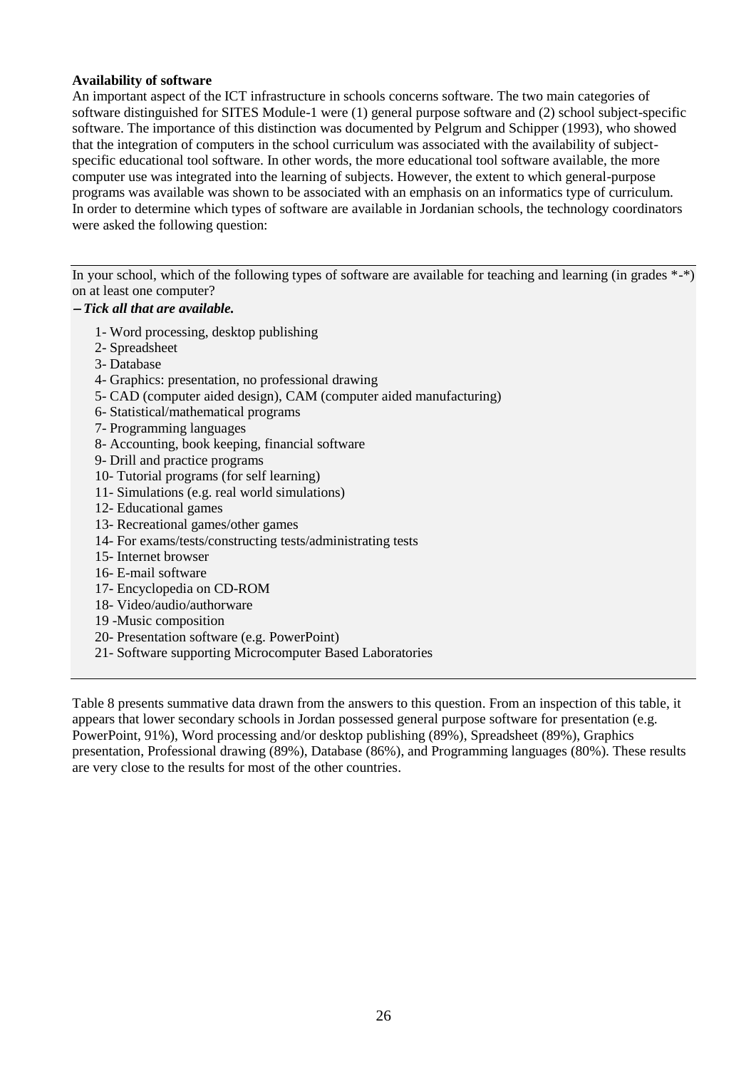**Availability of software**

An important aspect of the ICT infrastructure in schools concerns software. The two main categories of software distinguished for SITES Module-1 were (1) general purpose software and (2) school subject-specific software. The importance of this distinction was documented by Pelgrum and Schipper (1993), who showed that the integration of computers in the school curriculum was associated with the availability of subject-specific educational tool software. In other words, the more educational tool software available, the more computer use was integrated into the learning of subjects. However, the extent to which general-purpose programs was available was shown to be associated with an emphasis on an informatics type of curriculum. In order to determine which types of software are available in Jordanian schools, the technology coordinators were asked the following question:

In your school, which of the following types of software are available for teaching and learning (in grades *-*) on at least one computer?

**– *Tick all that are available.***

1- Word processing, desktop publishing
2- Spreadsheet
3- Database
4- Graphics: presentation, no professional drawing
5- CAD (computer aided design), CAM (computer aided manufacturing)
6- Statistical/mathematical programs
7- Programming languages
8- Accounting, book keeping, financial software
9- Drill and practice programs
10- Tutorial programs (for self learning)
11- Simulations (e.g. real world simulations)
12- Educational games
13- Recreational games/other games
14- For exams/tests/constructing tests/administrating tests
15- Internet browser
16- E-mail software
17- Encyclopedia on CD-ROM
18- Video/audio/authorware
19 -Music composition
20- Presentation software (e.g. PowerPoint)
21- Software supporting Microcomputer Based Laboratories

Table 8 presents summative data drawn from the answers to this question. From an inspection of this table, it appears that lower secondary schools in Jordan possessed general purpose software for presentation (e.g. PowerPoint, 91%), Word processing and/or desktop publishing (89%), Spreadsheet (89%), Graphics presentation, Professional drawing (89%), Database (86%), and Programming languages (80%). These results are very close to the results for most of the other countries.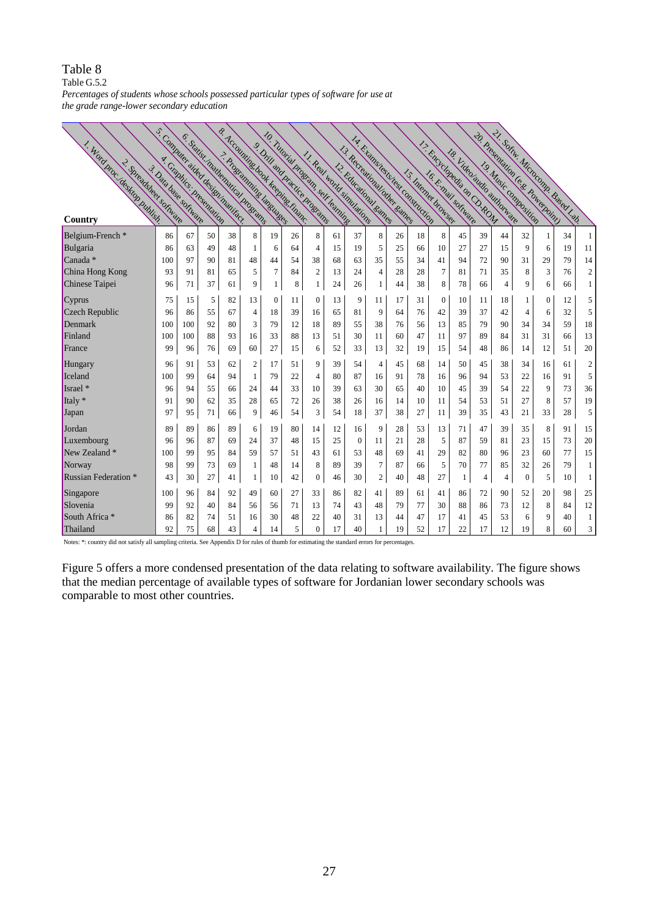Table 8

Table G.5.2

*Percentages of students whose schools possessed particular types of software for use at the grade range-lower secondary education*

| Country | 1. Word proc./desktop publish. | 2. Spreadsheet software | 3. Data base software | 4. Graphics: presentation | 5. Computer aided design/manifact. | 6. Statist./mathematical programs | 7. Programming languages | 8. Accounting,book keeping,financ. | 9. Drill and practice programs | 10. Tutorial program, self learning | 11. Real world simulations | 12. Educational games | 13. Recreational/other games | 14. Exams/tests/test construction | 15. Internet browser | 16. E-mail software | 17. Encyclopedia on CD-ROM | 18. Video/audio authorware | 19. Music composition | 20. Presentation (e.g. Powerpoint) | 21. Softw. Microcomp. Based Lab. |
|---|---|---|---|---|---|---|---|---|---|---|---|---|---|---|---|---|---|---|---|---|---|
| Belgium-French * | 86 | 67 | 50 | 38 | 8 | 19 | 26 | 8 | 61 | 37 | 8 | 26 | 18 | 8 | 45 | 39 | 44 | 32 | 1 | 34 | 1 |
| Bulgaria | 86 | 63 | 49 | 48 | 1 | 6 | 64 | 4 | 15 | 19 | 5 | 25 | 66 | 10 | 27 | 27 | 15 | 9 | 6 | 19 | 11 |
| Canada * | 100 | 97 | 90 | 81 | 48 | 44 | 54 | 38 | 68 | 63 | 35 | 55 | 34 | 41 | 94 | 72 | 90 | 31 | 29 | 79 | 14 |
| China Hong Kong | 93 | 91 | 81 | 65 | 5 | 7 | 84 | 2 | 13 | 24 | 4 | 28 | 28 | 7 | 81 | 71 | 35 | 8 | 3 | 76 | 2 |
| Chinese Taipei | 96 | 71 | 37 | 61 | 9 | 1 | 8 | 1 | 24 | 26 | 1 | 44 | 38 | 8 | 78 | 66 | 4 | 9 | 6 | 66 | 1 |
| Cyprus | 75 | 15 | 5 | 82 | 13 | 0 | 11 | 0 | 13 | 9 | 11 | 17 | 31 | 0 | 10 | 11 | 18 | 1 | 0 | 12 | 5 |
| Czech Republic | 96 | 86 | 55 | 67 | 4 | 18 | 39 | 16 | 65 | 81 | 9 | 64 | 76 | 42 | 39 | 37 | 42 | 4 | 6 | 32 | 5 |
| Denmark | 100 | 100 | 92 | 80 | 3 | 79 | 12 | 18 | 89 | 55 | 38 | 76 | 56 | 13 | 85 | 79 | 90 | 34 | 34 | 59 | 18 |
| Finland | 100 | 100 | 88 | 93 | 16 | 33 | 88 | 13 | 51 | 30 | 11 | 60 | 47 | 11 | 97 | 89 | 84 | 31 | 31 | 66 | 13 |
| France | 99 | 96 | 76 | 69 | 60 | 27 | 15 | 6 | 52 | 33 | 13 | 32 | 19 | 15 | 54 | 48 | 86 | 14 | 12 | 51 | 20 |
| Hungary | 96 | 91 | 53 | 62 | 2 | 17 | 51 | 9 | 39 | 54 | 4 | 45 | 68 | 14 | 50 | 45 | 38 | 34 | 16 | 61 | 2 |
| Iceland | 100 | 99 | 64 | 94 | 1 | 79 | 22 | 4 | 80 | 87 | 16 | 91 | 78 | 16 | 96 | 94 | 53 | 22 | 16 | 91 | 5 |
| Israel * | 96 | 94 | 55 | 66 | 24 | 44 | 33 | 10 | 39 | 63 | 30 | 65 | 40 | 10 | 45 | 39 | 54 | 22 | 9 | 73 | 36 |
| Italy * | 91 | 90 | 62 | 35 | 28 | 65 | 72 | 26 | 38 | 26 | 16 | 14 | 10 | 11 | 54 | 53 | 51 | 27 | 8 | 57 | 19 |
| Japan | 97 | 95 | 71 | 66 | 9 | 46 | 54 | 3 | 54 | 18 | 37 | 38 | 27 | 11 | 39 | 35 | 43 | 21 | 33 | 28 | 5 |
| Jordan | 89 | 89 | 86 | 89 | 6 | 19 | 80 | 14 | 12 | 16 | 9 | 28 | 53 | 13 | 71 | 47 | 39 | 35 | 8 | 91 | 15 |
| Luxembourg | 96 | 96 | 87 | 69 | 24 | 37 | 48 | 15 | 25 | 0 | 11 | 21 | 28 | 5 | 87 | 59 | 81 | 23 | 15 | 73 | 20 |
| New Zealand * | 100 | 99 | 95 | 84 | 59 | 57 | 51 | 43 | 61 | 53 | 48 | 69 | 41 | 29 | 82 | 80 | 96 | 23 | 60 | 77 | 15 |
| Norway | 98 | 99 | 73 | 69 | 1 | 48 | 14 | 8 | 89 | 39 | 7 | 87 | 66 | 5 | 70 | 77 | 85 | 32 | 26 | 79 | 1 |
| Russian Federation * | 43 | 30 | 27 | 41 | 1 | 10 | 42 | 0 | 46 | 30 | 2 | 40 | 48 | 27 | 1 | 4 | 4 | 0 | 5 | 10 | 1 |
| Singapore | 100 | 96 | 84 | 92 | 49 | 60 | 27 | 33 | 86 | 82 | 41 | 89 | 61 | 41 | 86 | 72 | 90 | 52 | 20 | 98 | 25 |
| Slovenia | 99 | 92 | 40 | 84 | 56 | 56 | 71 | 13 | 74 | 43 | 48 | 79 | 77 | 30 | 88 | 86 | 73 | 12 | 8 | 84 | 12 |
| South Africa * | 86 | 82 | 74 | 51 | 16 | 30 | 48 | 22 | 40 | 31 | 13 | 44 | 47 | 17 | 41 | 45 | 53 | 6 | 9 | 40 | 1 |
| Thailand | 92 | 75 | 68 | 43 | 4 | 14 | 5 | 0 | 17 | 40 | 1 | 19 | 52 | 17 | 22 | 17 | 12 | 19 | 8 | 60 | 3 |

Notes: *: country did not satisfy all sampling criteria. See Appendix D for rules of thumb for estimating the standard errors for percentages.

Figure 5 offers a more condensed presentation of the data relating to software availability. The figure shows that the median percentage of available types of software for Jordanian lower secondary schools was comparable to most other countries.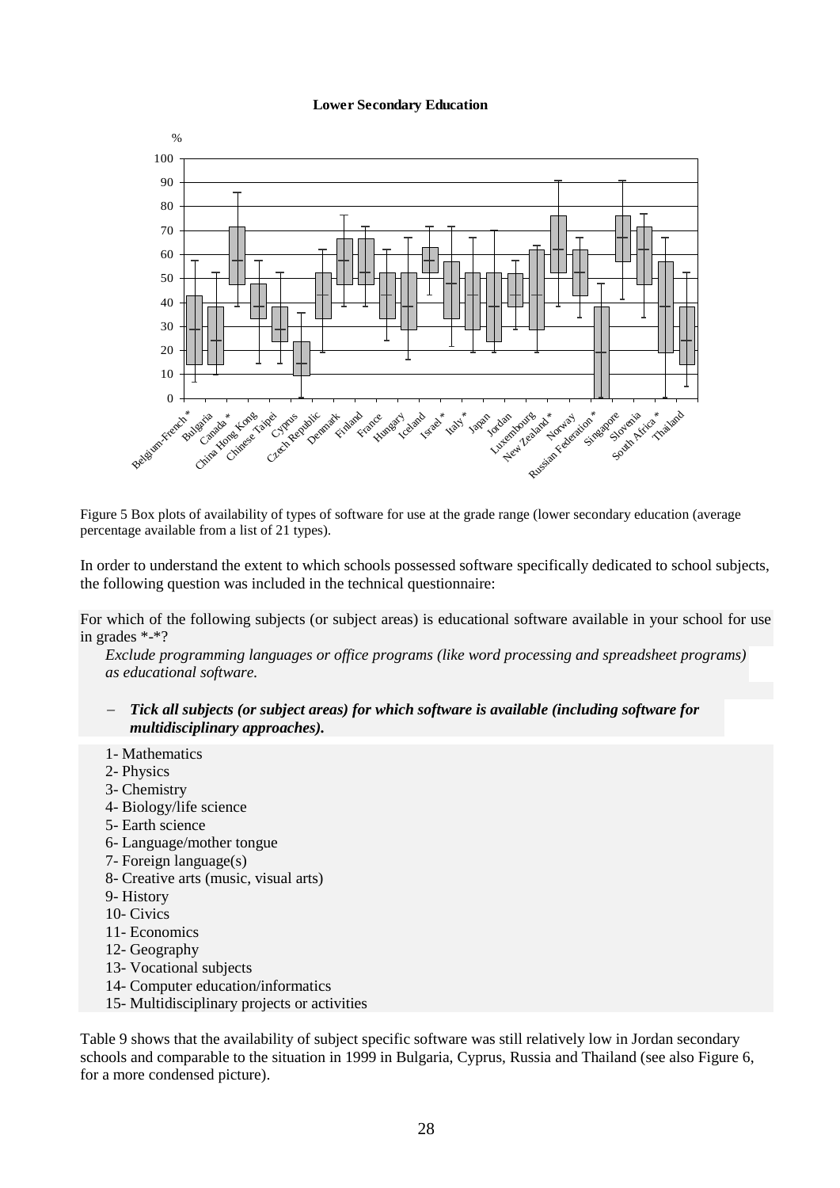**Lower Secondary Education**

Figure 5 Box plots of availability of types of software for use at the grade range (lower secondary education (average percentage available from a list of 21 types).

In order to understand the extent to which schools possessed software specifically dedicated to school subjects, the following question was included in the technical questionnaire:

For which of the following subjects (or subject areas) is educational software available in your school for use in grades *-*?

*Exclude programming languages or office programs (like word processing and spreadsheet programs) as educational software.*

- ***Tick all subjects (or subject areas) for which software is available (including software for multidisciplinary approaches).***

1- Mathematics
2- Physics
3- Chemistry
4- Biology/life science
5- Earth science
6- Language/mother tongue
7- Foreign language(s)
8- Creative arts (music, visual arts)
9- History
10- Civics
11- Economics
12- Geography
13- Vocational subjects
14- Computer education/informatics
15- Multidisciplinary projects or activities

Table 9 shows that the availability of subject specific software was still relatively low in Jordan secondary schools and comparable to the situation in 1999 in Bulgaria, Cyprus, Russia and Thailand (see also Figure 6, for a more condensed picture).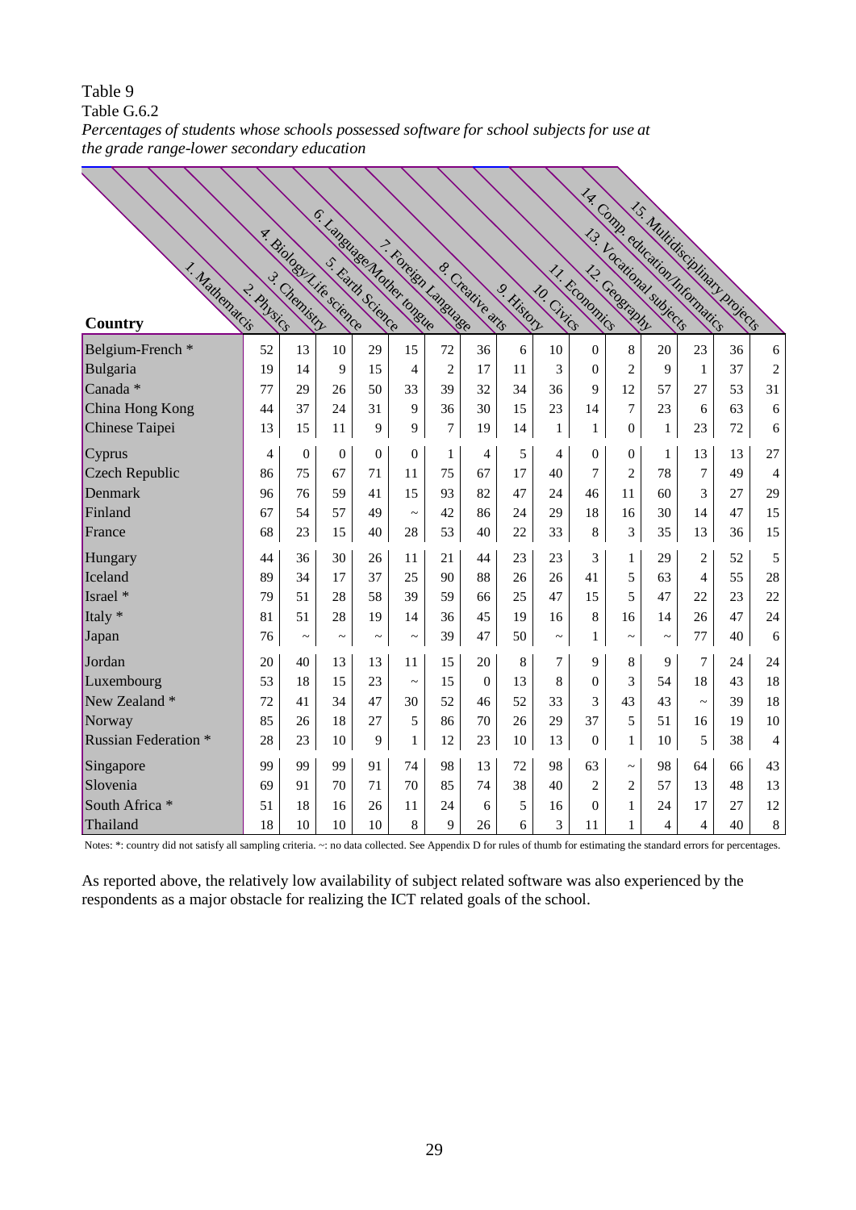Table 9

Table G.6.2

*Percentages of students whose schools possessed software for school subjects for use at the grade range-lower secondary education*

| Country | 1. Mathematatcis | 2. Physics | 3. Chemistry | 4. Biology/Life science | 5. Earth Science | 6. Language/Mother tongue | 7. Foreign Language | 8. Creative arts | 9. History | 10. Civics | 11. Economics | 12. Geography | 13. Vocational subjects | 14. Comp. education/Informatics | 15. Multidisciplinary projects |
|---|---|---|---|---|---|---|---|---|---|---|---|---|---|---|---|
| Belgium-French * | 52 | 13 | 10 | 29 | 15 | 72 | 36 | 6 | 10 | 0 | 8 | 20 | 23 | 36 | 6 |
| Bulgaria | 19 | 14 | 9 | 15 | 4 | 2 | 17 | 11 | 3 | 0 | 2 | 9 | 1 | 37 | 2 |
| Canada * | 77 | 29 | 26 | 50 | 33 | 39 | 32 | 34 | 36 | 9 | 12 | 57 | 27 | 53 | 31 |
| China Hong Kong | 44 | 37 | 24 | 31 | 9 | 36 | 30 | 15 | 23 | 14 | 7 | 23 | 6 | 63 | 6 |
| Chinese Taipei | 13 | 15 | 11 | 9 | 9 | 7 | 19 | 14 | 1 | 1 | 0 | 1 | 23 | 72 | 6 |
| Cyprus | 4 | 0 | 0 | 0 | 0 | 1 | 4 | 5 | 4 | 0 | 0 | 1 | 13 | 13 | 27 |
| Czech Republic | 86 | 75 | 67 | 71 | 11 | 75 | 67 | 17 | 40 | 7 | 2 | 78 | 7 | 49 | 4 |
| Denmark | 96 | 76 | 59 | 41 | 15 | 93 | 82 | 47 | 24 | 46 | 11 | 60 | 3 | 27 | 29 |
| Finland | 67 | 54 | 57 | 49 | ~ | 42 | 86 | 24 | 29 | 18 | 16 | 30 | 14 | 47 | 15 |
| France | 68 | 23 | 15 | 40 | 28 | 53 | 40 | 22 | 33 | 8 | 3 | 35 | 13 | 36 | 15 |
| Hungary | 44 | 36 | 30 | 26 | 11 | 21 | 44 | 23 | 23 | 3 | 1 | 29 | 2 | 52 | 5 |
| Iceland | 89 | 34 | 17 | 37 | 25 | 90 | 88 | 26 | 26 | 41 | 5 | 63 | 4 | 55 | 28 |
| Israel * | 79 | 51 | 28 | 58 | 39 | 59 | 66 | 25 | 47 | 15 | 5 | 47 | 22 | 23 | 22 |
| Italy * | 81 | 51 | 28 | 19 | 14 | 36 | 45 | 19 | 16 | 8 | 16 | 14 | 26 | 47 | 24 |
| Japan | 76 | ~ | ~ | ~ | ~ | 39 | 47 | 50 | ~ | 1 | ~ | ~ | 77 | 40 | 6 |
| Jordan | 20 | 40 | 13 | 13 | 11 | 15 | 20 | 8 | 7 | 9 | 8 | 9 | 7 | 24 | 24 |
| Luxembourg | 53 | 18 | 15 | 23 | ~ | 15 | 0 | 13 | 8 | 0 | 3 | 54 | 18 | 43 | 18 |
| New Zealand * | 72 | 41 | 34 | 47 | 30 | 52 | 46 | 52 | 33 | 3 | 43 | 43 | ~ | 39 | 18 |
| Norway | 85 | 26 | 18 | 27 | 5 | 86 | 70 | 26 | 29 | 37 | 5 | 51 | 16 | 19 | 10 |
| Russian Federation * | 28 | 23 | 10 | 9 | 1 | 12 | 23 | 10 | 13 | 0 | 1 | 10 | 5 | 38 | 4 |
| Singapore | 99 | 99 | 99 | 91 | 74 | 98 | 13 | 72 | 98 | 63 | ~ | 98 | 64 | 66 | 43 |
| Slovenia | 69 | 91 | 70 | 71 | 70 | 85 | 74 | 38 | 40 | 2 | 2 | 57 | 13 | 48 | 13 |
| South Africa * | 51 | 18 | 16 | 26 | 11 | 24 | 6 | 5 | 16 | 0 | 1 | 24 | 17 | 27 | 12 |
| Thailand | 18 | 10 | 10 | 10 | 8 | 9 | 26 | 6 | 3 | 11 | 1 | 4 | 4 | 40 | 8 |

Notes: *: country did not satisfy all sampling criteria. ~: no data collected. See Appendix D for rules of thumb for estimating the standard errors for percentages.

As reported above, the relatively low availability of subject related software was also experienced by the respondents as a major obstacle for realizing the ICT related goals of the school.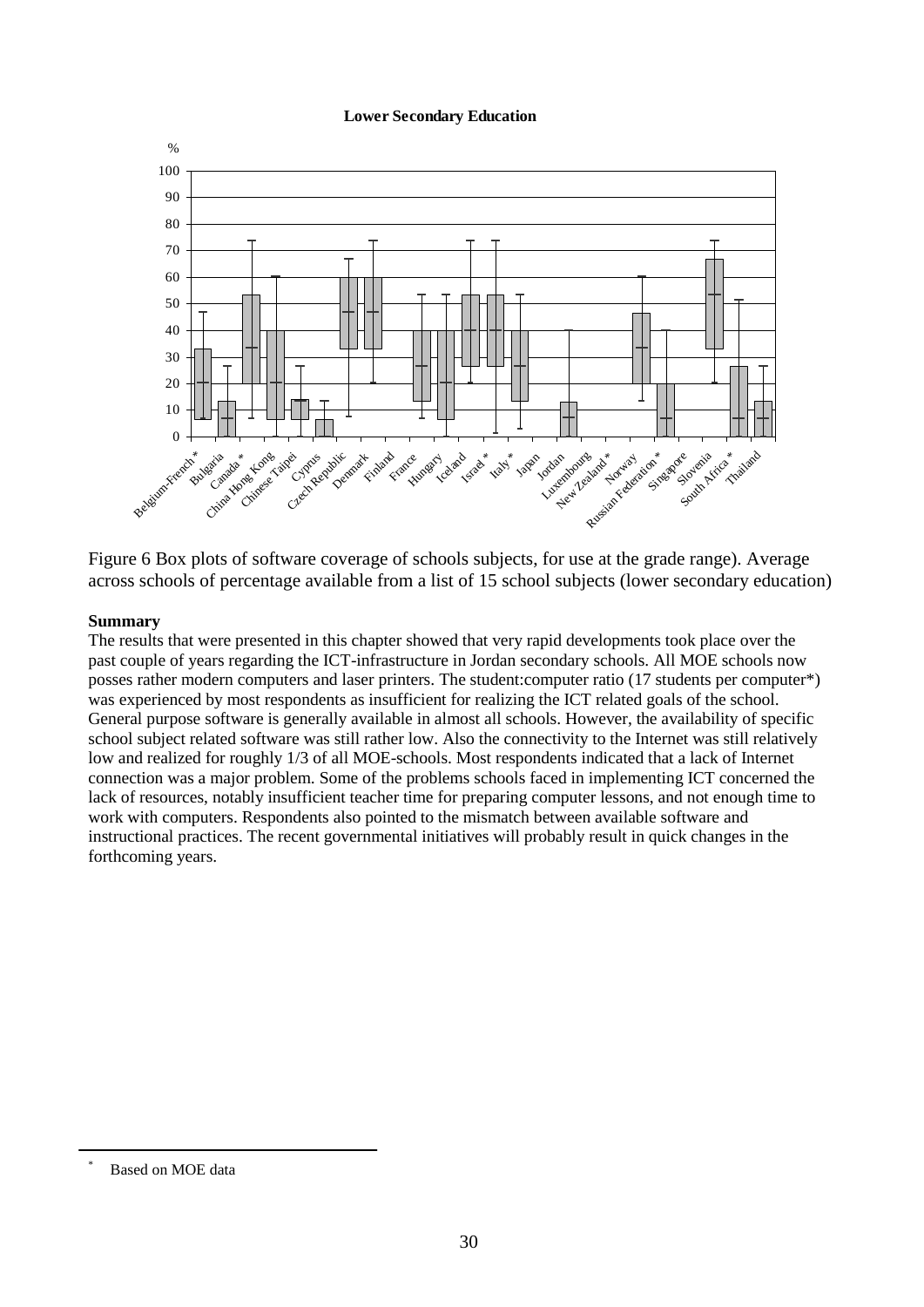**Lower Secondary Education**

Figure 6 Box plots of software coverage of schools subjects, for use at the grade range). Average across schools of percentage available from a list of 15 school subjects (lower secondary education)

**Summary**

The results that were presented in this chapter showed that very rapid developments took place over the past couple of years regarding the ICT-infrastructure in Jordan secondary schools. All MOE schools now posses rather modern computers and laser printers. The student:computer ratio (17 students per computer*) was experienced by most respondents as insufficient for realizing the ICT related goals of the school. General purpose software is generally available in almost all schools. However, the availability of specific school subject related software was still rather low. Also the connectivity to the Internet was still relatively low and realized for roughly 1/3 of all MOE-schools. Most respondents indicated that a lack of Internet connection was a major problem. Some of the problems schools faced in implementing ICT concerned the lack of resources, notably insufficient teacher time for preparing computer lessons, and not enough time to work with computers. Respondents also pointed to the mismatch between available software and instructional practices. The recent governmental initiatives will probably result in quick changes in the forthcoming years.

---

* Based on MOE data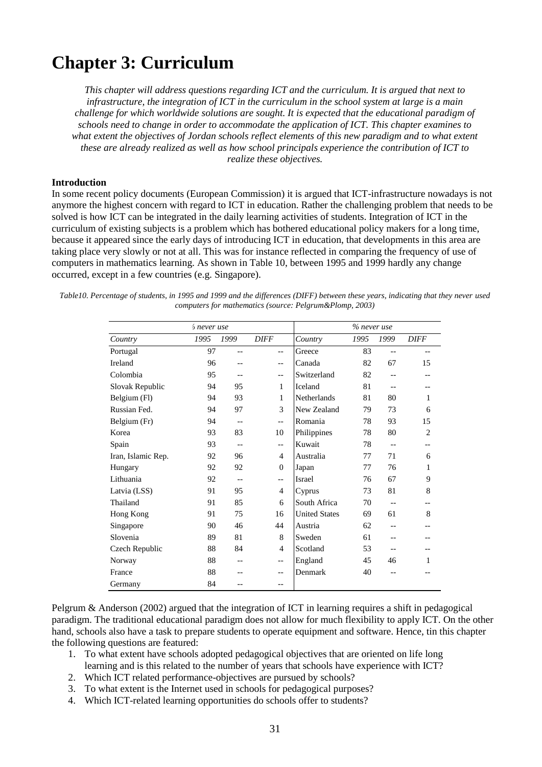# Chapter 3: Curriculum

*This chapter will address questions regarding ICT and the curriculum. It is argued that next to infrastructure, the integration of ICT in the curriculum in the school system at large is a main challenge for which worldwide solutions are sought. It is expected that the educational paradigm of schools need to change in order to accommodate the application of ICT. This chapter examines to what extent the objectives of Jordan schools reflect elements of this new paradigm and to what extent these are already realized as well as how school principals experience the contribution of ICT to realize these objectives.*

**Introduction**

In some recent policy documents (European Commission) it is argued that ICT-infrastructure nowadays is not anymore the highest concern with regard to ICT in education. Rather the challenging problem that needs to be solved is how ICT can be integrated in the daily learning activities of students. Integration of ICT in the curriculum of existing subjects is a problem which has bothered educational policy makers for a long time, because it appeared since the early days of introducing ICT in education, that developments in this area are taking place very slowly or not at all. This was for instance reflected in comparing the frequency of use of computers in mathematics learning. As shown in Table 10, between 1995 and 1999 hardly any change occurred, except in a few countries (e.g. Singapore).

*Table10. Percentage of students, in 1995 and 1999 and the differences (DIFF) between these years, indicating that they never used computers for mathematics (source: Pelgrum&Plomp, 2003)*

| | *% never use* | | | | *% never use* | | |
|---|---|---|---|---|---|---|---|
| *Country* | *1995* | *1999* | *DIFF* | *Country* | *1995* | *1999* | *DIFF* |
| Portugal | 97 | -- | -- | Greece | 83 | -- | -- |
| Ireland | 96 | -- | -- | Canada | 82 | 67 | 15 |
| Colombia | 95 | -- | -- | Switzerland | 82 | -- | -- |
| Slovak Republic | 94 | 95 | 1 | Iceland | 81 | -- | -- |
| Belgium (Fl) | 94 | 93 | 1 | Netherlands | 81 | 80 | 1 |
| Russian Fed. | 94 | 97 | 3 | New Zealand | 79 | 73 | 6 |
| Belgium (Fr) | 94 | -- | -- | Romania | 78 | 93 | 15 |
| Korea | 93 | 83 | 10 | Philippines | 78 | 80 | 2 |
| Spain | 93 | -- | -- | Kuwait | 78 | -- | -- |
| Iran, Islamic Rep. | 92 | 96 | 4 | Australia | 77 | 71 | 6 |
| Hungary | 92 | 92 | 0 | Japan | 77 | 76 | 1 |
| Lithuania | 92 | -- | -- | Israel | 76 | 67 | 9 |
| Latvia (LSS) | 91 | 95 | 4 | Cyprus | 73 | 81 | 8 |
| Thailand | 91 | 85 | 6 | South Africa | 70 | -- | -- |
| Hong Kong | 91 | 75 | 16 | United States | 69 | 61 | 8 |
| Singapore | 90 | 46 | 44 | Austria | 62 | -- | -- |
| Slovenia | 89 | 81 | 8 | Sweden | 61 | -- | -- |
| Czech Republic | 88 | 84 | 4 | Scotland | 53 | -- | -- |
| Norway | 88 | -- | -- | England | 45 | 46 | 1 |
| France | 88 | -- | -- | Denmark | 40 | -- | -- |
| Germany | 84 | -- | -- | | | | |

Pelgrum & Anderson (2002) argued that the integration of ICT in learning requires a shift in pedagogical paradigm. The traditional educational paradigm does not allow for much flexibility to apply ICT. On the other hand, schools also have a task to prepare students to operate equipment and software. Hence, tin this chapter the following questions are featured:

1. To what extent have schools adopted pedagogical objectives that are oriented on life long learning and is this related to the number of years that schools have experience with ICT?
2. Which ICT related performance-objectives are pursued by schools?
3. To what extent is the Internet used in schools for pedagogical purposes?
4. Which ICT-related learning opportunities do schools offer to students?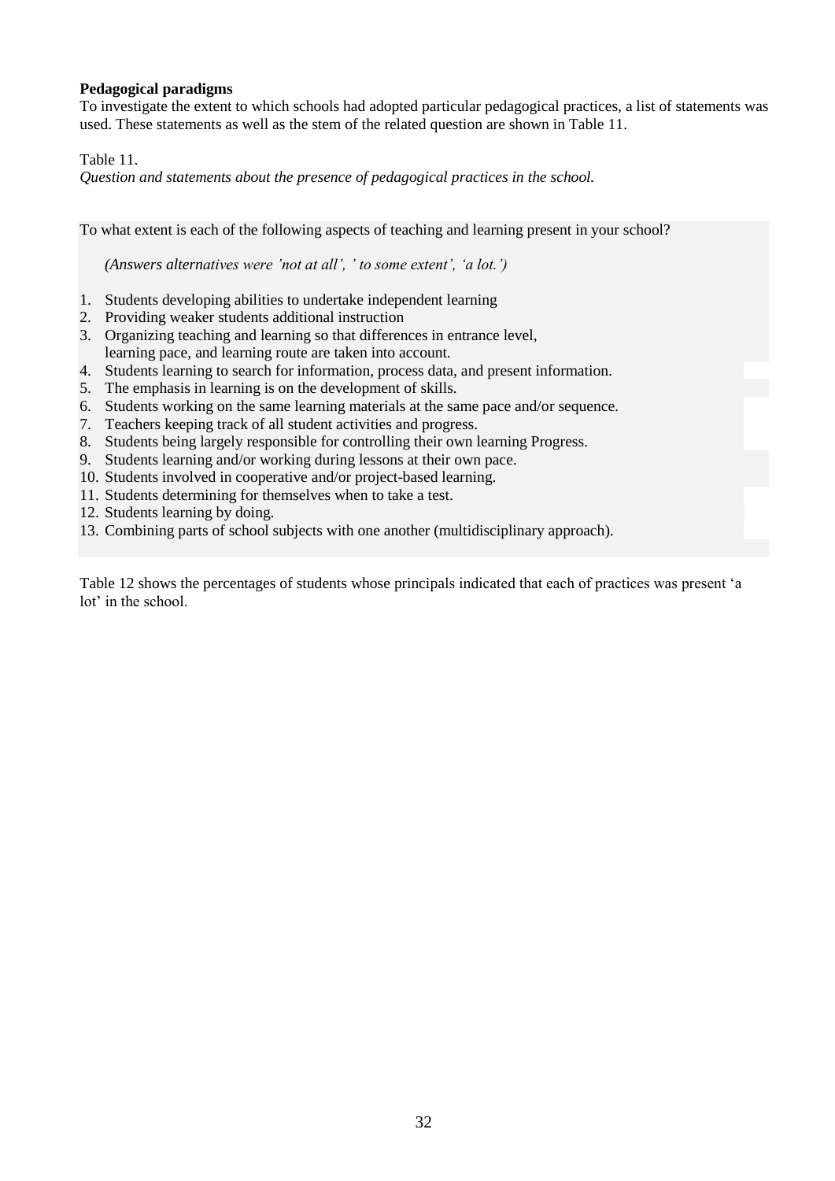**Pedagogical paradigms**

To investigate the extent to which schools had adopted particular pedagogical practices, a list of statements was used. These statements as well as the stem of the related question are shown in Table 11.

Table 11.

*Question and statements about the presence of pedagogical practices in the school.*

To what extent is each of the following aspects of teaching and learning present in your school?

*(Answers alternatives were 'not at all', ' to some extent', 'a lot.')*

1. Students developing abilities to undertake independent learning
2. Providing weaker students additional instruction
3. Organizing teaching and learning so that differences in entrance level, learning pace, and learning route are taken into account.
4. Students learning to search for information, process data, and present information.
5. The emphasis in learning is on the development of skills.
6. Students working on the same learning materials at the same pace and/or sequence.
7. Teachers keeping track of all student activities and progress.
8. Students being largely responsible for controlling their own learning Progress.
9. Students learning and/or working during lessons at their own pace.
10. Students involved in cooperative and/or project-based learning.
11. Students determining for themselves when to take a test.
12. Students learning by doing.
13. Combining parts of school subjects with one another (multidisciplinary approach).

Table 12 shows the percentages of students whose principals indicated that each of practices was present 'a lot' in the school.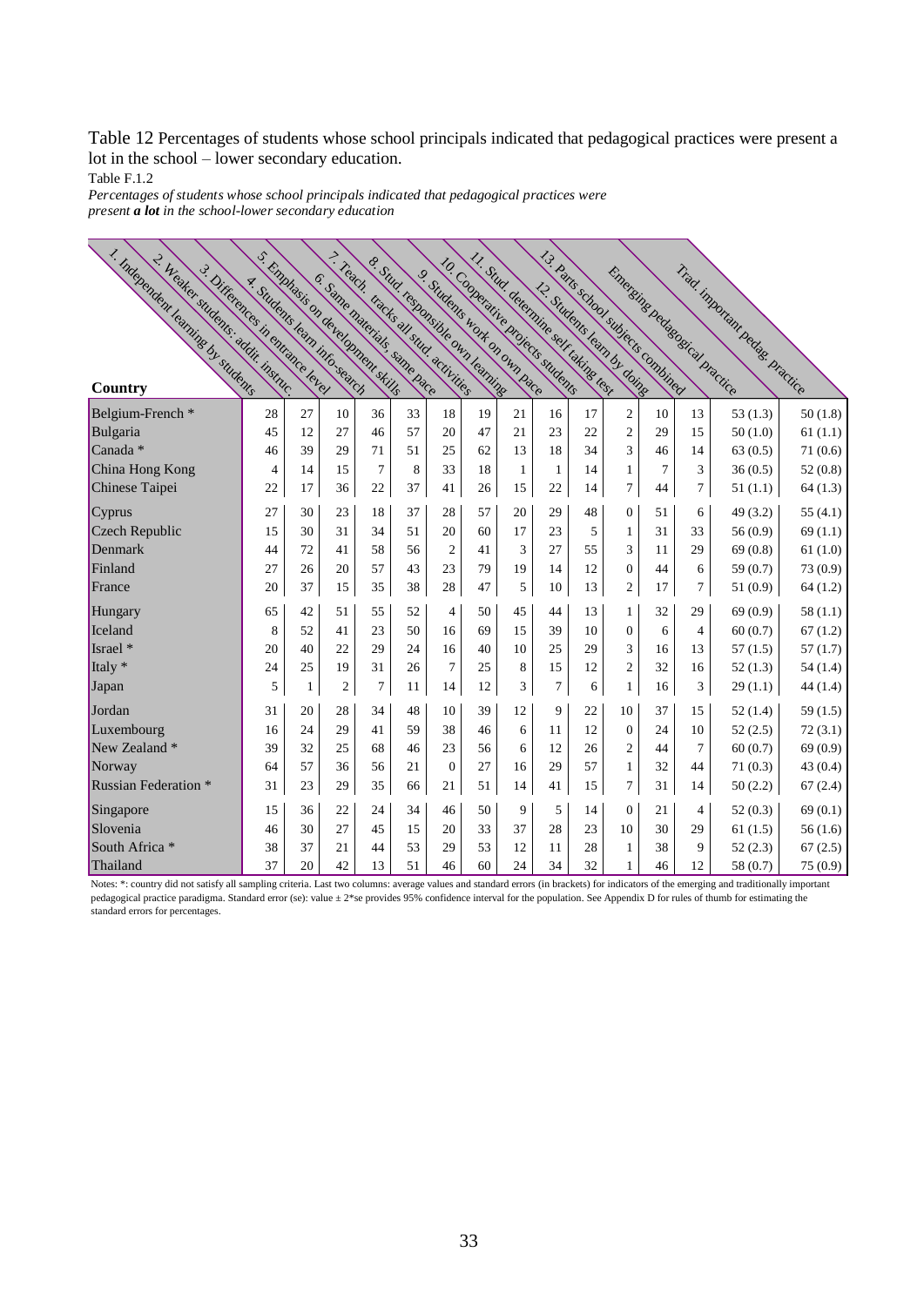Table 12 Percentages of students whose school principals indicated that pedagogical practices were present a lot in the school – lower secondary education.

Table F.1.2

*Percentages of students whose school principals indicated that pedagogical practices were present* ***a lot*** *in the school-lower secondary education*

| Country | 1. Independent learning by students | 2. Weaker students: addit. instruc. | 3. Differences in entrance level | 4. Students learn info-search | 5. Emphasis on development skills | 6. Same materials, same pace | 7. Teach. tracks all stud. activities | 8. Stud. responsible own learning | 9. Students work on own pace | 10. Cooperative projects students | 11. Stud. determine self taking test | 12. Students learn by doing | 13. Parts school subjects combined | Emerging pedagogical practice | Trad. important pedag. practice |
|---|---|---|---|---|---|---|---|---|---|---|---|---|---|---|---|
| Belgium-French * | 28 | 27 | 10 | 36 | 33 | 18 | 19 | 21 | 16 | 17 | 2 | 10 | 13 | 53 (1.3) | 50 (1.8) |
| Bulgaria | 45 | 12 | 27 | 46 | 57 | 20 | 47 | 21 | 23 | 22 | 2 | 29 | 15 | 50 (1.0) | 61 (1.1) |
| Canada * | 46 | 39 | 29 | 71 | 51 | 25 | 62 | 13 | 18 | 34 | 3 | 46 | 14 | 63 (0.5) | 71 (0.6) |
| China Hong Kong | 4 | 14 | 15 | 7 | 8 | 33 | 18 | 1 | 1 | 14 | 1 | 7 | 3 | 36 (0.5) | 52 (0.8) |
| Chinese Taipei | 22 | 17 | 36 | 22 | 37 | 41 | 26 | 15 | 22 | 14 | 7 | 44 | 7 | 51 (1.1) | 64 (1.3) |
| Cyprus | 27 | 30 | 23 | 18 | 37 | 28 | 57 | 20 | 29 | 48 | 0 | 51 | 6 | 49 (3.2) | 55 (4.1) |
| Czech Republic | 15 | 30 | 31 | 34 | 51 | 20 | 60 | 17 | 23 | 5 | 1 | 31 | 33 | 56 (0.9) | 69 (1.1) |
| Denmark | 44 | 72 | 41 | 58 | 56 | 2 | 41 | 3 | 27 | 55 | 3 | 11 | 29 | 69 (0.8) | 61 (1.0) |
| Finland | 27 | 26 | 20 | 57 | 43 | 23 | 79 | 19 | 14 | 12 | 0 | 44 | 6 | 59 (0.7) | 73 (0.9) |
| France | 20 | 37 | 15 | 35 | 38 | 28 | 47 | 5 | 10 | 13 | 2 | 17 | 7 | 51 (0.9) | 64 (1.2) |
| Hungary | 65 | 42 | 51 | 55 | 52 | 4 | 50 | 45 | 44 | 13 | 1 | 32 | 29 | 69 (0.9) | 58 (1.1) |
| Iceland | 8 | 52 | 41 | 23 | 50 | 16 | 69 | 15 | 39 | 10 | 0 | 6 | 4 | 60 (0.7) | 67 (1.2) |
| Israel * | 20 | 40 | 22 | 29 | 24 | 16 | 40 | 10 | 25 | 29 | 3 | 16 | 13 | 57 (1.5) | 57 (1.7) |
| Italy * | 24 | 25 | 19 | 31 | 26 | 7 | 25 | 8 | 15 | 12 | 2 | 32 | 16 | 52 (1.3) | 54 (1.4) |
| Japan | 5 | 1 | 2 | 7 | 11 | 14 | 12 | 3 | 7 | 6 | 1 | 16 | 3 | 29 (1.1) | 44 (1.4) |
| Jordan | 31 | 20 | 28 | 34 | 48 | 10 | 39 | 12 | 9 | 22 | 10 | 37 | 15 | 52 (1.4) | 59 (1.5) |
| Luxembourg | 16 | 24 | 29 | 41 | 59 | 38 | 46 | 6 | 11 | 12 | 0 | 24 | 10 | 52 (2.5) | 72 (3.1) |
| New Zealand * | 39 | 32 | 25 | 68 | 46 | 23 | 56 | 6 | 12 | 26 | 2 | 44 | 7 | 60 (0.7) | 69 (0.9) |
| Norway | 64 | 57 | 36 | 56 | 21 | 0 | 27 | 16 | 29 | 57 | 1 | 32 | 44 | 71 (0.3) | 43 (0.4) |
| Russian Federation * | 31 | 23 | 29 | 35 | 66 | 21 | 51 | 14 | 41 | 15 | 7 | 31 | 14 | 50 (2.2) | 67 (2.4) |
| Singapore | 15 | 36 | 22 | 24 | 34 | 46 | 50 | 9 | 5 | 14 | 0 | 21 | 4 | 52 (0.3) | 69 (0.1) |
| Slovenia | 46 | 30 | 27 | 45 | 15 | 20 | 33 | 37 | 28 | 23 | 10 | 30 | 29 | 61 (1.5) | 56 (1.6) |
| South Africa * | 38 | 37 | 21 | 44 | 53 | 29 | 53 | 12 | 11 | 28 | 1 | 38 | 9 | 52 (2.3) | 67 (2.5) |
| Thailand | 37 | 20 | 42 | 13 | 51 | 46 | 60 | 24 | 34 | 32 | 1 | 46 | 12 | 58 (0.7) | 75 (0.9) |

Notes: *: country did not satisfy all sampling criteria. Last two columns: average values and standard errors (in brackets) for indicators of the emerging and traditionally important pedagogical practice paradigma. Standard error (se): value ± 2*se provides 95% confidence interval for the population. See Appendix D for rules of thumb for estimating the standard errors for percentages.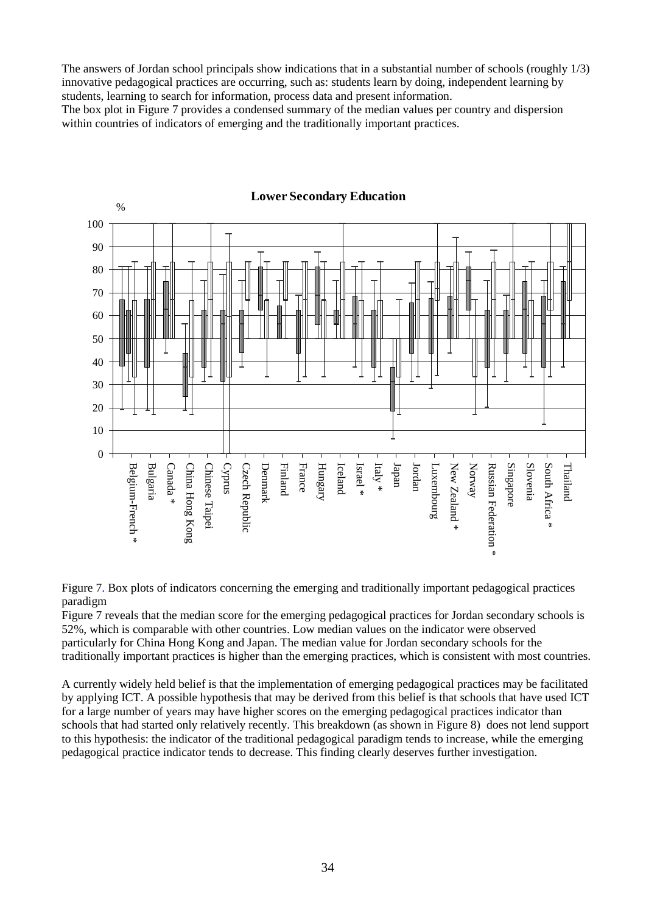The answers of Jordan school principals show indications that in a substantial number of schools (roughly 1/3) innovative pedagogical practices are occurring, such as: students learn by doing, independent learning by students, learning to search for information, process data and present information.

The box plot in Figure 7 provides a condensed summary of the median values per country and dispersion within countries of indicators of emerging and the traditionally important practices.

Figure 7. Box plots of indicators concerning the emerging and traditionally important pedagogical practices paradigm

Figure 7 reveals that the median score for the emerging pedagogical practices for Jordan secondary schools is 52%, which is comparable with other countries. Low median values on the indicator were observed particularly for China Hong Kong and Japan. The median value for Jordan secondary schools for the traditionally important practices is higher than the emerging practices, which is consistent with most countries.

A currently widely held belief is that the implementation of emerging pedagogical practices may be facilitated by applying ICT. A possible hypothesis that may be derived from this belief is that schools that have used ICT for a large number of years may have higher scores on the emerging pedagogical practices indicator than schools that had started only relatively recently. This breakdown (as shown in Figure 8) does not lend support to this hypothesis: the indicator of the traditional pedagogical paradigm tends to increase, while the emerging pedagogical practice indicator tends to decrease. This finding clearly deserves further investigation.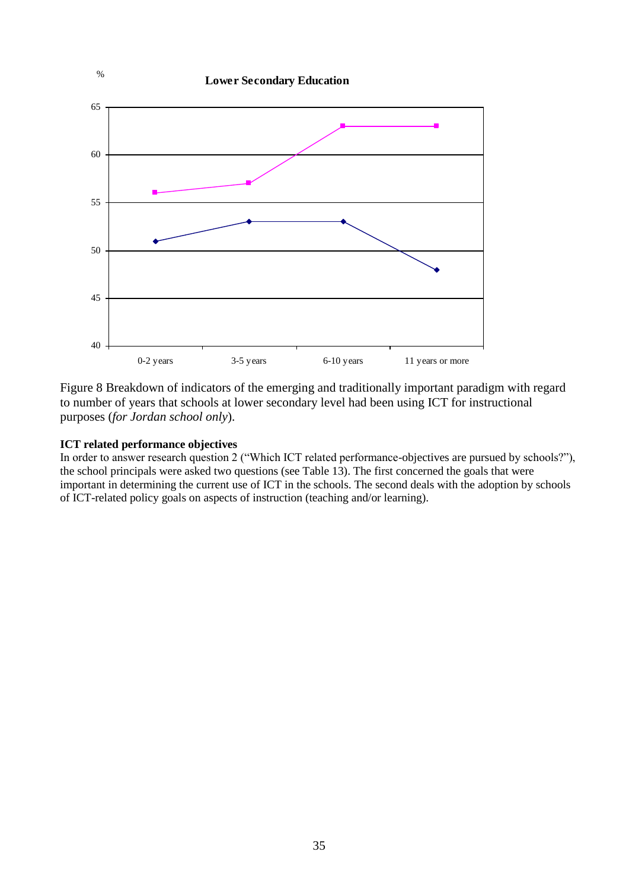%

**Lower Secondary Education**

| | 0-2 years | 3-5 years | 6-10 years | 11 years or more |
|---|---|---|---|---|
| Series 1 (pink) | 56 | 57 | 63 | 63 |
| Series 2 (blue) | 51 | 53 | 53 | 48 |

Figure 8 Breakdown of indicators of the emerging and traditionally important paradigm with regard to number of years that schools at lower secondary level had been using ICT for instructional purposes (*for Jordan school only*).

**ICT related performance objectives**

In order to answer research question 2 ("Which ICT related performance-objectives are pursued by schools?"), the school principals were asked two questions (see Table 13). The first concerned the goals that were important in determining the current use of ICT in the schools. The second deals with the adoption by schools of ICT-related policy goals on aspects of instruction (teaching and/or learning).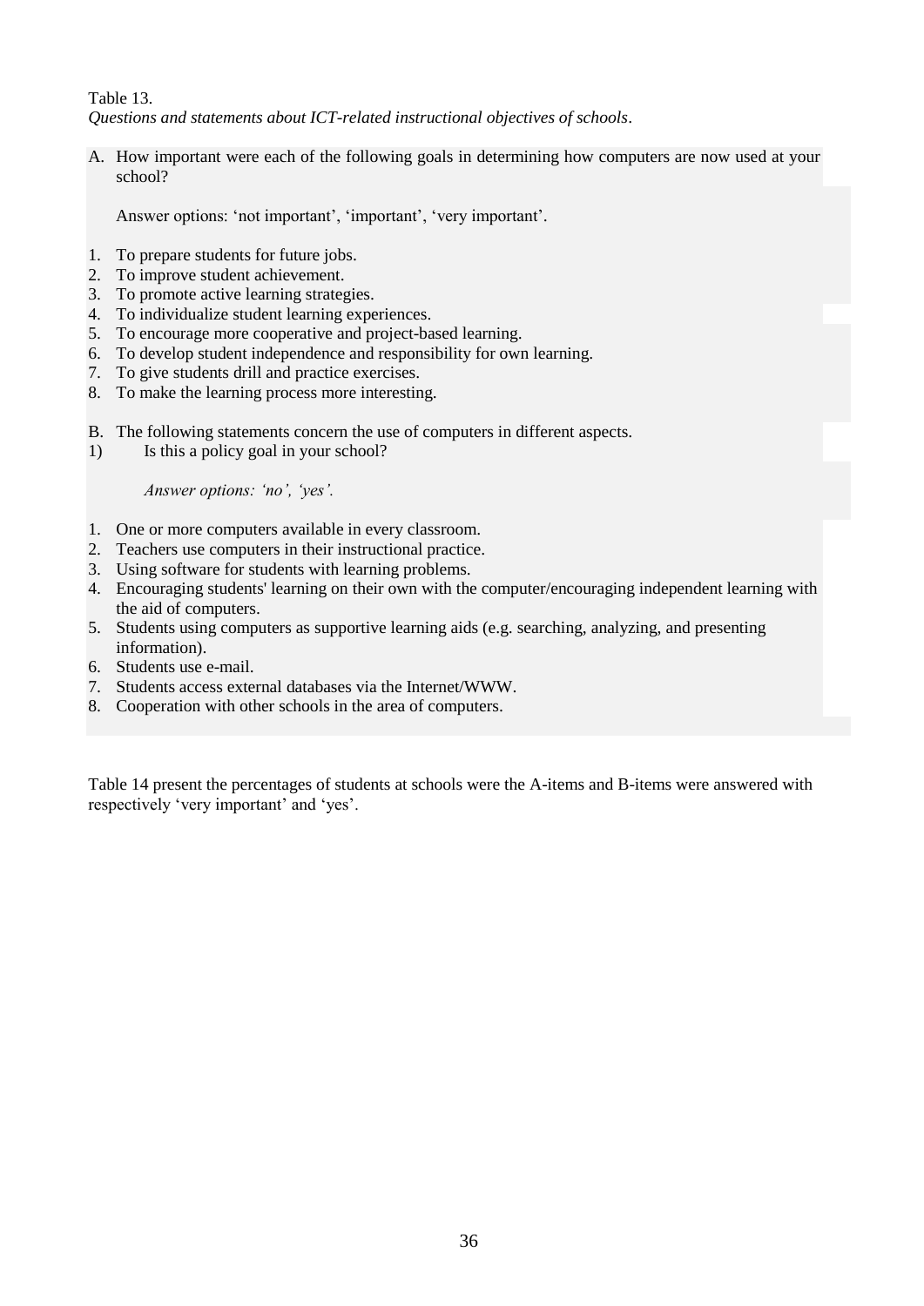Table 13.
*Questions and statements about ICT-related instructional objectives of schools*.

A. How important were each of the following goals in determining how computers are now used at your school?

   Answer options: 'not important', 'important', 'very important'.

1. To prepare students for future jobs.
2. To improve student achievement.
3. To promote active learning strategies.
4. To individualize student learning experiences.
5. To encourage more cooperative and project-based learning.
6. To develop student independence and responsibility for own learning.
7. To give students drill and practice exercises.
8. To make the learning process more interesting.

B. The following statements concern the use of computers in different aspects.

1) Is this a policy goal in your school?

   *Answer options: 'no', 'yes'.*

1. One or more computers available in every classroom.
2. Teachers use computers in their instructional practice.
3. Using software for students with learning problems.
4. Encouraging students' learning on their own with the computer/encouraging independent learning with the aid of computers.
5. Students using computers as supportive learning aids (e.g. searching, analyzing, and presenting information).
6. Students use e-mail.
7. Students access external databases via the Internet/WWW.
8. Cooperation with other schools in the area of computers.

Table 14 present the percentages of students at schools were the A-items and B-items were answered with respectively 'very important' and 'yes'.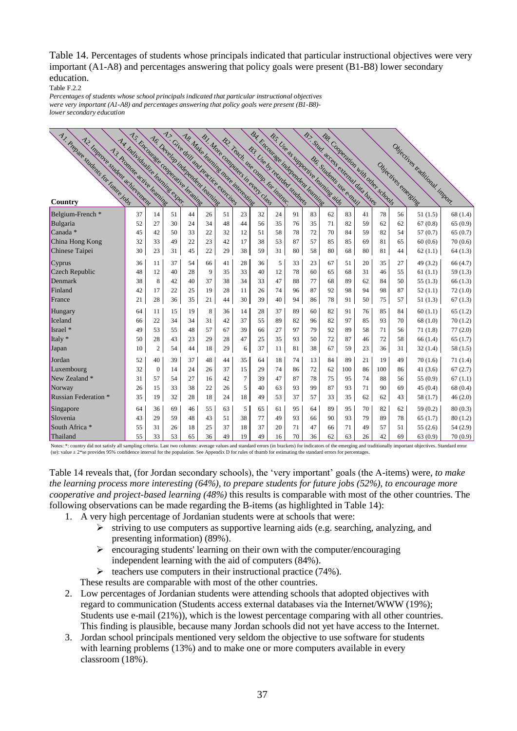Table 14. Percentages of students whose principals indicated that particular instructional objectives were very important (A1-A8) and percentages answering that policy goals were present (B1-B8) lower secondary education.

Table F.2.2

*Percentages of students whose school principals indicated that particular instructional objectives were very important (A1-A8) and percentages answering that policy goals were present (B1-B8)- lower secondary education*

| Country | A1. Prepare students for future jobs | A2. Improve student achievement | A3. Promote active learning | A4. Individualize learning exper. | A5. Encourage cooperative learning | A6. Develop independent learning | A7. Give drill and practice exercises | A8. Make learning more interesting | B1. More computers in every class | B2. Teach. use comp. for instruc. | B3. Use by retarded studnets | B4. Encourage independent learning | B5. Use as supportive learning aids | B6. Students use e-mail | B7. Stud. access external data bases | B8. Cooperation with other schools | Objectives emerging | Objectives traditional. import. |
|---|---|---|---|---|---|---|---|---|---|---|---|---|---|---|---|---|---|---|
| Belgium-French * | 37 | 14 | 51 | 44 | 26 | 51 | 23 | 32 | 24 | 91 | 83 | 62 | 83 | 41 | 78 | 56 | 51 (1.5) | 68 (1.4) |
| Bulgaria | 52 | 27 | 30 | 24 | 34 | 48 | 44 | 56 | 35 | 76 | 35 | 71 | 82 | 59 | 62 | 62 | 67 (0.8) | 65 (0.9) |
| Canada * | 45 | 42 | 50 | 33 | 22 | 32 | 12 | 51 | 58 | 78 | 72 | 70 | 84 | 59 | 82 | 54 | 57 (0.7) | 65 (0.7) |
| China Hong Kong | 32 | 33 | 49 | 22 | 23 | 42 | 17 | 38 | 53 | 87 | 57 | 85 | 85 | 69 | 81 | 65 | 60 (0.6) | 70 (0.6) |
| Chinese Taipei | 30 | 23 | 31 | 45 | 22 | 29 | 38 | 59 | 31 | 80 | 58 | 80 | 68 | 80 | 81 | 44 | 62 (1.1) | 64 (1.3) |
| Cyprus | 36 | 11 | 37 | 54 | 66 | 41 | 28 | 36 | 5 | 33 | 23 | 67 | 51 | 20 | 35 | 27 | 49 (3.2) | 66 (4.7) |
| Czech Republic | 48 | 12 | 40 | 28 | 9 | 35 | 33 | 40 | 12 | 78 | 60 | 65 | 68 | 31 | 46 | 55 | 61 (1.1) | 59 (1.3) |
| Denmark | 38 | 8 | 42 | 40 | 37 | 38 | 34 | 33 | 47 | 88 | 77 | 68 | 89 | 62 | 84 | 50 | 55 (1.3) | 66 (1.3) |
| Finland | 42 | 17 | 22 | 25 | 19 | 28 | 11 | 26 | 74 | 96 | 87 | 92 | 98 | 94 | 98 | 87 | 52 (1.1) | 72 (1.0) |
| France | 21 | 28 | 36 | 35 | 21 | 44 | 30 | 39 | 40 | 94 | 86 | 78 | 91 | 50 | 75 | 57 | 51 (1.3) | 67 (1.3) |
| Hungary | 64 | 11 | 15 | 19 | 8 | 36 | 14 | 28 | 37 | 89 | 60 | 82 | 91 | 76 | 85 | 84 | 60 (1.1) | 65 (1.2) |
| Iceland | 66 | 22 | 34 | 34 | 31 | 42 | 37 | 55 | 89 | 82 | 96 | 82 | 97 | 85 | 93 | 70 | 68 (1.0) | 70 (1.2) |
| Israel * | 49 | 53 | 55 | 48 | 57 | 67 | 39 | 66 | 27 | 97 | 79 | 92 | 89 | 58 | 71 | 56 | 71 (1.8) | 77 (2.0) |
| Italy * | 50 | 28 | 43 | 23 | 29 | 28 | 47 | 25 | 35 | 93 | 50 | 72 | 87 | 46 | 72 | 58 | 66 (1.4) | 65 (1.7) |
| Japan | 10 | 2 | 54 | 44 | 18 | 29 | 6 | 37 | 11 | 81 | 38 | 67 | 59 | 23 | 36 | 31 | 32 (1.4) | 58 (1.5) |
| Jordan | 52 | 40 | 39 | 37 | 48 | 44 | 35 | 64 | 18 | 74 | 13 | 84 | 89 | 21 | 19 | 49 | 70 (1.6) | 71 (1.4) |
| Luxembourg | 32 | 0 | 14 | 24 | 26 | 37 | 15 | 29 | 74 | 86 | 72 | 62 | 100 | 86 | 100 | 86 | 41 (3.6) | 67 (2.7) |
| New Zealand * | 31 | 57 | 54 | 27 | 16 | 42 | 7 | 39 | 47 | 87 | 78 | 75 | 95 | 74 | 88 | 56 | 55 (0.9) | 67 (1.1) |
| Norway | 26 | 15 | 33 | 38 | 22 | 26 | 5 | 40 | 63 | 93 | 99 | 87 | 93 | 71 | 90 | 69 | 45 (0.4) | 68 (0.4) |
| Russian Federation * | 35 | 19 | 32 | 28 | 18 | 24 | 18 | 49 | 53 | 37 | 57 | 33 | 35 | 62 | 62 | 43 | 58 (1.7) | 46 (2.0) |
| Singapore | 64 | 36 | 69 | 46 | 55 | 63 | 5 | 65 | 61 | 95 | 64 | 89 | 95 | 70 | 82 | 62 | 59 (0.2) | 80 (0.3) |
| Slovenia | 43 | 29 | 59 | 48 | 43 | 51 | 38 | 77 | 49 | 93 | 66 | 90 | 93 | 79 | 89 | 78 | 65 (1.7) | 80 (1.2) |
| South Africa * | 55 | 31 | 26 | 18 | 25 | 37 | 18 | 37 | 20 | 71 | 47 | 66 | 71 | 49 | 57 | 51 | 55 (2.6) | 54 (2.9) |
| Thailand | 55 | 33 | 53 | 65 | 36 | 49 | 19 | 49 | 16 | 70 | 36 | 62 | 63 | 26 | 42 | 69 | 63 (0.9) | 70 (0.9) |

Notes: *: country did not satisfy all sampling criteria. Last two columns: average values and standard errors (in brackets) for indicators of the emerging and traditionally important objectives. Standard error (se): value ± 2*se provides 95% confidence interval for the population. See Appendix D for rules of thumb for estimating the standard errors for percentages.

Table 14 reveals that, (for Jordan secondary schools), the 'very important' goals (the A-items) were, *to make the learning process more interesting (64%), to prepare students for future jobs (52%), to encourage more cooperative and project-based learning (48%)* this results is comparable with most of the other countries. The following observations can be made regarding the B-items (as highlighted in Table 14):

1. A very high percentage of Jordanian students were at schools that were:
   - striving to use computers as supportive learning aids (e.g. searching, analyzing, and presenting information) (89%).
   - encouraging students' learning on their own with the computer/encouraging independent learning with the aid of computers (84%).
   - teachers use computers in their instructional practice (74%).

   These results are comparable with most of the other countries.
2. Low percentages of Jordanian students were attending schools that adopted objectives with regard to communication (Students access external databases via the Internet/WWW (19%); Students use e-mail (21%)), which is the lowest percentage comparing with all other countries. This finding is plausible, because many Jordan schools did not yet have access to the Internet.
3. Jordan school principals mentioned very seldom the objective to use software for students with learning problems (13%) and to make one or more computers available in every classroom (18%).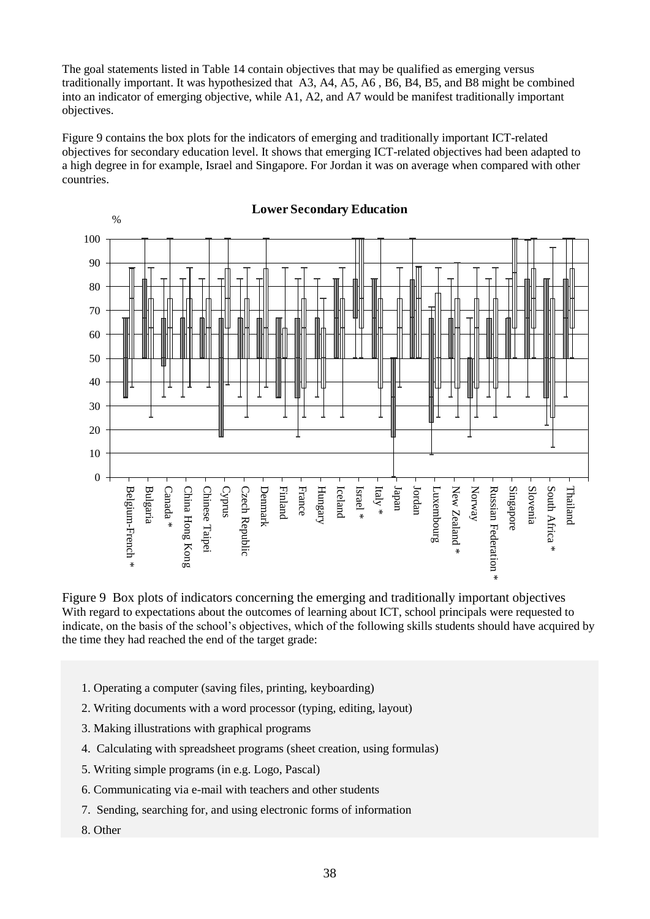The goal statements listed in Table 14 contain objectives that may be qualified as emerging versus traditionally important. It was hypothesized that A3, A4, A5, A6 , B6, B4, B5, and B8 might be combined into an indicator of emerging objective, while A1, A2, and A7 would be manifest traditionally important objectives.

Figure 9 contains the box plots for the indicators of emerging and traditionally important ICT-related objectives for secondary education level. It shows that emerging ICT-related objectives had been adapted to a high degree in for example, Israel and Singapore. For Jordan it was on average when compared with other countries.

**Lower Secondary Education**

%

100
90
80
70
60
50
40
30
20
10
0

Belgium-French * Bulgaria Canada * China Hong Kong Chinese Taipei Cyprus Czech Republic Denmark Finland France Hungary Iceland Israel * Italy * Japan Jordan Luxembourg New Zealand * Norway Russian Federation * Singapore Slovenia South Africa * Thailand

Figure 9 Box plots of indicators concerning the emerging and traditionally important objectives

With regard to expectations about the outcomes of learning about ICT, school principals were requested to indicate, on the basis of the school's objectives, which of the following skills students should have acquired by the time they had reached the end of the target grade:

1. Operating a computer (saving files, printing, keyboarding)
2. Writing documents with a word processor (typing, editing, layout)
3. Making illustrations with graphical programs
4. Calculating with spreadsheet programs (sheet creation, using formulas)
5. Writing simple programs (in e.g. Logo, Pascal)
6. Communicating via e-mail with teachers and other students
7. Sending, searching for, and using electronic forms of information
8. Other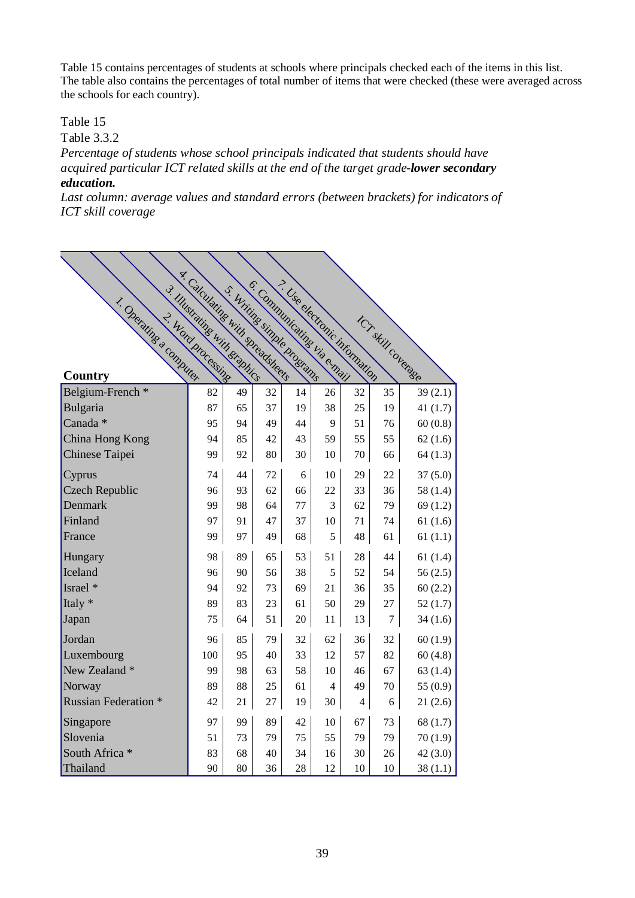Table 15 contains percentages of students at schools where principals checked each of the items in this list. The table also contains the percentages of total number of items that were checked (these were averaged across the schools for each country).

Table 15

Table 3.3.2

*Percentage of students whose school principals indicated that students should have acquired particular ICT related skills at the end of the target grade-**lower secondary education.***

*Last column: average values and standard errors (between brackets) for indicators of ICT skill coverage*

| Country | 1. Operating a computer | 2. Word processing | 3. Illustrating with graphics | 4. Calculating with spreadsheets | 5. Writing simple programs | 6. Communicating via e-mail | 7. Use electronic information | ICT skill coverage |
|---|---|---|---|---|---|---|---|---|
| Belgium-French * | 82 | 49 | 32 | 14 | 26 | 32 | 35 | 39 (2.1) |
| Bulgaria | 87 | 65 | 37 | 19 | 38 | 25 | 19 | 41 (1.7) |
| Canada * | 95 | 94 | 49 | 44 | 9 | 51 | 76 | 60 (0.8) |
| China Hong Kong | 94 | 85 | 42 | 43 | 59 | 55 | 55 | 62 (1.6) |
| Chinese Taipei | 99 | 92 | 80 | 30 | 10 | 70 | 66 | 64 (1.3) |
| Cyprus | 74 | 44 | 72 | 6 | 10 | 29 | 22 | 37 (5.0) |
| Czech Republic | 96 | 93 | 62 | 66 | 22 | 33 | 36 | 58 (1.4) |
| Denmark | 99 | 98 | 64 | 77 | 3 | 62 | 79 | 69 (1.2) |
| Finland | 97 | 91 | 47 | 37 | 10 | 71 | 74 | 61 (1.6) |
| France | 99 | 97 | 49 | 68 | 5 | 48 | 61 | 61 (1.1) |
| Hungary | 98 | 89 | 65 | 53 | 51 | 28 | 44 | 61 (1.4) |
| Iceland | 96 | 90 | 56 | 38 | 5 | 52 | 54 | 56 (2.5) |
| Israel * | 94 | 92 | 73 | 69 | 21 | 36 | 35 | 60 (2.2) |
| Italy * | 89 | 83 | 23 | 61 | 50 | 29 | 27 | 52 (1.7) |
| Japan | 75 | 64 | 51 | 20 | 11 | 13 | 7 | 34 (1.6) |
| Jordan | 96 | 85 | 79 | 32 | 62 | 36 | 32 | 60 (1.9) |
| Luxembourg | 100 | 95 | 40 | 33 | 12 | 57 | 82 | 60 (4.8) |
| New Zealand * | 99 | 98 | 63 | 58 | 10 | 46 | 67 | 63 (1.4) |
| Norway | 89 | 88 | 25 | 61 | 4 | 49 | 70 | 55 (0.9) |
| Russian Federation * | 42 | 21 | 27 | 19 | 30 | 4 | 6 | 21 (2.6) |
| Singapore | 97 | 99 | 89 | 42 | 10 | 67 | 73 | 68 (1.7) |
| Slovenia | 51 | 73 | 79 | 75 | 55 | 79 | 79 | 70 (1.9) |
| South Africa * | 83 | 68 | 40 | 34 | 16 | 30 | 26 | 42 (3.0) |
| Thailand | 90 | 80 | 36 | 28 | 12 | 10 | 10 | 38 (1.1) |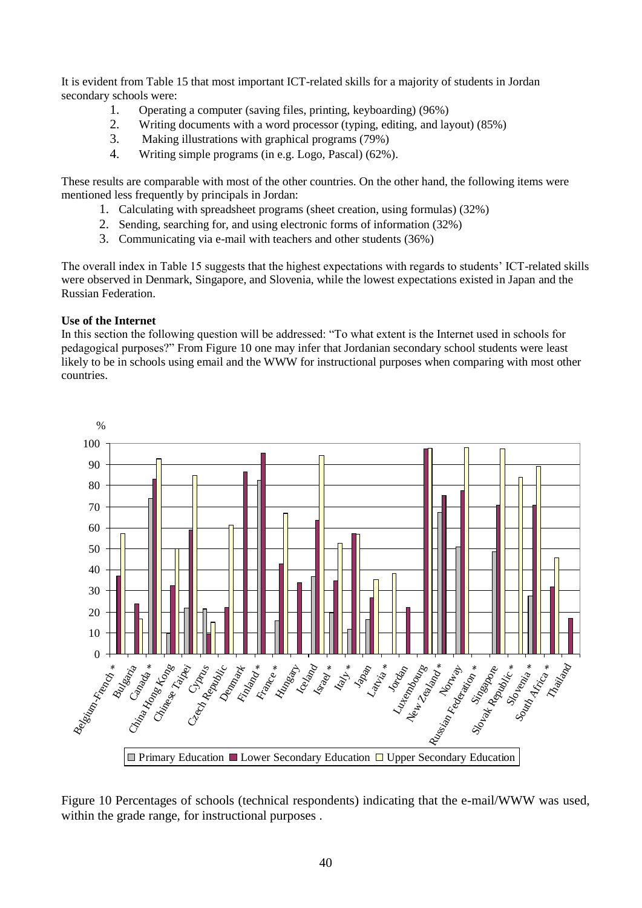It is evident from Table 15 that most important ICT-related skills for a majority of students in Jordan secondary schools were:

1. Operating a computer (saving files, printing, keyboarding) (96%)
2. Writing documents with a word processor (typing, editing, and layout) (85%)
3. Making illustrations with graphical programs (79%)
4. Writing simple programs (in e.g. Logo, Pascal) (62%).

These results are comparable with most of the other countries. On the other hand, the following items were mentioned less frequently by principals in Jordan:

1. Calculating with spreadsheet programs (sheet creation, using formulas) (32%)
2. Sending, searching for, and using electronic forms of information (32%)
3. Communicating via e-mail with teachers and other students (36%)

The overall index in Table 15 suggests that the highest expectations with regards to students' ICT-related skills were observed in Denmark, Singapore, and Slovenia, while the lowest expectations existed in Japan and the Russian Federation.

**Use of the Internet**

In this section the following question will be addressed: "To what extent is the Internet used in schools for pedagogical purposes?" From Figure 10 one may infer that Jordanian secondary school students were least likely to be in schools using email and the WWW for instructional purposes when comparing with most other countries.

Figure 10 Percentages of schools (technical respondents) indicating that the e-mail/WWW was used, within the grade range, for instructional purposes .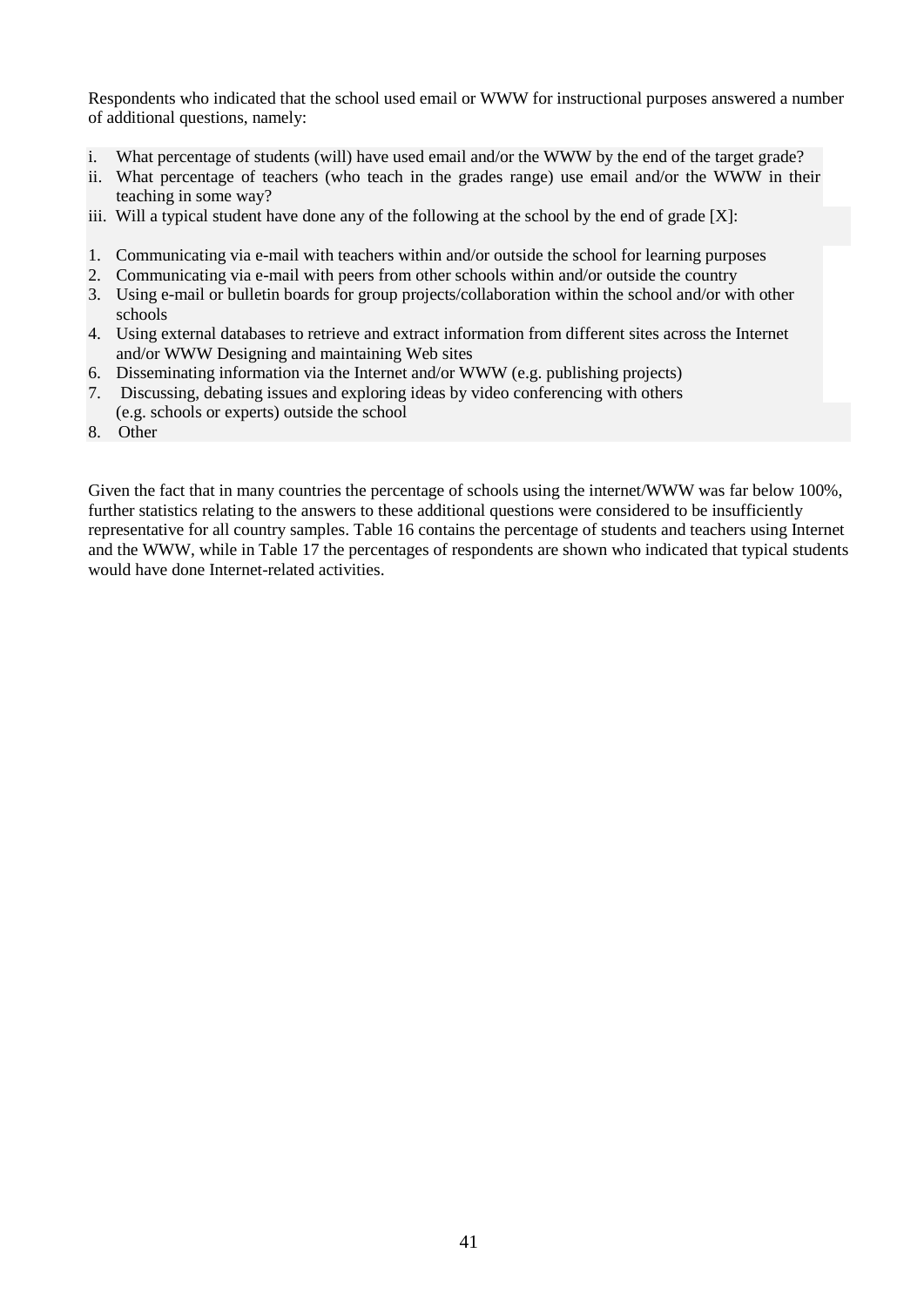Respondents who indicated that the school used email or WWW for instructional purposes answered a number of additional questions, namely:

i. What percentage of students (will) have used email and/or the WWW by the end of the target grade?
ii. What percentage of teachers (who teach in the grades range) use email and/or the WWW in their teaching in some way?
iii. Will a typical student have done any of the following at the school by the end of grade [X]:

1. Communicating via e-mail with teachers within and/or outside the school for learning purposes
2. Communicating via e-mail with peers from other schools within and/or outside the country
3. Using e-mail or bulletin boards for group projects/collaboration within the school and/or with other schools
4. Using external databases to retrieve and extract information from different sites across the Internet and/or WWW Designing and maintaining Web sites
6. Disseminating information via the Internet and/or WWW (e.g. publishing projects)
7. Discussing, debating issues and exploring ideas by video conferencing with others (e.g. schools or experts) outside the school
8. Other

Given the fact that in many countries the percentage of schools using the internet/WWW was far below 100%, further statistics relating to the answers to these additional questions were considered to be insufficiently representative for all country samples. Table 16 contains the percentage of students and teachers using Internet and the WWW, while in Table 17 the percentages of respondents are shown who indicated that typical students would have done Internet-related activities.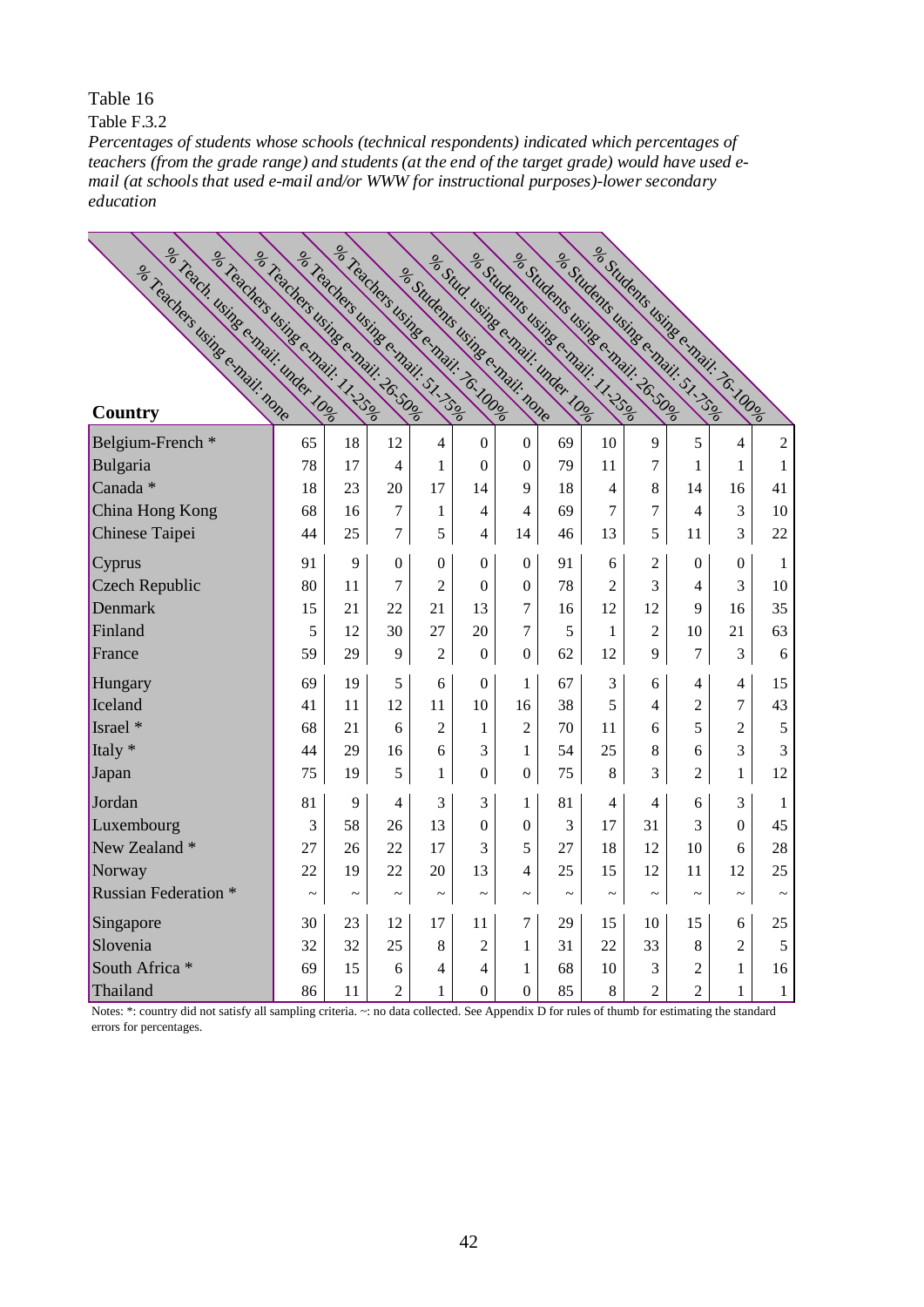Table 16

Table F.3.2

*Percentages of students whose schools (technical respondents) indicated which percentages of teachers (from the grade range) and students (at the end of the target grade) would have used e-mail (at schools that used e-mail and/or WWW for instructional purposes)-lower secondary education*

| Country | % Teachers using e-mail: none | % Teach. using e-mail: under 10% | % Teachers using e-mail: 11-25% | % Teachers using e-mail: 26-50% | % Teachers using e-mail: 51-75% | % Teachers using e-mail: 76-100% | % Students using e-mail: none | % Stud. using e-mail: under 10% | % Students using e-mail: 11-25% | % Students using e-mail: 26-50% | % Students using e-mail: 51-75% | % Students using e-mail: 76-100% |
|---|---|---|---|---|---|---|---|---|---|---|---|---|
| Belgium-French * | 65 | 18 | 12 | 4 | 0 | 0 | 69 | 10 | 9 | 5 | 4 | 2 |
| Bulgaria | 78 | 17 | 4 | 1 | 0 | 0 | 79 | 11 | 7 | 1 | 1 | 1 |
| Canada * | 18 | 23 | 20 | 17 | 14 | 9 | 18 | 4 | 8 | 14 | 16 | 41 |
| China Hong Kong | 68 | 16 | 7 | 1 | 4 | 4 | 69 | 7 | 7 | 4 | 3 | 10 |
| Chinese Taipei | 44 | 25 | 7 | 5 | 4 | 14 | 46 | 13 | 5 | 11 | 3 | 22 |
| Cyprus | 91 | 9 | 0 | 0 | 0 | 0 | 91 | 6 | 2 | 0 | 0 | 1 |
| Czech Republic | 80 | 11 | 7 | 2 | 0 | 0 | 78 | 2 | 3 | 4 | 3 | 10 |
| Denmark | 15 | 21 | 22 | 21 | 13 | 7 | 16 | 12 | 12 | 9 | 16 | 35 |
| Finland | 5 | 12 | 30 | 27 | 20 | 7 | 5 | 1 | 2 | 10 | 21 | 63 |
| France | 59 | 29 | 9 | 2 | 0 | 0 | 62 | 12 | 9 | 7 | 3 | 6 |
| Hungary | 69 | 19 | 5 | 6 | 0 | 1 | 67 | 3 | 6 | 4 | 4 | 15 |
| Iceland | 41 | 11 | 12 | 11 | 10 | 16 | 38 | 5 | 4 | 2 | 7 | 43 |
| Israel * | 68 | 21 | 6 | 2 | 1 | 2 | 70 | 11 | 6 | 5 | 2 | 5 |
| Italy * | 44 | 29 | 16 | 6 | 3 | 1 | 54 | 25 | 8 | 6 | 3 | 3 |
| Japan | 75 | 19 | 5 | 1 | 0 | 0 | 75 | 8 | 3 | 2 | 1 | 12 |
| Jordan | 81 | 9 | 4 | 3 | 3 | 1 | 81 | 4 | 4 | 6 | 3 | 1 |
| Luxembourg | 3 | 58 | 26 | 13 | 0 | 0 | 3 | 17 | 31 | 3 | 0 | 45 |
| New Zealand * | 27 | 26 | 22 | 17 | 3 | 5 | 27 | 18 | 12 | 10 | 6 | 28 |
| Norway | 22 | 19 | 22 | 20 | 13 | 4 | 25 | 15 | 12 | 11 | 12 | 25 |
| Russian Federation * | ~ | ~ | ~ | ~ | ~ | ~ | ~ | ~ | ~ | ~ | ~ | ~ |
| Singapore | 30 | 23 | 12 | 17 | 11 | 7 | 29 | 15 | 10 | 15 | 6 | 25 |
| Slovenia | 32 | 32 | 25 | 8 | 2 | 1 | 31 | 22 | 33 | 8 | 2 | 5 |
| South Africa * | 69 | 15 | 6 | 4 | 4 | 1 | 68 | 10 | 3 | 2 | 1 | 16 |
| Thailand | 86 | 11 | 2 | 1 | 0 | 0 | 85 | 8 | 2 | 2 | 1 | 1 |

Notes: *: country did not satisfy all sampling criteria. ~: no data collected. See Appendix D for rules of thumb for estimating the standard errors for percentages.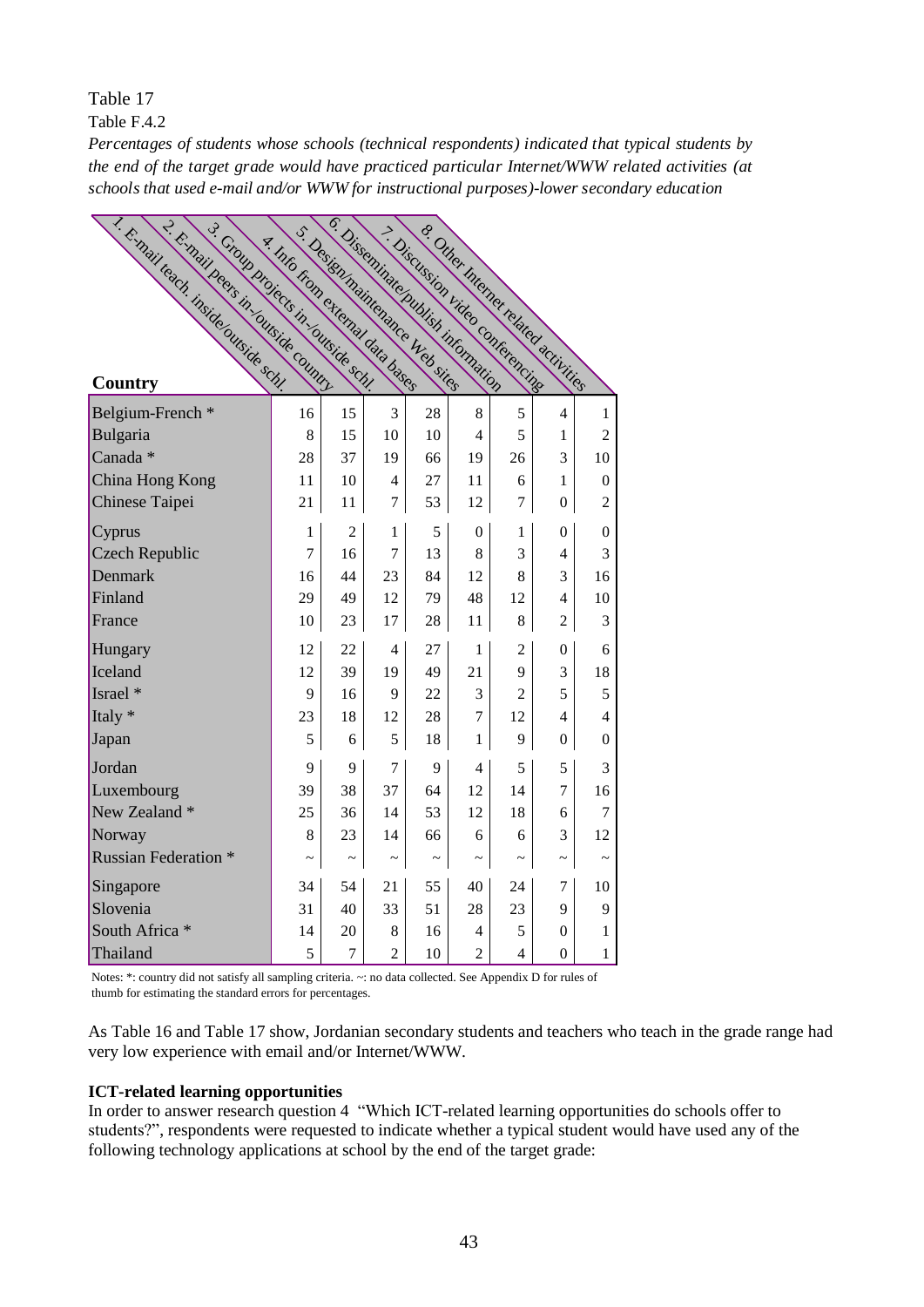Table 17

Table F.4.2

*Percentages of students whose schools (technical respondents) indicated that typical students by the end of the target grade would have practiced particular Internet/WWW related activities (at schools that used e-mail and/or WWW for instructional purposes)-lower secondary education*

| Country | 1. E-mail teach. inside/outside schl. | 2. E-mail peers in-/outside country | 3. Group projects in-/outside schl. | 4. Info from external data bases | 5. Design/maintenance Web sites | 6. Disseminate/publish information | 7. Discussion video conferencing | 8. Other Internet related activities |
|---|---|---|---|---|---|---|---|---|
| Belgium-French * | 16 | 15 | 3 | 28 | 8 | 5 | 4 | 1 |
| Bulgaria | 8 | 15 | 10 | 10 | 4 | 5 | 1 | 2 |
| Canada * | 28 | 37 | 19 | 66 | 19 | 26 | 3 | 10 |
| China Hong Kong | 11 | 10 | 4 | 27 | 11 | 6 | 1 | 0 |
| Chinese Taipei | 21 | 11 | 7 | 53 | 12 | 7 | 0 | 2 |
| Cyprus | 1 | 2 | 1 | 5 | 0 | 1 | 0 | 0 |
| Czech Republic | 7 | 16 | 7 | 13 | 8 | 3 | 4 | 3 |
| Denmark | 16 | 44 | 23 | 84 | 12 | 8 | 3 | 16 |
| Finland | 29 | 49 | 12 | 79 | 48 | 12 | 4 | 10 |
| France | 10 | 23 | 17 | 28 | 11 | 8 | 2 | 3 |
| Hungary | 12 | 22 | 4 | 27 | 1 | 2 | 0 | 6 |
| Iceland | 12 | 39 | 19 | 49 | 21 | 9 | 3 | 18 |
| Israel * | 9 | 16 | 9 | 22 | 3 | 2 | 5 | 5 |
| Italy * | 23 | 18 | 12 | 28 | 7 | 12 | 4 | 4 |
| Japan | 5 | 6 | 5 | 18 | 1 | 9 | 0 | 0 |
| Jordan | 9 | 9 | 7 | 9 | 4 | 5 | 5 | 3 |
| Luxembourg | 39 | 38 | 37 | 64 | 12 | 14 | 7 | 16 |
| New Zealand * | 25 | 36 | 14 | 53 | 12 | 18 | 6 | 7 |
| Norway | 8 | 23 | 14 | 66 | 6 | 6 | 3 | 12 |
| Russian Federation * | ~ | ~ | ~ | ~ | ~ | ~ | ~ | ~ |
| Singapore | 34 | 54 | 21 | 55 | 40 | 24 | 7 | 10 |
| Slovenia | 31 | 40 | 33 | 51 | 28 | 23 | 9 | 9 |
| South Africa * | 14 | 20 | 8 | 16 | 4 | 5 | 0 | 1 |
| Thailand | 5 | 7 | 2 | 10 | 2 | 4 | 0 | 1 |

Notes: *: country did not satisfy all sampling criteria. ~: no data collected. See Appendix D for rules of thumb for estimating the standard errors for percentages.

As Table 16 and Table 17 show, Jordanian secondary students and teachers who teach in the grade range had very low experience with email and/or Internet/WWW.

**ICT-related learning opportunities**

In order to answer research question 4 "Which ICT-related learning opportunities do schools offer to students?", respondents were requested to indicate whether a typical student would have used any of the following technology applications at school by the end of the target grade: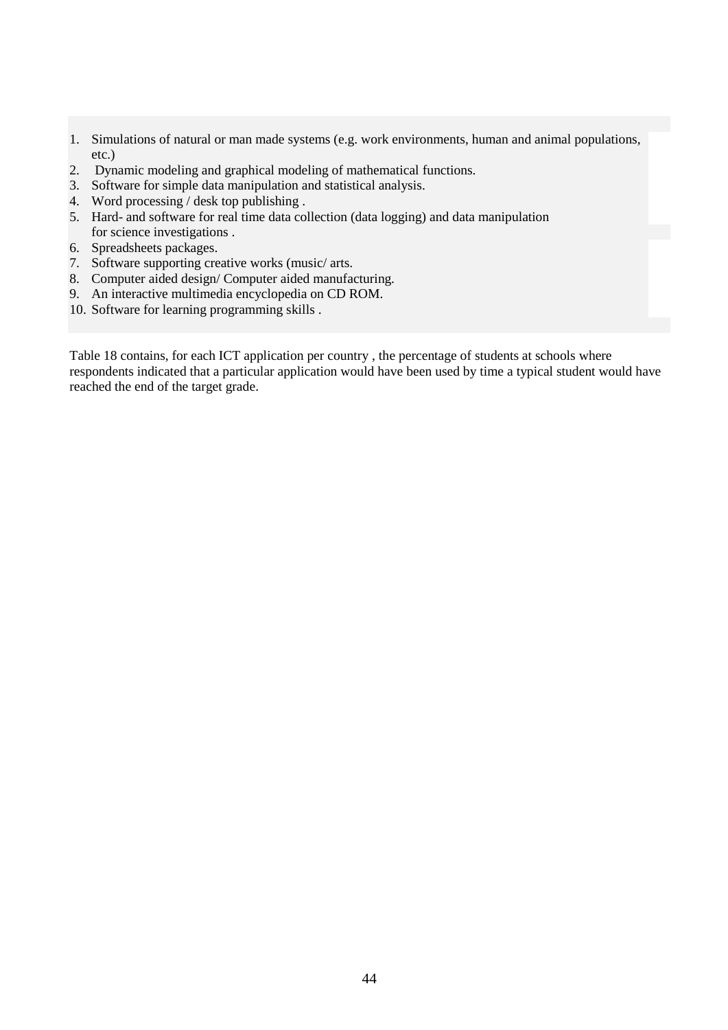1. Simulations of natural or man made systems (e.g. work environments, human and animal populations, etc.)
2. Dynamic modeling and graphical modeling of mathematical functions.
3. Software for simple data manipulation and statistical analysis.
4. Word processing / desk top publishing .
5. Hard- and software for real time data collection (data logging) and data manipulation for science investigations .
6. Spreadsheets packages.
7. Software supporting creative works (music/ arts.
8. Computer aided design/ Computer aided manufacturing.
9. An interactive multimedia encyclopedia on CD ROM.
10. Software for learning programming skills .

Table 18 contains, for each ICT application per country , the percentage of students at schools where respondents indicated that a particular application would have been used by time a typical student would have reached the end of the target grade.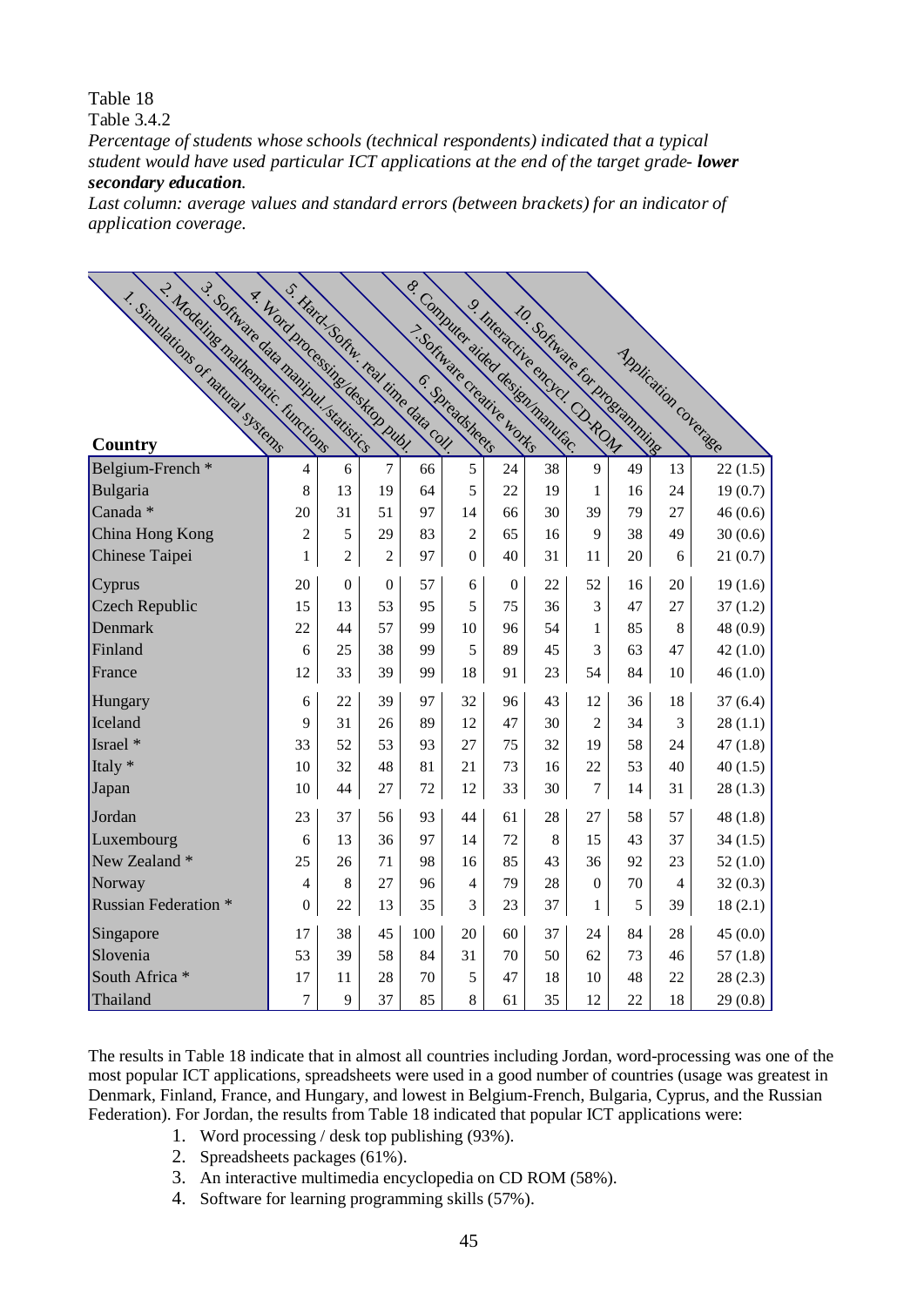Table 18

Table 3.4.2

*Percentage of students whose schools (technical respondents) indicated that a typical student would have used particular ICT applications at the end of the target grade- **lower secondary education**.*

*Last column: average values and standard errors (between brackets) for an indicator of application coverage.*

| Country | 1. Simulations of natural systems | 2. Modeling mathematic. functions | 3. Software data manipul./statistics | 4. Word processing/desktop publ. | 5. Hard-/Softw. real time data coll. | 6. Spreadsheets | 7.Software creative works | 8. Computer aided design/manufac. | 9. Interactive encycl. CD-ROM | 10. Software for programming | Application coverage |
|---|---|---|---|---|---|---|---|---|---|---|---|
| Belgium-French * | 4 | 6 | 7 | 66 | 5 | 24 | 38 | 9 | 49 | 13 | 22 (1.5) |
| Bulgaria | 8 | 13 | 19 | 64 | 5 | 22 | 19 | 1 | 16 | 24 | 19 (0.7) |
| Canada * | 20 | 31 | 51 | 97 | 14 | 66 | 30 | 39 | 79 | 27 | 46 (0.6) |
| China Hong Kong | 2 | 5 | 29 | 83 | 2 | 65 | 16 | 9 | 38 | 49 | 30 (0.6) |
| Chinese Taipei | 1 | 2 | 2 | 97 | 0 | 40 | 31 | 11 | 20 | 6 | 21 (0.7) |
| Cyprus | 20 | 0 | 0 | 57 | 6 | 0 | 22 | 52 | 16 | 20 | 19 (1.6) |
| Czech Republic | 15 | 13 | 53 | 95 | 5 | 75 | 36 | 3 | 47 | 27 | 37 (1.2) |
| Denmark | 22 | 44 | 57 | 99 | 10 | 96 | 54 | 1 | 85 | 8 | 48 (0.9) |
| Finland | 6 | 25 | 38 | 99 | 5 | 89 | 45 | 3 | 63 | 47 | 42 (1.0) |
| France | 12 | 33 | 39 | 99 | 18 | 91 | 23 | 54 | 84 | 10 | 46 (1.0) |
| Hungary | 6 | 22 | 39 | 97 | 32 | 96 | 43 | 12 | 36 | 18 | 37 (6.4) |
| Iceland | 9 | 31 | 26 | 89 | 12 | 47 | 30 | 2 | 34 | 3 | 28 (1.1) |
| Israel * | 33 | 52 | 53 | 93 | 27 | 75 | 32 | 19 | 58 | 24 | 47 (1.8) |
| Italy * | 10 | 32 | 48 | 81 | 21 | 73 | 16 | 22 | 53 | 40 | 40 (1.5) |
| Japan | 10 | 44 | 27 | 72 | 12 | 33 | 30 | 7 | 14 | 31 | 28 (1.3) |
| Jordan | 23 | 37 | 56 | 93 | 44 | 61 | 28 | 27 | 58 | 57 | 48 (1.8) |
| Luxembourg | 6 | 13 | 36 | 97 | 14 | 72 | 8 | 15 | 43 | 37 | 34 (1.5) |
| New Zealand * | 25 | 26 | 71 | 98 | 16 | 85 | 43 | 36 | 92 | 23 | 52 (1.0) |
| Norway | 4 | 8 | 27 | 96 | 4 | 79 | 28 | 0 | 70 | 4 | 32 (0.3) |
| Russian Federation * | 0 | 22 | 13 | 35 | 3 | 23 | 37 | 1 | 5 | 39 | 18 (2.1) |
| Singapore | 17 | 38 | 45 | 100 | 20 | 60 | 37 | 24 | 84 | 28 | 45 (0.0) |
| Slovenia | 53 | 39 | 58 | 84 | 31 | 70 | 50 | 62 | 73 | 46 | 57 (1.8) |
| South Africa * | 17 | 11 | 28 | 70 | 5 | 47 | 18 | 10 | 48 | 22 | 28 (2.3) |
| Thailand | 7 | 9 | 37 | 85 | 8 | 61 | 35 | 12 | 22 | 18 | 29 (0.8) |

The results in Table 18 indicate that in almost all countries including Jordan, word-processing was one of the most popular ICT applications, spreadsheets were used in a good number of countries (usage was greatest in Denmark, Finland, France, and Hungary, and lowest in Belgium-French, Bulgaria, Cyprus, and the Russian Federation). For Jordan, the results from Table 18 indicated that popular ICT applications were:

1. Word processing / desk top publishing (93%).
2. Spreadsheets packages (61%).
3. An interactive multimedia encyclopedia on CD ROM (58%).
4. Software for learning programming skills (57%).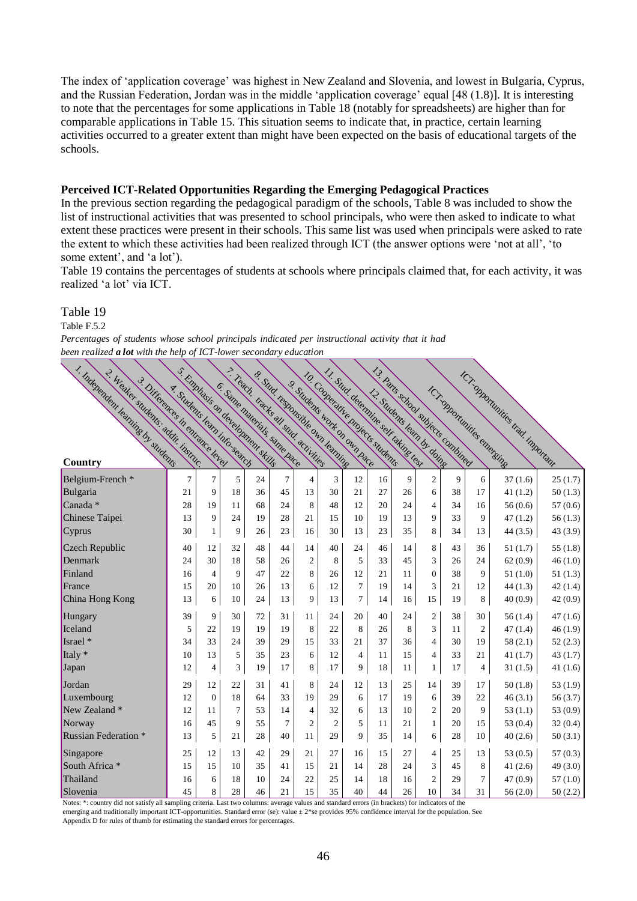The index of 'application coverage' was highest in New Zealand and Slovenia, and lowest in Bulgaria, Cyprus, and the Russian Federation, Jordan was in the middle 'application coverage' equal [48 (1.8)]. It is interesting to note that the percentages for some applications in Table 18 (notably for spreadsheets) are higher than for comparable applications in Table 15. This situation seems to indicate that, in practice, certain learning activities occurred to a greater extent than might have been expected on the basis of educational targets of the schools.

**Perceived ICT-Related Opportunities Regarding the Emerging Pedagogical Practices**

In the previous section regarding the pedagogical paradigm of the schools, Table 8 was included to show the list of instructional activities that was presented to school principals, who were then asked to indicate to what extent these practices were present in their schools. This same list was used when principals were asked to rate the extent to which these activities had been realized through ICT (the answer options were 'not at all', 'to some extent', and 'a lot').

Table 19 contains the percentages of students at schools where principals claimed that, for each activity, it was realized 'a lot' via ICT.

Table 19

Table F.5.2

*Percentages of students whose school principals indicated per instructional activity that it had been realized **a lot** with the help of ICT-lower secondary education*

| Country | 1. Independent learning by students | 2. Weaker students: addit. instruc. | 3. Differences in entrance level | 4. Students learn info-search | 5. Emphasis on development skills | 6. Same materials, same pace | 7. Teach. tracks all stud. activities | 8. Stud. responsible own learning | 9. Students work on own pace | 10. Cooperative projects students | 11. Stud. determine self taking test | 12. Students learn by doing | 13. Parts school subjects combined | ICT-opportunities emerging | ICT-opportunities trad. important |
|---|---|---|---|---|---|---|---|---|---|---|---|---|---|---|---|
| Belgium-French * | 7 | 7 | 5 | 24 | 7 | 4 | 3 | 12 | 16 | 9 | 2 | 9 | 6 | 37 (1.6) | 25 (1.7) |
| Bulgaria | 21 | 9 | 18 | 36 | 45 | 13 | 30 | 21 | 27 | 26 | 6 | 38 | 17 | 41 (1.2) | 50 (1.3) |
| Canada * | 28 | 19 | 11 | 68 | 24 | 8 | 48 | 12 | 20 | 24 | 4 | 34 | 16 | 56 (0.6) | 57 (0.6) |
| Chinese Taipei | 13 | 9 | 24 | 19 | 28 | 21 | 15 | 10 | 19 | 13 | 9 | 33 | 9 | 47 (1.2) | 56 (1.3) |
| Cyprus | 30 | 1 | 9 | 26 | 23 | 16 | 30 | 13 | 23 | 35 | 8 | 34 | 13 | 44 (3.5) | 43 (3.9) |
| Czech Republic | 40 | 12 | 32 | 48 | 44 | 14 | 40 | 24 | 46 | 14 | 8 | 43 | 36 | 51 (1.7) | 55 (1.8) |
| Denmark | 24 | 30 | 18 | 58 | 26 | 2 | 8 | 5 | 33 | 45 | 3 | 26 | 24 | 62 (0.9) | 46 (1.0) |
| Finland | 16 | 4 | 9 | 47 | 22 | 8 | 26 | 12 | 21 | 11 | 0 | 38 | 9 | 51 (1.0) | 51 (1.3) |
| France | 15 | 20 | 10 | 26 | 13 | 6 | 12 | 7 | 19 | 14 | 3 | 21 | 12 | 44 (1.3) | 42 (1.4) |
| China Hong Kong | 13 | 6 | 10 | 24 | 13 | 9 | 13 | 7 | 14 | 16 | 15 | 19 | 8 | 40 (0.9) | 42 (0.9) |
| Hungary | 39 | 9 | 30 | 72 | 31 | 11 | 24 | 20 | 40 | 24 | 2 | 38 | 30 | 56 (1.4) | 47 (1.6) |
| Iceland | 5 | 22 | 19 | 19 | 19 | 8 | 22 | 8 | 26 | 8 | 3 | 11 | 2 | 47 (1.4) | 46 (1.9) |
| Israel * | 34 | 33 | 24 | 39 | 29 | 15 | 33 | 21 | 37 | 36 | 4 | 30 | 19 | 58 (2.1) | 52 (2.3) |
| Italy * | 10 | 13 | 5 | 35 | 23 | 6 | 12 | 4 | 11 | 15 | 4 | 33 | 21 | 41 (1.7) | 43 (1.7) |
| Japan | 12 | 4 | 3 | 19 | 17 | 8 | 17 | 9 | 18 | 11 | 1 | 17 | 4 | 31 (1.5) | 41 (1.6) |
| Jordan | 29 | 12 | 22 | 31 | 41 | 8 | 24 | 12 | 13 | 25 | 14 | 39 | 17 | 50 (1.8) | 53 (1.9) |
| Luxembourg | 12 | 0 | 18 | 64 | 33 | 19 | 29 | 6 | 17 | 19 | 6 | 39 | 22 | 46 (3.1) | 56 (3.7) |
| New Zealand * | 12 | 11 | 7 | 53 | 14 | 4 | 32 | 6 | 13 | 10 | 2 | 20 | 9 | 53 (1.1) | 53 (0.9) |
| Norway | 16 | 45 | 9 | 55 | 7 | 2 | 2 | 5 | 11 | 21 | 1 | 20 | 15 | 53 (0.4) | 32 (0.4) |
| Russian Federation * | 13 | 5 | 21 | 28 | 40 | 11 | 29 | 9 | 35 | 14 | 6 | 28 | 10 | 40 (2.6) | 50 (3.1) |
| Singapore | 25 | 12 | 13 | 42 | 29 | 21 | 27 | 16 | 15 | 27 | 4 | 25 | 13 | 53 (0.5) | 57 (0.3) |
| South Africa * | 15 | 15 | 10 | 35 | 41 | 15 | 21 | 14 | 28 | 24 | 3 | 45 | 8 | 41 (2.6) | 49 (3.0) |
| Thailand | 16 | 6 | 18 | 10 | 24 | 22 | 25 | 14 | 18 | 16 | 2 | 29 | 7 | 47 (0.9) | 57 (1.0) |
| Slovenia | 45 | 8 | 28 | 46 | 21 | 15 | 35 | 40 | 44 | 26 | 10 | 34 | 31 | 56 (2.0) | 50 (2.2) |

Notes: *: country did not satisfy all sampling criteria. Last two columns: average values and standard errors (in brackets) for indicators of the emerging and traditionally important ICT-opportunities. Standard error (se): value ± 2*se provides 95% confidence interval for the population. See Appendix D for rules of thumb for estimating the standard errors for percentages.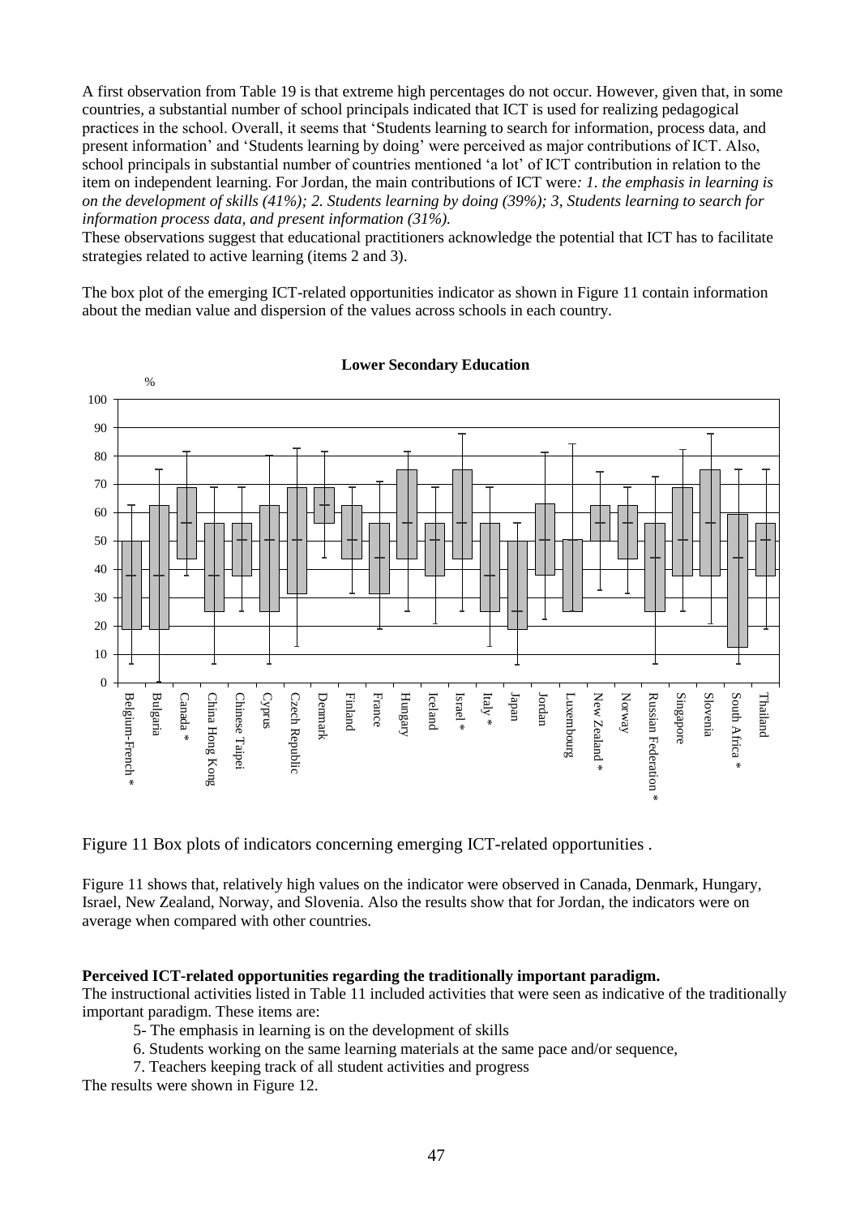A first observation from Table 19 is that extreme high percentages do not occur. However, given that, in some countries, a substantial number of school principals indicated that ICT is used for realizing pedagogical practices in the school. Overall, it seems that 'Students learning to search for information, process data, and present information' and 'Students learning by doing' were perceived as major contributions of ICT. Also, school principals in substantial number of countries mentioned 'a lot' of ICT contribution in relation to the item on independent learning. For Jordan, the main contributions of ICT were*: 1. the emphasis in learning is on the development of skills (41%); 2. Students learning by doing (39%); 3, Students learning to search for information process data, and present information (31%).*

These observations suggest that educational practitioners acknowledge the potential that ICT has to facilitate strategies related to active learning (items 2 and 3).

The box plot of the emerging ICT-related opportunities indicator as shown in Figure 11 contain information about the median value and dispersion of the values across schools in each country.

**Lower Secondary Education**

Figure 11 Box plots of indicators concerning emerging ICT-related opportunities .

Figure 11 shows that, relatively high values on the indicator were observed in Canada, Denmark, Hungary, Israel, New Zealand, Norway, and Slovenia. Also the results show that for Jordan, the indicators were on average when compared with other countries.

**Perceived ICT-related opportunities regarding the traditionally important paradigm.**

The instructional activities listed in Table 11 included activities that were seen as indicative of the traditionally important paradigm. These items are:

5- The emphasis in learning is on the development of skills

6. Students working on the same learning materials at the same pace and/or sequence,

7. Teachers keeping track of all student activities and progress

The results were shown in Figure 12.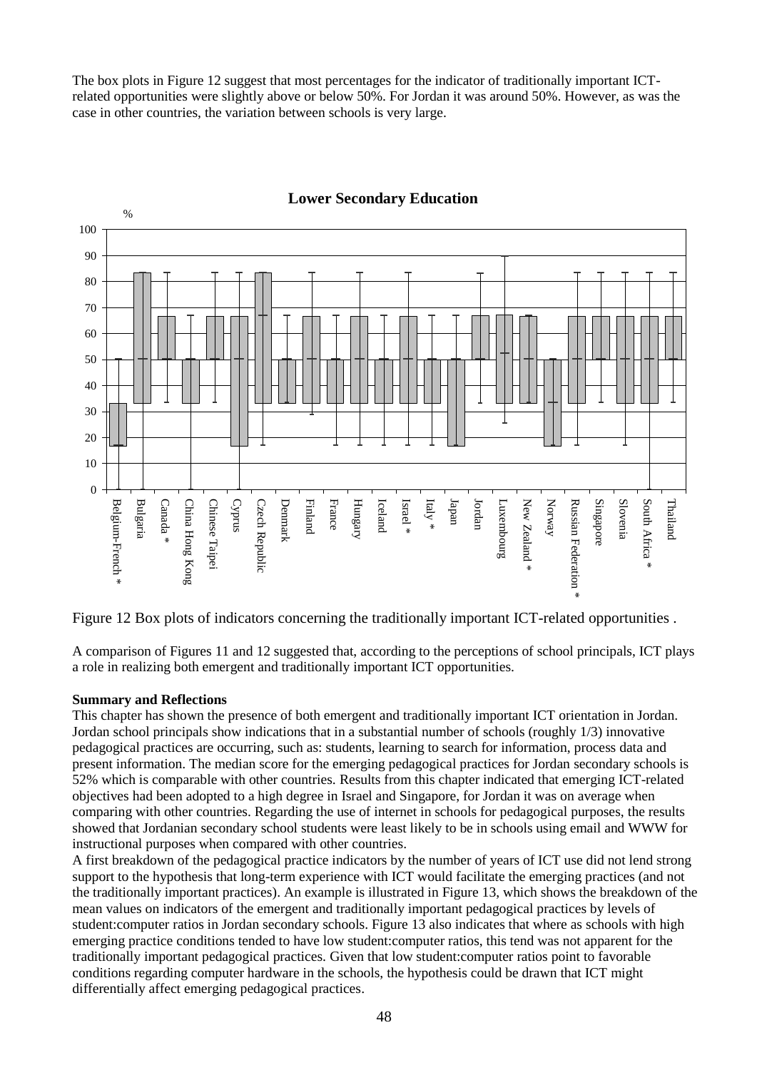The box plots in Figure 12 suggest that most percentages for the indicator of traditionally important ICT-related opportunities were slightly above or below 50%. For Jordan it was around 50%. However, as was the case in other countries, the variation between schools is very large.

Figure 12 Box plots of indicators concerning the traditionally important ICT-related opportunities .

A comparison of Figures 11 and 12 suggested that, according to the perceptions of school principals, ICT plays a role in realizing both emergent and traditionally important ICT opportunities.

**Summary and Reflections**

This chapter has shown the presence of both emergent and traditionally important ICT orientation in Jordan. Jordan school principals show indications that in a substantial number of schools (roughly 1/3) innovative pedagogical practices are occurring, such as: students, learning to search for information, process data and present information. The median score for the emerging pedagogical practices for Jordan secondary schools is 52% which is comparable with other countries. Results from this chapter indicated that emerging ICT-related objectives had been adopted to a high degree in Israel and Singapore, for Jordan it was on average when comparing with other countries. Regarding the use of internet in schools for pedagogical purposes, the results showed that Jordanian secondary school students were least likely to be in schools using email and WWW for instructional purposes when compared with other countries.

A first breakdown of the pedagogical practice indicators by the number of years of ICT use did not lend strong support to the hypothesis that long-term experience with ICT would facilitate the emerging practices (and not the traditionally important practices). An example is illustrated in Figure 13, which shows the breakdown of the mean values on indicators of the emergent and traditionally important pedagogical practices by levels of student:computer ratios in Jordan secondary schools. Figure 13 also indicates that where as schools with high emerging practice conditions tended to have low student:computer ratios, this tend was not apparent for the traditionally important pedagogical practices. Given that low student:computer ratios point to favorable conditions regarding computer hardware in the schools, the hypothesis could be drawn that ICT might differentially affect emerging pedagogical practices.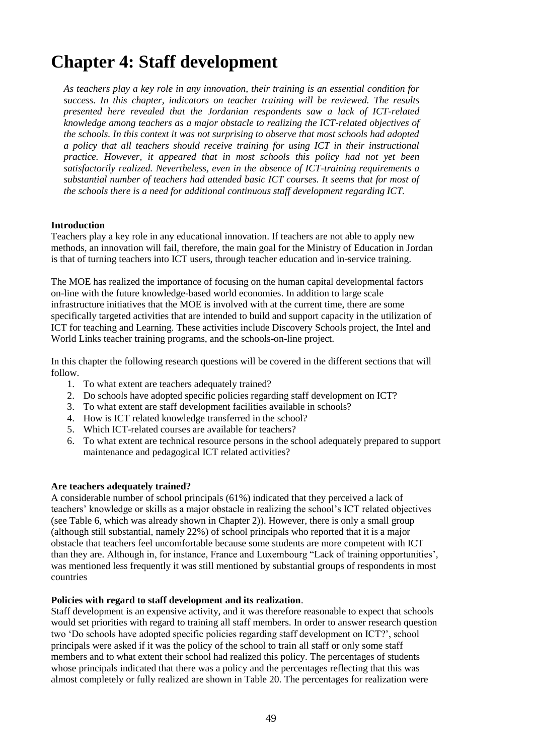# Chapter 4: Staff development

*As teachers play a key role in any innovation, their training is an essential condition for success. In this chapter, indicators on teacher training will be reviewed. The results presented here revealed that the Jordanian respondents saw a lack of ICT-related knowledge among teachers as a major obstacle to realizing the ICT-related objectives of the schools. In this context it was not surprising to observe that most schools had adopted a policy that all teachers should receive training for using ICT in their instructional practice. However, it appeared that in most schools this policy had not yet been satisfactorily realized. Nevertheless, even in the absence of ICT-training requirements a substantial number of teachers had attended basic ICT courses. It seems that for most of the schools there is a need for additional continuous staff development regarding ICT.*

**Introduction**

Teachers play a key role in any educational innovation. If teachers are not able to apply new methods, an innovation will fail, therefore, the main goal for the Ministry of Education in Jordan is that of turning teachers into ICT users, through teacher education and in-service training.

The MOE has realized the importance of focusing on the human capital developmental factors on-line with the future knowledge-based world economies. In addition to large scale infrastructure initiatives that the MOE is involved with at the current time, there are some specifically targeted activities that are intended to build and support capacity in the utilization of ICT for teaching and Learning. These activities include Discovery Schools project, the Intel and World Links teacher training programs, and the schools-on-line project.

In this chapter the following research questions will be covered in the different sections that will follow.

1. To what extent are teachers adequately trained?
2. Do schools have adopted specific policies regarding staff development on ICT?
3. To what extent are staff development facilities available in schools?
4. How is ICT related knowledge transferred in the school?
5. Which ICT-related courses are available for teachers?
6. To what extent are technical resource persons in the school adequately prepared to support maintenance and pedagogical ICT related activities?

**Are teachers adequately trained?**

A considerable number of school principals (61%) indicated that they perceived a lack of teachers' knowledge or skills as a major obstacle in realizing the school's ICT related objectives (see Table 6, which was already shown in Chapter 2)). However, there is only a small group (although still substantial, namely 22%) of school principals who reported that it is a major obstacle that teachers feel uncomfortable because some students are more competent with ICT than they are. Although in, for instance, France and Luxembourg "Lack of training opportunities', was mentioned less frequently it was still mentioned by substantial groups of respondents in most countries

**Policies with regard to staff development and its realization**.

Staff development is an expensive activity, and it was therefore reasonable to expect that schools would set priorities with regard to training all staff members. In order to answer research question two 'Do schools have adopted specific policies regarding staff development on ICT?', school principals were asked if it was the policy of the school to train all staff or only some staff members and to what extent their school had realized this policy. The percentages of students whose principals indicated that there was a policy and the percentages reflecting that this was almost completely or fully realized are shown in Table 20. The percentages for realization were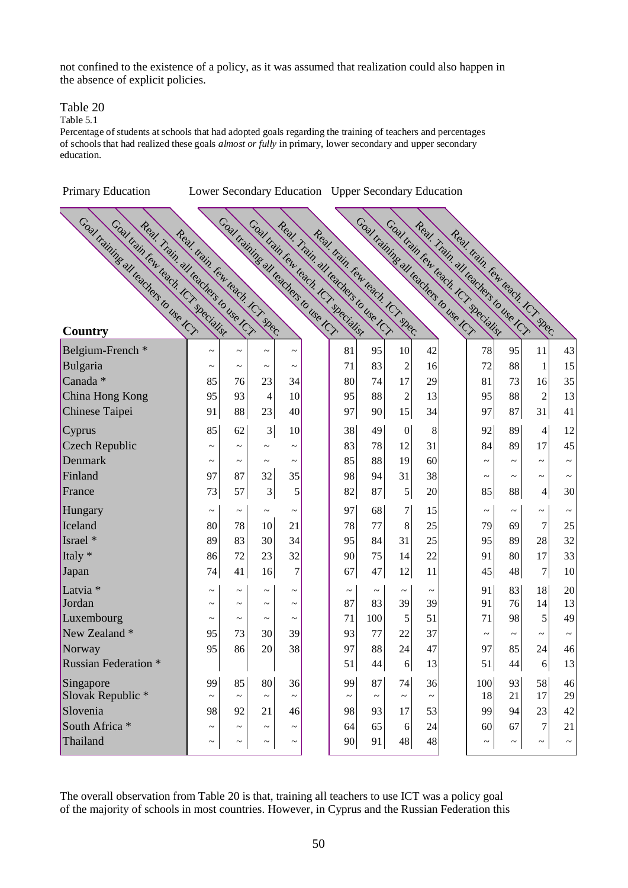not confined to the existence of a policy, as it was assumed that realization could also happen in the absence of explicit policies.

Table 20

Table 5.1

Percentage of students at schools that had adopted goals regarding the training of teachers and percentages of schools that had realized these goals *almost or fully* in primary, lower secondary and upper secondary education.

| Country | Primary Education | | | | Lower Secondary Education | | | | Upper Secondary Education | | | |
|---|---|---|---|---|---|---|---|---|---|---|---|---|
| | Goal training all teachers to use ICT | Goal train few teach. ICT specialist | Real. Train. all teachers to use ICT | Real. train. few teach. ICT spec. | Goal training all teachers to use ICT | Goal train few teach. ICT specialist | Real. Train. all teachers to use ICT | Real. train. few teach. ICT spec. | Goal training all teachers to use ICT | Goal train few teach. ICT specialist | Real. Train. all teachers to use ICT | Real. train. few teach. ICT spec. |
| Belgium-French * | ~ | ~ | ~ | ~ | 81 | 95 | 10 | 42 | 78 | 95 | 11 | 43 |
| Bulgaria | ~ | ~ | ~ | ~ | 71 | 83 | 2 | 16 | 72 | 88 | 1 | 15 |
| Canada * | 85 | 76 | 23 | 34 | 80 | 74 | 17 | 29 | 81 | 73 | 16 | 35 |
| China Hong Kong | 95 | 93 | 4 | 10 | 95 | 88 | 2 | 13 | 95 | 88 | 2 | 13 |
| Chinese Taipei | 91 | 88 | 23 | 40 | 97 | 90 | 15 | 34 | 97 | 87 | 31 | 41 |
| Cyprus | 85 | 62 | 3 | 10 | 38 | 49 | 0 | 8 | 92 | 89 | 4 | 12 |
| Czech Republic | ~ | ~ | ~ | ~ | 83 | 78 | 12 | 31 | 84 | 89 | 17 | 45 |
| Denmark | ~ | ~ | ~ | ~ | 85 | 88 | 19 | 60 | ~ | ~ | ~ | ~ |
| Finland | 97 | 87 | 32 | 35 | 98 | 94 | 31 | 38 | ~ | ~ | ~ | ~ |
| France | 73 | 57 | 3 | 5 | 82 | 87 | 5 | 20 | 85 | 88 | 4 | 30 |
| Hungary | ~ | ~ | ~ | ~ | 97 | 68 | 7 | 15 | ~ | ~ | ~ | ~ |
| Iceland | 80 | 78 | 10 | 21 | 78 | 77 | 8 | 25 | 79 | 69 | 7 | 25 |
| Israel * | 89 | 83 | 30 | 34 | 95 | 84 | 31 | 25 | 95 | 89 | 28 | 32 |
| Italy * | 86 | 72 | 23 | 32 | 90 | 75 | 14 | 22 | 91 | 80 | 17 | 33 |
| Japan | 74 | 41 | 16 | 7 | 67 | 47 | 12 | 11 | 45 | 48 | 7 | 10 |
| Latvia * | ~ | ~ | ~ | ~ | ~ | ~ | ~ | ~ | 91 | 83 | 18 | 20 |
| Jordan | ~ | ~ | ~ | ~ | 87 | 83 | 39 | 39 | 91 | 76 | 14 | 13 |
| Luxembourg | ~ | ~ | ~ | ~ | 71 | 100 | 5 | 51 | 71 | 98 | 5 | 49 |
| New Zealand * | 95 | 73 | 30 | 39 | 93 | 77 | 22 | 37 | ~ | ~ | ~ | ~ |
| Norway | 95 | 86 | 20 | 38 | 97 | 88 | 24 | 47 | 97 | 85 | 24 | 46 |
| Russian Federation * | | | | | 51 | 44 | 6 | 13 | 51 | 44 | 6 | 13 |
| Singapore | 99 | 85 | 80 | 36 | 99 | 87 | 74 | 36 | 100 | 93 | 58 | 46 |
| Slovak Republic * | ~ | ~ | ~ | ~ | ~ | ~ | ~ | ~ | 18 | 21 | 17 | 29 |
| Slovenia | 98 | 92 | 21 | 46 | 98 | 93 | 17 | 53 | 99 | 94 | 23 | 42 |
| South Africa * | ~ | ~ | ~ | ~ | 64 | 65 | 6 | 24 | 60 | 67 | 7 | 21 |
| Thailand | ~ | ~ | ~ | ~ | 90 | 91 | 48 | 48 | ~ | ~ | ~ | ~ |

The overall observation from Table 20 is that, training all teachers to use ICT was a policy goal of the majority of schools in most countries. However, in Cyprus and the Russian Federation this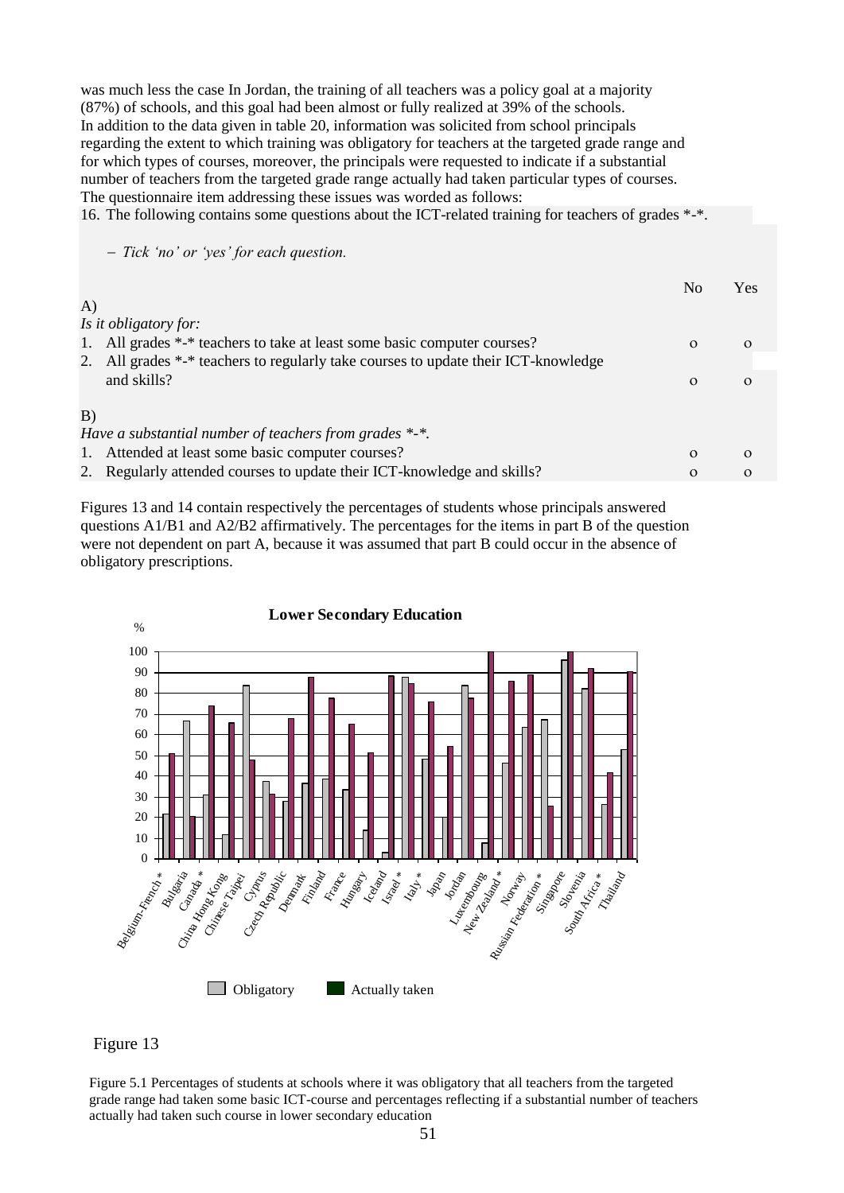was much less the case In Jordan, the training of all teachers was a policy goal at a majority (87%) of schools, and this goal had been almost or fully realized at 39% of the schools. In addition to the data given in table 20, information was solicited from school principals regarding the extent to which training was obligatory for teachers at the targeted grade range and for which types of courses, moreover, the principals were requested to indicate if a substantial number of teachers from the targeted grade range actually had taken particular types of courses. The questionnaire item addressing these issues was worded as follows:

16. The following contains some questions about the ICT-related training for teachers of grades *-*.

– *Tick 'no' or 'yes' for each question.*

| | No | Yes |
|---|---|---|
| A) | | |
| *Is it obligatory for:* | | |
| 1. All grades *-* teachers to take at least some basic computer courses? | o | o |
| 2. All grades *-* teachers to regularly take courses to update their ICT-knowledge and skills? | o | o |
| B) | | |
| *Have a substantial number of teachers from grades *-*.* | | |
| 1. Attended at least some basic computer courses? | o | o |
| 2. Regularly attended courses to update their ICT-knowledge and skills? | o | o |

Figures 13 and 14 contain respectively the percentages of students whose principals answered questions A1/B1 and A2/B2 affirmatively. The percentages for the items in part B of the question were not dependent on part A, because it was assumed that part B could occur in the absence of obligatory prescriptions.

**Lower Secondary Education**

Figure 13

Figure 5.1 Percentages of students at schools where it was obligatory that all teachers from the targeted grade range had taken some basic ICT-course and percentages reflecting if a substantial number of teachers actually had taken such course in lower secondary education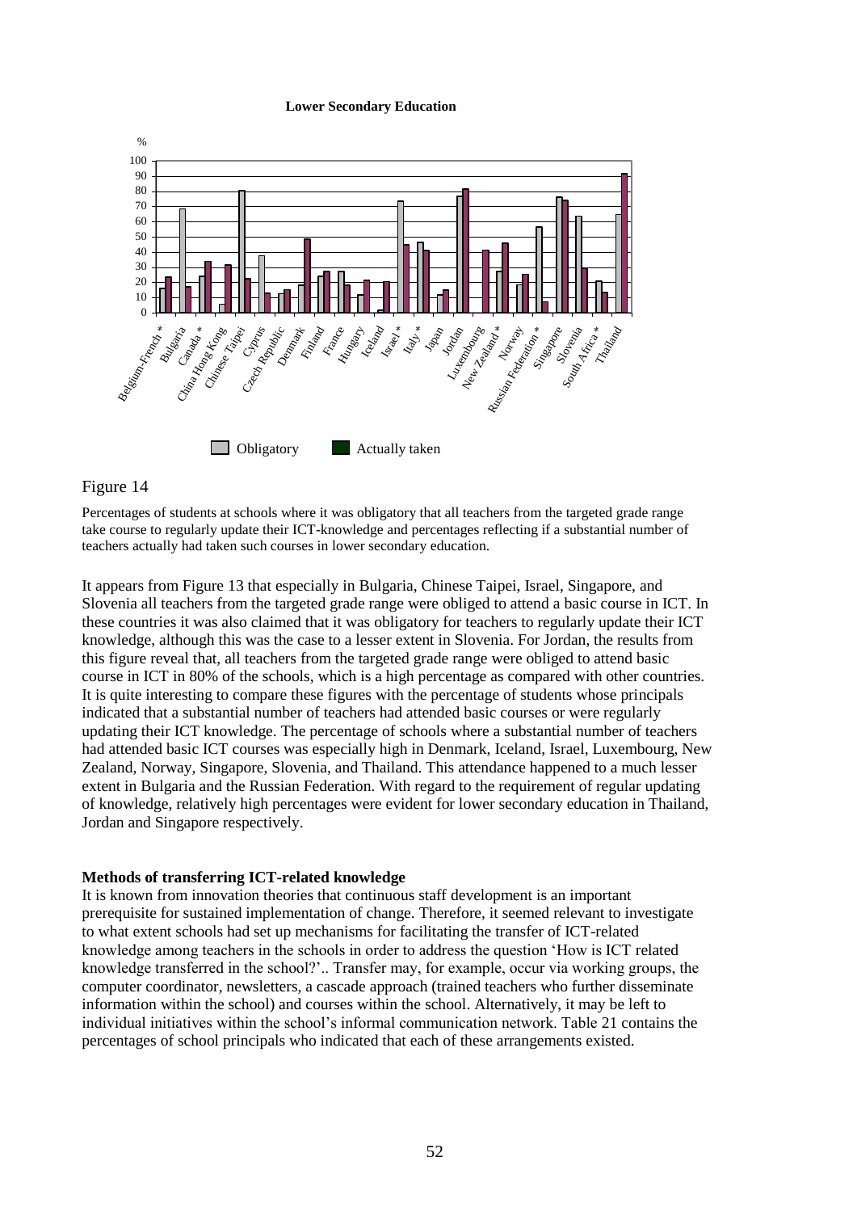**Lower Secondary Education**

Figure 14

Percentages of students at schools where it was obligatory that all teachers from the targeted grade range take course to regularly update their ICT-knowledge and percentages reflecting if a substantial number of teachers actually had taken such courses in lower secondary education.

It appears from Figure 13 that especially in Bulgaria, Chinese Taipei, Israel, Singapore, and Slovenia all teachers from the targeted grade range were obliged to attend a basic course in ICT. In these countries it was also claimed that it was obligatory for teachers to regularly update their ICT knowledge, although this was the case to a lesser extent in Slovenia. For Jordan, the results from this figure reveal that, all teachers from the targeted grade range were obliged to attend basic course in ICT in 80% of the schools, which is a high percentage as compared with other countries. It is quite interesting to compare these figures with the percentage of students whose principals indicated that a substantial number of teachers had attended basic courses or were regularly updating their ICT knowledge. The percentage of schools where a substantial number of teachers had attended basic ICT courses was especially high in Denmark, Iceland, Israel, Luxembourg, New Zealand, Norway, Singapore, Slovenia, and Thailand. This attendance happened to a much lesser extent in Bulgaria and the Russian Federation. With regard to the requirement of regular updating of knowledge, relatively high percentages were evident for lower secondary education in Thailand, Jordan and Singapore respectively.

**Methods of transferring ICT-related knowledge**

It is known from innovation theories that continuous staff development is an important prerequisite for sustained implementation of change. Therefore, it seemed relevant to investigate to what extent schools had set up mechanisms for facilitating the transfer of ICT-related knowledge among teachers in the schools in order to address the question 'How is ICT related knowledge transferred in the school?'.. Transfer may, for example, occur via working groups, the computer coordinator, newsletters, a cascade approach (trained teachers who further disseminate information within the school) and courses within the school. Alternatively, it may be left to individual initiatives within the school's informal communication network. Table 21 contains the percentages of school principals who indicated that each of these arrangements existed.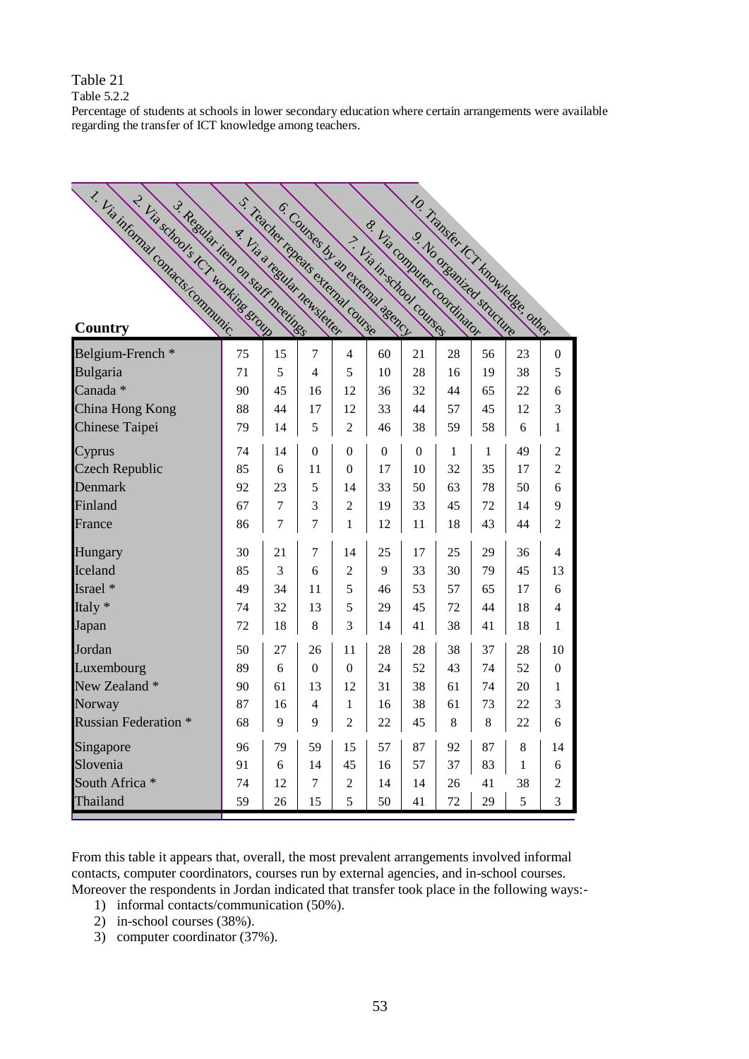Table 21

Table 5.2.2

Percentage of students at schools in lower secondary education where certain arrangements were available regarding the transfer of ICT knowledge among teachers.

| Country | 1. Via informal contacts/communic. | 2. Via school's ICT working group | 3. Regular item on staff meetings | 4. Via a regular newsletter | 5. Teacher repeats external course | 6. Courses by an external agency | 7. Via in-school courses | 8. Via computer coordinator | 9. No organized structure | 10. Transfer ICT knowledge, other |
|---|---|---|---|---|---|---|---|---|---|---|
| Belgium-French * | 75 | 15 | 7 | 4 | 60 | 21 | 28 | 56 | 23 | 0 |
| Bulgaria | 71 | 5 | 4 | 5 | 10 | 28 | 16 | 19 | 38 | 5 |
| Canada * | 90 | 45 | 16 | 12 | 36 | 32 | 44 | 65 | 22 | 6 |
| China Hong Kong | 88 | 44 | 17 | 12 | 33 | 44 | 57 | 45 | 12 | 3 |
| Chinese Taipei | 79 | 14 | 5 | 2 | 46 | 38 | 59 | 58 | 6 | 1 |
| Cyprus | 74 | 14 | 0 | 0 | 0 | 0 | 1 | 1 | 49 | 2 |
| Czech Republic | 85 | 6 | 11 | 0 | 17 | 10 | 32 | 35 | 17 | 2 |
| Denmark | 92 | 23 | 5 | 14 | 33 | 50 | 63 | 78 | 50 | 6 |
| Finland | 67 | 7 | 3 | 2 | 19 | 33 | 45 | 72 | 14 | 9 |
| France | 86 | 7 | 7 | 1 | 12 | 11 | 18 | 43 | 44 | 2 |
| Hungary | 30 | 21 | 7 | 14 | 25 | 17 | 25 | 29 | 36 | 4 |
| Iceland | 85 | 3 | 6 | 2 | 9 | 33 | 30 | 79 | 45 | 13 |
| Israel * | 49 | 34 | 11 | 5 | 46 | 53 | 57 | 65 | 17 | 6 |
| Italy * | 74 | 32 | 13 | 5 | 29 | 45 | 72 | 44 | 18 | 4 |
| Japan | 72 | 18 | 8 | 3 | 14 | 41 | 38 | 41 | 18 | 1 |
| Jordan | 50 | 27 | 26 | 11 | 28 | 28 | 38 | 37 | 28 | 10 |
| Luxembourg | 89 | 6 | 0 | 0 | 24 | 52 | 43 | 74 | 52 | 0 |
| New Zealand * | 90 | 61 | 13 | 12 | 31 | 38 | 61 | 74 | 20 | 1 |
| Norway | 87 | 16 | 4 | 1 | 16 | 38 | 61 | 73 | 22 | 3 |
| Russian Federation * | 68 | 9 | 9 | 2 | 22 | 45 | 8 | 8 | 22 | 6 |
| Singapore | 96 | 79 | 59 | 15 | 57 | 87 | 92 | 87 | 8 | 14 |
| Slovenia | 91 | 6 | 14 | 45 | 16 | 57 | 37 | 83 | 1 | 6 |
| South Africa * | 74 | 12 | 7 | 2 | 14 | 14 | 26 | 41 | 38 | 2 |
| Thailand | 59 | 26 | 15 | 5 | 50 | 41 | 72 | 29 | 5 | 3 |

From this table it appears that, overall, the most prevalent arrangements involved informal contacts, computer coordinators, courses run by external agencies, and in-school courses. Moreover the respondents in Jordan indicated that transfer took place in the following ways:-

1) informal contacts/communication (50%).
2) in-school courses (38%).
3) computer coordinator (37%).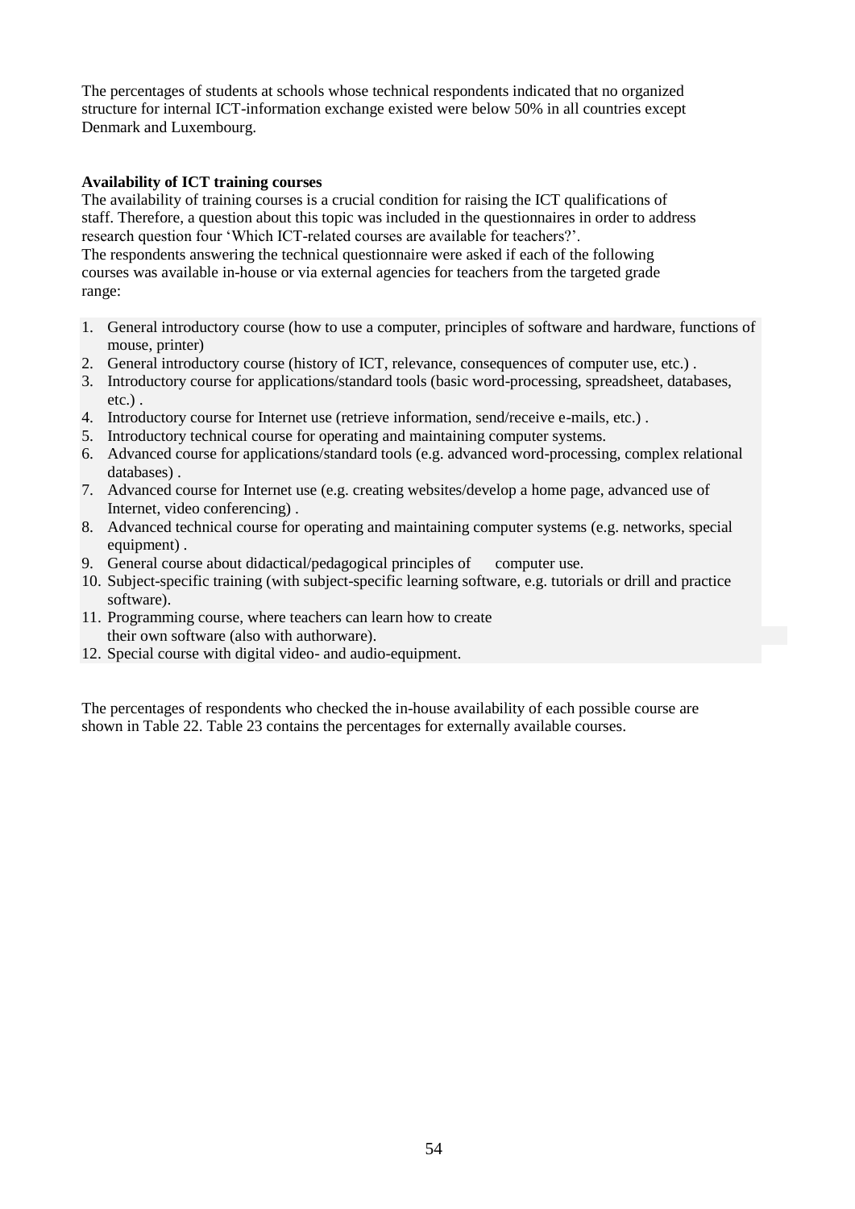The percentages of students at schools whose technical respondents indicated that no organized structure for internal ICT-information exchange existed were below 50% in all countries except Denmark and Luxembourg.

**Availability of ICT training courses**

The availability of training courses is a crucial condition for raising the ICT qualifications of staff. Therefore, a question about this topic was included in the questionnaires in order to address research question four 'Which ICT-related courses are available for teachers?'.
The respondents answering the technical questionnaire were asked if each of the following courses was available in-house or via external agencies for teachers from the targeted grade range:

1. General introductory course (how to use a computer, principles of software and hardware, functions of mouse, printer)
2. General introductory course (history of ICT, relevance, consequences of computer use, etc.) .
3. Introductory course for applications/standard tools (basic word-processing, spreadsheet, databases, etc.) .
4. Introductory course for Internet use (retrieve information, send/receive e-mails, etc.) .
5. Introductory technical course for operating and maintaining computer systems.
6. Advanced course for applications/standard tools (e.g. advanced word-processing, complex relational databases) .
7. Advanced course for Internet use (e.g. creating websites/develop a home page, advanced use of Internet, video conferencing) .
8. Advanced technical course for operating and maintaining computer systems (e.g. networks, special equipment) .
9. General course about didactical/pedagogical principles of computer use.
10. Subject-specific training (with subject-specific learning software, e.g. tutorials or drill and practice software).
11. Programming course, where teachers can learn how to create their own software (also with authorware).
12. Special course with digital video- and audio-equipment.

The percentages of respondents who checked the in-house availability of each possible course are shown in Table 22. Table 23 contains the percentages for externally available courses.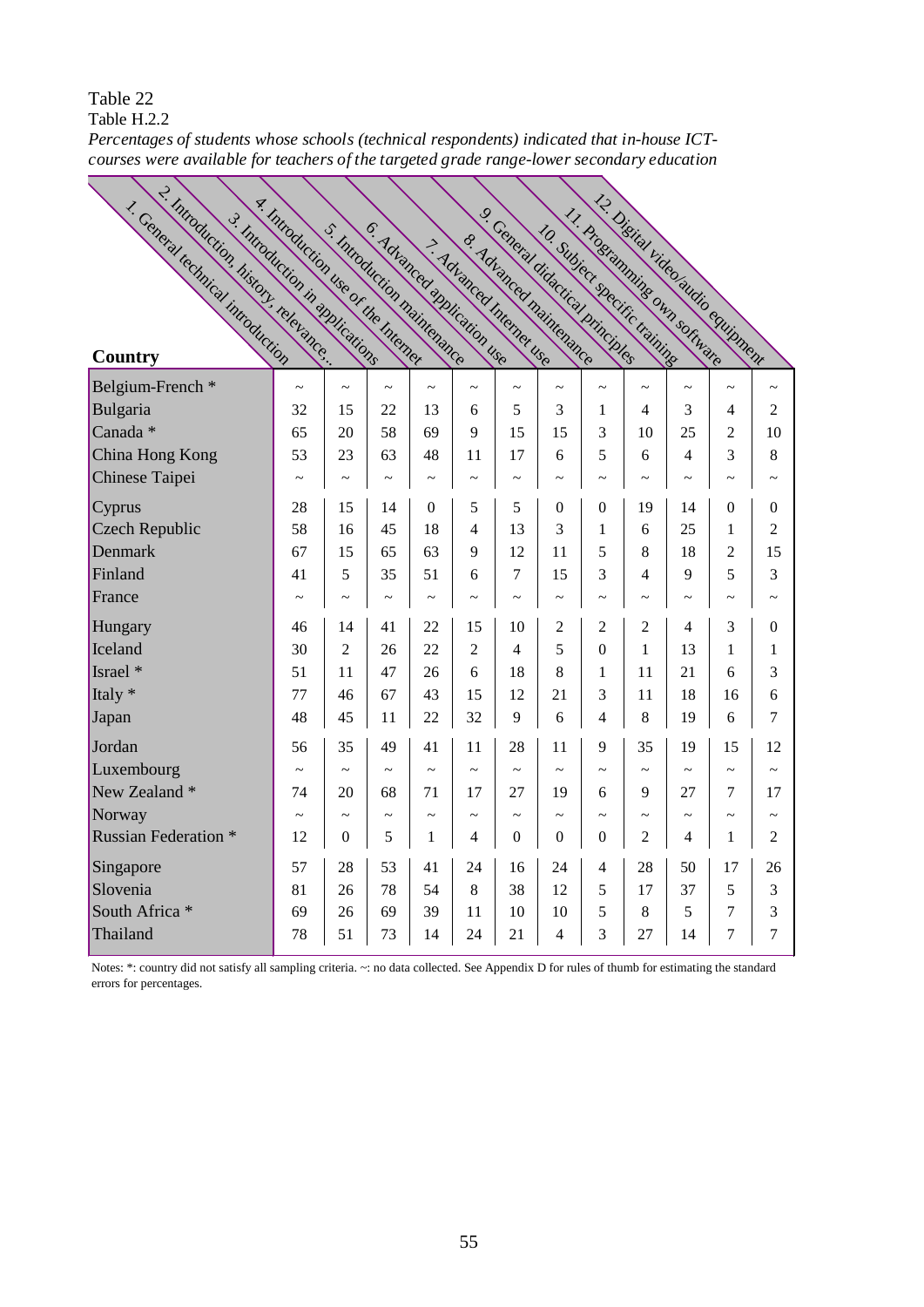Table 22

Table H.2.2

*Percentages of students whose schools (technical respondents) indicated that in-house ICT-courses were available for teachers of the targeted grade range-lower secondary education*

| Country | 1. General technical introduction | 2. Introduction, history, relevance,.. | 3. Introduction in applications | 4. Introduction use of the Internet | 5. Introduction maintenance | 6. Advanced application use | 7. Advanced Internet use | 8. Advanced maintenance | 9. General didactical principles | 10. Subject specific training | 11. Programming own software | 12. Digital video/audio equipment |
|---|---|---|---|---|---|---|---|---|---|---|---|---|
| Belgium-French * | ~ | ~ | ~ | ~ | ~ | ~ | ~ | ~ | ~ | ~ | ~ | ~ |
| Bulgaria | 32 | 15 | 22 | 13 | 6 | 5 | 3 | 1 | 4 | 3 | 4 | 2 |
| Canada * | 65 | 20 | 58 | 69 | 9 | 15 | 15 | 3 | 10 | 25 | 2 | 10 |
| China Hong Kong | 53 | 23 | 63 | 48 | 11 | 17 | 6 | 5 | 6 | 4 | 3 | 8 |
| Chinese Taipei | ~ | ~ | ~ | ~ | ~ | ~ | ~ | ~ | ~ | ~ | ~ | ~ |
| Cyprus | 28 | 15 | 14 | 0 | 5 | 5 | 0 | 0 | 19 | 14 | 0 | 0 |
| Czech Republic | 58 | 16 | 45 | 18 | 4 | 13 | 3 | 1 | 6 | 25 | 1 | 2 |
| Denmark | 67 | 15 | 65 | 63 | 9 | 12 | 11 | 5 | 8 | 18 | 2 | 15 |
| Finland | 41 | 5 | 35 | 51 | 6 | 7 | 15 | 3 | 4 | 9 | 5 | 3 |
| France | ~ | ~ | ~ | ~ | ~ | ~ | ~ | ~ | ~ | ~ | ~ | ~ |
| Hungary | 46 | 14 | 41 | 22 | 15 | 10 | 2 | 2 | 2 | 4 | 3 | 0 |
| Iceland | 30 | 2 | 26 | 22 | 2 | 4 | 5 | 0 | 1 | 13 | 1 | 1 |
| Israel * | 51 | 11 | 47 | 26 | 6 | 18 | 8 | 1 | 11 | 21 | 6 | 3 |
| Italy * | 77 | 46 | 67 | 43 | 15 | 12 | 21 | 3 | 11 | 18 | 16 | 6 |
| Japan | 48 | 45 | 11 | 22 | 32 | 9 | 6 | 4 | 8 | 19 | 6 | 7 |
| Jordan | 56 | 35 | 49 | 41 | 11 | 28 | 11 | 9 | 35 | 19 | 15 | 12 |
| Luxembourg | ~ | ~ | ~ | ~ | ~ | ~ | ~ | ~ | ~ | ~ | ~ | ~ |
| New Zealand * | 74 | 20 | 68 | 71 | 17 | 27 | 19 | 6 | 9 | 27 | 7 | 17 |
| Norway | ~ | ~ | ~ | ~ | ~ | ~ | ~ | ~ | ~ | ~ | ~ | ~ |
| Russian Federation * | 12 | 0 | 5 | 1 | 4 | 0 | 0 | 0 | 2 | 4 | 1 | 2 |
| Singapore | 57 | 28 | 53 | 41 | 24 | 16 | 24 | 4 | 28 | 50 | 17 | 26 |
| Slovenia | 81 | 26 | 78 | 54 | 8 | 38 | 12 | 5 | 17 | 37 | 5 | 3 |
| South Africa * | 69 | 26 | 69 | 39 | 11 | 10 | 10 | 5 | 8 | 5 | 7 | 3 |
| Thailand | 78 | 51 | 73 | 14 | 24 | 21 | 4 | 3 | 27 | 14 | 7 | 7 |

Notes: *: country did not satisfy all sampling criteria. ~: no data collected. See Appendix D for rules of thumb for estimating the standard errors for percentages.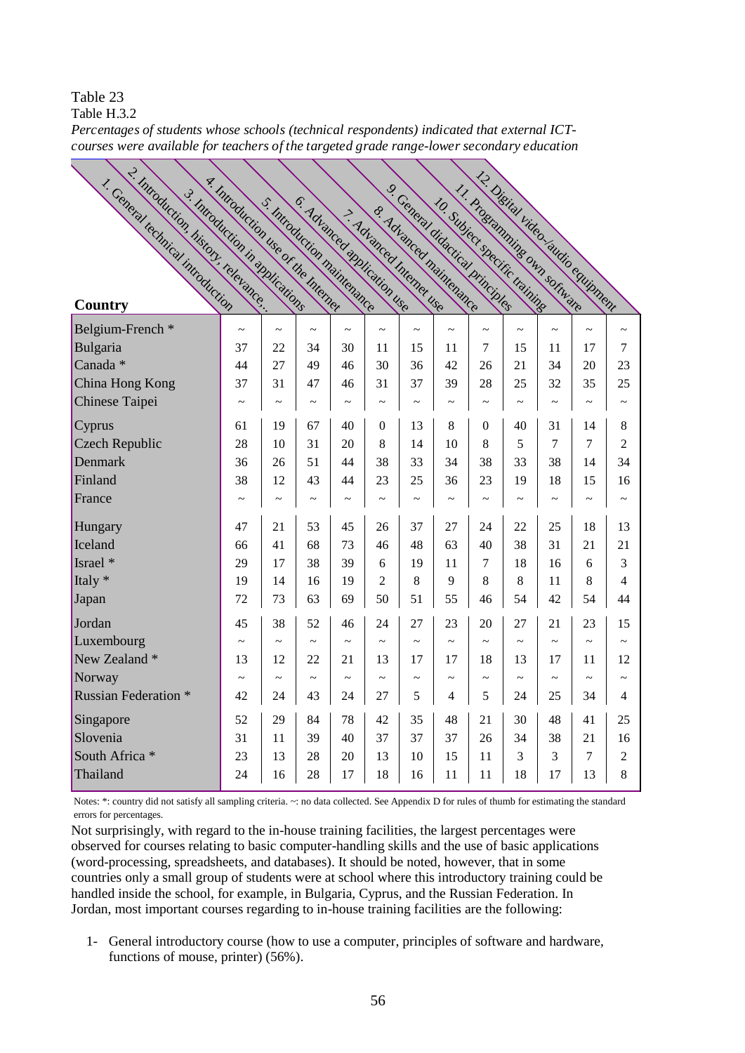Table 23

Table H.3.2

*Percentages of students whose schools (technical respondents) indicated that external ICT-courses were available for teachers of the targeted grade range-lower secondary education*

| Country | 1. General technical introduction | 2. Introduction, history, relevance.. | 3. Introduction in applications | 4. Introduction use of the Internet | 5. Introduction maintenance | 6. Advanced application use | 7. Advanced Internet use | 8. Advanced maintenance | 9. General didactical principles | 10. Subject specific training | 11. Programming own software | 12. Digital video-/audio equipment |
|---|---|---|---|---|---|---|---|---|---|---|---|---|
| Belgium-French * | ~ | ~ | ~ | ~ | ~ | ~ | ~ | ~ | ~ | ~ | ~ | ~ |
| Bulgaria | 37 | 22 | 34 | 30 | 11 | 15 | 11 | 7 | 15 | 11 | 17 | 7 |
| Canada * | 44 | 27 | 49 | 46 | 30 | 36 | 42 | 26 | 21 | 34 | 20 | 23 |
| China Hong Kong | 37 | 31 | 47 | 46 | 31 | 37 | 39 | 28 | 25 | 32 | 35 | 25 |
| Chinese Taipei | ~ | ~ | ~ | ~ | ~ | ~ | ~ | ~ | ~ | ~ | ~ | ~ |
| Cyprus | 61 | 19 | 67 | 40 | 0 | 13 | 8 | 0 | 40 | 31 | 14 | 8 |
| Czech Republic | 28 | 10 | 31 | 20 | 8 | 14 | 10 | 8 | 5 | 7 | 7 | 2 |
| Denmark | 36 | 26 | 51 | 44 | 38 | 33 | 34 | 38 | 33 | 38 | 14 | 34 |
| Finland | 38 | 12 | 43 | 44 | 23 | 25 | 36 | 23 | 19 | 18 | 15 | 16 |
| France | ~ | ~ | ~ | ~ | ~ | ~ | ~ | ~ | ~ | ~ | ~ | ~ |
| Hungary | 47 | 21 | 53 | 45 | 26 | 37 | 27 | 24 | 22 | 25 | 18 | 13 |
| Iceland | 66 | 41 | 68 | 73 | 46 | 48 | 63 | 40 | 38 | 31 | 21 | 21 |
| Israel * | 29 | 17 | 38 | 39 | 6 | 19 | 11 | 7 | 18 | 16 | 6 | 3 |
| Italy * | 19 | 14 | 16 | 19 | 2 | 8 | 9 | 8 | 8 | 11 | 8 | 4 |
| Japan | 72 | 73 | 63 | 69 | 50 | 51 | 55 | 46 | 54 | 42 | 54 | 44 |
| Jordan | 45 | 38 | 52 | 46 | 24 | 27 | 23 | 20 | 27 | 21 | 23 | 15 |
| Luxembourg | ~ | ~ | ~ | ~ | ~ | ~ | ~ | ~ | ~ | ~ | ~ | ~ |
| New Zealand * | 13 | 12 | 22 | 21 | 13 | 17 | 17 | 18 | 13 | 17 | 11 | 12 |
| Norway | ~ | ~ | ~ | ~ | ~ | ~ | ~ | ~ | ~ | ~ | ~ | ~ |
| Russian Federation * | 42 | 24 | 43 | 24 | 27 | 5 | 4 | 5 | 24 | 25 | 34 | 4 |
| Singapore | 52 | 29 | 84 | 78 | 42 | 35 | 48 | 21 | 30 | 48 | 41 | 25 |
| Slovenia | 31 | 11 | 39 | 40 | 37 | 37 | 37 | 26 | 34 | 38 | 21 | 16 |
| South Africa * | 23 | 13 | 28 | 20 | 13 | 10 | 15 | 11 | 3 | 3 | 7 | 2 |
| Thailand | 24 | 16 | 28 | 17 | 18 | 16 | 11 | 11 | 18 | 17 | 13 | 8 |

Notes: *: country did not satisfy all sampling criteria. ~: no data collected. See Appendix D for rules of thumb for estimating the standard errors for percentages.

Not surprisingly, with regard to the in-house training facilities, the largest percentages were observed for courses relating to basic computer-handling skills and the use of basic applications (word-processing, spreadsheets, and databases). It should be noted, however, that in some countries only a small group of students were at school where this introductory training could be handled inside the school, for example, in Bulgaria, Cyprus, and the Russian Federation. In Jordan, most important courses regarding to in-house training facilities are the following:

1- General introductory course (how to use a computer, principles of software and hardware, functions of mouse, printer) (56%).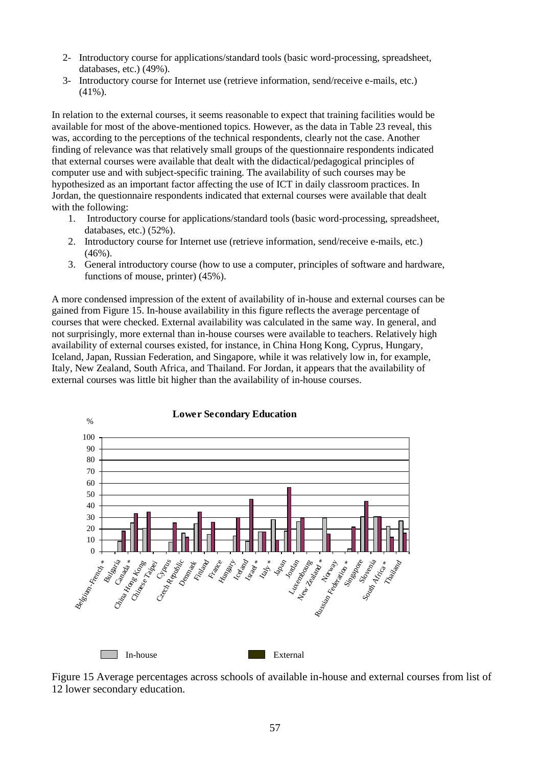2- Introductory course for applications/standard tools (basic word-processing, spreadsheet, databases, etc.) (49%).
3- Introductory course for Internet use (retrieve information, send/receive e-mails, etc.) (41%).

In relation to the external courses, it seems reasonable to expect that training facilities would be available for most of the above-mentioned topics. However, as the data in Table 23 reveal, this was, according to the perceptions of the technical respondents, clearly not the case. Another finding of relevance was that relatively small groups of the questionnaire respondents indicated that external courses were available that dealt with the didactical/pedagogical principles of computer use and with subject-specific training. The availability of such courses may be hypothesized as an important factor affecting the use of ICT in daily classroom practices. In Jordan, the questionnaire respondents indicated that external courses were available that dealt with the following:

1. Introductory course for applications/standard tools (basic word-processing, spreadsheet, databases, etc.) (52%).
2. Introductory course for Internet use (retrieve information, send/receive e-mails, etc.) (46%).
3. General introductory course (how to use a computer, principles of software and hardware, functions of mouse, printer) (45%).

A more condensed impression of the extent of availability of in-house and external courses can be gained from Figure 15. In-house availability in this figure reflects the average percentage of courses that were checked. External availability was calculated in the same way. In general, and not surprisingly, more external than in-house courses were available to teachers. Relatively high availability of external courses existed, for instance, in China Hong Kong, Cyprus, Hungary, Iceland, Japan, Russian Federation, and Singapore, while it was relatively low in, for example, Italy, New Zealand, South Africa, and Thailand. For Jordan, it appears that the availability of external courses was little bit higher than the availability of in-house courses.

Figure 15 Average percentages across schools of available in-house and external courses from list of 12 lower secondary education.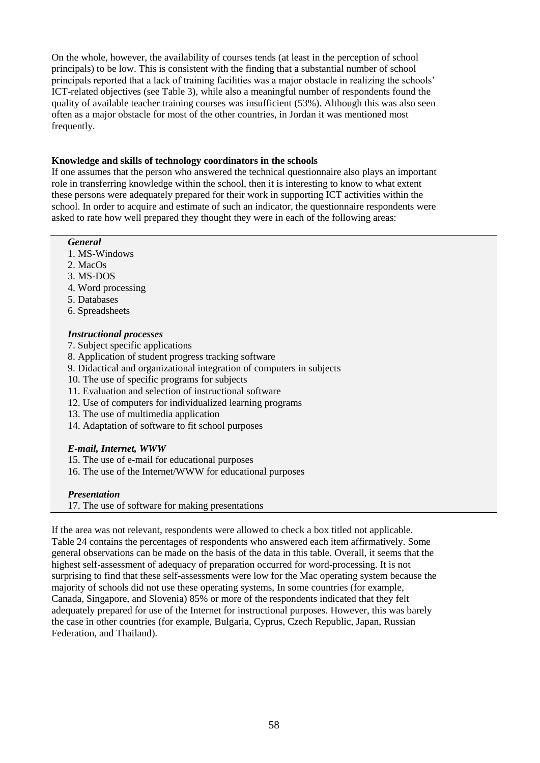On the whole, however, the availability of courses tends (at least in the perception of school principals) to be low. This is consistent with the finding that a substantial number of school principals reported that a lack of training facilities was a major obstacle in realizing the schools' ICT-related objectives (see Table 3), while also a meaningful number of respondents found the quality of available teacher training courses was insufficient (53%). Although this was also seen often as a major obstacle for most of the other countries, in Jordan it was mentioned most frequently.

**Knowledge and skills of technology coordinators in the schools**

If one assumes that the person who answered the technical questionnaire also plays an important role in transferring knowledge within the school, then it is interesting to know to what extent these persons were adequately prepared for their work in supporting ICT activities within the school. In order to acquire and estimate of such an indicator, the questionnaire respondents were asked to rate how well prepared they thought they were in each of the following areas:

***General***

1. MS-Windows
2. MacOs
3. MS-DOS
4. Word processing
5. Databases
6. Spreadsheets

***Instructional processes***

7. Subject specific applications
8. Application of student progress tracking software
9. Didactical and organizational integration of computers in subjects
10. The use of specific programs for subjects
11. Evaluation and selection of instructional software
12. Use of computers for individualized learning programs
13. The use of multimedia application
14. Adaptation of software to fit school purposes

***E-mail, Internet, WWW***

15. The use of e-mail for educational purposes
16. The use of the Internet/WWW for educational purposes

***Presentation***

17. The use of software for making presentations

If the area was not relevant, respondents were allowed to check a box titled not applicable. Table 24 contains the percentages of respondents who answered each item affirmatively. Some general observations can be made on the basis of the data in this table. Overall, it seems that the highest self-assessment of adequacy of preparation occurred for word-processing. It is not surprising to find that these self-assessments were low for the Mac operating system because the majority of schools did not use these operating systems, In some countries (for example, Canada, Singapore, and Slovenia) 85% or more of the respondents indicated that they felt adequately prepared for use of the Internet for instructional purposes. However, this was barely the case in other countries (for example, Bulgaria, Cyprus, Czech Republic, Japan, Russian Federation, and Thailand).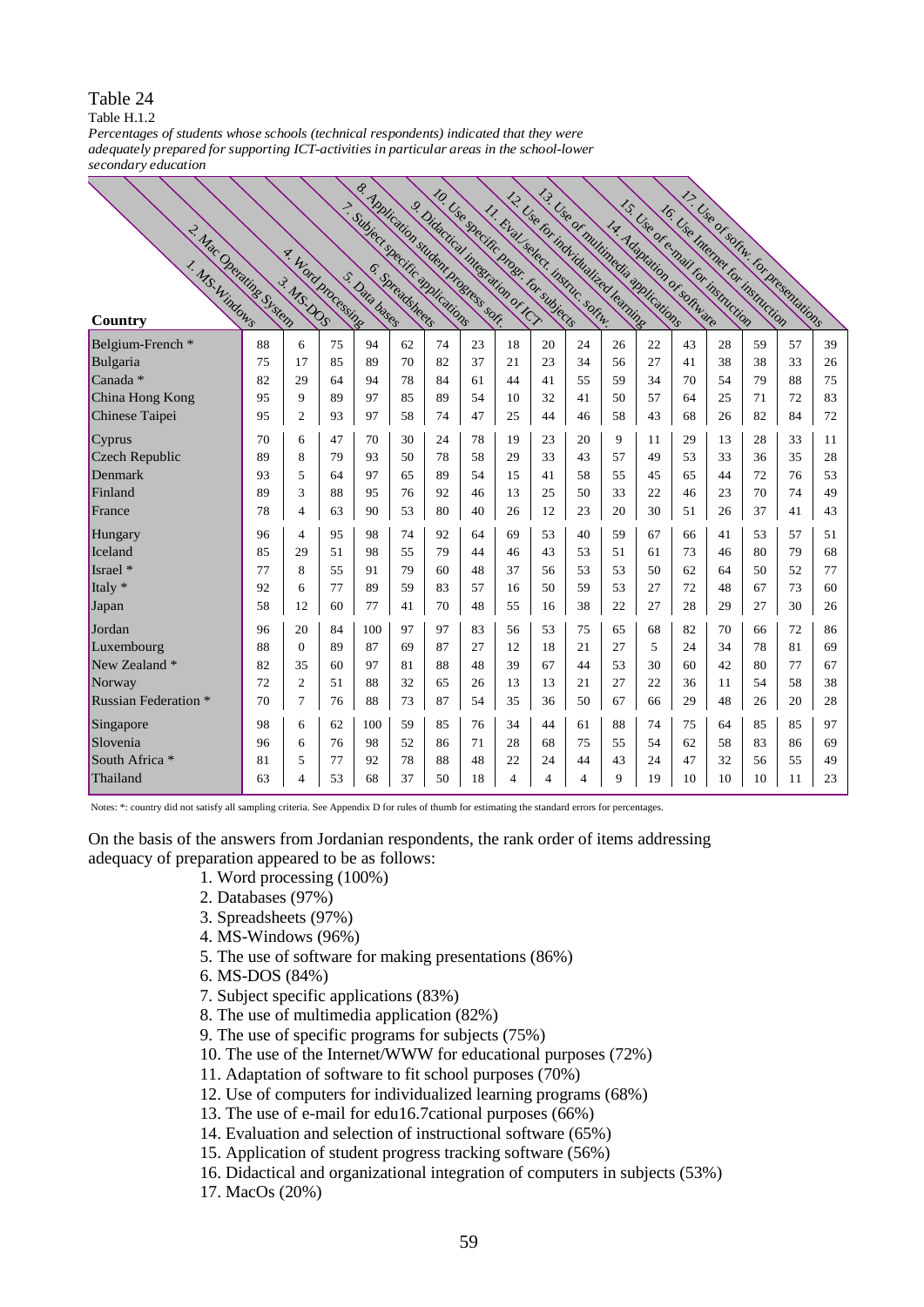Table 24

Table H.1.2

*Percentages of students whose schools (technical respondents) indicated that they were adequately prepared for supporting ICT-activities in particular areas in the school-lower secondary education*

| Country | 1. MS-Windows | 2. Mac Operating System | 3. MS-DOS | 4. Word processing | 5. Data bases | 6. Spreadsheets | 7. Subject specific applications | 8. Application student progress soft. | 9. Didactical integration of ICT | 10. Use specific progr. for subjects | 11. Eval./select. instruc. softw. | 12. Use for individualized learning | 13. Use of multimedia applications | 14. Adaptation of software | 15. Use of e-mail for instruction | 16. Use Internet for instruction | 17. Use of softw. for presentations |
|---|---|---|---|---|---|---|---|---|---|---|---|---|---|---|---|---|---|
| Belgium-French * | 88 | 6 | 75 | 94 | 62 | 74 | 23 | 18 | 20 | 24 | 26 | 22 | 43 | 28 | 59 | 57 | 39 |
| Bulgaria | 75 | 17 | 85 | 89 | 70 | 82 | 37 | 21 | 23 | 34 | 56 | 27 | 41 | 38 | 38 | 33 | 26 |
| Canada * | 82 | 29 | 64 | 94 | 78 | 84 | 61 | 44 | 41 | 55 | 59 | 34 | 70 | 54 | 79 | 88 | 75 |
| China Hong Kong | 95 | 9 | 89 | 97 | 85 | 89 | 54 | 10 | 32 | 41 | 50 | 57 | 64 | 25 | 71 | 72 | 83 |
| Chinese Taipei | 95 | 2 | 93 | 97 | 58 | 74 | 47 | 25 | 44 | 46 | 58 | 43 | 68 | 26 | 82 | 84 | 72 |
| Cyprus | 70 | 6 | 47 | 70 | 30 | 24 | 78 | 19 | 23 | 20 | 9 | 11 | 29 | 13 | 28 | 33 | 11 |
| Czech Republic | 89 | 8 | 79 | 93 | 50 | 78 | 58 | 29 | 33 | 43 | 57 | 49 | 53 | 33 | 36 | 35 | 28 |
| Denmark | 93 | 5 | 64 | 97 | 65 | 89 | 54 | 15 | 41 | 58 | 55 | 45 | 65 | 44 | 72 | 76 | 53 |
| Finland | 89 | 3 | 88 | 95 | 76 | 92 | 46 | 13 | 25 | 50 | 33 | 22 | 46 | 23 | 70 | 74 | 49 |
| France | 78 | 4 | 63 | 90 | 53 | 80 | 40 | 26 | 12 | 23 | 20 | 30 | 51 | 26 | 37 | 41 | 43 |
| Hungary | 96 | 4 | 95 | 98 | 74 | 92 | 64 | 69 | 53 | 40 | 59 | 67 | 66 | 41 | 53 | 57 | 51 |
| Iceland | 85 | 29 | 51 | 98 | 55 | 79 | 44 | 46 | 43 | 53 | 51 | 61 | 73 | 46 | 80 | 79 | 68 |
| Israel * | 77 | 8 | 55 | 91 | 79 | 60 | 48 | 37 | 56 | 53 | 53 | 50 | 62 | 64 | 50 | 52 | 77 |
| Italy * | 92 | 6 | 77 | 89 | 59 | 83 | 57 | 16 | 50 | 59 | 53 | 27 | 72 | 48 | 67 | 73 | 60 |
| Japan | 58 | 12 | 60 | 77 | 41 | 70 | 48 | 55 | 16 | 38 | 22 | 27 | 28 | 29 | 27 | 30 | 26 |
| Jordan | 96 | 20 | 84 | 100 | 97 | 97 | 83 | 56 | 53 | 75 | 65 | 68 | 82 | 70 | 66 | 72 | 86 |
| Luxembourg | 88 | 0 | 89 | 87 | 69 | 87 | 27 | 12 | 18 | 21 | 27 | 5 | 24 | 34 | 78 | 81 | 69 |
| New Zealand * | 82 | 35 | 60 | 97 | 81 | 88 | 48 | 39 | 67 | 44 | 53 | 30 | 60 | 42 | 80 | 77 | 67 |
| Norway | 72 | 2 | 51 | 88 | 32 | 65 | 26 | 13 | 13 | 21 | 27 | 22 | 36 | 11 | 54 | 58 | 38 |
| Russian Federation * | 70 | 7 | 76 | 88 | 73 | 87 | 54 | 35 | 36 | 50 | 67 | 66 | 29 | 48 | 26 | 20 | 28 |
| Singapore | 98 | 6 | 62 | 100 | 59 | 85 | 76 | 34 | 44 | 61 | 88 | 74 | 75 | 64 | 85 | 85 | 97 |
| Slovenia | 96 | 6 | 76 | 98 | 52 | 86 | 71 | 28 | 68 | 75 | 55 | 54 | 62 | 58 | 83 | 86 | 69 |
| South Africa * | 81 | 5 | 77 | 92 | 78 | 88 | 48 | 22 | 24 | 44 | 43 | 24 | 47 | 32 | 56 | 55 | 49 |
| Thailand | 63 | 4 | 53 | 68 | 37 | 50 | 18 | 4 | 4 | 4 | 9 | 19 | 10 | 10 | 10 | 11 | 23 |

Notes: *: country did not satisfy all sampling criteria. See Appendix D for rules of thumb for estimating the standard errors for percentages.

On the basis of the answers from Jordanian respondents, the rank order of items addressing adequacy of preparation appeared to be as follows:

1. Word processing (100%)
2. Databases (97%)
3. Spreadsheets (97%)
4. MS-Windows (96%)
5. The use of software for making presentations (86%)
6. MS-DOS (84%)
7. Subject specific applications (83%)
8. The use of multimedia application (82%)
9. The use of specific programs for subjects (75%)
10. The use of the Internet/WWW for educational purposes (72%)
11. Adaptation of software to fit school purposes (70%)
12. Use of computers for individualized learning programs (68%)
13. The use of e-mail for edu16.7cational purposes (66%)
14. Evaluation and selection of instructional software (65%)
15. Application of student progress tracking software (56%)
16. Didactical and organizational integration of computers in subjects (53%)
17. MacOs (20%)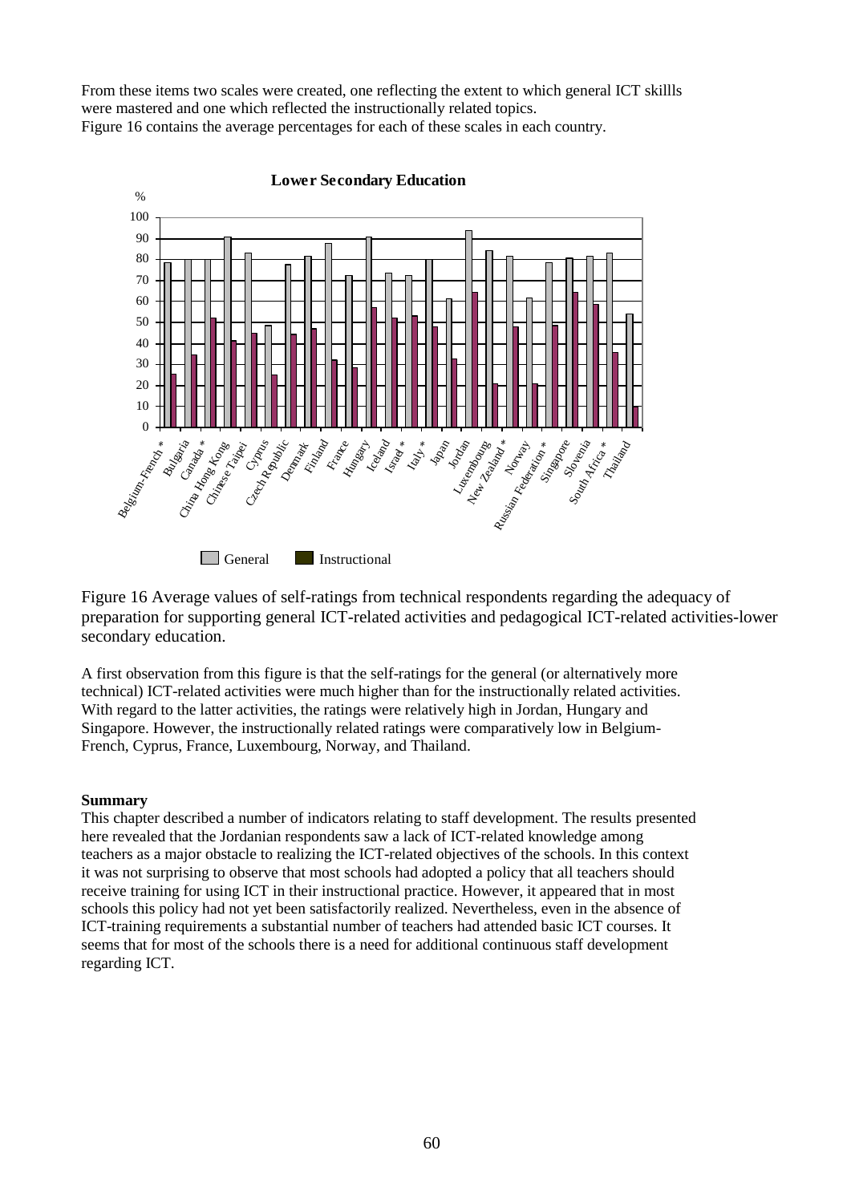From these items two scales were created, one reflecting the extent to which general ICT skillls were mastered and one which reflected the instructionally related topics.
Figure 16 contains the average percentages for each of these scales in each country.

Figure 16 Average values of self-ratings from technical respondents regarding the adequacy of preparation for supporting general ICT-related activities and pedagogical ICT-related activities-lower secondary education.

A first observation from this figure is that the self-ratings for the general (or alternatively more technical) ICT-related activities were much higher than for the instructionally related activities. With regard to the latter activities, the ratings were relatively high in Jordan, Hungary and Singapore. However, the instructionally related ratings were comparatively low in Belgium-French, Cyprus, France, Luxembourg, Norway, and Thailand.

**Summary**

This chapter described a number of indicators relating to staff development. The results presented here revealed that the Jordanian respondents saw a lack of ICT-related knowledge among teachers as a major obstacle to realizing the ICT-related objectives of the schools. In this context it was not surprising to observe that most schools had adopted a policy that all teachers should receive training for using ICT in their instructional practice. However, it appeared that in most schools this policy had not yet been satisfactorily realized. Nevertheless, even in the absence of ICT-training requirements a substantial number of teachers had attended basic ICT courses. It seems that for most of the schools there is a need for additional continuous staff development regarding ICT.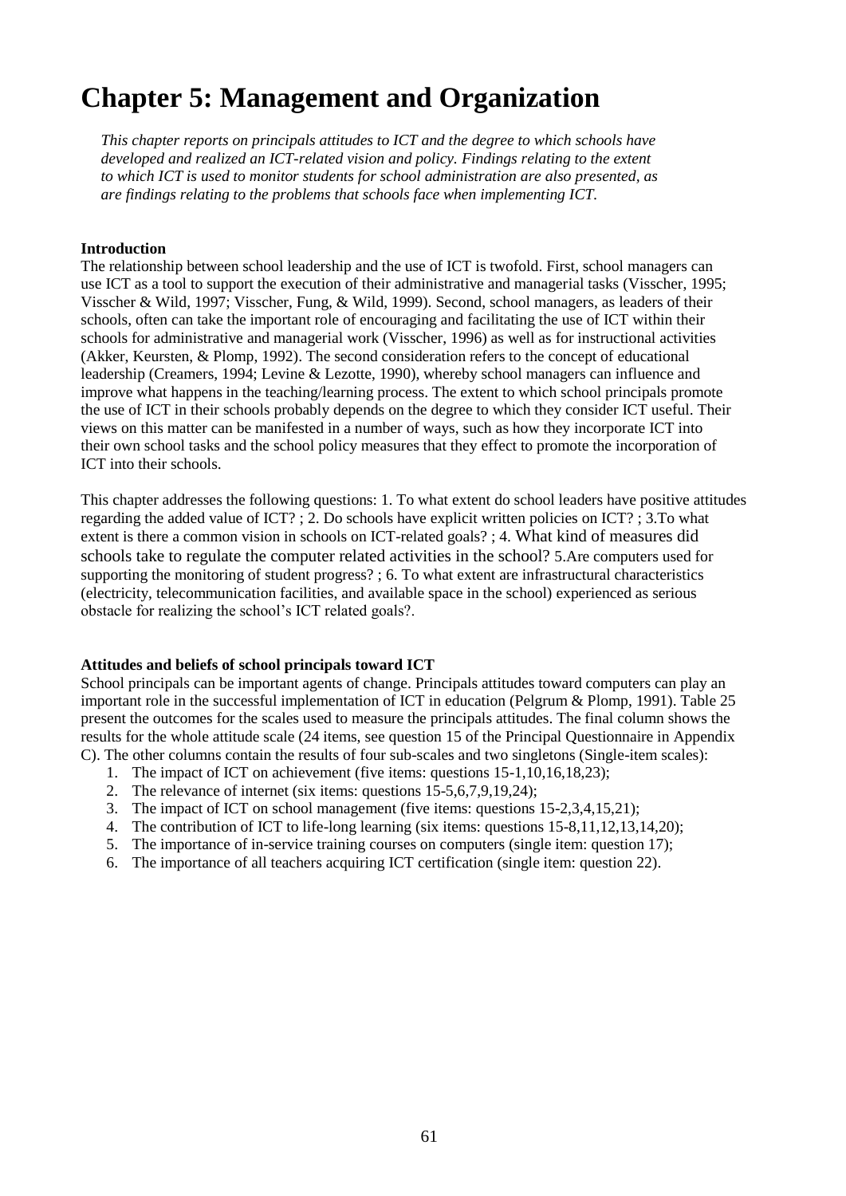# Chapter 5: Management and Organization

*This chapter reports on principals attitudes to ICT and the degree to which schools have developed and realized an ICT-related vision and policy. Findings relating to the extent to which ICT is used to monitor students for school administration are also presented, as are findings relating to the problems that schools face when implementing ICT.*

**Introduction**

The relationship between school leadership and the use of ICT is twofold. First, school managers can use ICT as a tool to support the execution of their administrative and managerial tasks (Visscher, 1995; Visscher & Wild, 1997; Visscher, Fung, & Wild, 1999). Second, school managers, as leaders of their schools, often can take the important role of encouraging and facilitating the use of ICT within their schools for administrative and managerial work (Visscher, 1996) as well as for instructional activities (Akker, Keursten, & Plomp, 1992). The second consideration refers to the concept of educational leadership (Creamers, 1994; Levine & Lezotte, 1990), whereby school managers can influence and improve what happens in the teaching/learning process. The extent to which school principals promote the use of ICT in their schools probably depends on the degree to which they consider ICT useful. Their views on this matter can be manifested in a number of ways, such as how they incorporate ICT into their own school tasks and the school policy measures that they effect to promote the incorporation of ICT into their schools.

This chapter addresses the following questions: 1. To what extent do school leaders have positive attitudes regarding the added value of ICT? ; 2. Do schools have explicit written policies on ICT? ; 3.To what extent is there a common vision in schools on ICT-related goals? ; 4. What kind of measures did schools take to regulate the computer related activities in the school? 5.Are computers used for supporting the monitoring of student progress? ; 6. To what extent are infrastructural characteristics (electricity, telecommunication facilities, and available space in the school) experienced as serious obstacle for realizing the school's ICT related goals?.

**Attitudes and beliefs of school principals toward ICT**

School principals can be important agents of change. Principals attitudes toward computers can play an important role in the successful implementation of ICT in education (Pelgrum & Plomp, 1991). Table 25 present the outcomes for the scales used to measure the principals attitudes. The final column shows the results for the whole attitude scale (24 items, see question 15 of the Principal Questionnaire in Appendix C). The other columns contain the results of four sub-scales and two singletons (Single-item scales):

1. The impact of ICT on achievement (five items: questions 15-1,10,16,18,23);
2. The relevance of internet (six items: questions 15-5,6,7,9,19,24);
3. The impact of ICT on school management (five items: questions 15-2,3,4,15,21);
4. The contribution of ICT to life-long learning (six items: questions 15-8,11,12,13,14,20);
5. The importance of in-service training courses on computers (single item: question 17);
6. The importance of all teachers acquiring ICT certification (single item: question 22).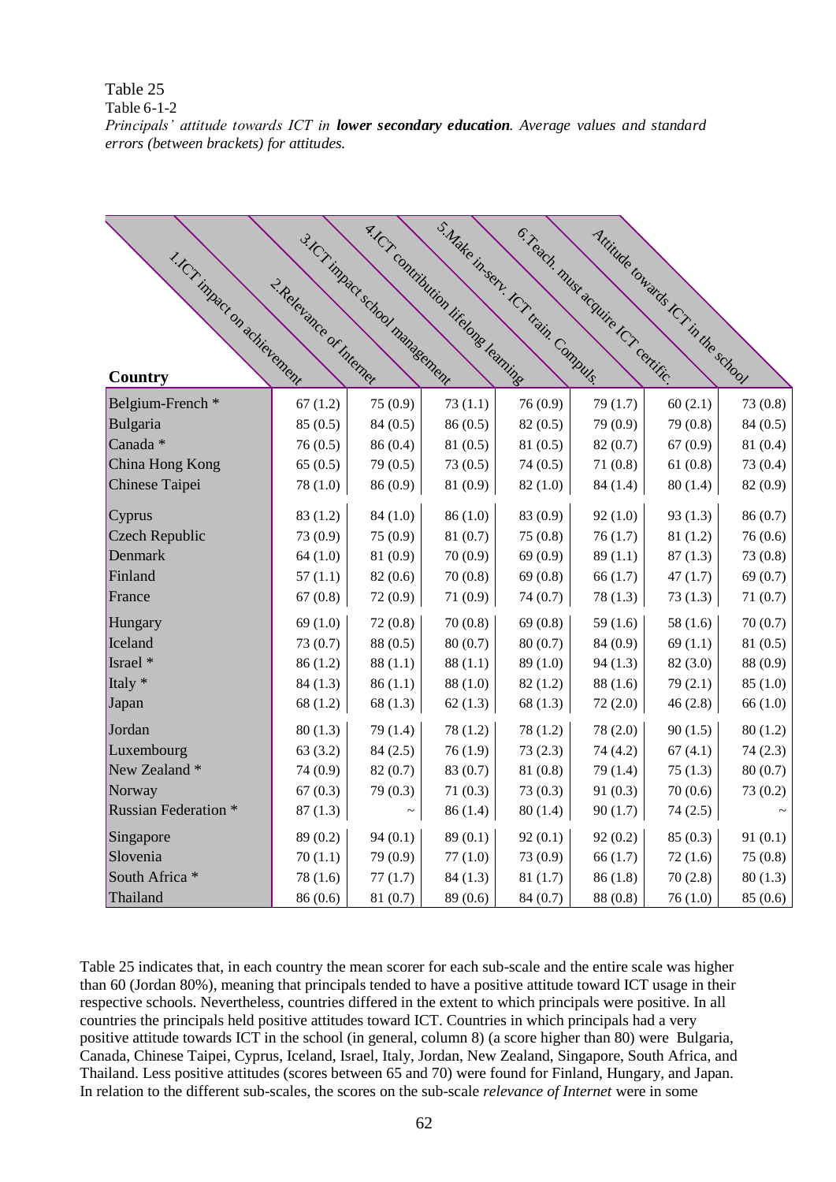Table 25

Table 6-1-2

*Principals' attitude towards ICT in* ***lower secondary education****. Average values and standard errors (between brackets) for attitudes.*

| Country | 1.ICT impact on achievement | 2.Relevance of Internet | 3.ICT impact school management | 4.ICT contribution lifelong learning | 5.Make in-serv. ICT train. Compuls. | 6.Teach. must acquire ICT certific. | Attitude towards ICT in the school |
|---|---|---|---|---|---|---|---|
| Belgium-French * | 67 (1.2) | 75 (0.9) | 73 (1.1) | 76 (0.9) | 79 (1.7) | 60 (2.1) | 73 (0.8) |
| Bulgaria | 85 (0.5) | 84 (0.5) | 86 (0.5) | 82 (0.5) | 79 (0.9) | 79 (0.8) | 84 (0.5) |
| Canada * | 76 (0.5) | 86 (0.4) | 81 (0.5) | 81 (0.5) | 82 (0.7) | 67 (0.9) | 81 (0.4) |
| China Hong Kong | 65 (0.5) | 79 (0.5) | 73 (0.5) | 74 (0.5) | 71 (0.8) | 61 (0.8) | 73 (0.4) |
| Chinese Taipei | 78 (1.0) | 86 (0.9) | 81 (0.9) | 82 (1.0) | 84 (1.4) | 80 (1.4) | 82 (0.9) |
| Cyprus | 83 (1.2) | 84 (1.0) | 86 (1.0) | 83 (0.9) | 92 (1.0) | 93 (1.3) | 86 (0.7) |
| Czech Republic | 73 (0.9) | 75 (0.9) | 81 (0.7) | 75 (0.8) | 76 (1.7) | 81 (1.2) | 76 (0.6) |
| Denmark | 64 (1.0) | 81 (0.9) | 70 (0.9) | 69 (0.9) | 89 (1.1) | 87 (1.3) | 73 (0.8) |
| Finland | 57 (1.1) | 82 (0.6) | 70 (0.8) | 69 (0.8) | 66 (1.7) | 47 (1.7) | 69 (0.7) |
| France | 67 (0.8) | 72 (0.9) | 71 (0.9) | 74 (0.7) | 78 (1.3) | 73 (1.3) | 71 (0.7) |
| Hungary | 69 (1.0) | 72 (0.8) | 70 (0.8) | 69 (0.8) | 59 (1.6) | 58 (1.6) | 70 (0.7) |
| Iceland | 73 (0.7) | 88 (0.5) | 80 (0.7) | 80 (0.7) | 84 (0.9) | 69 (1.1) | 81 (0.5) |
| Israel * | 86 (1.2) | 88 (1.1) | 88 (1.1) | 89 (1.0) | 94 (1.3) | 82 (3.0) | 88 (0.9) |
| Italy * | 84 (1.3) | 86 (1.1) | 88 (1.0) | 82 (1.2) | 88 (1.6) | 79 (2.1) | 85 (1.0) |
| Japan | 68 (1.2) | 68 (1.3) | 62 (1.3) | 68 (1.3) | 72 (2.0) | 46 (2.8) | 66 (1.0) |
| Jordan | 80 (1.3) | 79 (1.4) | 78 (1.2) | 78 (1.2) | 78 (2.0) | 90 (1.5) | 80 (1.2) |
| Luxembourg | 63 (3.2) | 84 (2.5) | 76 (1.9) | 73 (2.3) | 74 (4.2) | 67 (4.1) | 74 (2.3) |
| New Zealand * | 74 (0.9) | 82 (0.7) | 83 (0.7) | 81 (0.8) | 79 (1.4) | 75 (1.3) | 80 (0.7) |
| Norway | 67 (0.3) | 79 (0.3) | 71 (0.3) | 73 (0.3) | 91 (0.3) | 70 (0.6) | 73 (0.2) |
| Russian Federation * | 87 (1.3) | ~ | 86 (1.4) | 80 (1.4) | 90 (1.7) | 74 (2.5) | ~ |
| Singapore | 89 (0.2) | 94 (0.1) | 89 (0.1) | 92 (0.1) | 92 (0.2) | 85 (0.3) | 91 (0.1) |
| Slovenia | 70 (1.1) | 79 (0.9) | 77 (1.0) | 73 (0.9) | 66 (1.7) | 72 (1.6) | 75 (0.8) |
| South Africa * | 78 (1.6) | 77 (1.7) | 84 (1.3) | 81 (1.7) | 86 (1.8) | 70 (2.8) | 80 (1.3) |
| Thailand | 86 (0.6) | 81 (0.7) | 89 (0.6) | 84 (0.7) | 88 (0.8) | 76 (1.0) | 85 (0.6) |

Table 25 indicates that, in each country the mean scorer for each sub-scale and the entire scale was higher than 60 (Jordan 80%), meaning that principals tended to have a positive attitude toward ICT usage in their respective schools. Nevertheless, countries differed in the extent to which principals were positive. In all countries the principals held positive attitudes toward ICT. Countries in which principals had a very positive attitude towards ICT in the school (in general, column 8) (a score higher than 80) were Bulgaria, Canada, Chinese Taipei, Cyprus, Iceland, Israel, Italy, Jordan, New Zealand, Singapore, South Africa, and Thailand. Less positive attitudes (scores between 65 and 70) were found for Finland, Hungary, and Japan. In relation to the different sub-scales, the scores on the sub-scale *relevance of Internet* were in some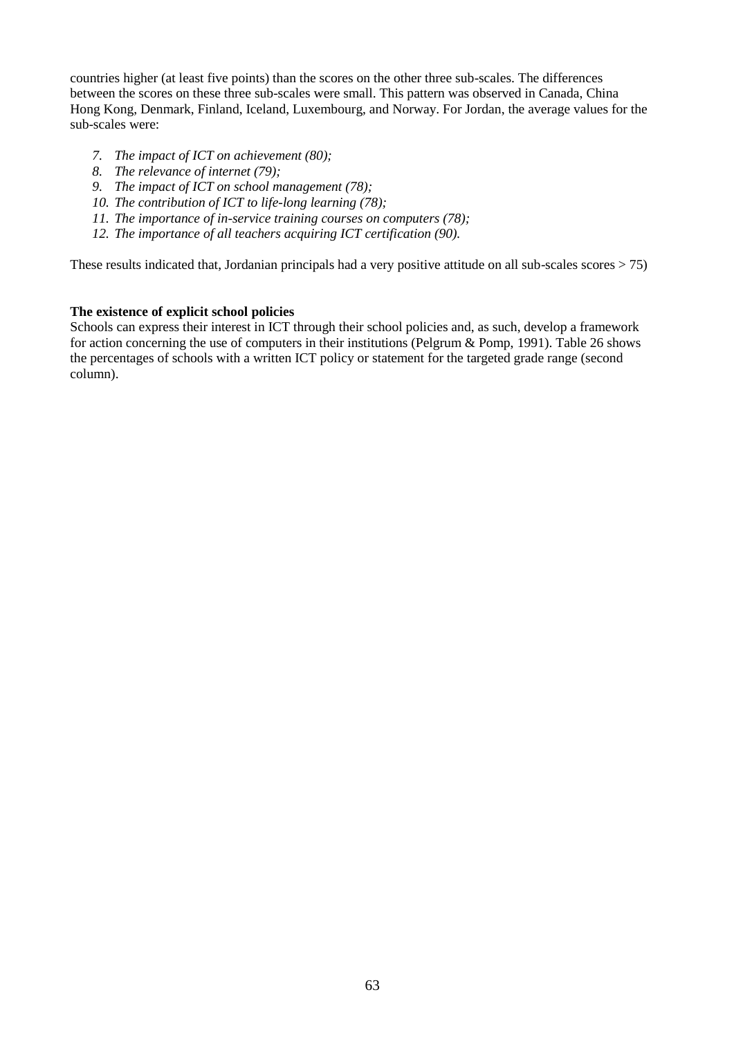countries higher (at least five points) than the scores on the other three sub-scales. The differences between the scores on these three sub-scales were small. This pattern was observed in Canada, China Hong Kong, Denmark, Finland, Iceland, Luxembourg, and Norway. For Jordan, the average values for the sub-scales were:

7. *The impact of ICT on achievement (80);*
8. *The relevance of internet (79);*
9. *The impact of ICT on school management (78);*
10. *The contribution of ICT to life-long learning (78);*
11. *The importance of in-service training courses on computers (78);*
12. *The importance of all teachers acquiring ICT certification (90).*

These results indicated that, Jordanian principals had a very positive attitude on all sub-scales scores > 75)

**The existence of explicit school policies**
Schools can express their interest in ICT through their school policies and, as such, develop a framework for action concerning the use of computers in their institutions (Pelgrum & Pomp, 1991). Table 26 shows the percentages of schools with a written ICT policy or statement for the targeted grade range (second column).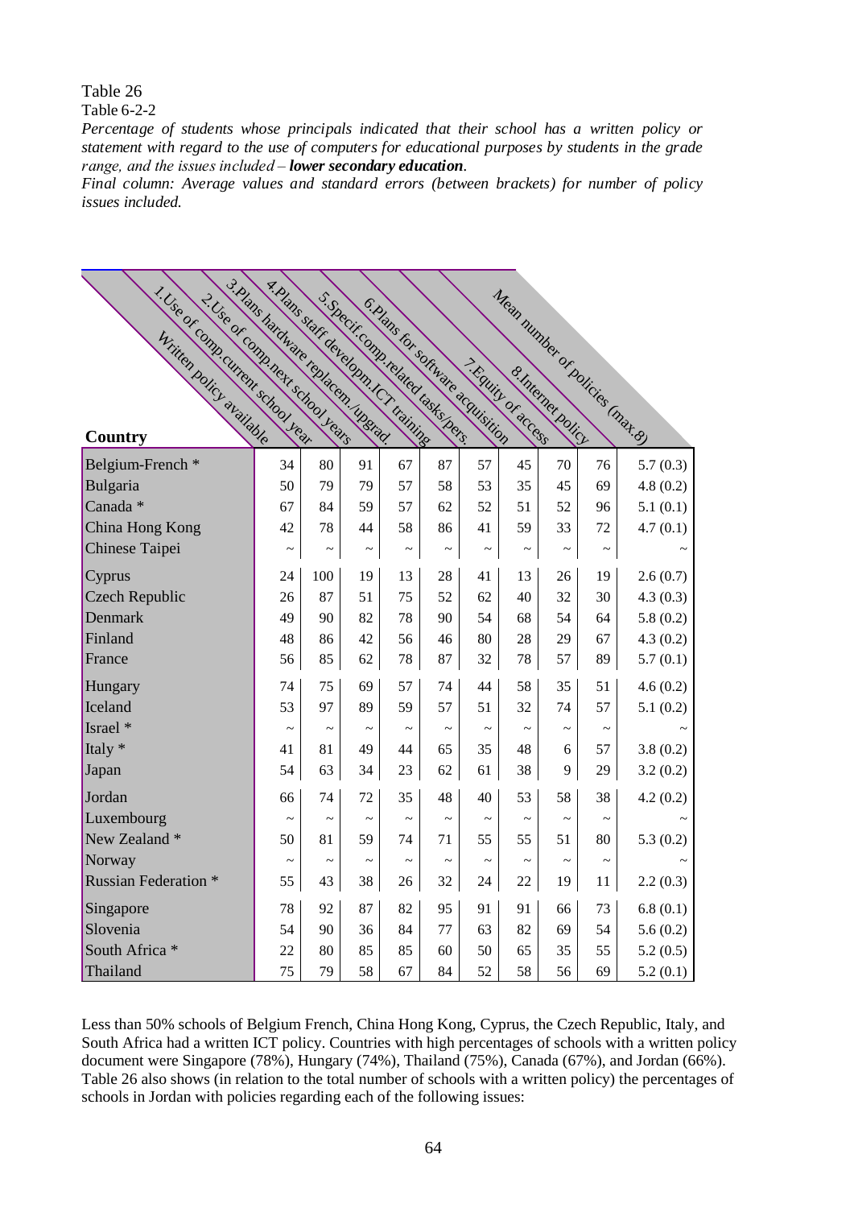Table 26

Table 6-2-2

*Percentage of students whose principals indicated that their school has a written policy or statement with regard to the use of computers for educational purposes by students in the grade range, and the issues included – **lower secondary education**.*

*Final column: Average values and standard errors (between brackets) for number of policy issues included.*

| Country | Written policy available | 1.Use of comp.current school year | 2.Use of comp.next school years | 3.Plans hardware replacem./upgrad. | 4.Plans staff developm.ICT training | 5.Specif.comp.related tasks/pers. | 6.Plans for software acquisition | 7.Equity of access | 8.Internet policy | Mean number of policies (max.8) |
|---|---|---|---|---|---|---|---|---|---|---|
| Belgium-French * | 34 | 80 | 91 | 67 | 87 | 57 | 45 | 70 | 76 | 5.7 (0.3) |
| Bulgaria | 50 | 79 | 79 | 57 | 58 | 53 | 35 | 45 | 69 | 4.8 (0.2) |
| Canada * | 67 | 84 | 59 | 57 | 62 | 52 | 51 | 52 | 96 | 5.1 (0.1) |
| China Hong Kong | 42 | 78 | 44 | 58 | 86 | 41 | 59 | 33 | 72 | 4.7 (0.1) |
| Chinese Taipei | ~ | ~ | ~ | ~ | ~ | ~ | ~ | ~ | ~ | ~ |
| Cyprus | 24 | 100 | 19 | 13 | 28 | 41 | 13 | 26 | 19 | 2.6 (0.7) |
| Czech Republic | 26 | 87 | 51 | 75 | 52 | 62 | 40 | 32 | 30 | 4.3 (0.3) |
| Denmark | 49 | 90 | 82 | 78 | 90 | 54 | 68 | 54 | 64 | 5.8 (0.2) |
| Finland | 48 | 86 | 42 | 56 | 46 | 80 | 28 | 29 | 67 | 4.3 (0.2) |
| France | 56 | 85 | 62 | 78 | 87 | 32 | 78 | 57 | 89 | 5.7 (0.1) |
| Hungary | 74 | 75 | 69 | 57 | 74 | 44 | 58 | 35 | 51 | 4.6 (0.2) |
| Iceland | 53 | 97 | 89 | 59 | 57 | 51 | 32 | 74 | 57 | 5.1 (0.2) |
| Israel * | ~ | ~ | ~ | ~ | ~ | ~ | ~ | ~ | ~ | ~ |
| Italy * | 41 | 81 | 49 | 44 | 65 | 35 | 48 | 6 | 57 | 3.8 (0.2) |
| Japan | 54 | 63 | 34 | 23 | 62 | 61 | 38 | 9 | 29 | 3.2 (0.2) |
| Jordan | 66 | 74 | 72 | 35 | 48 | 40 | 53 | 58 | 38 | 4.2 (0.2) |
| Luxembourg | ~ | ~ | ~ | ~ | ~ | ~ | ~ | ~ | ~ | ~ |
| New Zealand * | 50 | 81 | 59 | 74 | 71 | 55 | 55 | 51 | 80 | 5.3 (0.2) |
| Norway | ~ | ~ | ~ | ~ | ~ | ~ | ~ | ~ | ~ | ~ |
| Russian Federation * | 55 | 43 | 38 | 26 | 32 | 24 | 22 | 19 | 11 | 2.2 (0.3) |
| Singapore | 78 | 92 | 87 | 82 | 95 | 91 | 91 | 66 | 73 | 6.8 (0.1) |
| Slovenia | 54 | 90 | 36 | 84 | 77 | 63 | 82 | 69 | 54 | 5.6 (0.2) |
| South Africa * | 22 | 80 | 85 | 85 | 60 | 50 | 65 | 35 | 55 | 5.2 (0.5) |
| Thailand | 75 | 79 | 58 | 67 | 84 | 52 | 58 | 56 | 69 | 5.2 (0.1) |

Less than 50% schools of Belgium French, China Hong Kong, Cyprus, the Czech Republic, Italy, and South Africa had a written ICT policy. Countries with high percentages of schools with a written policy document were Singapore (78%), Hungary (74%), Thailand (75%), Canada (67%), and Jordan (66%). Table 26 also shows (in relation to the total number of schools with a written policy) the percentages of schools in Jordan with policies regarding each of the following issues: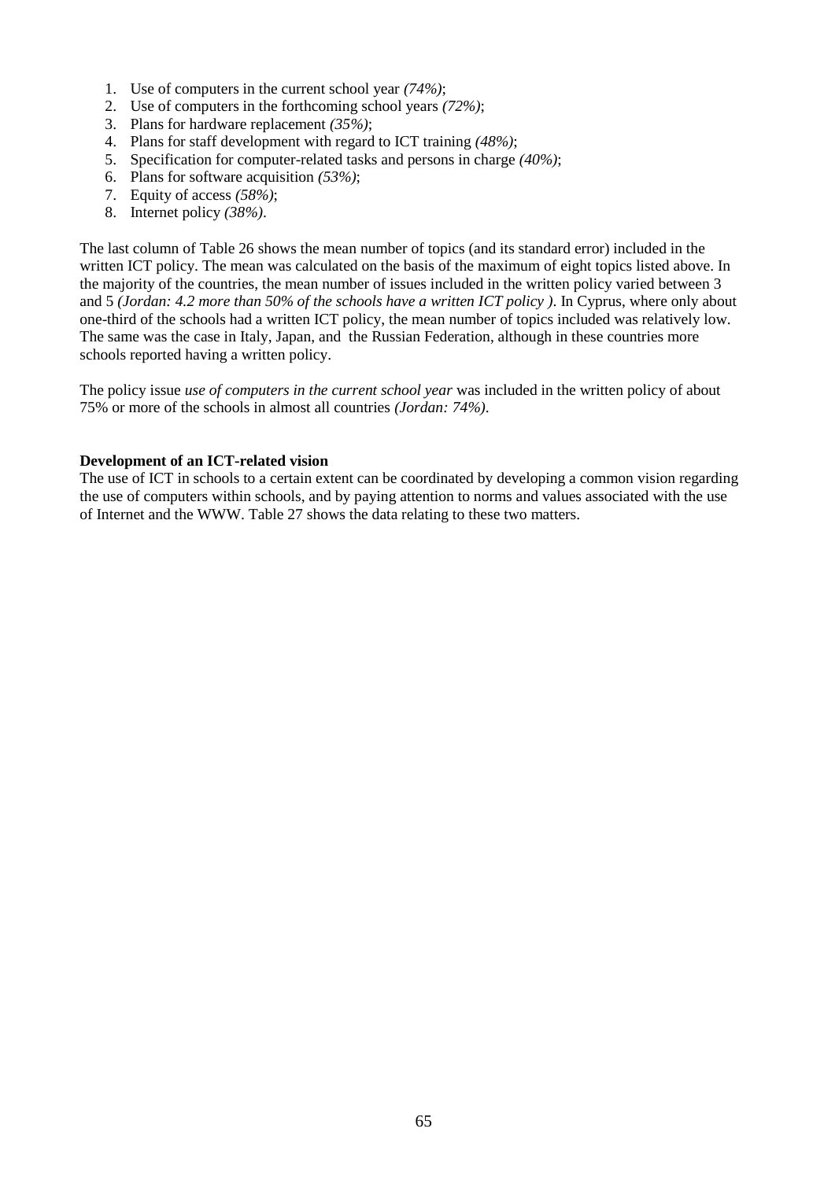1. Use of computers in the current school year *(74%)*;
2. Use of computers in the forthcoming school years *(72%)*;
3. Plans for hardware replacement *(35%)*;
4. Plans for staff development with regard to ICT training *(48%)*;
5. Specification for computer-related tasks and persons in charge *(40%)*;
6. Plans for software acquisition *(53%)*;
7. Equity of access *(58%)*;
8. Internet policy *(38%)*.

The last column of Table 26 shows the mean number of topics (and its standard error) included in the written ICT policy. The mean was calculated on the basis of the maximum of eight topics listed above. In the majority of the countries, the mean number of issues included in the written policy varied between 3 and 5 *(Jordan: 4.2 more than 50% of the schools have a written ICT policy )*. In Cyprus, where only about one-third of the schools had a written ICT policy, the mean number of topics included was relatively low. The same was the case in Italy, Japan, and the Russian Federation, although in these countries more schools reported having a written policy.

The policy issue *use of computers in the current school year* was included in the written policy of about 75% or more of the schools in almost all countries *(Jordan: 74%)*.

**Development of an ICT-related vision**

The use of ICT in schools to a certain extent can be coordinated by developing a common vision regarding the use of computers within schools, and by paying attention to norms and values associated with the use of Internet and the WWW. Table 27 shows the data relating to these two matters.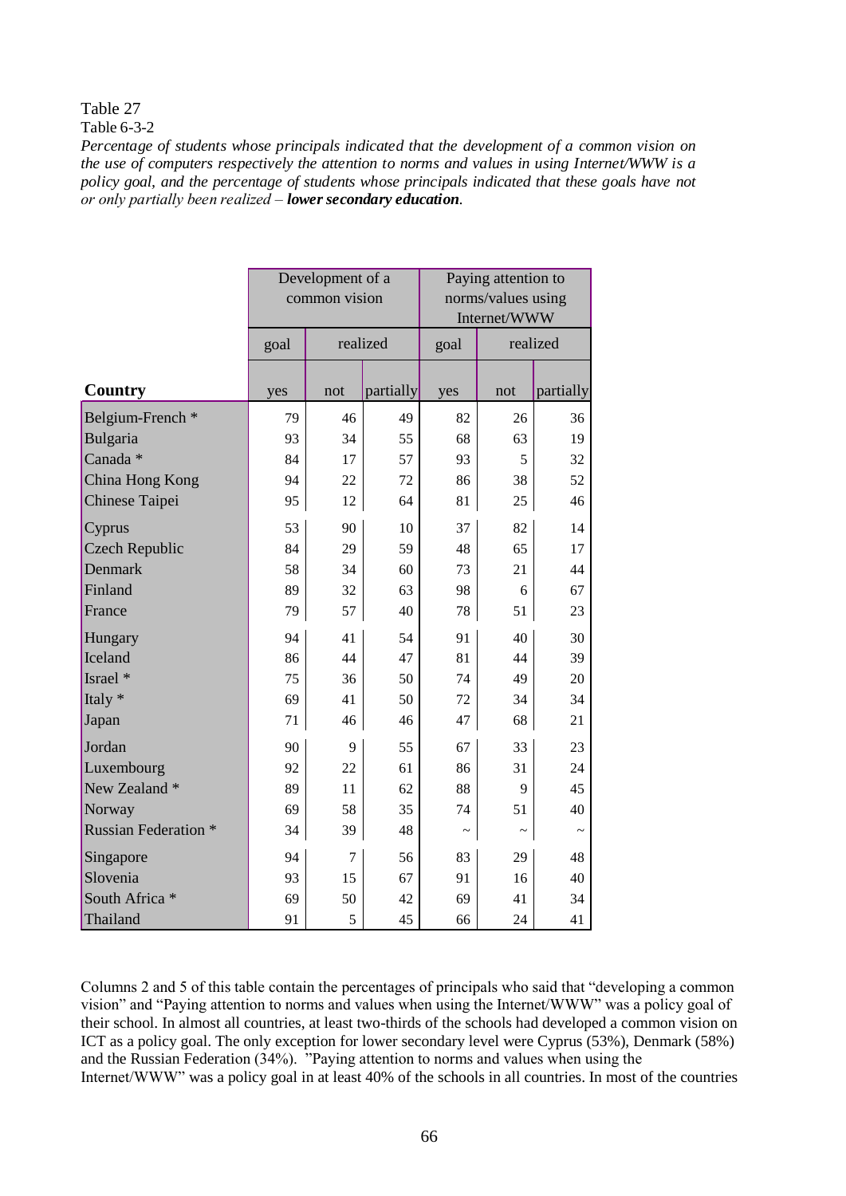Table 27

Table 6-3-2

*Percentage of students whose principals indicated that the development of a common vision on the use of computers respectively the attention to norms and values in using Internet/WWW is a policy goal, and the percentage of students whose principals indicated that these goals have not or only partially been realized – **lower secondary education**.*

| | Development of a common vision | | | Paying attention to norms/values using Internet/WWW | | |
|---|---|---|---|---|---|---|
| | goal | realized | | goal | realized | |
| **Country** | yes | not | partially | yes | not | partially |
| Belgium-French * | 79 | 46 | 49 | 82 | 26 | 36 |
| Bulgaria | 93 | 34 | 55 | 68 | 63 | 19 |
| Canada * | 84 | 17 | 57 | 93 | 5 | 32 |
| China Hong Kong | 94 | 22 | 72 | 86 | 38 | 52 |
| Chinese Taipei | 95 | 12 | 64 | 81 | 25 | 46 |
| Cyprus | 53 | 90 | 10 | 37 | 82 | 14 |
| Czech Republic | 84 | 29 | 59 | 48 | 65 | 17 |
| Denmark | 58 | 34 | 60 | 73 | 21 | 44 |
| Finland | 89 | 32 | 63 | 98 | 6 | 67 |
| France | 79 | 57 | 40 | 78 | 51 | 23 |
| Hungary | 94 | 41 | 54 | 91 | 40 | 30 |
| Iceland | 86 | 44 | 47 | 81 | 44 | 39 |
| Israel * | 75 | 36 | 50 | 74 | 49 | 20 |
| Italy * | 69 | 41 | 50 | 72 | 34 | 34 |
| Japan | 71 | 46 | 46 | 47 | 68 | 21 |
| Jordan | 90 | 9 | 55 | 67 | 33 | 23 |
| Luxembourg | 92 | 22 | 61 | 86 | 31 | 24 |
| New Zealand * | 89 | 11 | 62 | 88 | 9 | 45 |
| Norway | 69 | 58 | 35 | 74 | 51 | 40 |
| Russian Federation * | 34 | 39 | 48 | ~ | ~ | ~ |
| Singapore | 94 | 7 | 56 | 83 | 29 | 48 |
| Slovenia | 93 | 15 | 67 | 91 | 16 | 40 |
| South Africa * | 69 | 50 | 42 | 69 | 41 | 34 |
| Thailand | 91 | 5 | 45 | 66 | 24 | 41 |

Columns 2 and 5 of this table contain the percentages of principals who said that "developing a common vision" and "Paying attention to norms and values when using the Internet/WWW" was a policy goal of their school. In almost all countries, at least two-thirds of the schools had developed a common vision on ICT as a policy goal. The only exception for lower secondary level were Cyprus (53%), Denmark (58%) and the Russian Federation (34%). "Paying attention to norms and values when using the Internet/WWW" was a policy goal in at least 40% of the schools in all countries. In most of the countries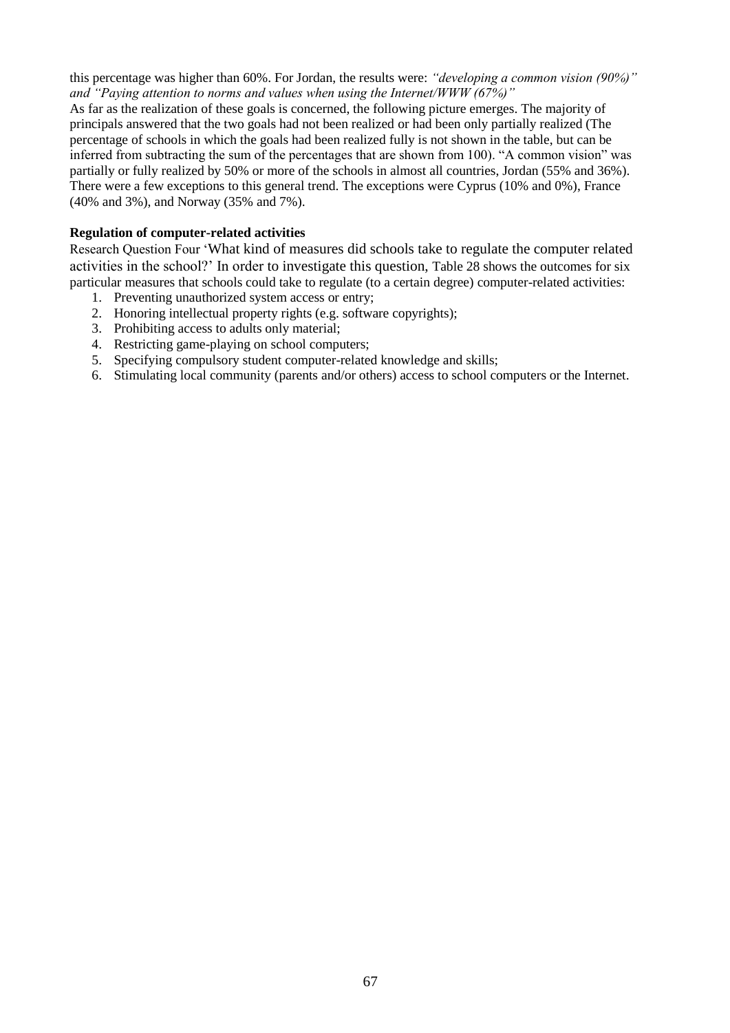this percentage was higher than 60%. For Jordan, the results were: *"developing a common vision (90%)" and "Paying attention to norms and values when using the Internet/WWW (67%)"*

As far as the realization of these goals is concerned, the following picture emerges. The majority of principals answered that the two goals had not been realized or had been only partially realized (The percentage of schools in which the goals had been realized fully is not shown in the table, but can be inferred from subtracting the sum of the percentages that are shown from 100). "A common vision" was partially or fully realized by 50% or more of the schools in almost all countries, Jordan (55% and 36%). There were a few exceptions to this general trend. The exceptions were Cyprus (10% and 0%), France (40% and 3%), and Norway (35% and 7%).

**Regulation of computer-related activities**

Research Question Four 'What kind of measures did schools take to regulate the computer related activities in the school?' In order to investigate this question, Table 28 shows the outcomes for six particular measures that schools could take to regulate (to a certain degree) computer-related activities:

1. Preventing unauthorized system access or entry;
2. Honoring intellectual property rights (e.g. software copyrights);
3. Prohibiting access to adults only material;
4. Restricting game-playing on school computers;
5. Specifying compulsory student computer-related knowledge and skills;
6. Stimulating local community (parents and/or others) access to school computers or the Internet.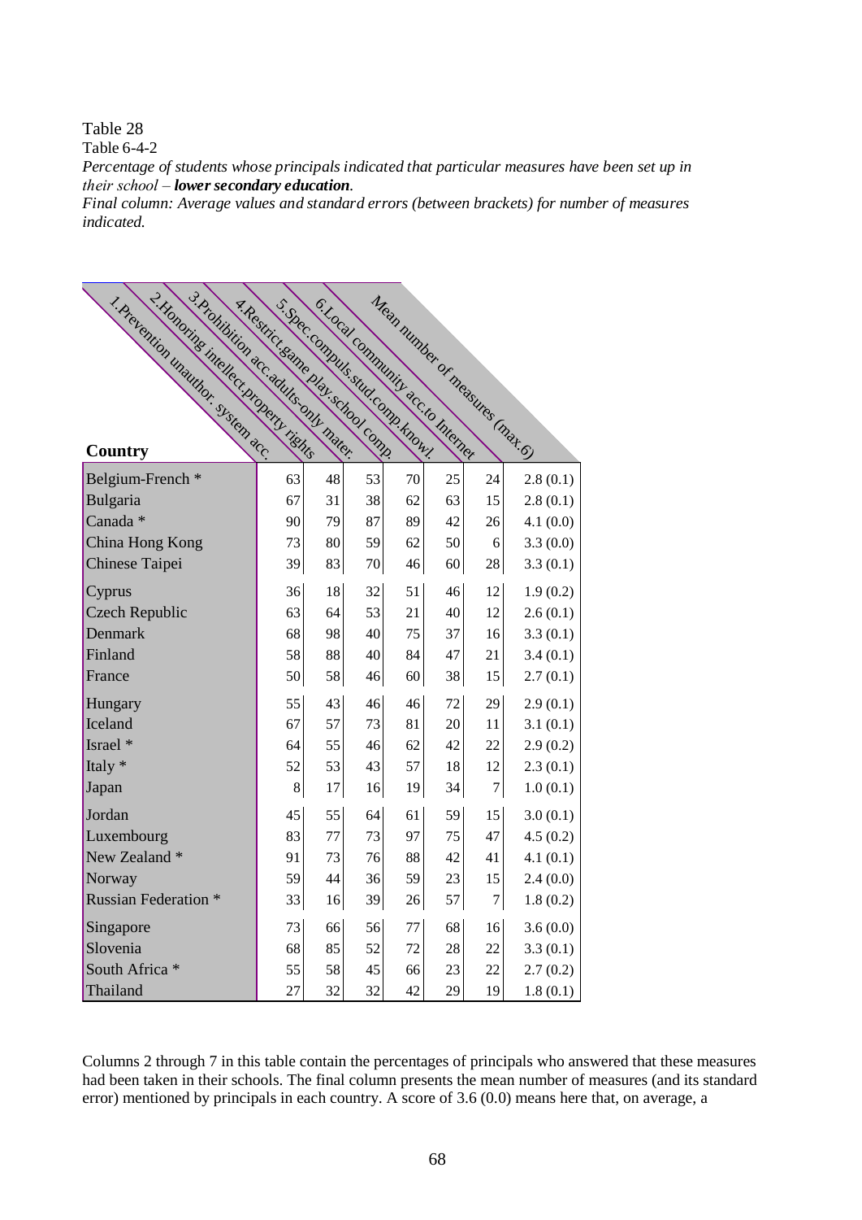Table 28

Table 6-4-2

*Percentage of students whose principals indicated that particular measures have been set up in their school – **lower secondary education**.*

*Final column: Average values and standard errors (between brackets) for number of measures indicated.*

| Country | 1.Prevention unauthor. system acc. | 2.Honoring intellect.property rights | 3.Prohibition acc.adults-only mater. | 4.Restrict.game play.school comp. | 5.Spec.compuls.stud.comp.knowl. | 6.Local community acc.to Internet | Mean number of measures (max.6) |
|---|---|---|---|---|---|---|---|
| Belgium-French * | 63 | 48 | 53 | 70 | 25 | 24 | 2.8 (0.1) |
| Bulgaria | 67 | 31 | 38 | 62 | 63 | 15 | 2.8 (0.1) |
| Canada * | 90 | 79 | 87 | 89 | 42 | 26 | 4.1 (0.0) |
| China Hong Kong | 73 | 80 | 59 | 62 | 50 | 6 | 3.3 (0.0) |
| Chinese Taipei | 39 | 83 | 70 | 46 | 60 | 28 | 3.3 (0.1) |
| Cyprus | 36 | 18 | 32 | 51 | 46 | 12 | 1.9 (0.2) |
| Czech Republic | 63 | 64 | 53 | 21 | 40 | 12 | 2.6 (0.1) |
| Denmark | 68 | 98 | 40 | 75 | 37 | 16 | 3.3 (0.1) |
| Finland | 58 | 88 | 40 | 84 | 47 | 21 | 3.4 (0.1) |
| France | 50 | 58 | 46 | 60 | 38 | 15 | 2.7 (0.1) |
| Hungary | 55 | 43 | 46 | 46 | 72 | 29 | 2.9 (0.1) |
| Iceland | 67 | 57 | 73 | 81 | 20 | 11 | 3.1 (0.1) |
| Israel * | 64 | 55 | 46 | 62 | 42 | 22 | 2.9 (0.2) |
| Italy * | 52 | 53 | 43 | 57 | 18 | 12 | 2.3 (0.1) |
| Japan | 8 | 17 | 16 | 19 | 34 | 7 | 1.0 (0.1) |
| Jordan | 45 | 55 | 64 | 61 | 59 | 15 | 3.0 (0.1) |
| Luxembourg | 83 | 77 | 73 | 97 | 75 | 47 | 4.5 (0.2) |
| New Zealand * | 91 | 73 | 76 | 88 | 42 | 41 | 4.1 (0.1) |
| Norway | 59 | 44 | 36 | 59 | 23 | 15 | 2.4 (0.0) |
| Russian Federation * | 33 | 16 | 39 | 26 | 57 | 7 | 1.8 (0.2) |
| Singapore | 73 | 66 | 56 | 77 | 68 | 16 | 3.6 (0.0) |
| Slovenia | 68 | 85 | 52 | 72 | 28 | 22 | 3.3 (0.1) |
| South Africa * | 55 | 58 | 45 | 66 | 23 | 22 | 2.7 (0.2) |
| Thailand | 27 | 32 | 32 | 42 | 29 | 19 | 1.8 (0.1) |

Columns 2 through 7 in this table contain the percentages of principals who answered that these measures had been taken in their schools. The final column presents the mean number of measures (and its standard error) mentioned by principals in each country. A score of 3.6 (0.0) means here that, on average, a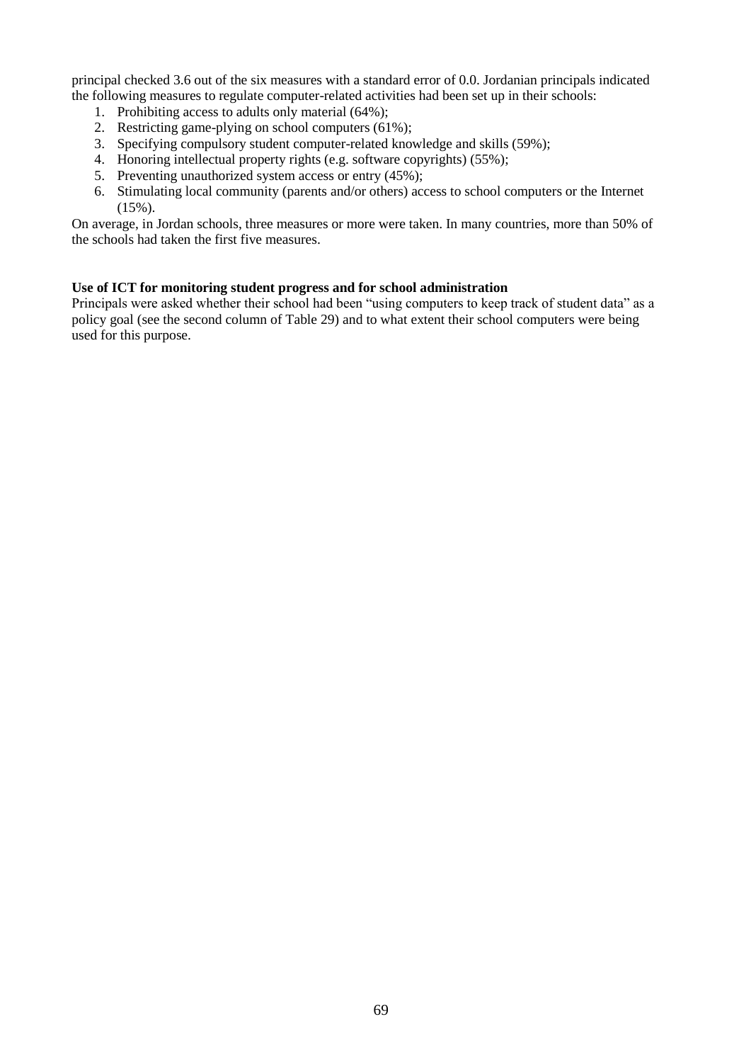principal checked 3.6 out of the six measures with a standard error of 0.0. Jordanian principals indicated the following measures to regulate computer-related activities had been set up in their schools:

1. Prohibiting access to adults only material (64%);
2. Restricting game-plying on school computers (61%);
3. Specifying compulsory student computer-related knowledge and skills (59%);
4. Honoring intellectual property rights (e.g. software copyrights) (55%);
5. Preventing unauthorized system access or entry (45%);
6. Stimulating local community (parents and/or others) access to school computers or the Internet (15%).

On average, in Jordan schools, three measures or more were taken. In many countries, more than 50% of the schools had taken the first five measures.

**Use of ICT for monitoring student progress and for school administration**

Principals were asked whether their school had been "using computers to keep track of student data" as a policy goal (see the second column of Table 29) and to what extent their school computers were being used for this purpose.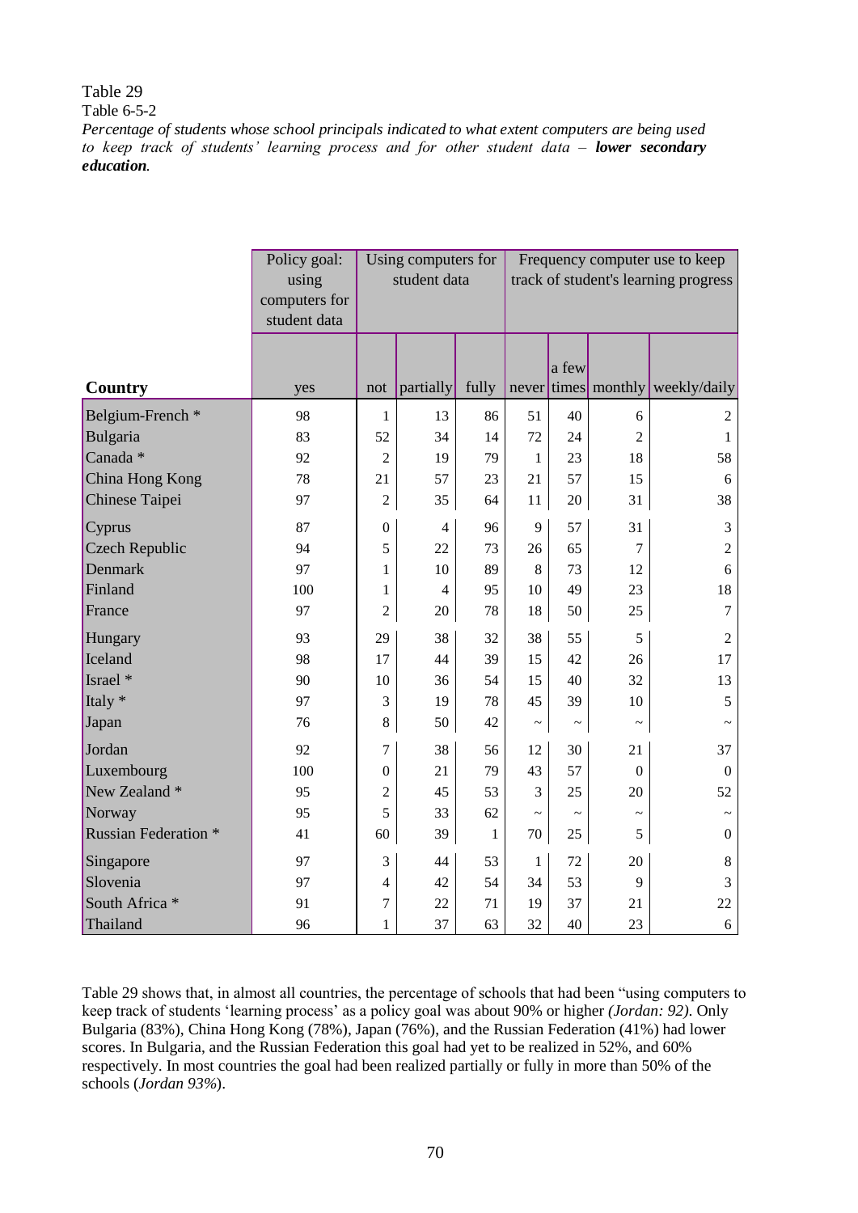Table 29

Table 6-5-2

*Percentage of students whose school principals indicated to what extent computers are being used to keep track of students' learning process and for other student data – **lower secondary education**.*

| | Policy goal: using computers for student data | Using computers for student data | | | Frequency computer use to keep track of student's learning progress | | | |
|---|---|---|---|---|---|---|---|---|
| **Country** | yes | not | partially | fully | never | a few times | monthly | weekly/daily |
| Belgium-French * | 98 | 1 | 13 | 86 | 51 | 40 | 6 | 2 |
| Bulgaria | 83 | 52 | 34 | 14 | 72 | 24 | 2 | 1 |
| Canada * | 92 | 2 | 19 | 79 | 1 | 23 | 18 | 58 |
| China Hong Kong | 78 | 21 | 57 | 23 | 21 | 57 | 15 | 6 |
| Chinese Taipei | 97 | 2 | 35 | 64 | 11 | 20 | 31 | 38 |
| Cyprus | 87 | 0 | 4 | 96 | 9 | 57 | 31 | 3 |
| Czech Republic | 94 | 5 | 22 | 73 | 26 | 65 | 7 | 2 |
| Denmark | 97 | 1 | 10 | 89 | 8 | 73 | 12 | 6 |
| Finland | 100 | 1 | 4 | 95 | 10 | 49 | 23 | 18 |
| France | 97 | 2 | 20 | 78 | 18 | 50 | 25 | 7 |
| Hungary | 93 | 29 | 38 | 32 | 38 | 55 | 5 | 2 |
| Iceland | 98 | 17 | 44 | 39 | 15 | 42 | 26 | 17 |
| Israel * | 90 | 10 | 36 | 54 | 15 | 40 | 32 | 13 |
| Italy * | 97 | 3 | 19 | 78 | 45 | 39 | 10 | 5 |
| Japan | 76 | 8 | 50 | 42 | ~ | ~ | ~ | ~ |
| Jordan | 92 | 7 | 38 | 56 | 12 | 30 | 21 | 37 |
| Luxembourg | 100 | 0 | 21 | 79 | 43 | 57 | 0 | 0 |
| New Zealand * | 95 | 2 | 45 | 53 | 3 | 25 | 20 | 52 |
| Norway | 95 | 5 | 33 | 62 | ~ | ~ | ~ | ~ |
| Russian Federation * | 41 | 60 | 39 | 1 | 70 | 25 | 5 | 0 |
| Singapore | 97 | 3 | 44 | 53 | 1 | 72 | 20 | 8 |
| Slovenia | 97 | 4 | 42 | 54 | 34 | 53 | 9 | 3 |
| South Africa * | 91 | 7 | 22 | 71 | 19 | 37 | 21 | 22 |
| Thailand | 96 | 1 | 37 | 63 | 32 | 40 | 23 | 6 |

Table 29 shows that, in almost all countries, the percentage of schools that had been "using computers to keep track of students 'learning process' as a policy goal was about 90% or higher *(Jordan: 92)*. Only Bulgaria (83%), China Hong Kong (78%), Japan (76%), and the Russian Federation (41%) had lower scores. In Bulgaria, and the Russian Federation this goal had yet to be realized in 52%, and 60% respectively. In most countries the goal had been realized partially or fully in more than 50% of the schools (*Jordan 93%*).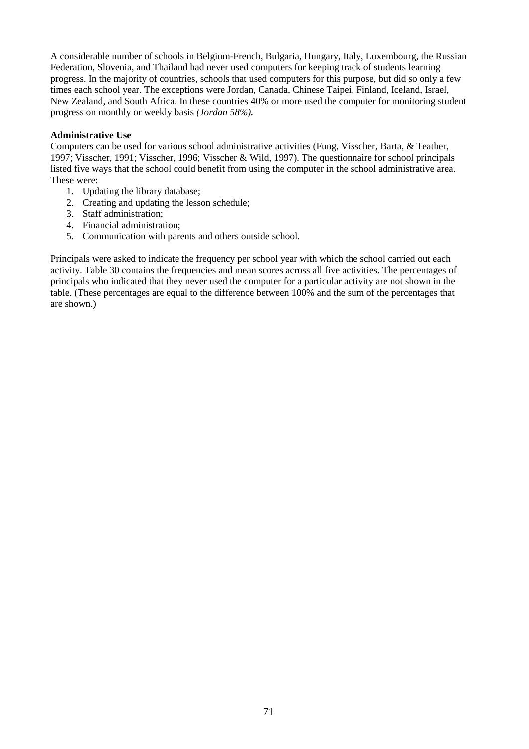A considerable number of schools in Belgium-French, Bulgaria, Hungary, Italy, Luxembourg, the Russian Federation, Slovenia, and Thailand had never used computers for keeping track of students learning progress. In the majority of countries, schools that used computers for this purpose, but did so only a few times each school year. The exceptions were Jordan, Canada, Chinese Taipei, Finland, Iceland, Israel, New Zealand, and South Africa. In these countries 40% or more used the computer for monitoring student progress on monthly or weekly basis ***(Jordan 58%).***

**Administrative Use**

Computers can be used for various school administrative activities (Fung, Visscher, Barta, & Teather, 1997; Visscher, 1991; Visscher, 1996; Visscher & Wild, 1997). The questionnaire for school principals listed five ways that the school could benefit from using the computer in the school administrative area. These were:

1. Updating the library database;
2. Creating and updating the lesson schedule;
3. Staff administration;
4. Financial administration;
5. Communication with parents and others outside school.

Principals were asked to indicate the frequency per school year with which the school carried out each activity. Table 30 contains the frequencies and mean scores across all five activities. The percentages of principals who indicated that they never used the computer for a particular activity are not shown in the table. (These percentages are equal to the difference between 100% and the sum of the percentages that are shown.)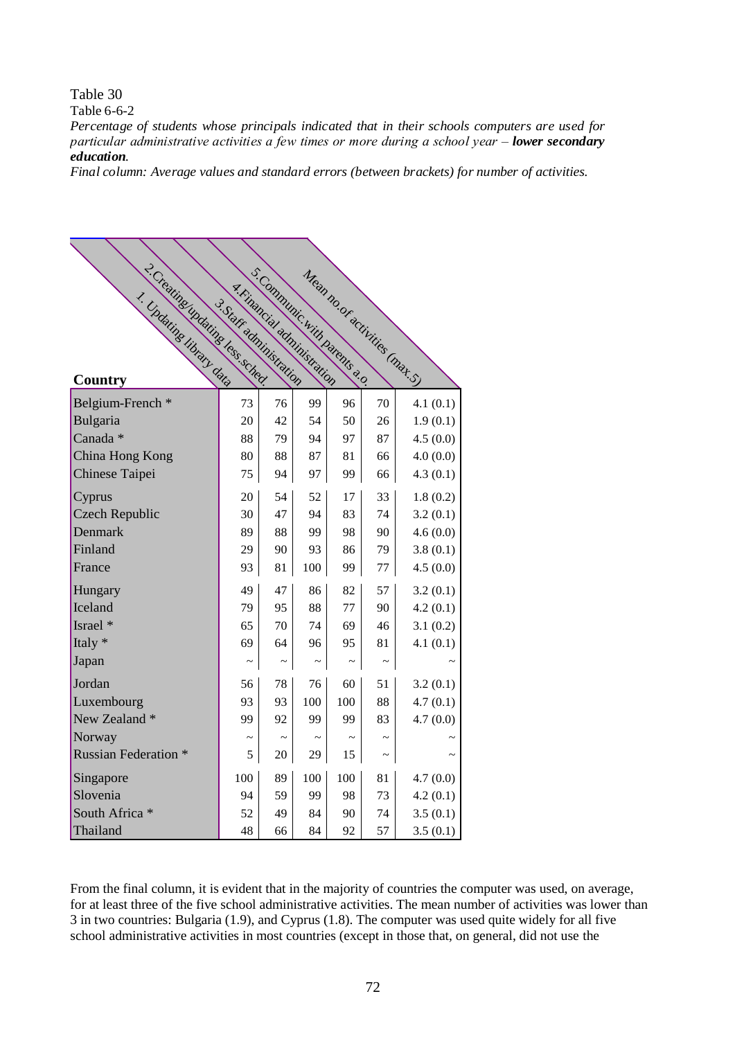Table 30

Table 6-6-2

*Percentage of students whose principals indicated that in their schools computers are used for particular administrative activities a few times or more during a school year –* ***lower secondary education****.*

*Final column: Average values and standard errors (between brackets) for number of activities.*

| Country | 1. Updating library data | 2.Creating/updating less.sched. | 3.Staff administration | 4.Financial administration | 5.Communic.with parents a.o. | Mean no.of activities (max.5) |
|---|---|---|---|---|---|---|
| Belgium-French * | 73 | 76 | 99 | 96 | 70 | 4.1 (0.1) |
| Bulgaria | 20 | 42 | 54 | 50 | 26 | 1.9 (0.1) |
| Canada * | 88 | 79 | 94 | 97 | 87 | 4.5 (0.0) |
| China Hong Kong | 80 | 88 | 87 | 81 | 66 | 4.0 (0.0) |
| Chinese Taipei | 75 | 94 | 97 | 99 | 66 | 4.3 (0.1) |
| Cyprus | 20 | 54 | 52 | 17 | 33 | 1.8 (0.2) |
| Czech Republic | 30 | 47 | 94 | 83 | 74 | 3.2 (0.1) |
| Denmark | 89 | 88 | 99 | 98 | 90 | 4.6 (0.0) |
| Finland | 29 | 90 | 93 | 86 | 79 | 3.8 (0.1) |
| France | 93 | 81 | 100 | 99 | 77 | 4.5 (0.0) |
| Hungary | 49 | 47 | 86 | 82 | 57 | 3.2 (0.1) |
| Iceland | 79 | 95 | 88 | 77 | 90 | 4.2 (0.1) |
| Israel * | 65 | 70 | 74 | 69 | 46 | 3.1 (0.2) |
| Italy * | 69 | 64 | 96 | 95 | 81 | 4.1 (0.1) |
| Japan | ~ | ~ | ~ | ~ | ~ | ~ |
| Jordan | 56 | 78 | 76 | 60 | 51 | 3.2 (0.1) |
| Luxembourg | 93 | 93 | 100 | 100 | 88 | 4.7 (0.1) |
| New Zealand * | 99 | 92 | 99 | 99 | 83 | 4.7 (0.0) |
| Norway | ~ | ~ | ~ | ~ | ~ | ~ |
| Russian Federation * | 5 | 20 | 29 | 15 | ~ | ~ |
| Singapore | 100 | 89 | 100 | 100 | 81 | 4.7 (0.0) |
| Slovenia | 94 | 59 | 99 | 98 | 73 | 4.2 (0.1) |
| South Africa * | 52 | 49 | 84 | 90 | 74 | 3.5 (0.1) |
| Thailand | 48 | 66 | 84 | 92 | 57 | 3.5 (0.1) |

From the final column, it is evident that in the majority of countries the computer was used, on average, for at least three of the five school administrative activities. The mean number of activities was lower than 3 in two countries: Bulgaria (1.9), and Cyprus (1.8). The computer was used quite widely for all five school administrative activities in most countries (except in those that, on general, did not use the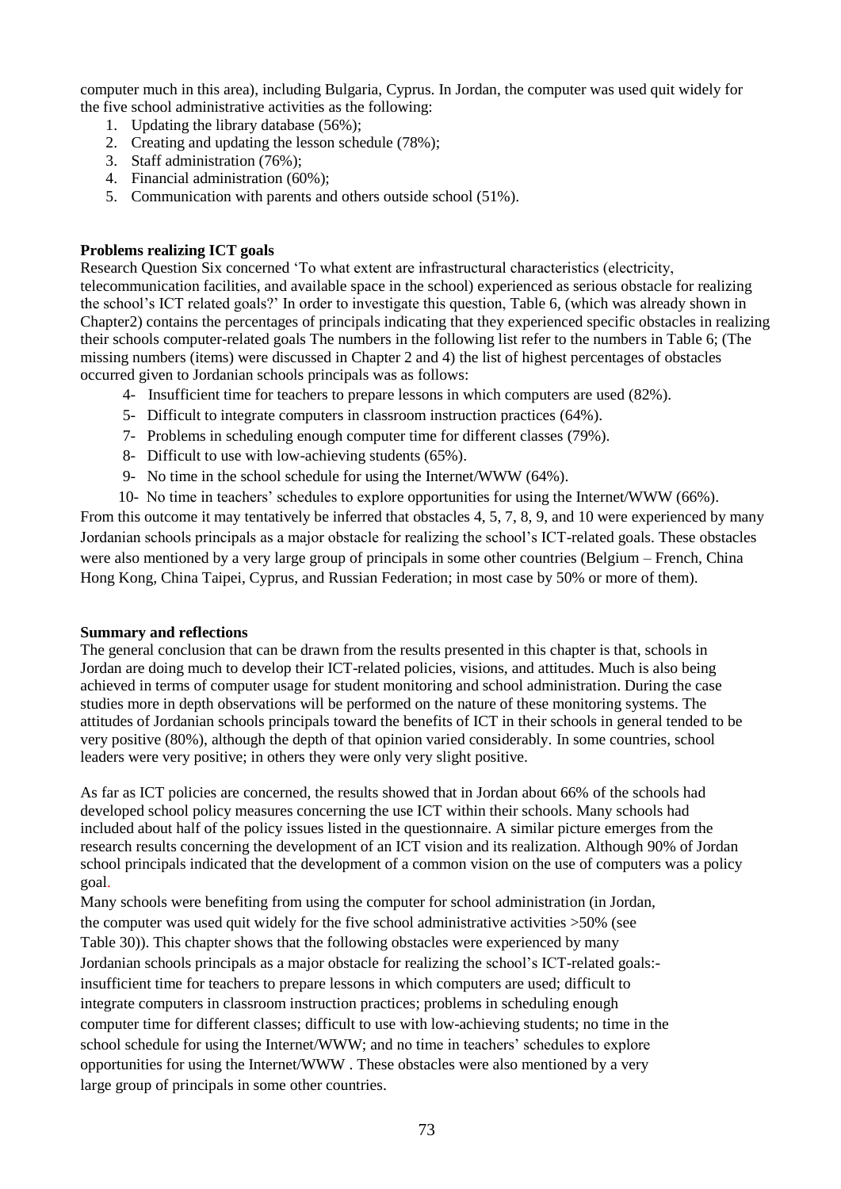computer much in this area), including Bulgaria, Cyprus. In Jordan, the computer was used quit widely for the five school administrative activities as the following:

1. Updating the library database (56%);
2. Creating and updating the lesson schedule (78%);
3. Staff administration (76%);
4. Financial administration (60%);
5. Communication with parents and others outside school (51%).

**Problems realizing ICT goals**

Research Question Six concerned 'To what extent are infrastructural characteristics (electricity, telecommunication facilities, and available space in the school) experienced as serious obstacle for realizing the school's ICT related goals?' In order to investigate this question, Table 6, (which was already shown in Chapter2) contains the percentages of principals indicating that they experienced specific obstacles in realizing their schools computer-related goals The numbers in the following list refer to the numbers in Table 6; (The missing numbers (items) were discussed in Chapter 2 and 4) the list of highest percentages of obstacles occurred given to Jordanian schools principals was as follows:

- 4- Insufficient time for teachers to prepare lessons in which computers are used (82%).
- 5- Difficult to integrate computers in classroom instruction practices (64%).
- 7- Problems in scheduling enough computer time for different classes (79%).
- 8- Difficult to use with low-achieving students (65%).
- 9- No time in the school schedule for using the Internet/WWW (64%).
- 10- No time in teachers' schedules to explore opportunities for using the Internet/WWW (66%).

From this outcome it may tentatively be inferred that obstacles 4, 5, 7, 8, 9, and 10 were experienced by many Jordanian schools principals as a major obstacle for realizing the school's ICT-related goals. These obstacles were also mentioned by a very large group of principals in some other countries (Belgium – French, China Hong Kong, China Taipei, Cyprus, and Russian Federation; in most case by 50% or more of them).

**Summary and reflections**

The general conclusion that can be drawn from the results presented in this chapter is that, schools in Jordan are doing much to develop their ICT-related policies, visions, and attitudes. Much is also being achieved in terms of computer usage for student monitoring and school administration. During the case studies more in depth observations will be performed on the nature of these monitoring systems. The attitudes of Jordanian schools principals toward the benefits of ICT in their schools in general tended to be very positive (80%), although the depth of that opinion varied considerably. In some countries, school leaders were very positive; in others they were only very slight positive.

As far as ICT policies are concerned, the results showed that in Jordan about 66% of the schools had developed school policy measures concerning the use ICT within their schools. Many schools had included about half of the policy issues listed in the questionnaire. A similar picture emerges from the research results concerning the development of an ICT vision and its realization. Although 90% of Jordan school principals indicated that the development of a common vision on the use of computers was a policy goal.

Many schools were benefiting from using the computer for school administration (in Jordan, the computer was used quit widely for the five school administrative activities >50% (see Table 30)). This chapter shows that the following obstacles were experienced by many Jordanian schools principals as a major obstacle for realizing the school's ICT-related goals:- insufficient time for teachers to prepare lessons in which computers are used; difficult to integrate computers in classroom instruction practices; problems in scheduling enough computer time for different classes; difficult to use with low-achieving students; no time in the school schedule for using the Internet/WWW; and no time in teachers' schedules to explore opportunities for using the Internet/WWW . These obstacles were also mentioned by a very large group of principals in some other countries.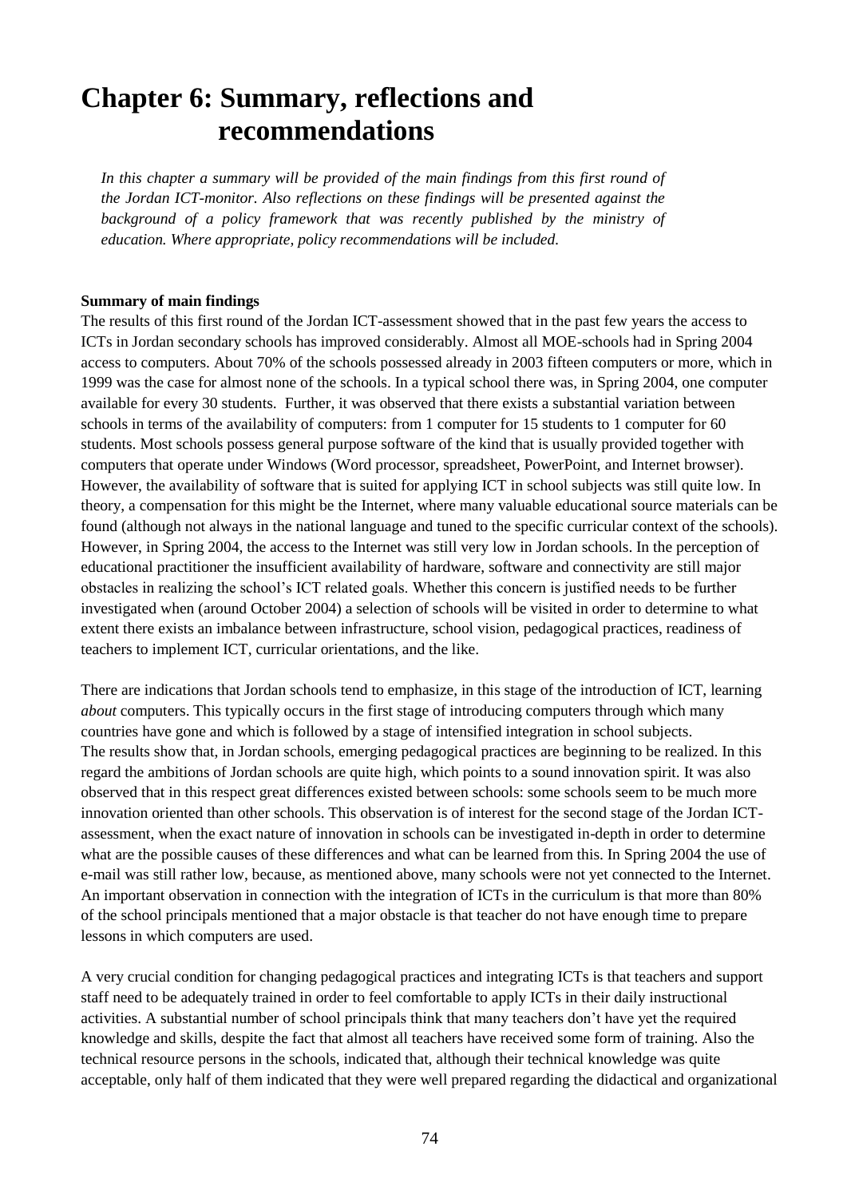# Chapter 6: Summary, reflections and recommendations

*In this chapter a summary will be provided of the main findings from this first round of the Jordan ICT-monitor. Also reflections on these findings will be presented against the background of a policy framework that was recently published by the ministry of education. Where appropriate, policy recommendations will be included.*

**Summary of main findings**

The results of this first round of the Jordan ICT-assessment showed that in the past few years the access to ICTs in Jordan secondary schools has improved considerably. Almost all MOE-schools had in Spring 2004 access to computers. About 70% of the schools possessed already in 2003 fifteen computers or more, which in 1999 was the case for almost none of the schools. In a typical school there was, in Spring 2004, one computer available for every 30 students. Further, it was observed that there exists a substantial variation between schools in terms of the availability of computers: from 1 computer for 15 students to 1 computer for 60 students. Most schools possess general purpose software of the kind that is usually provided together with computers that operate under Windows (Word processor, spreadsheet, PowerPoint, and Internet browser). However, the availability of software that is suited for applying ICT in school subjects was still quite low. In theory, a compensation for this might be the Internet, where many valuable educational source materials can be found (although not always in the national language and tuned to the specific curricular context of the schools). However, in Spring 2004, the access to the Internet was still very low in Jordan schools. In the perception of educational practitioner the insufficient availability of hardware, software and connectivity are still major obstacles in realizing the school's ICT related goals. Whether this concern is justified needs to be further investigated when (around October 2004) a selection of schools will be visited in order to determine to what extent there exists an imbalance between infrastructure, school vision, pedagogical practices, readiness of teachers to implement ICT, curricular orientations, and the like.

There are indications that Jordan schools tend to emphasize, in this stage of the introduction of ICT, learning *about* computers. This typically occurs in the first stage of introducing computers through which many countries have gone and which is followed by a stage of intensified integration in school subjects. The results show that, in Jordan schools, emerging pedagogical practices are beginning to be realized. In this regard the ambitions of Jordan schools are quite high, which points to a sound innovation spirit. It was also observed that in this respect great differences existed between schools: some schools seem to be much more innovation oriented than other schools. This observation is of interest for the second stage of the Jordan ICT-assessment, when the exact nature of innovation in schools can be investigated in-depth in order to determine what are the possible causes of these differences and what can be learned from this. In Spring 2004 the use of e-mail was still rather low, because, as mentioned above, many schools were not yet connected to the Internet. An important observation in connection with the integration of ICTs in the curriculum is that more than 80% of the school principals mentioned that a major obstacle is that teacher do not have enough time to prepare lessons in which computers are used.

A very crucial condition for changing pedagogical practices and integrating ICTs is that teachers and support staff need to be adequately trained in order to feel comfortable to apply ICTs in their daily instructional activities. A substantial number of school principals think that many teachers don't have yet the required knowledge and skills, despite the fact that almost all teachers have received some form of training. Also the technical resource persons in the schools, indicated that, although their technical knowledge was quite acceptable, only half of them indicated that they were well prepared regarding the didactical and organizational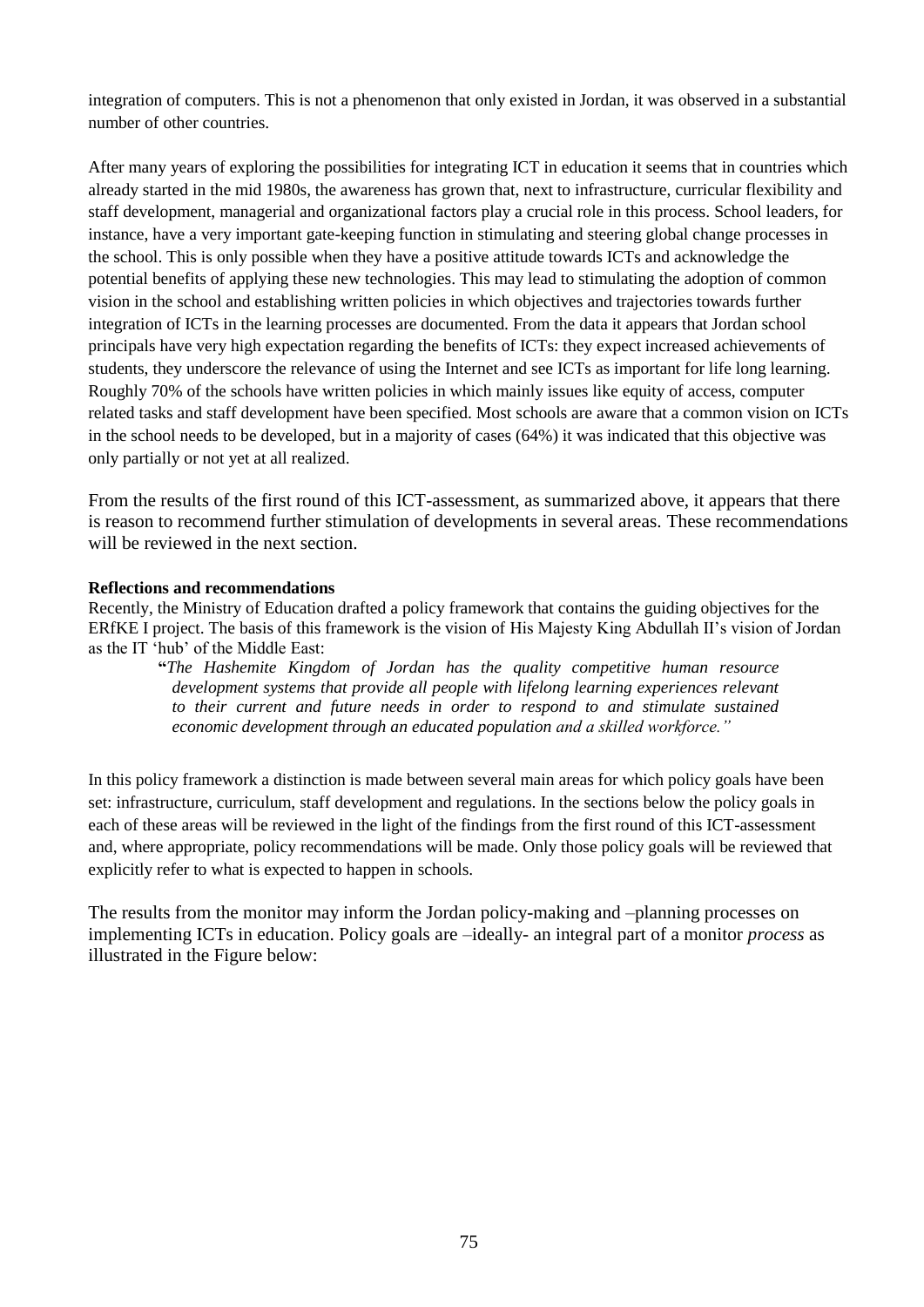integration of computers. This is not a phenomenon that only existed in Jordan, it was observed in a substantial number of other countries.

After many years of exploring the possibilities for integrating ICT in education it seems that in countries which already started in the mid 1980s, the awareness has grown that, next to infrastructure, curricular flexibility and staff development, managerial and organizational factors play a crucial role in this process. School leaders, for instance, have a very important gate-keeping function in stimulating and steering global change processes in the school. This is only possible when they have a positive attitude towards ICTs and acknowledge the potential benefits of applying these new technologies. This may lead to stimulating the adoption of common vision in the school and establishing written policies in which objectives and trajectories towards further integration of ICTs in the learning processes are documented. From the data it appears that Jordan school principals have very high expectation regarding the benefits of ICTs: they expect increased achievements of students, they underscore the relevance of using the Internet and see ICTs as important for life long learning. Roughly 70% of the schools have written policies in which mainly issues like equity of access, computer related tasks and staff development have been specified. Most schools are aware that a common vision on ICTs in the school needs to be developed, but in a majority of cases (64%) it was indicated that this objective was only partially or not yet at all realized.

From the results of the first round of this ICT-assessment, as summarized above, it appears that there is reason to recommend further stimulation of developments in several areas. These recommendations will be reviewed in the next section.

**Reflections and recommendations**

Recently, the Ministry of Education drafted a policy framework that contains the guiding objectives for the ERfKE I project. The basis of this framework is the vision of His Majesty King Abdullah II's vision of Jordan as the IT 'hub' of the Middle East:

> "*The Hashemite Kingdom of Jordan has the quality competitive human resource development systems that provide all people with lifelong learning experiences relevant to their current and future needs in order to respond to and stimulate sustained economic development through an educated population and a skilled workforce.*"

In this policy framework a distinction is made between several main areas for which policy goals have been set: infrastructure, curriculum, staff development and regulations. In the sections below the policy goals in each of these areas will be reviewed in the light of the findings from the first round of this ICT-assessment and, where appropriate, policy recommendations will be made. Only those policy goals will be reviewed that explicitly refer to what is expected to happen in schools.

The results from the monitor may inform the Jordan policy-making and –planning processes on implementing ICTs in education. Policy goals are –ideally- an integral part of a monitor *process* as illustrated in the Figure below: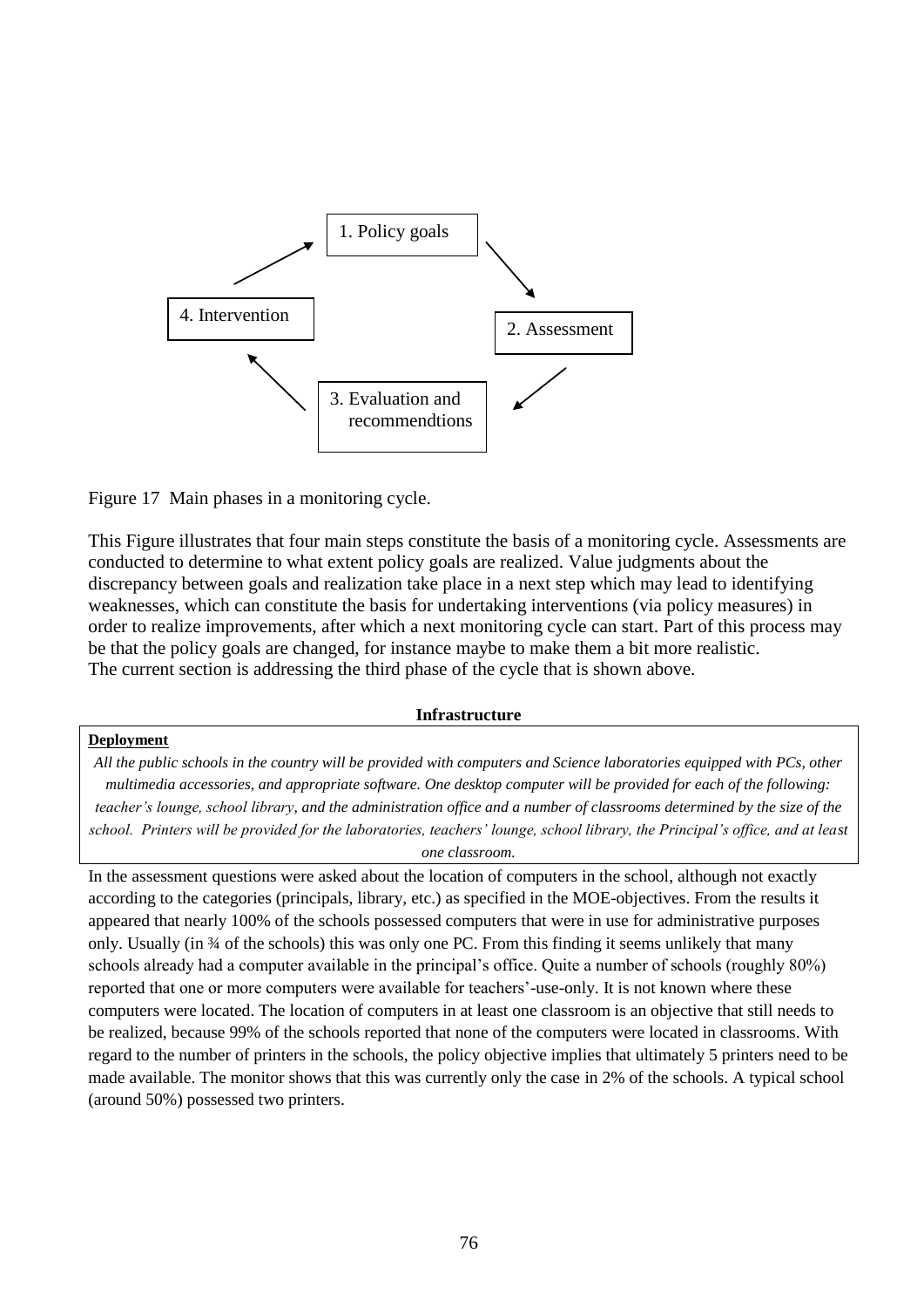1. Policy goals

2. Assessment

3. Evaluation and recommendtions

4. Intervention

Figure 17 Main phases in a monitoring cycle.

This Figure illustrates that four main steps constitute the basis of a monitoring cycle. Assessments are conducted to determine to what extent policy goals are realized. Value judgments about the discrepancy between goals and realization take place in a next step which may lead to identifying weaknesses, which can constitute the basis for undertaking interventions (via policy measures) in order to realize improvements, after which a next monitoring cycle can start. Part of this process may be that the policy goals are changed, for instance maybe to make them a bit more realistic.
The current section is addressing the third phase of the cycle that is shown above.

**Infrastructure**

**Deployment**

*All the public schools in the country will be provided with computers and Science laboratories equipped with PCs, other multimedia accessories, and appropriate software. One desktop computer will be provided for each of the following: teacher's lounge, school library, and the administration office and a number of classrooms determined by the size of the school. Printers will be provided for the laboratories, teachers' lounge, school library, the Principal's office, and at least one classroom.*

In the assessment questions were asked about the location of computers in the school, although not exactly according to the categories (principals, library, etc.) as specified in the MOE-objectives. From the results it appeared that nearly 100% of the schools possessed computers that were in use for administrative purposes only. Usually (in ¾ of the schools) this was only one PC. From this finding it seems unlikely that many schools already had a computer available in the principal's office. Quite a number of schools (roughly 80%) reported that one or more computers were available for teachers'-use-only. It is not known where these computers were located. The location of computers in at least one classroom is an objective that still needs to be realized, because 99% of the schools reported that none of the computers were located in classrooms. With regard to the number of printers in the schools, the policy objective implies that ultimately 5 printers need to be made available. The monitor shows that this was currently only the case in 2% of the schools. A typical school (around 50%) possessed two printers.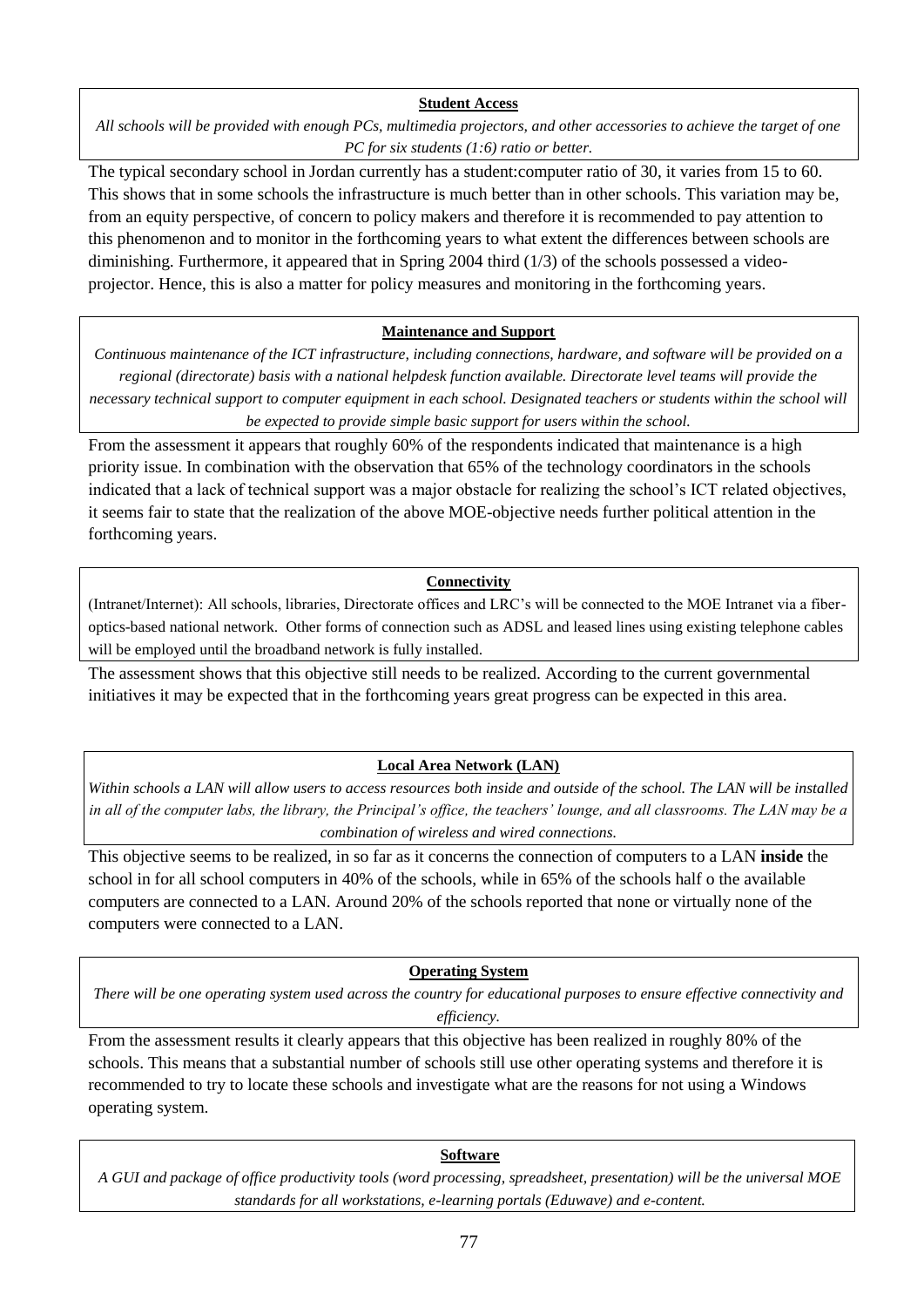**Student Access**

*All schools will be provided with enough PCs, multimedia projectors, and other accessories to achieve the target of one PC for six students (1:6) ratio or better.*

The typical secondary school in Jordan currently has a student:computer ratio of 30, it varies from 15 to 60. This shows that in some schools the infrastructure is much better than in other schools. This variation may be, from an equity perspective, of concern to policy makers and therefore it is recommended to pay attention to this phenomenon and to monitor in the forthcoming years to what extent the differences between schools are diminishing. Furthermore, it appeared that in Spring 2004 third (1/3) of the schools possessed a video-projector. Hence, this is also a matter for policy measures and monitoring in the forthcoming years.

**Maintenance and Support**

*Continuous maintenance of the ICT infrastructure, including connections, hardware, and software will be provided on a regional (directorate) basis with a national helpdesk function available. Directorate level teams will provide the necessary technical support to computer equipment in each school. Designated teachers or students within the school will be expected to provide simple basic support for users within the school.*

From the assessment it appears that roughly 60% of the respondents indicated that maintenance is a high priority issue. In combination with the observation that 65% of the technology coordinators in the schools indicated that a lack of technical support was a major obstacle for realizing the school's ICT related objectives, it seems fair to state that the realization of the above MOE-objective needs further political attention in the forthcoming years.

**Connectivity**

(Intranet/Internet): All schools, libraries, Directorate offices and LRC's will be connected to the MOE Intranet via a fiber-optics-based national network. Other forms of connection such as ADSL and leased lines using existing telephone cables will be employed until the broadband network is fully installed.

The assessment shows that this objective still needs to be realized. According to the current governmental initiatives it may be expected that in the forthcoming years great progress can be expected in this area.

**Local Area Network (LAN)**

*Within schools a LAN will allow users to access resources both inside and outside of the school. The LAN will be installed in all of the computer labs, the library, the Principal's office, the teachers' lounge, and all classrooms. The LAN may be a combination of wireless and wired connections.*

This objective seems to be realized, in so far as it concerns the connection of computers to a LAN **inside** the school in for all school computers in 40% of the schools, while in 65% of the schools half o the available computers are connected to a LAN. Around 20% of the schools reported that none or virtually none of the computers were connected to a LAN.

**Operating System**

*There will be one operating system used across the country for educational purposes to ensure effective connectivity and efficiency.*

From the assessment results it clearly appears that this objective has been realized in roughly 80% of the schools. This means that a substantial number of schools still use other operating systems and therefore it is recommended to try to locate these schools and investigate what are the reasons for not using a Windows operating system.

**Software**

*A GUI and package of office productivity tools (word processing, spreadsheet, presentation) will be the universal MOE standards for all workstations, e-learning portals (Eduwave) and e-content.*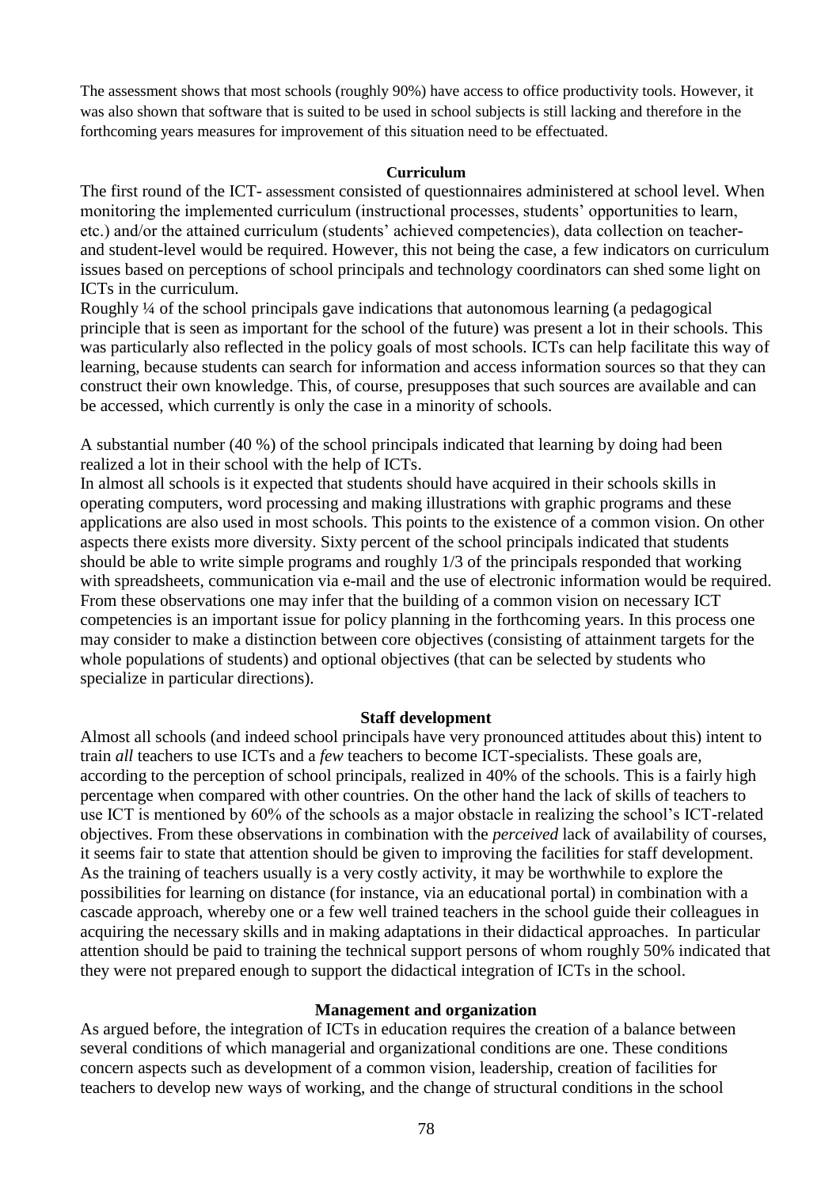The assessment shows that most schools (roughly 90%) have access to office productivity tools. However, it was also shown that software that is suited to be used in school subjects is still lacking and therefore in the forthcoming years measures for improvement of this situation need to be effectuated.

**Curriculum**

The first round of the ICT- assessment consisted of questionnaires administered at school level. When monitoring the implemented curriculum (instructional processes, students' opportunities to learn, etc.) and/or the attained curriculum (students' achieved competencies), data collection on teacher- and student-level would be required. However, this not being the case, a few indicators on curriculum issues based on perceptions of school principals and technology coordinators can shed some light on ICTs in the curriculum.

Roughly ¼ of the school principals gave indications that autonomous learning (a pedagogical principle that is seen as important for the school of the future) was present a lot in their schools. This was particularly also reflected in the policy goals of most schools. ICTs can help facilitate this way of learning, because students can search for information and access information sources so that they can construct their own knowledge. This, of course, presupposes that such sources are available and can be accessed, which currently is only the case in a minority of schools.

A substantial number (40 %) of the school principals indicated that learning by doing had been realized a lot in their school with the help of ICTs.

In almost all schools is it expected that students should have acquired in their schools skills in operating computers, word processing and making illustrations with graphic programs and these applications are also used in most schools. This points to the existence of a common vision. On other aspects there exists more diversity. Sixty percent of the school principals indicated that students should be able to write simple programs and roughly 1/3 of the principals responded that working with spreadsheets, communication via e-mail and the use of electronic information would be required. From these observations one may infer that the building of a common vision on necessary ICT competencies is an important issue for policy planning in the forthcoming years. In this process one may consider to make a distinction between core objectives (consisting of attainment targets for the whole populations of students) and optional objectives (that can be selected by students who specialize in particular directions).

**Staff development**

Almost all schools (and indeed school principals have very pronounced attitudes about this) intent to train *all* teachers to use ICTs and a *few* teachers to become ICT-specialists. These goals are, according to the perception of school principals, realized in 40% of the schools. This is a fairly high percentage when compared with other countries. On the other hand the lack of skills of teachers to use ICT is mentioned by 60% of the schools as a major obstacle in realizing the school's ICT-related objectives. From these observations in combination with the *perceived* lack of availability of courses, it seems fair to state that attention should be given to improving the facilities for staff development. As the training of teachers usually is a very costly activity, it may be worthwhile to explore the possibilities for learning on distance (for instance, via an educational portal) in combination with a cascade approach, whereby one or a few well trained teachers in the school guide their colleagues in acquiring the necessary skills and in making adaptations in their didactical approaches. In particular attention should be paid to training the technical support persons of whom roughly 50% indicated that they were not prepared enough to support the didactical integration of ICTs in the school.

**Management and organization**

As argued before, the integration of ICTs in education requires the creation of a balance between several conditions of which managerial and organizational conditions are one. These conditions concern aspects such as development of a common vision, leadership, creation of facilities for teachers to develop new ways of working, and the change of structural conditions in the school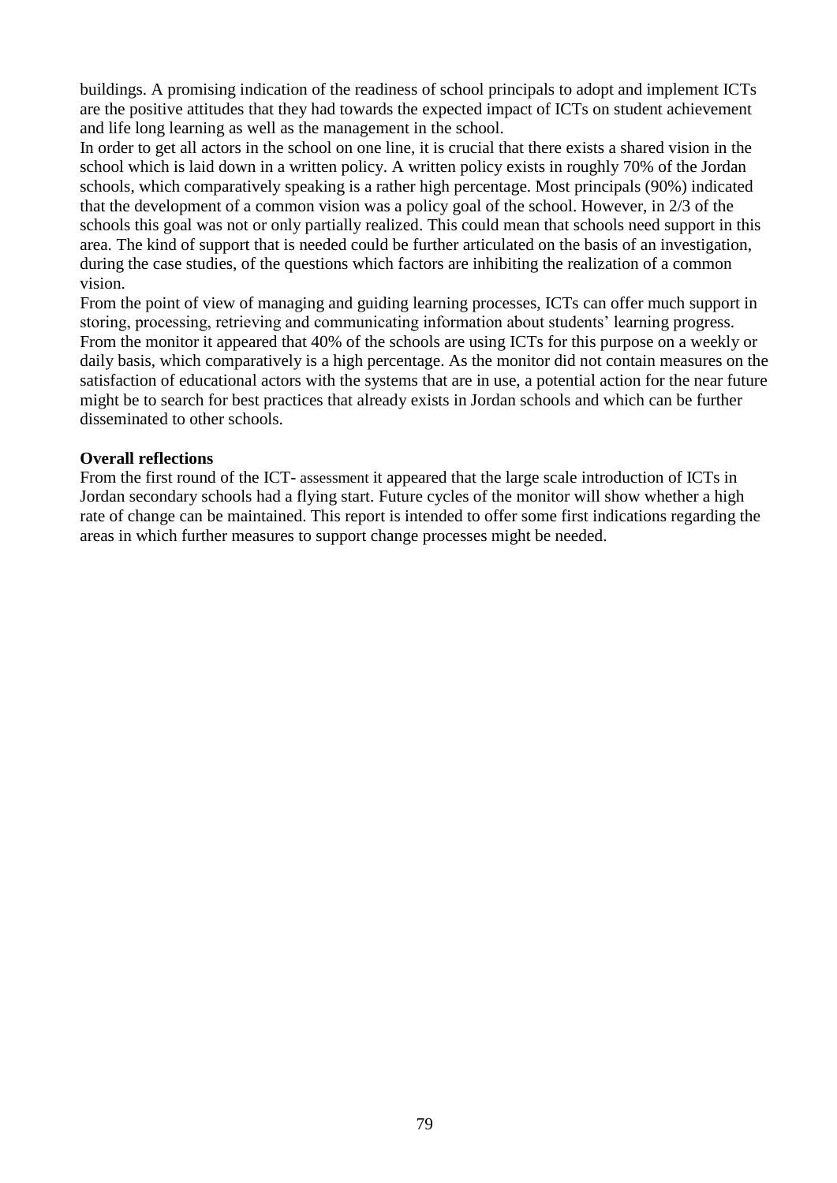buildings. A promising indication of the readiness of school principals to adopt and implement ICTs are the positive attitudes that they had towards the expected impact of ICTs on student achievement and life long learning as well as the management in the school.

In order to get all actors in the school on one line, it is crucial that there exists a shared vision in the school which is laid down in a written policy. A written policy exists in roughly 70% of the Jordan schools, which comparatively speaking is a rather high percentage. Most principals (90%) indicated that the development of a common vision was a policy goal of the school. However, in 2/3 of the schools this goal was not or only partially realized. This could mean that schools need support in this area. The kind of support that is needed could be further articulated on the basis of an investigation, during the case studies, of the questions which factors are inhibiting the realization of a common vision.

From the point of view of managing and guiding learning processes, ICTs can offer much support in storing, processing, retrieving and communicating information about students' learning progress. From the monitor it appeared that 40% of the schools are using ICTs for this purpose on a weekly or daily basis, which comparatively is a high percentage. As the monitor did not contain measures on the satisfaction of educational actors with the systems that are in use, a potential action for the near future might be to search for best practices that already exists in Jordan schools and which can be further disseminated to other schools.

**Overall reflections**

From the first round of the ICT- assessment it appeared that the large scale introduction of ICTs in Jordan secondary schools had a flying start. Future cycles of the monitor will show whether a high rate of change can be maintained. This report is intended to offer some first indications regarding the areas in which further measures to support change processes might be needed.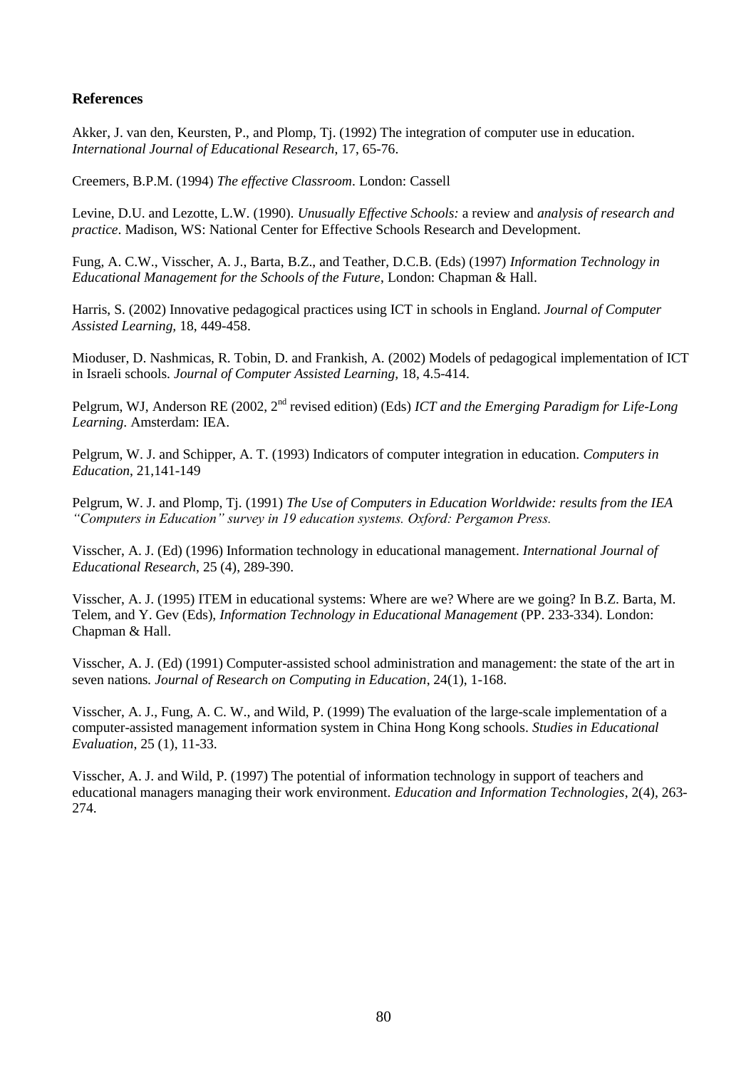## References

Akker, J. van den, Keursten, P., and Plomp, Tj. (1992) The integration of computer use in education. *International Journal of Educational Research*, 17, 65-76.

Creemers, B.P.M. (1994) *The effective Classroom*. London: Cassell

Levine, D.U. and Lezotte, L.W. (1990). *Unusually Effective Schools:* a review and *analysis of research and practice*. Madison, WS: National Center for Effective Schools Research and Development.

Fung, A. C.W., Visscher, A. J., Barta, B.Z., and Teather, D.C.B. (Eds) (1997) *Information Technology in Educational Management for the Schools of the Future*, London: Chapman & Hall.

Harris, S. (2002) Innovative pedagogical practices using ICT in schools in England. *Journal of Computer Assisted Learning,* 18, 449-458.

Mioduser, D. Nashmicas, R. Tobin, D. and Frankish, A. (2002) Models of pedagogical implementation of ICT in Israeli schools. *Journal of Computer Assisted Learning,* 18, 4.5-414.

Pelgrum, WJ, Anderson RE (2002, 2nd revised edition) (Eds) *ICT and the Emerging Paradigm for Life-Long Learning*. Amsterdam: IEA.

Pelgrum, W. J. and Schipper, A. T. (1993) Indicators of computer integration in education. *Computers in Education*, 21,141-149

Pelgrum, W. J. and Plomp, Tj. (1991) *The Use of Computers in Education Worldwide: results from the IEA "Computers in Education" survey in 19 education systems. Oxford: Pergamon Press.*

Visscher, A. J. (Ed) (1996) Information technology in educational management. *International Journal of Educational Research*, 25 (4), 289-390.

Visscher, A. J. (1995) ITEM in educational systems: Where are we? Where are we going? In B.Z. Barta, M. Telem, and Y. Gev (Eds), *Information Technology in Educational Management* (PP. 233-334). London: Chapman & Hall.

Visscher, A. J. (Ed) (1991) Computer-assisted school administration and management: the state of the art in seven nations. *Journal of Research on Computing in Education*, 24(1), 1-168.

Visscher, A. J., Fung, A. C. W., and Wild, P. (1999) The evaluation of the large-scale implementation of a computer-assisted management information system in China Hong Kong schools. *Studies in Educational Evaluation*, 25 (1), 11-33.

Visscher, A. J. and Wild, P. (1997) The potential of information technology in support of teachers and educational managers managing their work environment. *Education and Information Technologies*, 2(4), 263-274.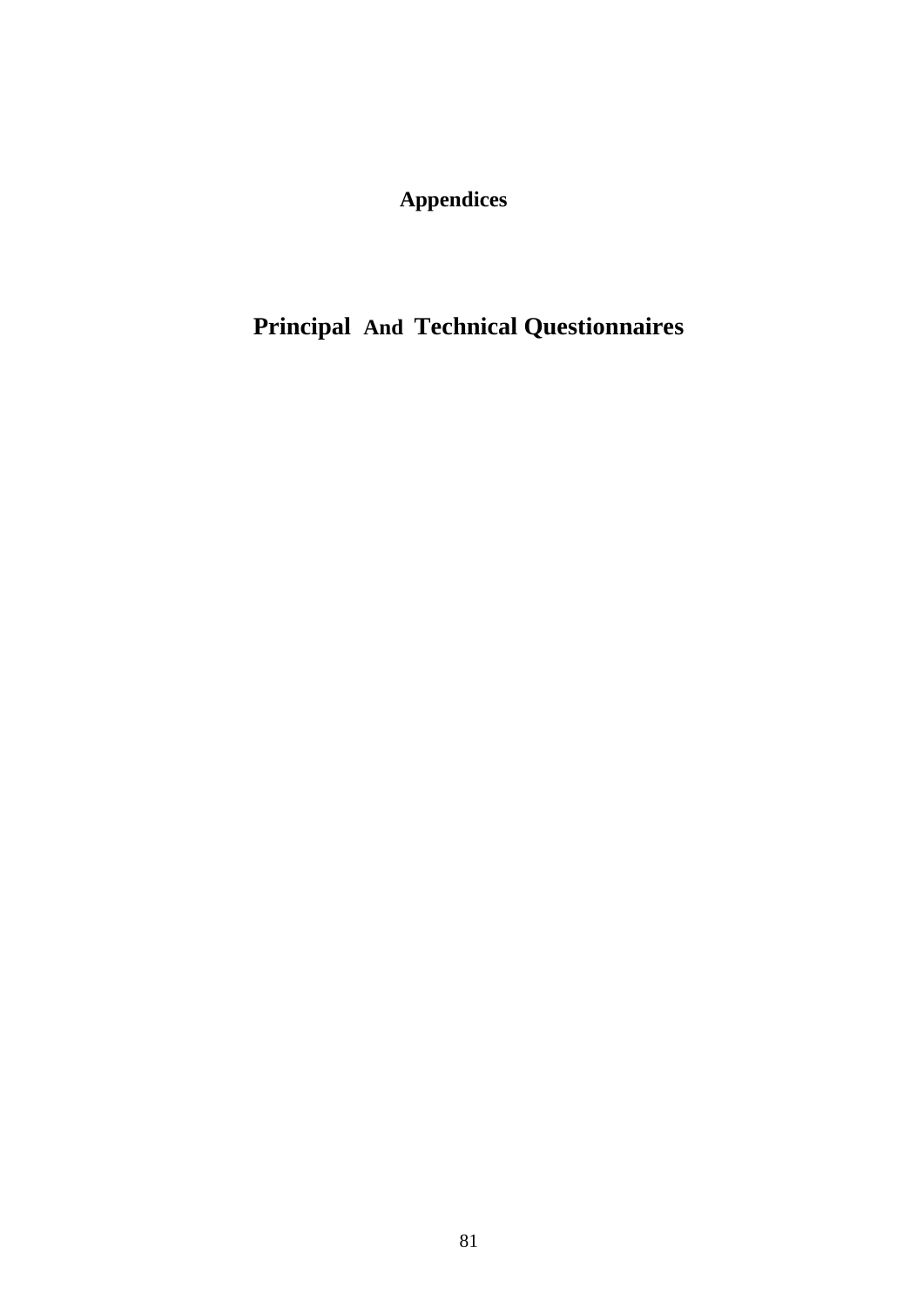# Appendices

## Principal And Technical Questionnaires